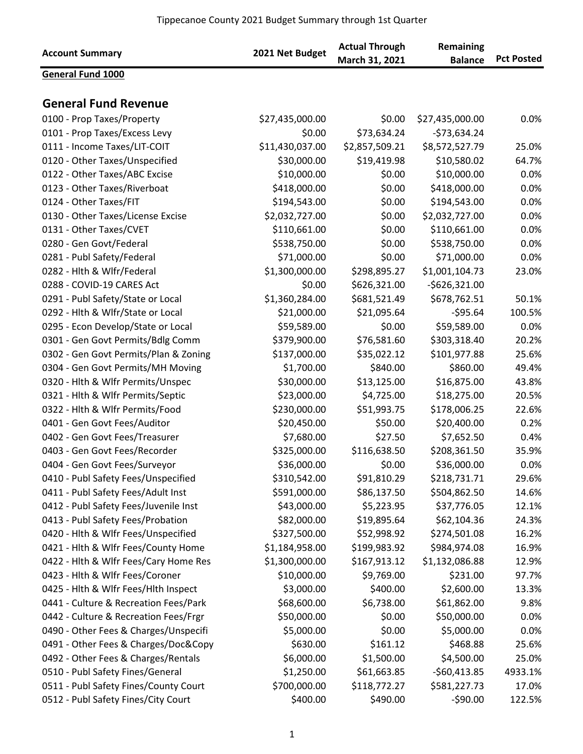# Tippecanoe County 2021 Budget Summary through 1st Quarter

| Account Summary | 2021 Net Budget | Actual Through March 31, 2021 | Remaining Balance | Pct Posted |
|---|---|---|---|---|
| **General Fund 1000** | | | | |
| **General Fund Revenue** | | | | |
| 0100 - Prop Taxes/Property | $27,435,000.00 | $0.00 | $27,435,000.00 | 0.0% |
| 0101 - Prop Taxes/Excess Levy | $0.00 | $73,634.24 | -$73,634.24 | |
| 0111 - Income Taxes/LIT-COIT | $11,430,037.00 | $2,857,509.21 | $8,572,527.79 | 25.0% |
| 0120 - Other Taxes/Unspecified | $30,000.00 | $19,419.98 | $10,580.02 | 64.7% |
| 0122 - Other Taxes/ABC Excise | $10,000.00 | $0.00 | $10,000.00 | 0.0% |
| 0123 - Other Taxes/Riverboat | $418,000.00 | $0.00 | $418,000.00 | 0.0% |
| 0124 - Other Taxes/FIT | $194,543.00 | $0.00 | $194,543.00 | 0.0% |
| 0130 - Other Taxes/License Excise | $2,032,727.00 | $0.00 | $2,032,727.00 | 0.0% |
| 0131 - Other Taxes/CVET | $110,661.00 | $0.00 | $110,661.00 | 0.0% |
| 0280 - Gen Govt/Federal | $538,750.00 | $0.00 | $538,750.00 | 0.0% |
| 0281 - Publ Safety/Federal | $71,000.00 | $0.00 | $71,000.00 | 0.0% |
| 0282 - Hlth & Wlfr/Federal | $1,300,000.00 | $298,895.27 | $1,001,104.73 | 23.0% |
| 0288 - COVID-19 CARES Act | $0.00 | $626,321.00 | -$626,321.00 | |
| 0291 - Publ Safety/State or Local | $1,360,284.00 | $681,521.49 | $678,762.51 | 50.1% |
| 0292 - Hlth & Wlfr/State or Local | $21,000.00 | $21,095.64 | -$95.64 | 100.5% |
| 0295 - Econ Develop/State or Local | $59,589.00 | $0.00 | $59,589.00 | 0.0% |
| 0301 - Gen Govt Permits/Bdlg Comm | $379,900.00 | $76,581.60 | $303,318.40 | 20.2% |
| 0302 - Gen Govt Permits/Plan & Zoning | $137,000.00 | $35,022.12 | $101,977.88 | 25.6% |
| 0304 - Gen Govt Permits/MH Moving | $1,700.00 | $840.00 | $860.00 | 49.4% |
| 0320 - Hlth & Wlfr Permits/Unspec | $30,000.00 | $13,125.00 | $16,875.00 | 43.8% |
| 0321 - Hlth & Wlfr Permits/Septic | $23,000.00 | $4,725.00 | $18,275.00 | 20.5% |
| 0322 - Hlth & Wlfr Permits/Food | $230,000.00 | $51,993.75 | $178,006.25 | 22.6% |
| 0401 - Gen Govt Fees/Auditor | $20,450.00 | $50.00 | $20,400.00 | 0.2% |
| 0402 - Gen Govt Fees/Treasurer | $7,680.00 | $27.50 | $7,652.50 | 0.4% |
| 0403 - Gen Govt Fees/Recorder | $325,000.00 | $116,638.50 | $208,361.50 | 35.9% |
| 0404 - Gen Govt Fees/Surveyor | $36,000.00 | $0.00 | $36,000.00 | 0.0% |
| 0410 - Publ Safety Fees/Unspecified | $310,542.00 | $91,810.29 | $218,731.71 | 29.6% |
| 0411 - Publ Safety Fees/Adult Inst | $591,000.00 | $86,137.50 | $504,862.50 | 14.6% |
| 0412 - Publ Safety Fees/Juvenile Inst | $43,000.00 | $5,223.95 | $37,776.05 | 12.1% |
| 0413 - Publ Safety Fees/Probation | $82,000.00 | $19,895.64 | $62,104.36 | 24.3% |
| 0420 - Hlth & Wlfr Fees/Unspecified | $327,500.00 | $52,998.92 | $274,501.08 | 16.2% |
| 0421 - Hlth & Wlfr Fees/County Home | $1,184,958.00 | $199,983.92 | $984,974.08 | 16.9% |
| 0422 - Hlth & Wlfr Fees/Cary Home Res | $1,300,000.00 | $167,913.12 | $1,132,086.88 | 12.9% |
| 0423 - Hlth & Wlfr Fees/Coroner | $10,000.00 | $9,769.00 | $231.00 | 97.7% |
| 0425 - Hlth & Wlfr Fees/Hlth Inspect | $3,000.00 | $400.00 | $2,600.00 | 13.3% |
| 0441 - Culture & Recreation Fees/Park | $68,600.00 | $6,738.00 | $61,862.00 | 9.8% |
| 0442 - Culture & Recreation Fees/Frgr | $50,000.00 | $0.00 | $50,000.00 | 0.0% |
| 0490 - Other Fees & Charges/Unspecifi | $5,000.00 | $0.00 | $5,000.00 | 0.0% |
| 0491 - Other Fees & Charges/Doc&Copy | $630.00 | $161.12 | $468.88 | 25.6% |
| 0492 - Other Fees & Charges/Rentals | $6,000.00 | $1,500.00 | $4,500.00 | 25.0% |
| 0510 - Publ Safety Fines/General | $1,250.00 | $61,663.85 | -$60,413.85 | 4933.1% |
| 0511 - Publ Safety Fines/County Court | $700,000.00 | $118,772.27 | $581,227.73 | 17.0% |
| 0512 - Publ Safety Fines/City Court | $400.00 | $490.00 | -$90.00 | 122.5% |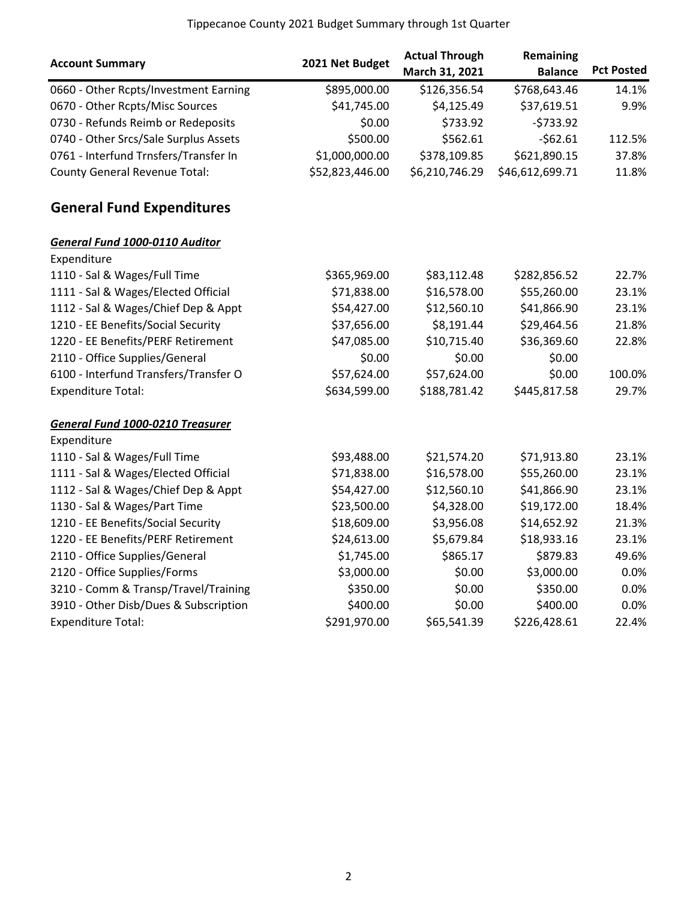| Account Summary | 2021 Net Budget | Actual Through March 31, 2021 | Remaining Balance | Pct Posted |
|---|---|---|---|---|
| 0660 - Other Rcpts/Investment Earning | $895,000.00 | $126,356.54 | $768,643.46 | 14.1% |
| 0670 - Other Rcpts/Misc Sources | $41,745.00 | $4,125.49 | $37,619.51 | 9.9% |
| 0730 - Refunds Reimb or Redeposits | $0.00 | $733.92 | -$733.92 | |
| 0740 - Other Srcs/Sale Surplus Assets | $500.00 | $562.61 | -$62.61 | 112.5% |
| 0761 - Interfund Trnsfers/Transfer In | $1,000,000.00 | $378,109.85 | $621,890.15 | 37.8% |
| County General Revenue Total: | $52,823,446.00 | $6,210,746.29 | $46,612,699.71 | 11.8% |

## General Fund Expenditures

***General Fund 1000-0110 Auditor***

| Expenditure | | | | |
|---|---|---|---|---|
| 1110 - Sal & Wages/Full Time | $365,969.00 | $83,112.48 | $282,856.52 | 22.7% |
| 1111 - Sal & Wages/Elected Official | $71,838.00 | $16,578.00 | $55,260.00 | 23.1% |
| 1112 - Sal & Wages/Chief Dep & Appt | $54,427.00 | $12,560.10 | $41,866.90 | 23.1% |
| 1210 - EE Benefits/Social Security | $37,656.00 | $8,191.44 | $29,464.56 | 21.8% |
| 1220 - EE Benefits/PERF Retirement | $47,085.00 | $10,715.40 | $36,369.60 | 22.8% |
| 2110 - Office Supplies/General | $0.00 | $0.00 | $0.00 | |
| 6100 - Interfund Transfers/Transfer O | $57,624.00 | $57,624.00 | $0.00 | 100.0% |
| Expenditure Total: | $634,599.00 | $188,781.42 | $445,817.58 | 29.7% |

***General Fund 1000-0210 Treasurer***

| Expenditure | | | | |
|---|---|---|---|---|
| 1110 - Sal & Wages/Full Time | $93,488.00 | $21,574.20 | $71,913.80 | 23.1% |
| 1111 - Sal & Wages/Elected Official | $71,838.00 | $16,578.00 | $55,260.00 | 23.1% |
| 1112 - Sal & Wages/Chief Dep & Appt | $54,427.00 | $12,560.10 | $41,866.90 | 23.1% |
| 1130 - Sal & Wages/Part Time | $23,500.00 | $4,328.00 | $19,172.00 | 18.4% |
| 1210 - EE Benefits/Social Security | $18,609.00 | $3,956.08 | $14,652.92 | 21.3% |
| 1220 - EE Benefits/PERF Retirement | $24,613.00 | $5,679.84 | $18,933.16 | 23.1% |
| 2110 - Office Supplies/General | $1,745.00 | $865.17 | $879.83 | 49.6% |
| 2120 - Office Supplies/Forms | $3,000.00 | $0.00 | $3,000.00 | 0.0% |
| 3210 - Comm & Transp/Travel/Training | $350.00 | $0.00 | $350.00 | 0.0% |
| 3910 - Other Disb/Dues & Subscription | $400.00 | $0.00 | $400.00 | 0.0% |
| Expenditure Total: | $291,970.00 | $65,541.39 | $226,428.61 | 22.4% |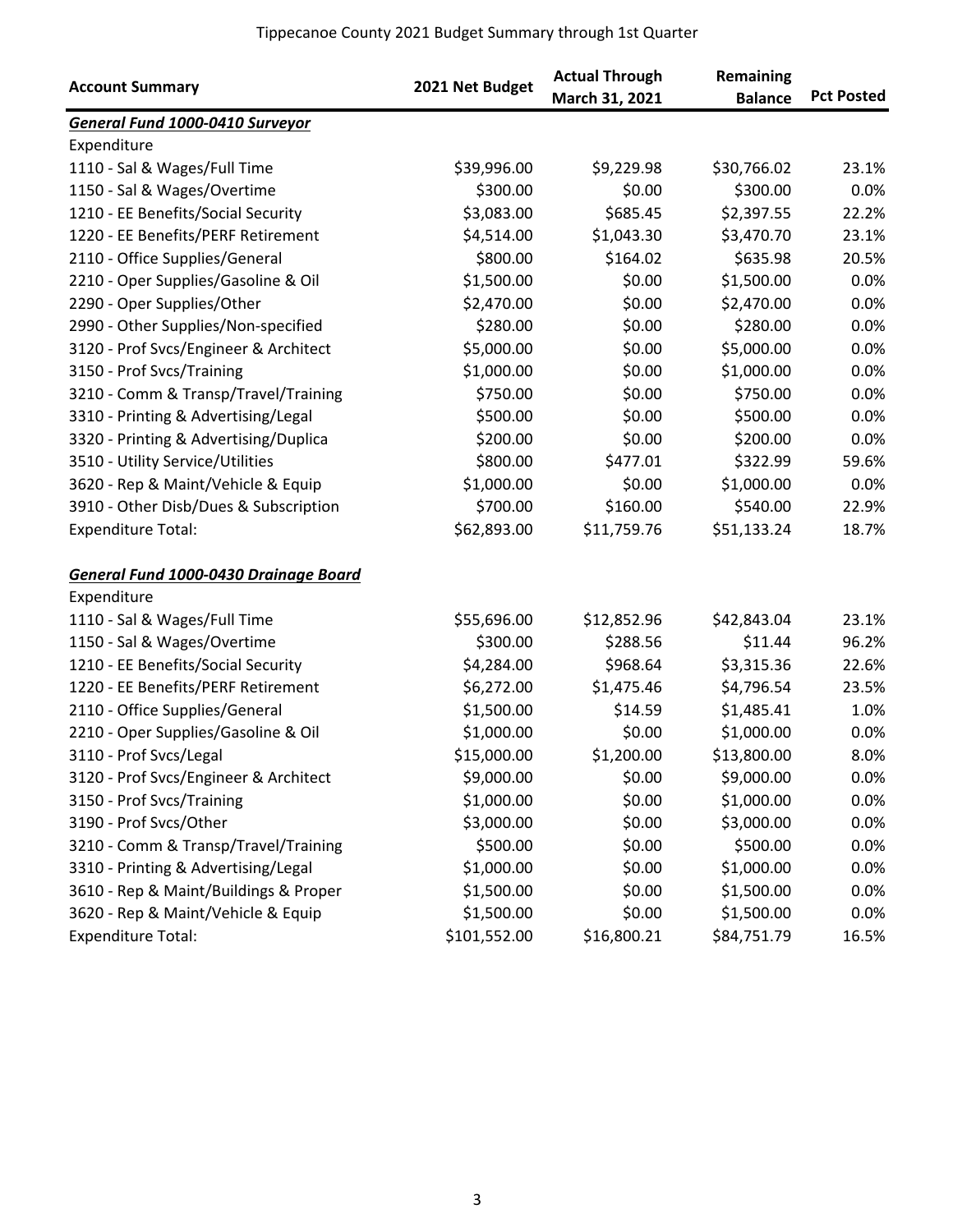# Tippecanoe County 2021 Budget Summary through 1st Quarter

| Account Summary | 2021 Net Budget | Actual Through March 31, 2021 | Remaining Balance | Pct Posted |
|---|---|---|---|---|
| ***General Fund 1000-0410 Surveyor*** | | | | |
| Expenditure | | | | |
| 1110 - Sal & Wages/Full Time | \$39,996.00 | \$9,229.98 | \$30,766.02 | 23.1% |
| 1150 - Sal & Wages/Overtime | \$300.00 | \$0.00 | \$300.00 | 0.0% |
| 1210 - EE Benefits/Social Security | \$3,083.00 | \$685.45 | \$2,397.55 | 22.2% |
| 1220 - EE Benefits/PERF Retirement | \$4,514.00 | \$1,043.30 | \$3,470.70 | 23.1% |
| 2110 - Office Supplies/General | \$800.00 | \$164.02 | \$635.98 | 20.5% |
| 2210 - Oper Supplies/Gasoline & Oil | \$1,500.00 | \$0.00 | \$1,500.00 | 0.0% |
| 2290 - Oper Supplies/Other | \$2,470.00 | \$0.00 | \$2,470.00 | 0.0% |
| 2990 - Other Supplies/Non-specified | \$280.00 | \$0.00 | \$280.00 | 0.0% |
| 3120 - Prof Svcs/Engineer & Architect | \$5,000.00 | \$0.00 | \$5,000.00 | 0.0% |
| 3150 - Prof Svcs/Training | \$1,000.00 | \$0.00 | \$1,000.00 | 0.0% |
| 3210 - Comm & Transp/Travel/Training | \$750.00 | \$0.00 | \$750.00 | 0.0% |
| 3310 - Printing & Advertising/Legal | \$500.00 | \$0.00 | \$500.00 | 0.0% |
| 3320 - Printing & Advertising/Duplica | \$200.00 | \$0.00 | \$200.00 | 0.0% |
| 3510 - Utility Service/Utilities | \$800.00 | \$477.01 | \$322.99 | 59.6% |
| 3620 - Rep & Maint/Vehicle & Equip | \$1,000.00 | \$0.00 | \$1,000.00 | 0.0% |
| 3910 - Other Disb/Dues & Subscription | \$700.00 | \$160.00 | \$540.00 | 22.9% |
| Expenditure Total: | \$62,893.00 | \$11,759.76 | \$51,133.24 | 18.7% |
| | | | | |
| ***General Fund 1000-0430 Drainage Board*** | | | | |
| Expenditure | | | | |
| 1110 - Sal & Wages/Full Time | \$55,696.00 | \$12,852.96 | \$42,843.04 | 23.1% |
| 1150 - Sal & Wages/Overtime | \$300.00 | \$288.56 | \$11.44 | 96.2% |
| 1210 - EE Benefits/Social Security | \$4,284.00 | \$968.64 | \$3,315.36 | 22.6% |
| 1220 - EE Benefits/PERF Retirement | \$6,272.00 | \$1,475.46 | \$4,796.54 | 23.5% |
| 2110 - Office Supplies/General | \$1,500.00 | \$14.59 | \$1,485.41 | 1.0% |
| 2210 - Oper Supplies/Gasoline & Oil | \$1,000.00 | \$0.00 | \$1,000.00 | 0.0% |
| 3110 - Prof Svcs/Legal | \$15,000.00 | \$1,200.00 | \$13,800.00 | 8.0% |
| 3120 - Prof Svcs/Engineer & Architect | \$9,000.00 | \$0.00 | \$9,000.00 | 0.0% |
| 3150 - Prof Svcs/Training | \$1,000.00 | \$0.00 | \$1,000.00 | 0.0% |
| 3190 - Prof Svcs/Other | \$3,000.00 | \$0.00 | \$3,000.00 | 0.0% |
| 3210 - Comm & Transp/Travel/Training | \$500.00 | \$0.00 | \$500.00 | 0.0% |
| 3310 - Printing & Advertising/Legal | \$1,000.00 | \$0.00 | \$1,000.00 | 0.0% |
| 3610 - Rep & Maint/Buildings & Proper | \$1,500.00 | \$0.00 | \$1,500.00 | 0.0% |
| 3620 - Rep & Maint/Vehicle & Equip | \$1,500.00 | \$0.00 | \$1,500.00 | 0.0% |
| Expenditure Total: | \$101,552.00 | \$16,800.21 | \$84,751.79 | 16.5% |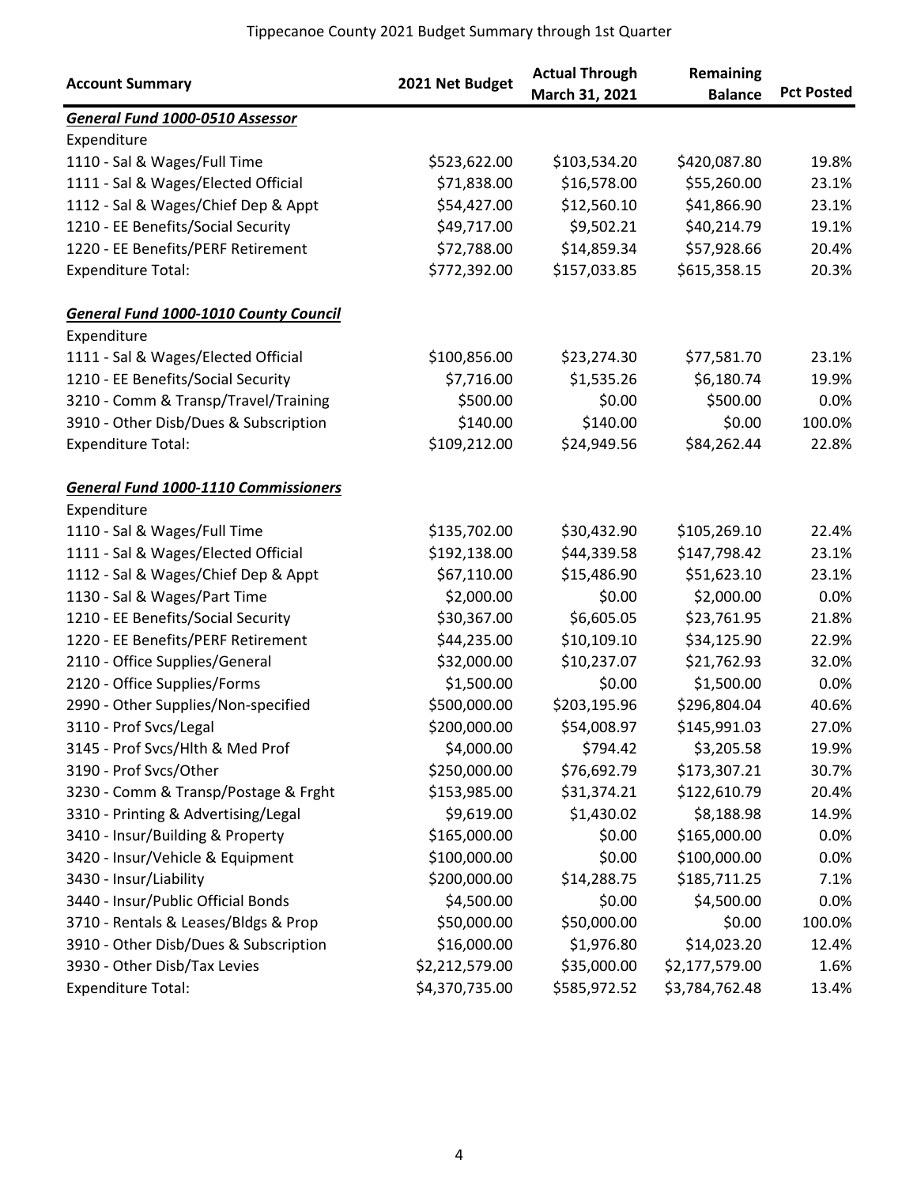Tippecanoe County 2021 Budget Summary through 1st Quarter

| Account Summary | 2021 Net Budget | Actual Through March 31, 2021 | Remaining Balance | Pct Posted |
|---|---|---|---|---|
| ***General Fund 1000-0510 Assessor*** | | | | |
| Expenditure | | | | |
| 1110 - Sal & Wages/Full Time | $523,622.00 | $103,534.20 | $420,087.80 | 19.8% |
| 1111 - Sal & Wages/Elected Official | $71,838.00 | $16,578.00 | $55,260.00 | 23.1% |
| 1112 - Sal & Wages/Chief Dep & Appt | $54,427.00 | $12,560.10 | $41,866.90 | 23.1% |
| 1210 - EE Benefits/Social Security | $49,717.00 | $9,502.21 | $40,214.79 | 19.1% |
| 1220 - EE Benefits/PERF Retirement | $72,788.00 | $14,859.34 | $57,928.66 | 20.4% |
| Expenditure Total: | $772,392.00 | $157,033.85 | $615,358.15 | 20.3% |
| | | | | |
| ***General Fund 1000-1010 County Council*** | | | | |
| Expenditure | | | | |
| 1111 - Sal & Wages/Elected Official | $100,856.00 | $23,274.30 | $77,581.70 | 23.1% |
| 1210 - EE Benefits/Social Security | $7,716.00 | $1,535.26 | $6,180.74 | 19.9% |
| 3210 - Comm & Transp/Travel/Training | $500.00 | $0.00 | $500.00 | 0.0% |
| 3910 - Other Disb/Dues & Subscription | $140.00 | $140.00 | $0.00 | 100.0% |
| Expenditure Total: | $109,212.00 | $24,949.56 | $84,262.44 | 22.8% |
| | | | | |
| ***General Fund 1000-1110 Commissioners*** | | | | |
| Expenditure | | | | |
| 1110 - Sal & Wages/Full Time | $135,702.00 | $30,432.90 | $105,269.10 | 22.4% |
| 1111 - Sal & Wages/Elected Official | $192,138.00 | $44,339.58 | $147,798.42 | 23.1% |
| 1112 - Sal & Wages/Chief Dep & Appt | $67,110.00 | $15,486.90 | $51,623.10 | 23.1% |
| 1130 - Sal & Wages/Part Time | $2,000.00 | $0.00 | $2,000.00 | 0.0% |
| 1210 - EE Benefits/Social Security | $30,367.00 | $6,605.05 | $23,761.95 | 21.8% |
| 1220 - EE Benefits/PERF Retirement | $44,235.00 | $10,109.10 | $34,125.90 | 22.9% |
| 2110 - Office Supplies/General | $32,000.00 | $10,237.07 | $21,762.93 | 32.0% |
| 2120 - Office Supplies/Forms | $1,500.00 | $0.00 | $1,500.00 | 0.0% |
| 2990 - Other Supplies/Non-specified | $500,000.00 | $203,195.96 | $296,804.04 | 40.6% |
| 3110 - Prof Svcs/Legal | $200,000.00 | $54,008.97 | $145,991.03 | 27.0% |
| 3145 - Prof Svcs/Hlth & Med Prof | $4,000.00 | $794.42 | $3,205.58 | 19.9% |
| 3190 - Prof Svcs/Other | $250,000.00 | $76,692.79 | $173,307.21 | 30.7% |
| 3230 - Comm & Transp/Postage & Frght | $153,985.00 | $31,374.21 | $122,610.79 | 20.4% |
| 3310 - Printing & Advertising/Legal | $9,619.00 | $1,430.02 | $8,188.98 | 14.9% |
| 3410 - Insur/Building & Property | $165,000.00 | $0.00 | $165,000.00 | 0.0% |
| 3420 - Insur/Vehicle & Equipment | $100,000.00 | $0.00 | $100,000.00 | 0.0% |
| 3430 - Insur/Liability | $200,000.00 | $14,288.75 | $185,711.25 | 7.1% |
| 3440 - Insur/Public Official Bonds | $4,500.00 | $0.00 | $4,500.00 | 0.0% |
| 3710 - Rentals & Leases/Bldgs & Prop | $50,000.00 | $50,000.00 | $0.00 | 100.0% |
| 3910 - Other Disb/Dues & Subscription | $16,000.00 | $1,976.80 | $14,023.20 | 12.4% |
| 3930 - Other Disb/Tax Levies | $2,212,579.00 | $35,000.00 | $2,177,579.00 | 1.6% |
| Expenditure Total: | $4,370,735.00 | $585,972.52 | $3,784,762.48 | 13.4% |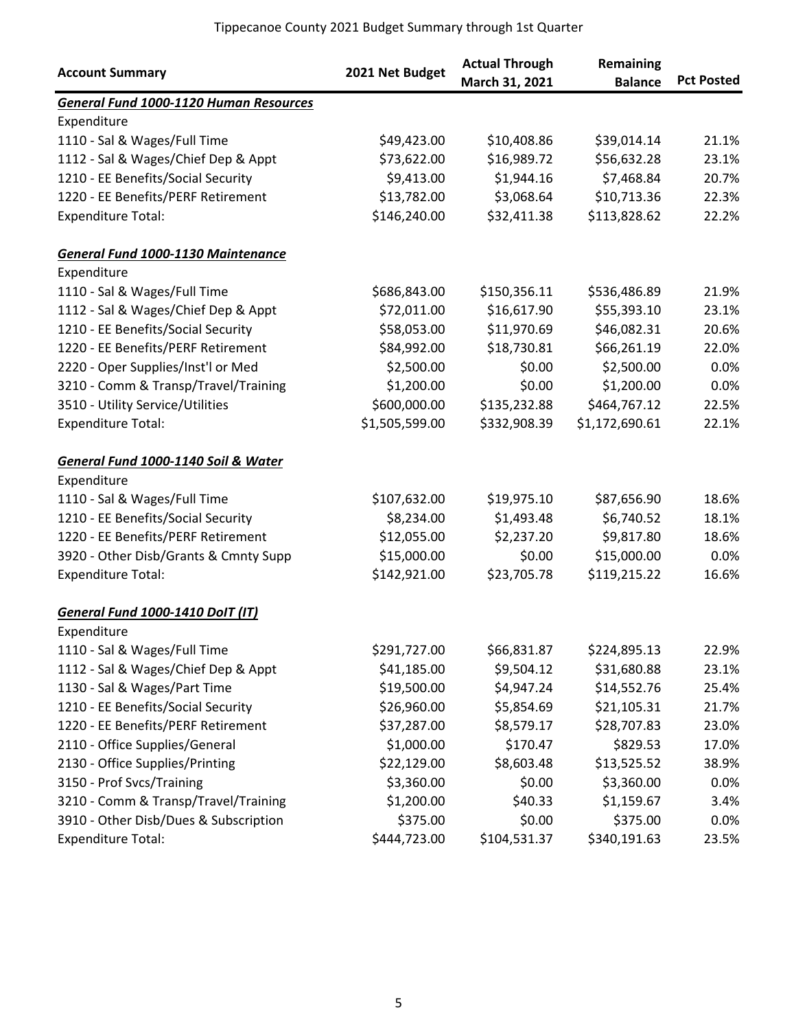Tippecanoe County 2021 Budget Summary through 1st Quarter

| Account Summary | 2021 Net Budget | Actual Through March 31, 2021 | Remaining Balance | Pct Posted |
|---|---|---|---|---|
| ***General Fund 1000-1120 Human Resources*** | | | | |
| Expenditure | | | | |
| 1110 - Sal & Wages/Full Time | $49,423.00 | $10,408.86 | $39,014.14 | 21.1% |
| 1112 - Sal & Wages/Chief Dep & Appt | $73,622.00 | $16,989.72 | $56,632.28 | 23.1% |
| 1210 - EE Benefits/Social Security | $9,413.00 | $1,944.16 | $7,468.84 | 20.7% |
| 1220 - EE Benefits/PERF Retirement | $13,782.00 | $3,068.64 | $10,713.36 | 22.3% |
| Expenditure Total: | $146,240.00 | $32,411.38 | $113,828.62 | 22.2% |
| | | | | |
| ***General Fund 1000-1130 Maintenance*** | | | | |
| Expenditure | | | | |
| 1110 - Sal & Wages/Full Time | $686,843.00 | $150,356.11 | $536,486.89 | 21.9% |
| 1112 - Sal & Wages/Chief Dep & Appt | $72,011.00 | $16,617.90 | $55,393.10 | 23.1% |
| 1210 - EE Benefits/Social Security | $58,053.00 | $11,970.69 | $46,082.31 | 20.6% |
| 1220 - EE Benefits/PERF Retirement | $84,992.00 | $18,730.81 | $66,261.19 | 22.0% |
| 2220 - Oper Supplies/Inst'l or Med | $2,500.00 | $0.00 | $2,500.00 | 0.0% |
| 3210 - Comm & Transp/Travel/Training | $1,200.00 | $0.00 | $1,200.00 | 0.0% |
| 3510 - Utility Service/Utilities | $600,000.00 | $135,232.88 | $464,767.12 | 22.5% |
| Expenditure Total: | $1,505,599.00 | $332,908.39 | $1,172,690.61 | 22.1% |
| | | | | |
| ***General Fund 1000-1140 Soil & Water*** | | | | |
| Expenditure | | | | |
| 1110 - Sal & Wages/Full Time | $107,632.00 | $19,975.10 | $87,656.90 | 18.6% |
| 1210 - EE Benefits/Social Security | $8,234.00 | $1,493.48 | $6,740.52 | 18.1% |
| 1220 - EE Benefits/PERF Retirement | $12,055.00 | $2,237.20 | $9,817.80 | 18.6% |
| 3920 - Other Disb/Grants & Cmnty Supp | $15,000.00 | $0.00 | $15,000.00 | 0.0% |
| Expenditure Total: | $142,921.00 | $23,705.78 | $119,215.22 | 16.6% |
| | | | | |
| ***General Fund 1000-1410 DoIT (IT)*** | | | | |
| Expenditure | | | | |
| 1110 - Sal & Wages/Full Time | $291,727.00 | $66,831.87 | $224,895.13 | 22.9% |
| 1112 - Sal & Wages/Chief Dep & Appt | $41,185.00 | $9,504.12 | $31,680.88 | 23.1% |
| 1130 - Sal & Wages/Part Time | $19,500.00 | $4,947.24 | $14,552.76 | 25.4% |
| 1210 - EE Benefits/Social Security | $26,960.00 | $5,854.69 | $21,105.31 | 21.7% |
| 1220 - EE Benefits/PERF Retirement | $37,287.00 | $8,579.17 | $28,707.83 | 23.0% |
| 2110 - Office Supplies/General | $1,000.00 | $170.47 | $829.53 | 17.0% |
| 2130 - Office Supplies/Printing | $22,129.00 | $8,603.48 | $13,525.52 | 38.9% |
| 3150 - Prof Svcs/Training | $3,360.00 | $0.00 | $3,360.00 | 0.0% |
| 3210 - Comm & Transp/Travel/Training | $1,200.00 | $40.33 | $1,159.67 | 3.4% |
| 3910 - Other Disb/Dues & Subscription | $375.00 | $0.00 | $375.00 | 0.0% |
| Expenditure Total: | $444,723.00 | $104,531.37 | $340,191.63 | 23.5% |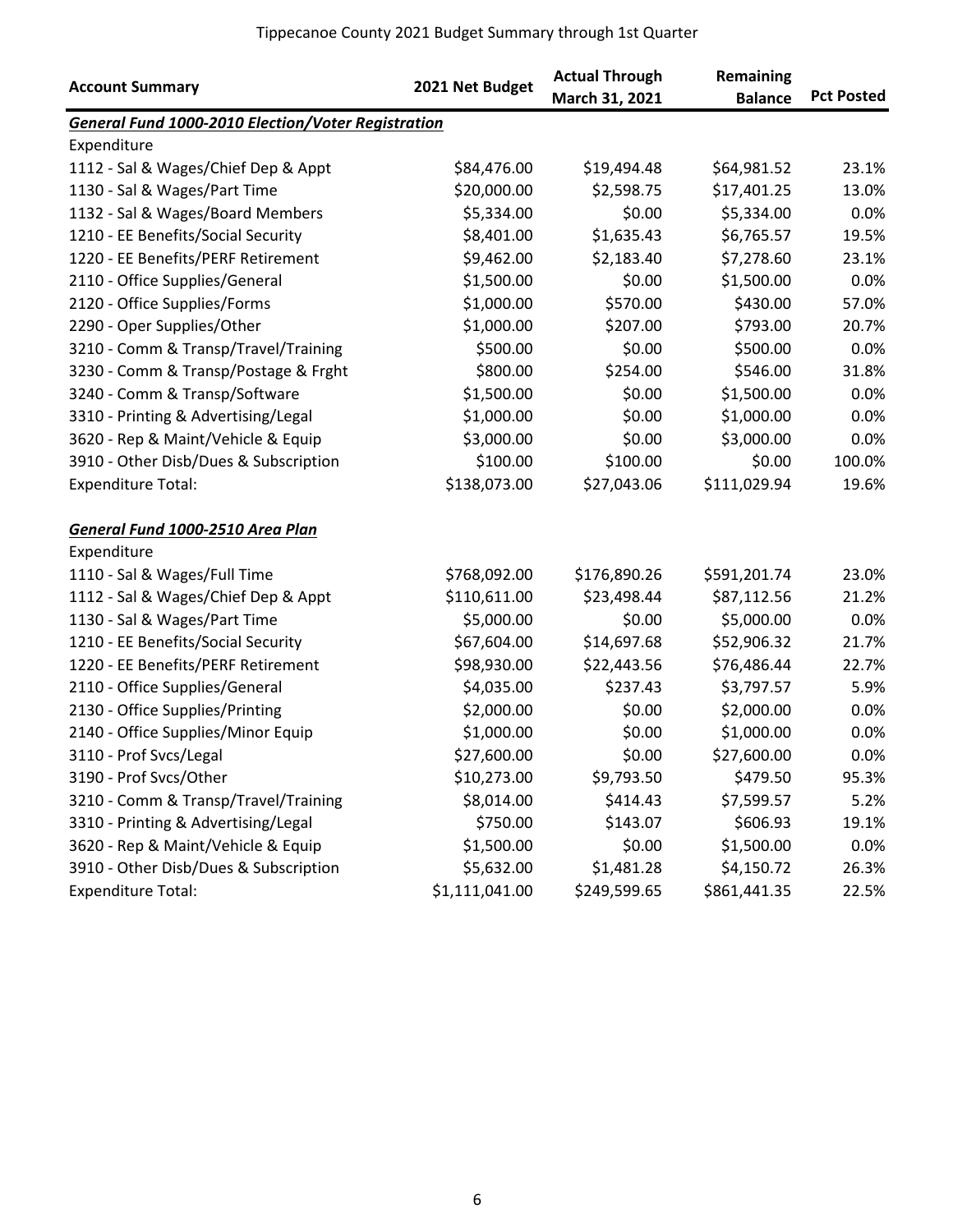Tippecanoe County 2021 Budget Summary through 1st Quarter

| Account Summary | 2021 Net Budget | Actual Through March 31, 2021 | Remaining Balance | Pct Posted |
|---|---|---|---|---|
| ***General Fund 1000-2010 Election/Voter Registration*** | | | | |
| Expenditure | | | | |
| 1112 - Sal & Wages/Chief Dep & Appt | $84,476.00 | $19,494.48 | $64,981.52 | 23.1% |
| 1130 - Sal & Wages/Part Time | $20,000.00 | $2,598.75 | $17,401.25 | 13.0% |
| 1132 - Sal & Wages/Board Members | $5,334.00 | $0.00 | $5,334.00 | 0.0% |
| 1210 - EE Benefits/Social Security | $8,401.00 | $1,635.43 | $6,765.57 | 19.5% |
| 1220 - EE Benefits/PERF Retirement | $9,462.00 | $2,183.40 | $7,278.60 | 23.1% |
| 2110 - Office Supplies/General | $1,500.00 | $0.00 | $1,500.00 | 0.0% |
| 2120 - Office Supplies/Forms | $1,000.00 | $570.00 | $430.00 | 57.0% |
| 2290 - Oper Supplies/Other | $1,000.00 | $207.00 | $793.00 | 20.7% |
| 3210 - Comm & Transp/Travel/Training | $500.00 | $0.00 | $500.00 | 0.0% |
| 3230 - Comm & Transp/Postage & Frght | $800.00 | $254.00 | $546.00 | 31.8% |
| 3240 - Comm & Transp/Software | $1,500.00 | $0.00 | $1,500.00 | 0.0% |
| 3310 - Printing & Advertising/Legal | $1,000.00 | $0.00 | $1,000.00 | 0.0% |
| 3620 - Rep & Maint/Vehicle & Equip | $3,000.00 | $0.00 | $3,000.00 | 0.0% |
| 3910 - Other Disb/Dues & Subscription | $100.00 | $100.00 | $0.00 | 100.0% |
| Expenditure Total: | $138,073.00 | $27,043.06 | $111,029.94 | 19.6% |
| | | | | |
| ***General Fund 1000-2510 Area Plan*** | | | | |
| Expenditure | | | | |
| 1110 - Sal & Wages/Full Time | $768,092.00 | $176,890.26 | $591,201.74 | 23.0% |
| 1112 - Sal & Wages/Chief Dep & Appt | $110,611.00 | $23,498.44 | $87,112.56 | 21.2% |
| 1130 - Sal & Wages/Part Time | $5,000.00 | $0.00 | $5,000.00 | 0.0% |
| 1210 - EE Benefits/Social Security | $67,604.00 | $14,697.68 | $52,906.32 | 21.7% |
| 1220 - EE Benefits/PERF Retirement | $98,930.00 | $22,443.56 | $76,486.44 | 22.7% |
| 2110 - Office Supplies/General | $4,035.00 | $237.43 | $3,797.57 | 5.9% |
| 2130 - Office Supplies/Printing | $2,000.00 | $0.00 | $2,000.00 | 0.0% |
| 2140 - Office Supplies/Minor Equip | $1,000.00 | $0.00 | $1,000.00 | 0.0% |
| 3110 - Prof Svcs/Legal | $27,600.00 | $0.00 | $27,600.00 | 0.0% |
| 3190 - Prof Svcs/Other | $10,273.00 | $9,793.50 | $479.50 | 95.3% |
| 3210 - Comm & Transp/Travel/Training | $8,014.00 | $414.43 | $7,599.57 | 5.2% |
| 3310 - Printing & Advertising/Legal | $750.00 | $143.07 | $606.93 | 19.1% |
| 3620 - Rep & Maint/Vehicle & Equip | $1,500.00 | $0.00 | $1,500.00 | 0.0% |
| 3910 - Other Disb/Dues & Subscription | $5,632.00 | $1,481.28 | $4,150.72 | 26.3% |
| Expenditure Total: | $1,111,041.00 | $249,599.65 | $861,441.35 | 22.5% |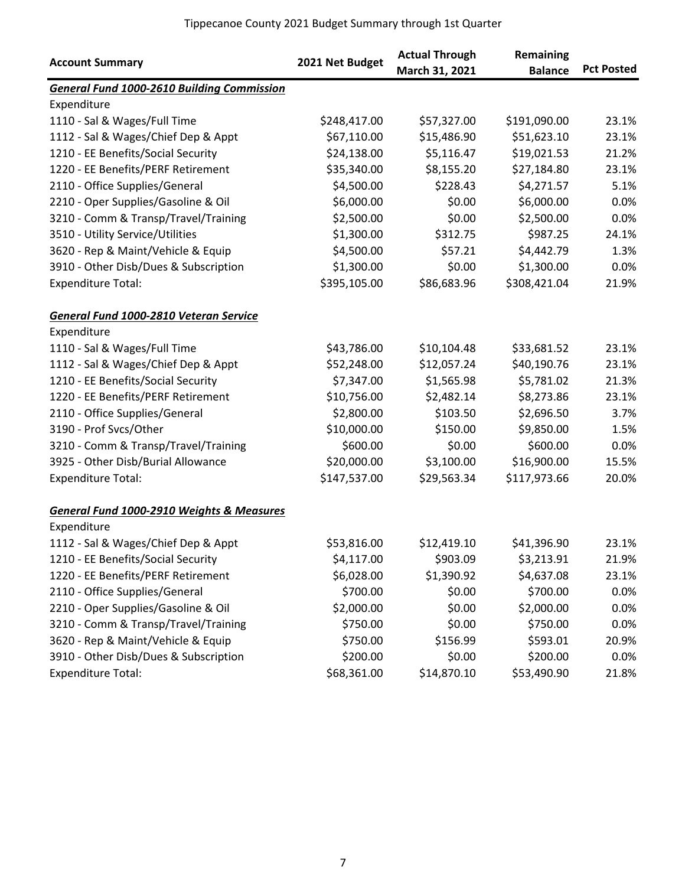Tippecanoe County 2021 Budget Summary through 1st Quarter

| Account Summary | 2021 Net Budget | Actual Through March 31, 2021 | Remaining Balance | Pct Posted |
|---|---|---|---|---|
| ***General Fund 1000-2610 Building Commission*** | | | | |
| Expenditure | | | | |
| 1110 - Sal & Wages/Full Time | $248,417.00 | $57,327.00 | $191,090.00 | 23.1% |
| 1112 - Sal & Wages/Chief Dep & Appt | $67,110.00 | $15,486.90 | $51,623.10 | 23.1% |
| 1210 - EE Benefits/Social Security | $24,138.00 | $5,116.47 | $19,021.53 | 21.2% |
| 1220 - EE Benefits/PERF Retirement | $35,340.00 | $8,155.20 | $27,184.80 | 23.1% |
| 2110 - Office Supplies/General | $4,500.00 | $228.43 | $4,271.57 | 5.1% |
| 2210 - Oper Supplies/Gasoline & Oil | $6,000.00 | $0.00 | $6,000.00 | 0.0% |
| 3210 - Comm & Transp/Travel/Training | $2,500.00 | $0.00 | $2,500.00 | 0.0% |
| 3510 - Utility Service/Utilities | $1,300.00 | $312.75 | $987.25 | 24.1% |
| 3620 - Rep & Maint/Vehicle & Equip | $4,500.00 | $57.21 | $4,442.79 | 1.3% |
| 3910 - Other Disb/Dues & Subscription | $1,300.00 | $0.00 | $1,300.00 | 0.0% |
| Expenditure Total: | $395,105.00 | $86,683.96 | $308,421.04 | 21.9% |
| ***General Fund 1000-2810 Veteran Service*** | | | | |
| Expenditure | | | | |
| 1110 - Sal & Wages/Full Time | $43,786.00 | $10,104.48 | $33,681.52 | 23.1% |
| 1112 - Sal & Wages/Chief Dep & Appt | $52,248.00 | $12,057.24 | $40,190.76 | 23.1% |
| 1210 - EE Benefits/Social Security | $7,347.00 | $1,565.98 | $5,781.02 | 21.3% |
| 1220 - EE Benefits/PERF Retirement | $10,756.00 | $2,482.14 | $8,273.86 | 23.1% |
| 2110 - Office Supplies/General | $2,800.00 | $103.50 | $2,696.50 | 3.7% |
| 3190 - Prof Svcs/Other | $10,000.00 | $150.00 | $9,850.00 | 1.5% |
| 3210 - Comm & Transp/Travel/Training | $600.00 | $0.00 | $600.00 | 0.0% |
| 3925 - Other Disb/Burial Allowance | $20,000.00 | $3,100.00 | $16,900.00 | 15.5% |
| Expenditure Total: | $147,537.00 | $29,563.34 | $117,973.66 | 20.0% |
| ***General Fund 1000-2910 Weights & Measures*** | | | | |
| Expenditure | | | | |
| 1112 - Sal & Wages/Chief Dep & Appt | $53,816.00 | $12,419.10 | $41,396.90 | 23.1% |
| 1210 - EE Benefits/Social Security | $4,117.00 | $903.09 | $3,213.91 | 21.9% |
| 1220 - EE Benefits/PERF Retirement | $6,028.00 | $1,390.92 | $4,637.08 | 23.1% |
| 2110 - Office Supplies/General | $700.00 | $0.00 | $700.00 | 0.0% |
| 2210 - Oper Supplies/Gasoline & Oil | $2,000.00 | $0.00 | $2,000.00 | 0.0% |
| 3210 - Comm & Transp/Travel/Training | $750.00 | $0.00 | $750.00 | 0.0% |
| 3620 - Rep & Maint/Vehicle & Equip | $750.00 | $156.99 | $593.01 | 20.9% |
| 3910 - Other Disb/Dues & Subscription | $200.00 | $0.00 | $200.00 | 0.0% |
| Expenditure Total: | $68,361.00 | $14,870.10 | $53,490.90 | 21.8% |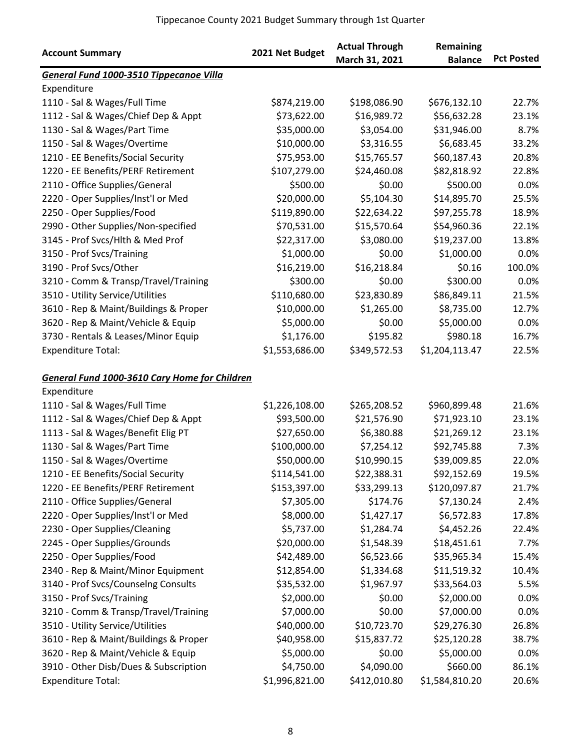Tippecanoe County 2021 Budget Summary through 1st Quarter

| Account Summary | 2021 Net Budget | Actual Through March 31, 2021 | Remaining Balance | Pct Posted |
|---|---|---|---|---|
| ***General Fund 1000-3510 Tippecanoe Villa*** | | | | |
| Expenditure | | | | |
| 1110 - Sal & Wages/Full Time | $874,219.00 | $198,086.90 | $676,132.10 | 22.7% |
| 1112 - Sal & Wages/Chief Dep & Appt | $73,622.00 | $16,989.72 | $56,632.28 | 23.1% |
| 1130 - Sal & Wages/Part Time | $35,000.00 | $3,054.00 | $31,946.00 | 8.7% |
| 1150 - Sal & Wages/Overtime | $10,000.00 | $3,316.55 | $6,683.45 | 33.2% |
| 1210 - EE Benefits/Social Security | $75,953.00 | $15,765.57 | $60,187.43 | 20.8% |
| 1220 - EE Benefits/PERF Retirement | $107,279.00 | $24,460.08 | $82,818.92 | 22.8% |
| 2110 - Office Supplies/General | $500.00 | $0.00 | $500.00 | 0.0% |
| 2220 - Oper Supplies/Inst'l or Med | $20,000.00 | $5,104.30 | $14,895.70 | 25.5% |
| 2250 - Oper Supplies/Food | $119,890.00 | $22,634.22 | $97,255.78 | 18.9% |
| 2990 - Other Supplies/Non-specified | $70,531.00 | $15,570.64 | $54,960.36 | 22.1% |
| 3145 - Prof Svcs/Hlth & Med Prof | $22,317.00 | $3,080.00 | $19,237.00 | 13.8% |
| 3150 - Prof Svcs/Training | $1,000.00 | $0.00 | $1,000.00 | 0.0% |
| 3190 - Prof Svcs/Other | $16,219.00 | $16,218.84 | $0.16 | 100.0% |
| 3210 - Comm & Transp/Travel/Training | $300.00 | $0.00 | $300.00 | 0.0% |
| 3510 - Utility Service/Utilities | $110,680.00 | $23,830.89 | $86,849.11 | 21.5% |
| 3610 - Rep & Maint/Buildings & Proper | $10,000.00 | $1,265.00 | $8,735.00 | 12.7% |
| 3620 - Rep & Maint/Vehicle & Equip | $5,000.00 | $0.00 | $5,000.00 | 0.0% |
| 3730 - Rentals & Leases/Minor Equip | $1,176.00 | $195.82 | $980.18 | 16.7% |
| Expenditure Total: | $1,553,686.00 | $349,572.53 | $1,204,113.47 | 22.5% |
| | | | | |
| ***General Fund 1000-3610 Cary Home for Children*** | | | | |
| Expenditure | | | | |
| 1110 - Sal & Wages/Full Time | $1,226,108.00 | $265,208.52 | $960,899.48 | 21.6% |
| 1112 - Sal & Wages/Chief Dep & Appt | $93,500.00 | $21,576.90 | $71,923.10 | 23.1% |
| 1113 - Sal & Wages/Benefit Elig PT | $27,650.00 | $6,380.88 | $21,269.12 | 23.1% |
| 1130 - Sal & Wages/Part Time | $100,000.00 | $7,254.12 | $92,745.88 | 7.3% |
| 1150 - Sal & Wages/Overtime | $50,000.00 | $10,990.15 | $39,009.85 | 22.0% |
| 1210 - EE Benefits/Social Security | $114,541.00 | $22,388.31 | $92,152.69 | 19.5% |
| 1220 - EE Benefits/PERF Retirement | $153,397.00 | $33,299.13 | $120,097.87 | 21.7% |
| 2110 - Office Supplies/General | $7,305.00 | $174.76 | $7,130.24 | 2.4% |
| 2220 - Oper Supplies/Inst'l or Med | $8,000.00 | $1,427.17 | $6,572.83 | 17.8% |
| 2230 - Oper Supplies/Cleaning | $5,737.00 | $1,284.74 | $4,452.26 | 22.4% |
| 2245 - Oper Supplies/Grounds | $20,000.00 | $1,548.39 | $18,451.61 | 7.7% |
| 2250 - Oper Supplies/Food | $42,489.00 | $6,523.66 | $35,965.34 | 15.4% |
| 2340 - Rep & Maint/Minor Equipment | $12,854.00 | $1,334.68 | $11,519.32 | 10.4% |
| 3140 - Prof Svcs/Counselng Consults | $35,532.00 | $1,967.97 | $33,564.03 | 5.5% |
| 3150 - Prof Svcs/Training | $2,000.00 | $0.00 | $2,000.00 | 0.0% |
| 3210 - Comm & Transp/Travel/Training | $7,000.00 | $0.00 | $7,000.00 | 0.0% |
| 3510 - Utility Service/Utilities | $40,000.00 | $10,723.70 | $29,276.30 | 26.8% |
| 3610 - Rep & Maint/Buildings & Proper | $40,958.00 | $15,837.72 | $25,120.28 | 38.7% |
| 3620 - Rep & Maint/Vehicle & Equip | $5,000.00 | $0.00 | $5,000.00 | 0.0% |
| 3910 - Other Disb/Dues & Subscription | $4,750.00 | $4,090.00 | $660.00 | 86.1% |
| Expenditure Total: | $1,996,821.00 | $412,010.80 | $1,584,810.20 | 20.6% |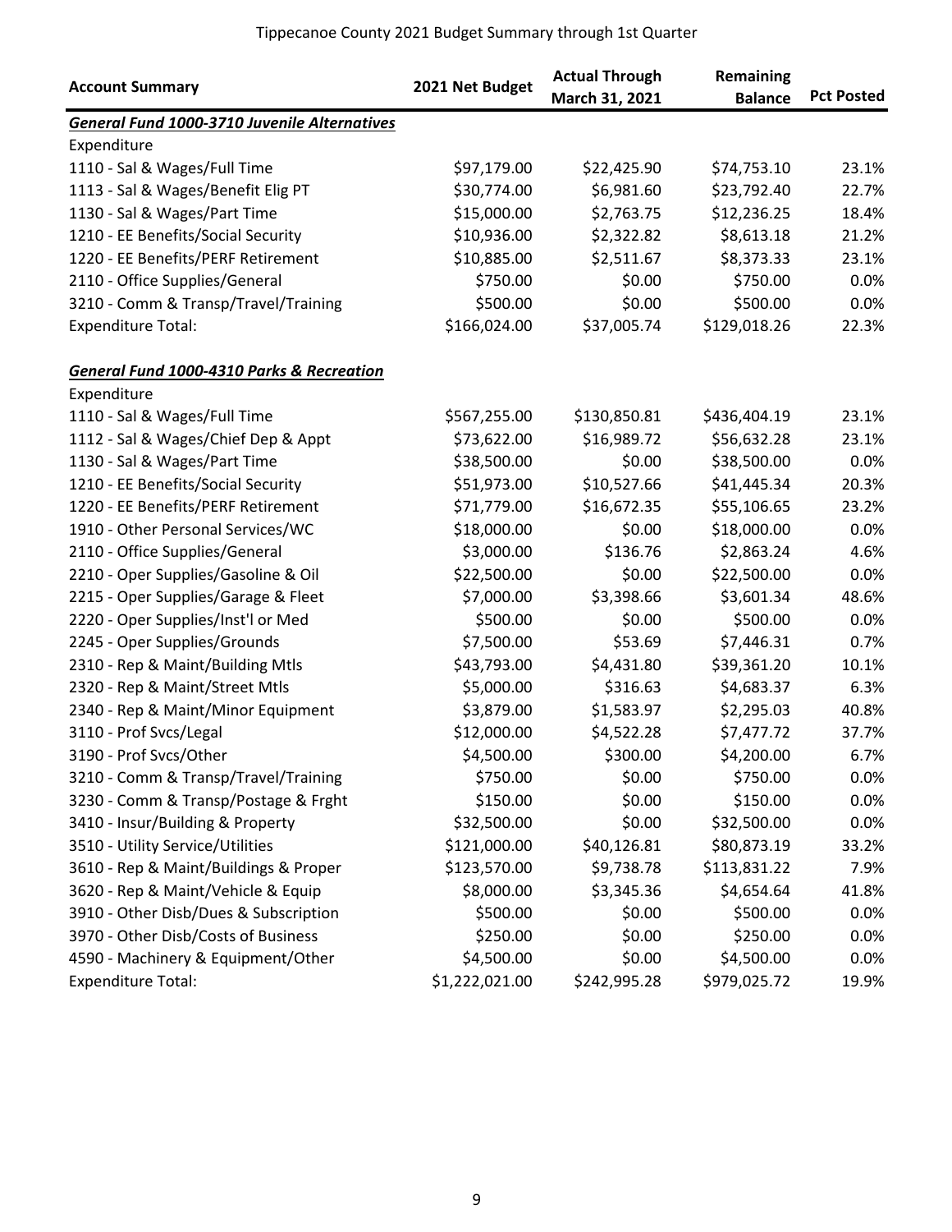Tippecanoe County 2021 Budget Summary through 1st Quarter

| Account Summary | 2021 Net Budget | Actual Through March 31, 2021 | Remaining Balance | Pct Posted |
|---|---|---|---|---|
| ***General Fund 1000-3710 Juvenile Alternatives*** | | | | |
| Expenditure | | | | |
| 1110 - Sal & Wages/Full Time | $97,179.00 | $22,425.90 | $74,753.10 | 23.1% |
| 1113 - Sal & Wages/Benefit Elig PT | $30,774.00 | $6,981.60 | $23,792.40 | 22.7% |
| 1130 - Sal & Wages/Part Time | $15,000.00 | $2,763.75 | $12,236.25 | 18.4% |
| 1210 - EE Benefits/Social Security | $10,936.00 | $2,322.82 | $8,613.18 | 21.2% |
| 1220 - EE Benefits/PERF Retirement | $10,885.00 | $2,511.67 | $8,373.33 | 23.1% |
| 2110 - Office Supplies/General | $750.00 | $0.00 | $750.00 | 0.0% |
| 3210 - Comm & Transp/Travel/Training | $500.00 | $0.00 | $500.00 | 0.0% |
| Expenditure Total: | $166,024.00 | $37,005.74 | $129,018.26 | 22.3% |
| | | | | |
| ***General Fund 1000-4310 Parks & Recreation*** | | | | |
| Expenditure | | | | |
| 1110 - Sal & Wages/Full Time | $567,255.00 | $130,850.81 | $436,404.19 | 23.1% |
| 1112 - Sal & Wages/Chief Dep & Appt | $73,622.00 | $16,989.72 | $56,632.28 | 23.1% |
| 1130 - Sal & Wages/Part Time | $38,500.00 | $0.00 | $38,500.00 | 0.0% |
| 1210 - EE Benefits/Social Security | $51,973.00 | $10,527.66 | $41,445.34 | 20.3% |
| 1220 - EE Benefits/PERF Retirement | $71,779.00 | $16,672.35 | $55,106.65 | 23.2% |
| 1910 - Other Personal Services/WC | $18,000.00 | $0.00 | $18,000.00 | 0.0% |
| 2110 - Office Supplies/General | $3,000.00 | $136.76 | $2,863.24 | 4.6% |
| 2210 - Oper Supplies/Gasoline & Oil | $22,500.00 | $0.00 | $22,500.00 | 0.0% |
| 2215 - Oper Supplies/Garage & Fleet | $7,000.00 | $3,398.66 | $3,601.34 | 48.6% |
| 2220 - Oper Supplies/Inst'l or Med | $500.00 | $0.00 | $500.00 | 0.0% |
| 2245 - Oper Supplies/Grounds | $7,500.00 | $53.69 | $7,446.31 | 0.7% |
| 2310 - Rep & Maint/Building Mtls | $43,793.00 | $4,431.80 | $39,361.20 | 10.1% |
| 2320 - Rep & Maint/Street Mtls | $5,000.00 | $316.63 | $4,683.37 | 6.3% |
| 2340 - Rep & Maint/Minor Equipment | $3,879.00 | $1,583.97 | $2,295.03 | 40.8% |
| 3110 - Prof Svcs/Legal | $12,000.00 | $4,522.28 | $7,477.72 | 37.7% |
| 3190 - Prof Svcs/Other | $4,500.00 | $300.00 | $4,200.00 | 6.7% |
| 3210 - Comm & Transp/Travel/Training | $750.00 | $0.00 | $750.00 | 0.0% |
| 3230 - Comm & Transp/Postage & Frght | $150.00 | $0.00 | $150.00 | 0.0% |
| 3410 - Insur/Building & Property | $32,500.00 | $0.00 | $32,500.00 | 0.0% |
| 3510 - Utility Service/Utilities | $121,000.00 | $40,126.81 | $80,873.19 | 33.2% |
| 3610 - Rep & Maint/Buildings & Proper | $123,570.00 | $9,738.78 | $113,831.22 | 7.9% |
| 3620 - Rep & Maint/Vehicle & Equip | $8,000.00 | $3,345.36 | $4,654.64 | 41.8% |
| 3910 - Other Disb/Dues & Subscription | $500.00 | $0.00 | $500.00 | 0.0% |
| 3970 - Other Disb/Costs of Business | $250.00 | $0.00 | $250.00 | 0.0% |
| 4590 - Machinery & Equipment/Other | $4,500.00 | $0.00 | $4,500.00 | 0.0% |
| Expenditure Total: | $1,222,021.00 | $242,995.28 | $979,025.72 | 19.9% |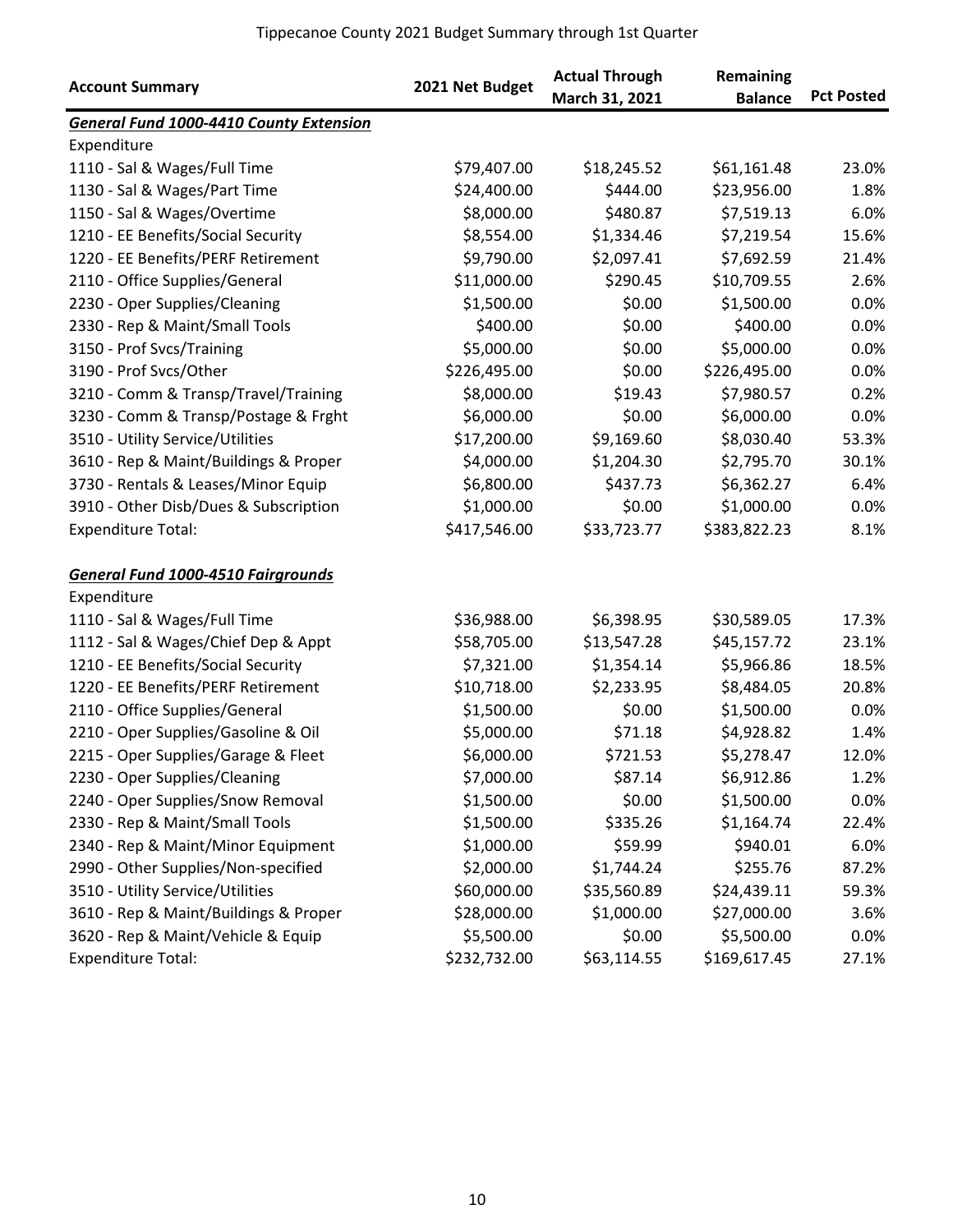# Tippecanoe County 2021 Budget Summary through 1st Quarter

| Account Summary | 2021 Net Budget | Actual Through March 31, 2021 | Remaining Balance | Pct Posted |
|---|---|---|---|---|
| ***General Fund 1000-4410 County Extension*** | | | | |
| Expenditure | | | | |
| 1110 - Sal & Wages/Full Time | $79,407.00 | $18,245.52 | $61,161.48 | 23.0% |
| 1130 - Sal & Wages/Part Time | $24,400.00 | $444.00 | $23,956.00 | 1.8% |
| 1150 - Sal & Wages/Overtime | $8,000.00 | $480.87 | $7,519.13 | 6.0% |
| 1210 - EE Benefits/Social Security | $8,554.00 | $1,334.46 | $7,219.54 | 15.6% |
| 1220 - EE Benefits/PERF Retirement | $9,790.00 | $2,097.41 | $7,692.59 | 21.4% |
| 2110 - Office Supplies/General | $11,000.00 | $290.45 | $10,709.55 | 2.6% |
| 2230 - Oper Supplies/Cleaning | $1,500.00 | $0.00 | $1,500.00 | 0.0% |
| 2330 - Rep & Maint/Small Tools | $400.00 | $0.00 | $400.00 | 0.0% |
| 3150 - Prof Svcs/Training | $5,000.00 | $0.00 | $5,000.00 | 0.0% |
| 3190 - Prof Svcs/Other | $226,495.00 | $0.00 | $226,495.00 | 0.0% |
| 3210 - Comm & Transp/Travel/Training | $8,000.00 | $19.43 | $7,980.57 | 0.2% |
| 3230 - Comm & Transp/Postage & Frght | $6,000.00 | $0.00 | $6,000.00 | 0.0% |
| 3510 - Utility Service/Utilities | $17,200.00 | $9,169.60 | $8,030.40 | 53.3% |
| 3610 - Rep & Maint/Buildings & Proper | $4,000.00 | $1,204.30 | $2,795.70 | 30.1% |
| 3730 - Rentals & Leases/Minor Equip | $6,800.00 | $437.73 | $6,362.27 | 6.4% |
| 3910 - Other Disb/Dues & Subscription | $1,000.00 | $0.00 | $1,000.00 | 0.0% |
| Expenditure Total: | $417,546.00 | $33,723.77 | $383,822.23 | 8.1% |
| | | | | |
| ***General Fund 1000-4510 Fairgrounds*** | | | | |
| Expenditure | | | | |
| 1110 - Sal & Wages/Full Time | $36,988.00 | $6,398.95 | $30,589.05 | 17.3% |
| 1112 - Sal & Wages/Chief Dep & Appt | $58,705.00 | $13,547.28 | $45,157.72 | 23.1% |
| 1210 - EE Benefits/Social Security | $7,321.00 | $1,354.14 | $5,966.86 | 18.5% |
| 1220 - EE Benefits/PERF Retirement | $10,718.00 | $2,233.95 | $8,484.05 | 20.8% |
| 2110 - Office Supplies/General | $1,500.00 | $0.00 | $1,500.00 | 0.0% |
| 2210 - Oper Supplies/Gasoline & Oil | $5,000.00 | $71.18 | $4,928.82 | 1.4% |
| 2215 - Oper Supplies/Garage & Fleet | $6,000.00 | $721.53 | $5,278.47 | 12.0% |
| 2230 - Oper Supplies/Cleaning | $7,000.00 | $87.14 | $6,912.86 | 1.2% |
| 2240 - Oper Supplies/Snow Removal | $1,500.00 | $0.00 | $1,500.00 | 0.0% |
| 2330 - Rep & Maint/Small Tools | $1,500.00 | $335.26 | $1,164.74 | 22.4% |
| 2340 - Rep & Maint/Minor Equipment | $1,000.00 | $59.99 | $940.01 | 6.0% |
| 2990 - Other Supplies/Non-specified | $2,000.00 | $1,744.24 | $255.76 | 87.2% |
| 3510 - Utility Service/Utilities | $60,000.00 | $35,560.89 | $24,439.11 | 59.3% |
| 3610 - Rep & Maint/Buildings & Proper | $28,000.00 | $1,000.00 | $27,000.00 | 3.6% |
| 3620 - Rep & Maint/Vehicle & Equip | $5,500.00 | $0.00 | $5,500.00 | 0.0% |
| Expenditure Total: | $232,732.00 | $63,114.55 | $169,617.45 | 27.1% |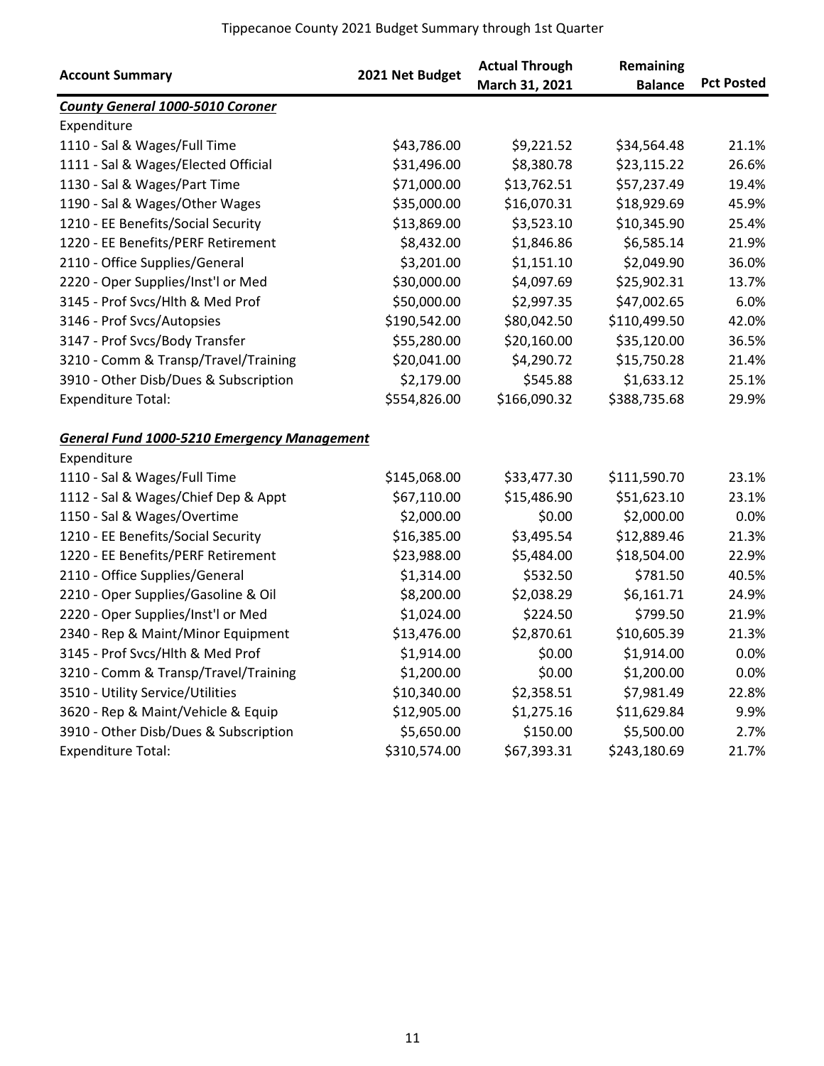Tippecanoe County 2021 Budget Summary through 1st Quarter

| Account Summary | 2021 Net Budget | Actual Through March 31, 2021 | Remaining Balance | Pct Posted |
|---|---|---|---|---|
| ***County General 1000-5010 Coroner*** | | | | |
| Expenditure | | | | |
| 1110 - Sal & Wages/Full Time | $43,786.00 | $9,221.52 | $34,564.48 | 21.1% |
| 1111 - Sal & Wages/Elected Official | $31,496.00 | $8,380.78 | $23,115.22 | 26.6% |
| 1130 - Sal & Wages/Part Time | $71,000.00 | $13,762.51 | $57,237.49 | 19.4% |
| 1190 - Sal & Wages/Other Wages | $35,000.00 | $16,070.31 | $18,929.69 | 45.9% |
| 1210 - EE Benefits/Social Security | $13,869.00 | $3,523.10 | $10,345.90 | 25.4% |
| 1220 - EE Benefits/PERF Retirement | $8,432.00 | $1,846.86 | $6,585.14 | 21.9% |
| 2110 - Office Supplies/General | $3,201.00 | $1,151.10 | $2,049.90 | 36.0% |
| 2220 - Oper Supplies/Inst'l or Med | $30,000.00 | $4,097.69 | $25,902.31 | 13.7% |
| 3145 - Prof Svcs/Hlth & Med Prof | $50,000.00 | $2,997.35 | $47,002.65 | 6.0% |
| 3146 - Prof Svcs/Autopsies | $190,542.00 | $80,042.50 | $110,499.50 | 42.0% |
| 3147 - Prof Svcs/Body Transfer | $55,280.00 | $20,160.00 | $35,120.00 | 36.5% |
| 3210 - Comm & Transp/Travel/Training | $20,041.00 | $4,290.72 | $15,750.28 | 21.4% |
| 3910 - Other Disb/Dues & Subscription | $2,179.00 | $545.88 | $1,633.12 | 25.1% |
| Expenditure Total: | $554,826.00 | $166,090.32 | $388,735.68 | 29.9% |
| | | | | |
| ***General Fund 1000-5210 Emergency Management*** | | | | |
| Expenditure | | | | |
| 1110 - Sal & Wages/Full Time | $145,068.00 | $33,477.30 | $111,590.70 | 23.1% |
| 1112 - Sal & Wages/Chief Dep & Appt | $67,110.00 | $15,486.90 | $51,623.10 | 23.1% |
| 1150 - Sal & Wages/Overtime | $2,000.00 | $0.00 | $2,000.00 | 0.0% |
| 1210 - EE Benefits/Social Security | $16,385.00 | $3,495.54 | $12,889.46 | 21.3% |
| 1220 - EE Benefits/PERF Retirement | $23,988.00 | $5,484.00 | $18,504.00 | 22.9% |
| 2110 - Office Supplies/General | $1,314.00 | $532.50 | $781.50 | 40.5% |
| 2210 - Oper Supplies/Gasoline & Oil | $8,200.00 | $2,038.29 | $6,161.71 | 24.9% |
| 2220 - Oper Supplies/Inst'l or Med | $1,024.00 | $224.50 | $799.50 | 21.9% |
| 2340 - Rep & Maint/Minor Equipment | $13,476.00 | $2,870.61 | $10,605.39 | 21.3% |
| 3145 - Prof Svcs/Hlth & Med Prof | $1,914.00 | $0.00 | $1,914.00 | 0.0% |
| 3210 - Comm & Transp/Travel/Training | $1,200.00 | $0.00 | $1,200.00 | 0.0% |
| 3510 - Utility Service/Utilities | $10,340.00 | $2,358.51 | $7,981.49 | 22.8% |
| 3620 - Rep & Maint/Vehicle & Equip | $12,905.00 | $1,275.16 | $11,629.84 | 9.9% |
| 3910 - Other Disb/Dues & Subscription | $5,650.00 | $150.00 | $5,500.00 | 2.7% |
| Expenditure Total: | $310,574.00 | $67,393.31 | $243,180.69 | 21.7% |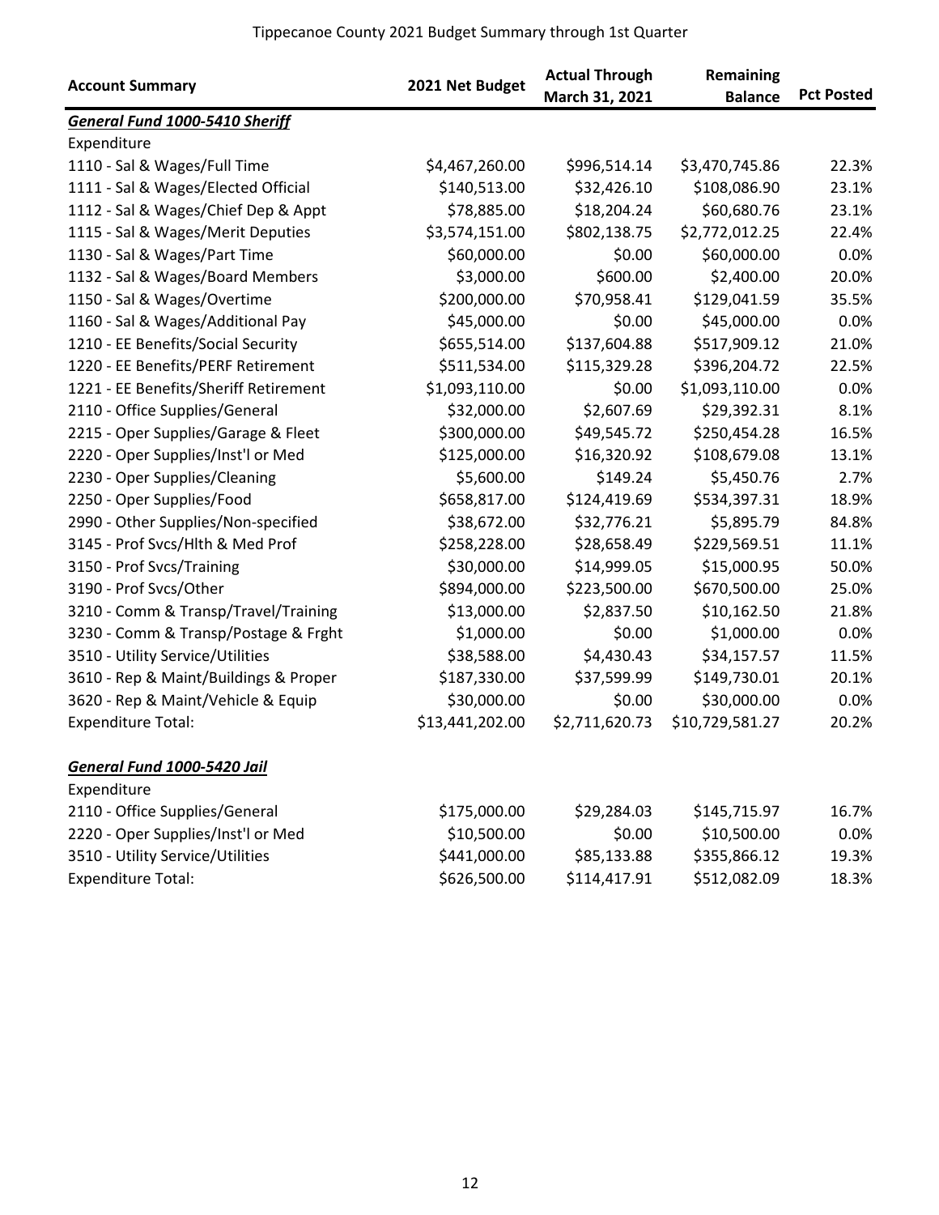# Tippecanoe County 2021 Budget Summary through 1st Quarter

| Account Summary | 2021 Net Budget | Actual Through March 31, 2021 | Remaining Balance | Pct Posted |
|---|---|---|---|---|
| ***General Fund 1000-5410 Sheriff*** | | | | |
| Expenditure | | | | |
| 1110 - Sal & Wages/Full Time | $4,467,260.00 | $996,514.14 | $3,470,745.86 | 22.3% |
| 1111 - Sal & Wages/Elected Official | $140,513.00 | $32,426.10 | $108,086.90 | 23.1% |
| 1112 - Sal & Wages/Chief Dep & Appt | $78,885.00 | $18,204.24 | $60,680.76 | 23.1% |
| 1115 - Sal & Wages/Merit Deputies | $3,574,151.00 | $802,138.75 | $2,772,012.25 | 22.4% |
| 1130 - Sal & Wages/Part Time | $60,000.00 | $0.00 | $60,000.00 | 0.0% |
| 1132 - Sal & Wages/Board Members | $3,000.00 | $600.00 | $2,400.00 | 20.0% |
| 1150 - Sal & Wages/Overtime | $200,000.00 | $70,958.41 | $129,041.59 | 35.5% |
| 1160 - Sal & Wages/Additional Pay | $45,000.00 | $0.00 | $45,000.00 | 0.0% |
| 1210 - EE Benefits/Social Security | $655,514.00 | $137,604.88 | $517,909.12 | 21.0% |
| 1220 - EE Benefits/PERF Retirement | $511,534.00 | $115,329.28 | $396,204.72 | 22.5% |
| 1221 - EE Benefits/Sheriff Retirement | $1,093,110.00 | $0.00 | $1,093,110.00 | 0.0% |
| 2110 - Office Supplies/General | $32,000.00 | $2,607.69 | $29,392.31 | 8.1% |
| 2215 - Oper Supplies/Garage & Fleet | $300,000.00 | $49,545.72 | $250,454.28 | 16.5% |
| 2220 - Oper Supplies/Inst'l or Med | $125,000.00 | $16,320.92 | $108,679.08 | 13.1% |
| 2230 - Oper Supplies/Cleaning | $5,600.00 | $149.24 | $5,450.76 | 2.7% |
| 2250 - Oper Supplies/Food | $658,817.00 | $124,419.69 | $534,397.31 | 18.9% |
| 2990 - Other Supplies/Non-specified | $38,672.00 | $32,776.21 | $5,895.79 | 84.8% |
| 3145 - Prof Svcs/Hlth & Med Prof | $258,228.00 | $28,658.49 | $229,569.51 | 11.1% |
| 3150 - Prof Svcs/Training | $30,000.00 | $14,999.05 | $15,000.95 | 50.0% |
| 3190 - Prof Svcs/Other | $894,000.00 | $223,500.00 | $670,500.00 | 25.0% |
| 3210 - Comm & Transp/Travel/Training | $13,000.00 | $2,837.50 | $10,162.50 | 21.8% |
| 3230 - Comm & Transp/Postage & Frght | $1,000.00 | $0.00 | $1,000.00 | 0.0% |
| 3510 - Utility Service/Utilities | $38,588.00 | $4,430.43 | $34,157.57 | 11.5% |
| 3610 - Rep & Maint/Buildings & Proper | $187,330.00 | $37,599.99 | $149,730.01 | 20.1% |
| 3620 - Rep & Maint/Vehicle & Equip | $30,000.00 | $0.00 | $30,000.00 | 0.0% |
| Expenditure Total: | $13,441,202.00 | $2,711,620.73 | $10,729,581.27 | 20.2% |
| | | | | |
| ***General Fund 1000-5420 Jail*** | | | | |
| Expenditure | | | | |
| 2110 - Office Supplies/General | $175,000.00 | $29,284.03 | $145,715.97 | 16.7% |
| 2220 - Oper Supplies/Inst'l or Med | $10,500.00 | $0.00 | $10,500.00 | 0.0% |
| 3510 - Utility Service/Utilities | $441,000.00 | $85,133.88 | $355,866.12 | 19.3% |
| Expenditure Total: | $626,500.00 | $114,417.91 | $512,082.09 | 18.3% |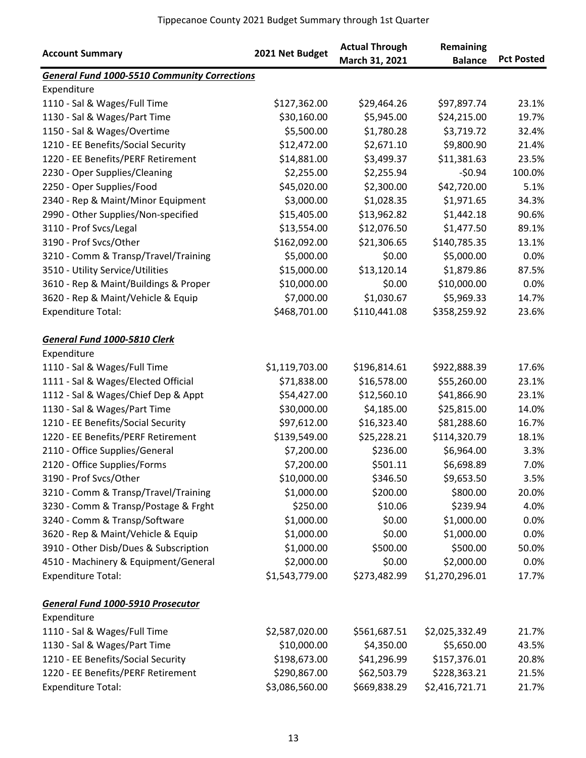Tippecanoe County 2021 Budget Summary through 1st Quarter

| Account Summary | 2021 Net Budget | Actual Through March 31, 2021 | Remaining Balance | Pct Posted |
|---|---|---|---|---|
| ***General Fund 1000-5510 Community Corrections*** | | | | |
| Expenditure | | | | |
| 1110 - Sal & Wages/Full Time | $127,362.00 | $29,464.26 | $97,897.74 | 23.1% |
| 1130 - Sal & Wages/Part Time | $30,160.00 | $5,945.00 | $24,215.00 | 19.7% |
| 1150 - Sal & Wages/Overtime | $5,500.00 | $1,780.28 | $3,719.72 | 32.4% |
| 1210 - EE Benefits/Social Security | $12,472.00 | $2,671.10 | $9,800.90 | 21.4% |
| 1220 - EE Benefits/PERF Retirement | $14,881.00 | $3,499.37 | $11,381.63 | 23.5% |
| 2230 - Oper Supplies/Cleaning | $2,255.00 | $2,255.94 | -$0.94 | 100.0% |
| 2250 - Oper Supplies/Food | $45,020.00 | $2,300.00 | $42,720.00 | 5.1% |
| 2340 - Rep & Maint/Minor Equipment | $3,000.00 | $1,028.35 | $1,971.65 | 34.3% |
| 2990 - Other Supplies/Non-specified | $15,405.00 | $13,962.82 | $1,442.18 | 90.6% |
| 3110 - Prof Svcs/Legal | $13,554.00 | $12,076.50 | $1,477.50 | 89.1% |
| 3190 - Prof Svcs/Other | $162,092.00 | $21,306.65 | $140,785.35 | 13.1% |
| 3210 - Comm & Transp/Travel/Training | $5,000.00 | $0.00 | $5,000.00 | 0.0% |
| 3510 - Utility Service/Utilities | $15,000.00 | $13,120.14 | $1,879.86 | 87.5% |
| 3610 - Rep & Maint/Buildings & Proper | $10,000.00 | $0.00 | $10,000.00 | 0.0% |
| 3620 - Rep & Maint/Vehicle & Equip | $7,000.00 | $1,030.67 | $5,969.33 | 14.7% |
| Expenditure Total: | $468,701.00 | $110,441.08 | $358,259.92 | 23.6% |
| | | | | |
| ***General Fund 1000-5810 Clerk*** | | | | |
| Expenditure | | | | |
| 1110 - Sal & Wages/Full Time | $1,119,703.00 | $196,814.61 | $922,888.39 | 17.6% |
| 1111 - Sal & Wages/Elected Official | $71,838.00 | $16,578.00 | $55,260.00 | 23.1% |
| 1112 - Sal & Wages/Chief Dep & Appt | $54,427.00 | $12,560.10 | $41,866.90 | 23.1% |
| 1130 - Sal & Wages/Part Time | $30,000.00 | $4,185.00 | $25,815.00 | 14.0% |
| 1210 - EE Benefits/Social Security | $97,612.00 | $16,323.40 | $81,288.60 | 16.7% |
| 1220 - EE Benefits/PERF Retirement | $139,549.00 | $25,228.21 | $114,320.79 | 18.1% |
| 2110 - Office Supplies/General | $7,200.00 | $236.00 | $6,964.00 | 3.3% |
| 2120 - Office Supplies/Forms | $7,200.00 | $501.11 | $6,698.89 | 7.0% |
| 3190 - Prof Svcs/Other | $10,000.00 | $346.50 | $9,653.50 | 3.5% |
| 3210 - Comm & Transp/Travel/Training | $1,000.00 | $200.00 | $800.00 | 20.0% |
| 3230 - Comm & Transp/Postage & Frght | $250.00 | $10.06 | $239.94 | 4.0% |
| 3240 - Comm & Transp/Software | $1,000.00 | $0.00 | $1,000.00 | 0.0% |
| 3620 - Rep & Maint/Vehicle & Equip | $1,000.00 | $0.00 | $1,000.00 | 0.0% |
| 3910 - Other Disb/Dues & Subscription | $1,000.00 | $500.00 | $500.00 | 50.0% |
| 4510 - Machinery & Equipment/General | $2,000.00 | $0.00 | $2,000.00 | 0.0% |
| Expenditure Total: | $1,543,779.00 | $273,482.99 | $1,270,296.01 | 17.7% |
| | | | | |
| ***General Fund 1000-5910 Prosecutor*** | | | | |
| Expenditure | | | | |
| 1110 - Sal & Wages/Full Time | $2,587,020.00 | $561,687.51 | $2,025,332.49 | 21.7% |
| 1130 - Sal & Wages/Part Time | $10,000.00 | $4,350.00 | $5,650.00 | 43.5% |
| 1210 - EE Benefits/Social Security | $198,673.00 | $41,296.99 | $157,376.01 | 20.8% |
| 1220 - EE Benefits/PERF Retirement | $290,867.00 | $62,503.79 | $228,363.21 | 21.5% |
| Expenditure Total: | $3,086,560.00 | $669,838.29 | $2,416,721.71 | 21.7% |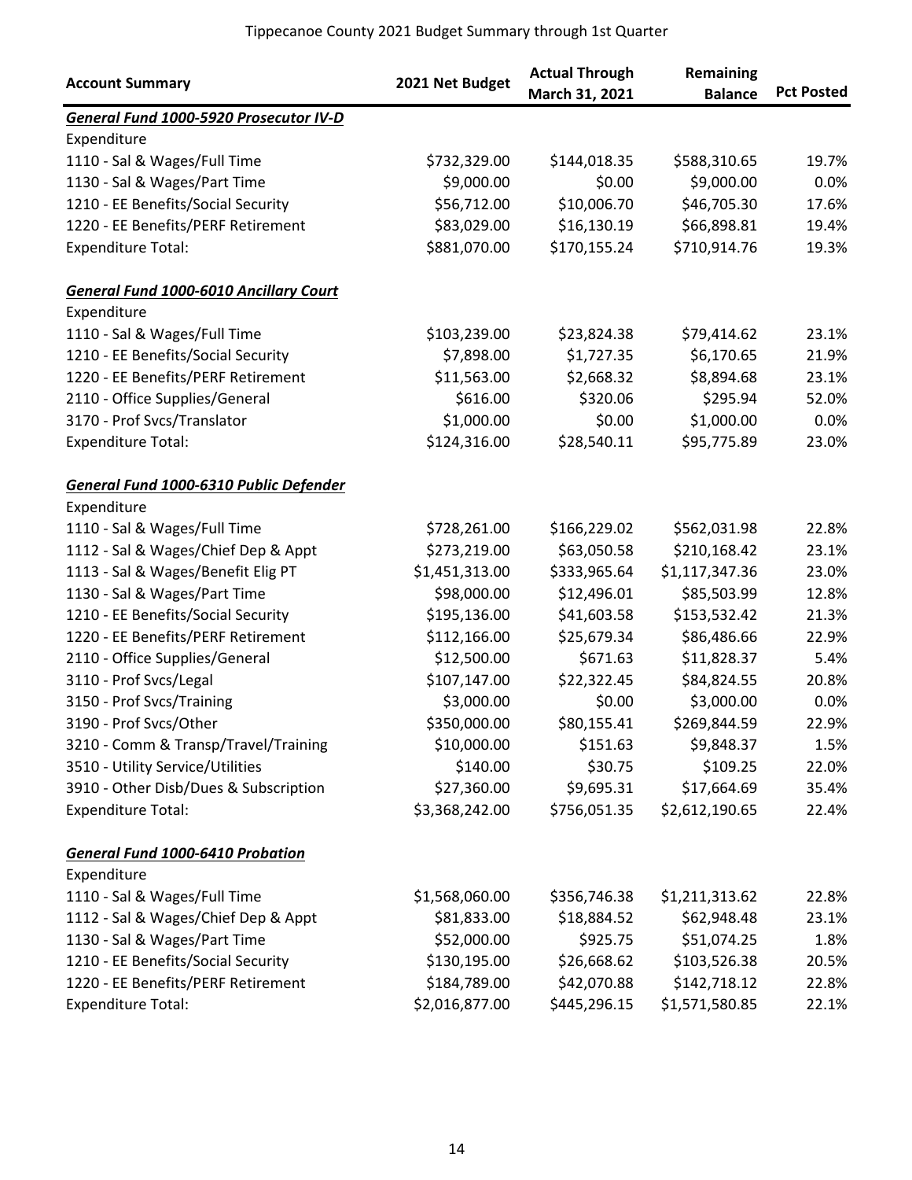Tippecanoe County 2021 Budget Summary through 1st Quarter

| Account Summary | 2021 Net Budget | Actual Through March 31, 2021 | Remaining Balance | Pct Posted |
|---|---|---|---|---|
| ***General Fund 1000-5920 Prosecutor IV-D*** | | | | |
| Expenditure | | | | |
| 1110 - Sal & Wages/Full Time | $732,329.00 | $144,018.35 | $588,310.65 | 19.7% |
| 1130 - Sal & Wages/Part Time | $9,000.00 | $0.00 | $9,000.00 | 0.0% |
| 1210 - EE Benefits/Social Security | $56,712.00 | $10,006.70 | $46,705.30 | 17.6% |
| 1220 - EE Benefits/PERF Retirement | $83,029.00 | $16,130.19 | $66,898.81 | 19.4% |
| Expenditure Total: | $881,070.00 | $170,155.24 | $710,914.76 | 19.3% |
| | | | | |
| ***General Fund 1000-6010 Ancillary Court*** | | | | |
| Expenditure | | | | |
| 1110 - Sal & Wages/Full Time | $103,239.00 | $23,824.38 | $79,414.62 | 23.1% |
| 1210 - EE Benefits/Social Security | $7,898.00 | $1,727.35 | $6,170.65 | 21.9% |
| 1220 - EE Benefits/PERF Retirement | $11,563.00 | $2,668.32 | $8,894.68 | 23.1% |
| 2110 - Office Supplies/General | $616.00 | $320.06 | $295.94 | 52.0% |
| 3170 - Prof Svcs/Translator | $1,000.00 | $0.00 | $1,000.00 | 0.0% |
| Expenditure Total: | $124,316.00 | $28,540.11 | $95,775.89 | 23.0% |
| | | | | |
| ***General Fund 1000-6310 Public Defender*** | | | | |
| Expenditure | | | | |
| 1110 - Sal & Wages/Full Time | $728,261.00 | $166,229.02 | $562,031.98 | 22.8% |
| 1112 - Sal & Wages/Chief Dep & Appt | $273,219.00 | $63,050.58 | $210,168.42 | 23.1% |
| 1113 - Sal & Wages/Benefit Elig PT | $1,451,313.00 | $333,965.64 | $1,117,347.36 | 23.0% |
| 1130 - Sal & Wages/Part Time | $98,000.00 | $12,496.01 | $85,503.99 | 12.8% |
| 1210 - EE Benefits/Social Security | $195,136.00 | $41,603.58 | $153,532.42 | 21.3% |
| 1220 - EE Benefits/PERF Retirement | $112,166.00 | $25,679.34 | $86,486.66 | 22.9% |
| 2110 - Office Supplies/General | $12,500.00 | $671.63 | $11,828.37 | 5.4% |
| 3110 - Prof Svcs/Legal | $107,147.00 | $22,322.45 | $84,824.55 | 20.8% |
| 3150 - Prof Svcs/Training | $3,000.00 | $0.00 | $3,000.00 | 0.0% |
| 3190 - Prof Svcs/Other | $350,000.00 | $80,155.41 | $269,844.59 | 22.9% |
| 3210 - Comm & Transp/Travel/Training | $10,000.00 | $151.63 | $9,848.37 | 1.5% |
| 3510 - Utility Service/Utilities | $140.00 | $30.75 | $109.25 | 22.0% |
| 3910 - Other Disb/Dues & Subscription | $27,360.00 | $9,695.31 | $17,664.69 | 35.4% |
| Expenditure Total: | $3,368,242.00 | $756,051.35 | $2,612,190.65 | 22.4% |
| | | | | |
| ***General Fund 1000-6410 Probation*** | | | | |
| Expenditure | | | | |
| 1110 - Sal & Wages/Full Time | $1,568,060.00 | $356,746.38 | $1,211,313.62 | 22.8% |
| 1112 - Sal & Wages/Chief Dep & Appt | $81,833.00 | $18,884.52 | $62,948.48 | 23.1% |
| 1130 - Sal & Wages/Part Time | $52,000.00 | $925.75 | $51,074.25 | 1.8% |
| 1210 - EE Benefits/Social Security | $130,195.00 | $26,668.62 | $103,526.38 | 20.5% |
| 1220 - EE Benefits/PERF Retirement | $184,789.00 | $42,070.88 | $142,718.12 | 22.8% |
| Expenditure Total: | $2,016,877.00 | $445,296.15 | $1,571,580.85 | 22.1% |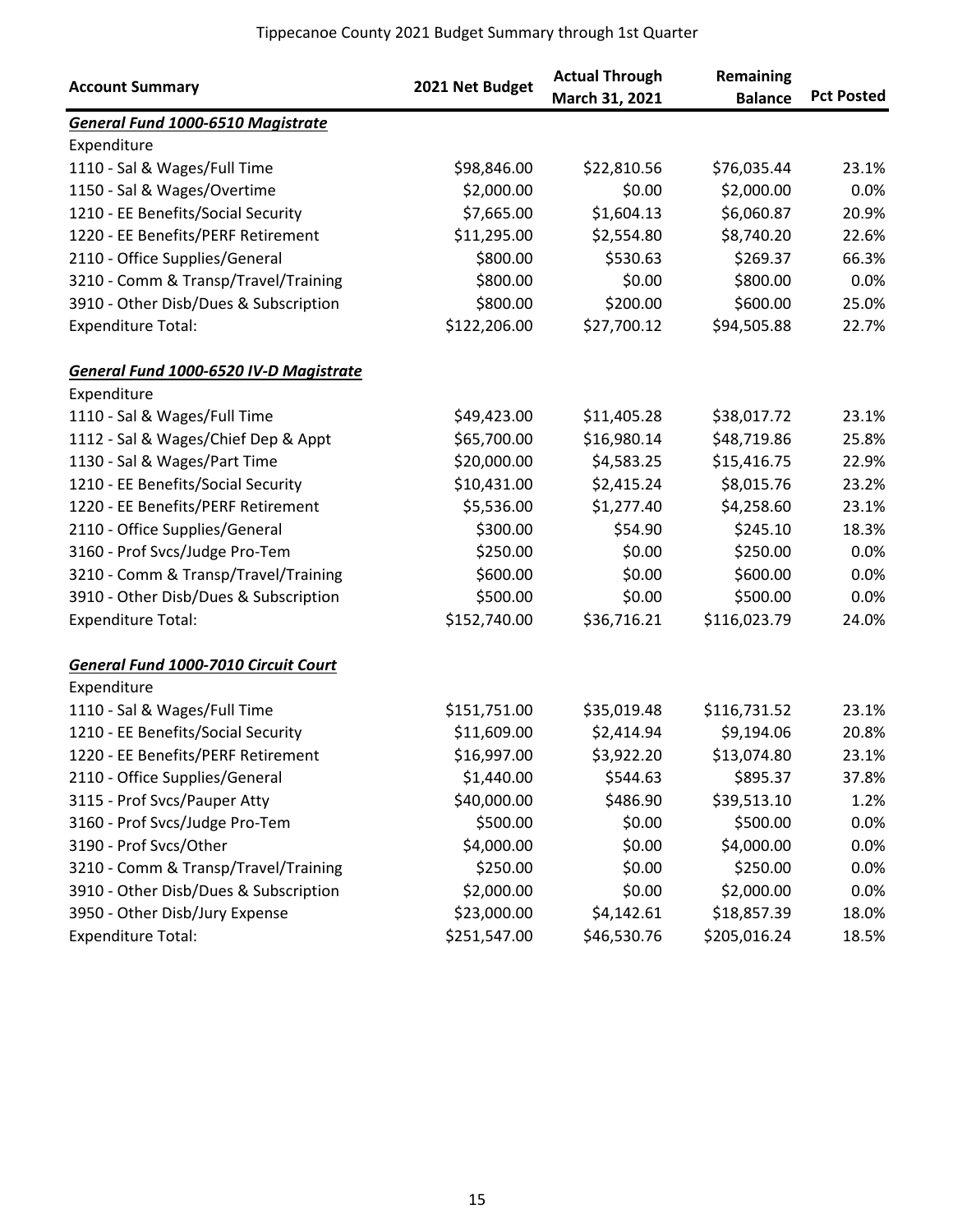Tippecanoe County 2021 Budget Summary through 1st Quarter

| Account Summary | 2021 Net Budget | Actual Through March 31, 2021 | Remaining Balance | Pct Posted |
|---|---|---|---|---|
| ***General Fund 1000-6510 Magistrate*** | | | | |
| Expenditure | | | | |
| 1110 - Sal & Wages/Full Time | $98,846.00 | $22,810.56 | $76,035.44 | 23.1% |
| 1150 - Sal & Wages/Overtime | $2,000.00 | $0.00 | $2,000.00 | 0.0% |
| 1210 - EE Benefits/Social Security | $7,665.00 | $1,604.13 | $6,060.87 | 20.9% |
| 1220 - EE Benefits/PERF Retirement | $11,295.00 | $2,554.80 | $8,740.20 | 22.6% |
| 2110 - Office Supplies/General | $800.00 | $530.63 | $269.37 | 66.3% |
| 3210 - Comm & Transp/Travel/Training | $800.00 | $0.00 | $800.00 | 0.0% |
| 3910 - Other Disb/Dues & Subscription | $800.00 | $200.00 | $600.00 | 25.0% |
| Expenditure Total: | $122,206.00 | $27,700.12 | $94,505.88 | 22.7% |
| | | | | |
| ***General Fund 1000-6520 IV-D Magistrate*** | | | | |
| Expenditure | | | | |
| 1110 - Sal & Wages/Full Time | $49,423.00 | $11,405.28 | $38,017.72 | 23.1% |
| 1112 - Sal & Wages/Chief Dep & Appt | $65,700.00 | $16,980.14 | $48,719.86 | 25.8% |
| 1130 - Sal & Wages/Part Time | $20,000.00 | $4,583.25 | $15,416.75 | 22.9% |
| 1210 - EE Benefits/Social Security | $10,431.00 | $2,415.24 | $8,015.76 | 23.2% |
| 1220 - EE Benefits/PERF Retirement | $5,536.00 | $1,277.40 | $4,258.60 | 23.1% |
| 2110 - Office Supplies/General | $300.00 | $54.90 | $245.10 | 18.3% |
| 3160 - Prof Svcs/Judge Pro-Tem | $250.00 | $0.00 | $250.00 | 0.0% |
| 3210 - Comm & Transp/Travel/Training | $600.00 | $0.00 | $600.00 | 0.0% |
| 3910 - Other Disb/Dues & Subscription | $500.00 | $0.00 | $500.00 | 0.0% |
| Expenditure Total: | $152,740.00 | $36,716.21 | $116,023.79 | 24.0% |
| | | | | |
| ***General Fund 1000-7010 Circuit Court*** | | | | |
| Expenditure | | | | |
| 1110 - Sal & Wages/Full Time | $151,751.00 | $35,019.48 | $116,731.52 | 23.1% |
| 1210 - EE Benefits/Social Security | $11,609.00 | $2,414.94 | $9,194.06 | 20.8% |
| 1220 - EE Benefits/PERF Retirement | $16,997.00 | $3,922.20 | $13,074.80 | 23.1% |
| 2110 - Office Supplies/General | $1,440.00 | $544.63 | $895.37 | 37.8% |
| 3115 - Prof Svcs/Pauper Atty | $40,000.00 | $486.90 | $39,513.10 | 1.2% |
| 3160 - Prof Svcs/Judge Pro-Tem | $500.00 | $0.00 | $500.00 | 0.0% |
| 3190 - Prof Svcs/Other | $4,000.00 | $0.00 | $4,000.00 | 0.0% |
| 3210 - Comm & Transp/Travel/Training | $250.00 | $0.00 | $250.00 | 0.0% |
| 3910 - Other Disb/Dues & Subscription | $2,000.00 | $0.00 | $2,000.00 | 0.0% |
| 3950 - Other Disb/Jury Expense | $23,000.00 | $4,142.61 | $18,857.39 | 18.0% |
| Expenditure Total: | $251,547.00 | $46,530.76 | $205,016.24 | 18.5% |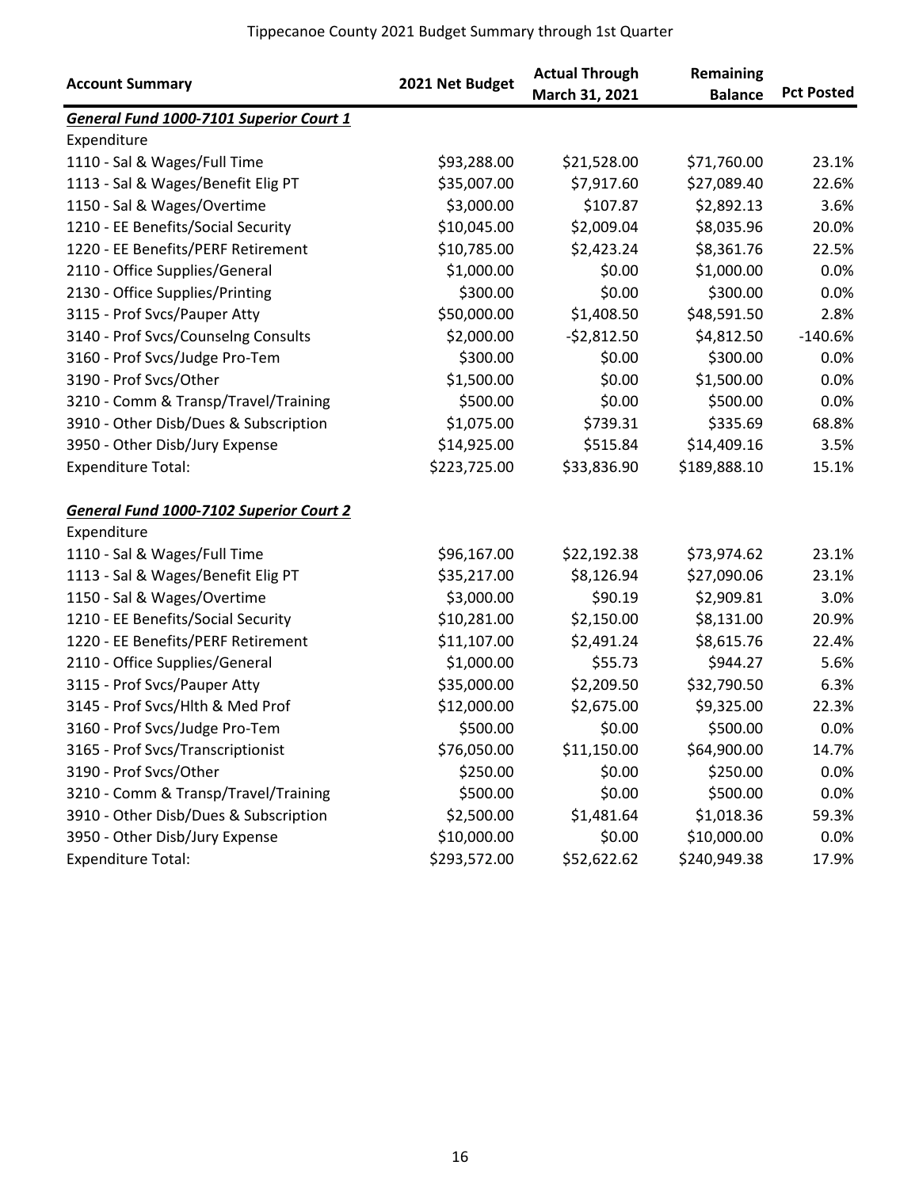# Tippecanoe County 2021 Budget Summary through 1st Quarter

| Account Summary | 2021 Net Budget | Actual Through March 31, 2021 | Remaining Balance | Pct Posted |
|---|---|---|---|---|
| ***General Fund 1000-7101 Superior Court 1*** | | | | |
| Expenditure | | | | |
| 1110 - Sal & Wages/Full Time | $93,288.00 | $21,528.00 | $71,760.00 | 23.1% |
| 1113 - Sal & Wages/Benefit Elig PT | $35,007.00 | $7,917.60 | $27,089.40 | 22.6% |
| 1150 - Sal & Wages/Overtime | $3,000.00 | $107.87 | $2,892.13 | 3.6% |
| 1210 - EE Benefits/Social Security | $10,045.00 | $2,009.04 | $8,035.96 | 20.0% |
| 1220 - EE Benefits/PERF Retirement | $10,785.00 | $2,423.24 | $8,361.76 | 22.5% |
| 2110 - Office Supplies/General | $1,000.00 | $0.00 | $1,000.00 | 0.0% |
| 2130 - Office Supplies/Printing | $300.00 | $0.00 | $300.00 | 0.0% |
| 3115 - Prof Svcs/Pauper Atty | $50,000.00 | $1,408.50 | $48,591.50 | 2.8% |
| 3140 - Prof Svcs/Counselng Consults | $2,000.00 | -$2,812.50 | $4,812.50 | -140.6% |
| 3160 - Prof Svcs/Judge Pro-Tem | $300.00 | $0.00 | $300.00 | 0.0% |
| 3190 - Prof Svcs/Other | $1,500.00 | $0.00 | $1,500.00 | 0.0% |
| 3210 - Comm & Transp/Travel/Training | $500.00 | $0.00 | $500.00 | 0.0% |
| 3910 - Other Disb/Dues & Subscription | $1,075.00 | $739.31 | $335.69 | 68.8% |
| 3950 - Other Disb/Jury Expense | $14,925.00 | $515.84 | $14,409.16 | 3.5% |
| Expenditure Total: | $223,725.00 | $33,836.90 | $189,888.10 | 15.1% |
| | | | | |
| ***General Fund 1000-7102 Superior Court 2*** | | | | |
| Expenditure | | | | |
| 1110 - Sal & Wages/Full Time | $96,167.00 | $22,192.38 | $73,974.62 | 23.1% |
| 1113 - Sal & Wages/Benefit Elig PT | $35,217.00 | $8,126.94 | $27,090.06 | 23.1% |
| 1150 - Sal & Wages/Overtime | $3,000.00 | $90.19 | $2,909.81 | 3.0% |
| 1210 - EE Benefits/Social Security | $10,281.00 | $2,150.00 | $8,131.00 | 20.9% |
| 1220 - EE Benefits/PERF Retirement | $11,107.00 | $2,491.24 | $8,615.76 | 22.4% |
| 2110 - Office Supplies/General | $1,000.00 | $55.73 | $944.27 | 5.6% |
| 3115 - Prof Svcs/Pauper Atty | $35,000.00 | $2,209.50 | $32,790.50 | 6.3% |
| 3145 - Prof Svcs/Hlth & Med Prof | $12,000.00 | $2,675.00 | $9,325.00 | 22.3% |
| 3160 - Prof Svcs/Judge Pro-Tem | $500.00 | $0.00 | $500.00 | 0.0% |
| 3165 - Prof Svcs/Transcriptionist | $76,050.00 | $11,150.00 | $64,900.00 | 14.7% |
| 3190 - Prof Svcs/Other | $250.00 | $0.00 | $250.00 | 0.0% |
| 3210 - Comm & Transp/Travel/Training | $500.00 | $0.00 | $500.00 | 0.0% |
| 3910 - Other Disb/Dues & Subscription | $2,500.00 | $1,481.64 | $1,018.36 | 59.3% |
| 3950 - Other Disb/Jury Expense | $10,000.00 | $0.00 | $10,000.00 | 0.0% |
| Expenditure Total: | $293,572.00 | $52,622.62 | $240,949.38 | 17.9% |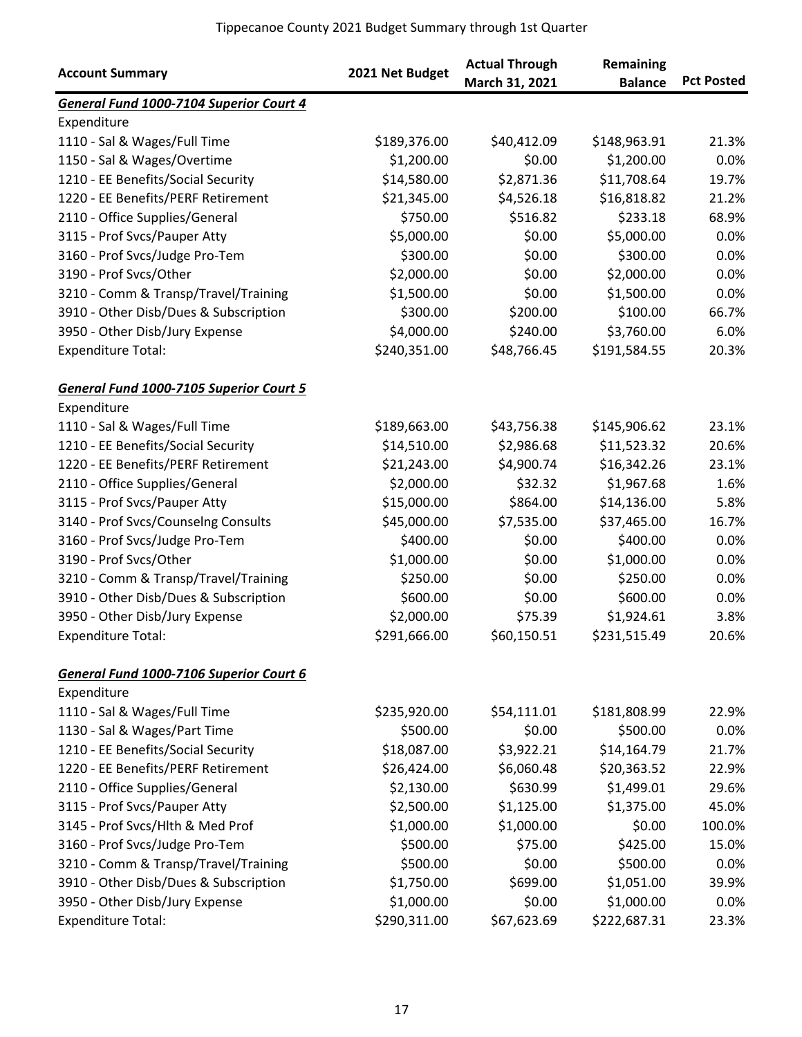Tippecanoe County 2021 Budget Summary through 1st Quarter

| Account Summary | 2021 Net Budget | Actual Through March 31, 2021 | Remaining Balance | Pct Posted |
|---|---|---|---|---|
| ***General Fund 1000-7104 Superior Court 4*** | | | | |
| Expenditure | | | | |
| 1110 - Sal & Wages/Full Time | $189,376.00 | $40,412.09 | $148,963.91 | 21.3% |
| 1150 - Sal & Wages/Overtime | $1,200.00 | $0.00 | $1,200.00 | 0.0% |
| 1210 - EE Benefits/Social Security | $14,580.00 | $2,871.36 | $11,708.64 | 19.7% |
| 1220 - EE Benefits/PERF Retirement | $21,345.00 | $4,526.18 | $16,818.82 | 21.2% |
| 2110 - Office Supplies/General | $750.00 | $516.82 | $233.18 | 68.9% |
| 3115 - Prof Svcs/Pauper Atty | $5,000.00 | $0.00 | $5,000.00 | 0.0% |
| 3160 - Prof Svcs/Judge Pro-Tem | $300.00 | $0.00 | $300.00 | 0.0% |
| 3190 - Prof Svcs/Other | $2,000.00 | $0.00 | $2,000.00 | 0.0% |
| 3210 - Comm & Transp/Travel/Training | $1,500.00 | $0.00 | $1,500.00 | 0.0% |
| 3910 - Other Disb/Dues & Subscription | $300.00 | $200.00 | $100.00 | 66.7% |
| 3950 - Other Disb/Jury Expense | $4,000.00 | $240.00 | $3,760.00 | 6.0% |
| Expenditure Total: | $240,351.00 | $48,766.45 | $191,584.55 | 20.3% |
| | | | | |
| ***General Fund 1000-7105 Superior Court 5*** | | | | |
| Expenditure | | | | |
| 1110 - Sal & Wages/Full Time | $189,663.00 | $43,756.38 | $145,906.62 | 23.1% |
| 1210 - EE Benefits/Social Security | $14,510.00 | $2,986.68 | $11,523.32 | 20.6% |
| 1220 - EE Benefits/PERF Retirement | $21,243.00 | $4,900.74 | $16,342.26 | 23.1% |
| 2110 - Office Supplies/General | $2,000.00 | $32.32 | $1,967.68 | 1.6% |
| 3115 - Prof Svcs/Pauper Atty | $15,000.00 | $864.00 | $14,136.00 | 5.8% |
| 3140 - Prof Svcs/Counselng Consults | $45,000.00 | $7,535.00 | $37,465.00 | 16.7% |
| 3160 - Prof Svcs/Judge Pro-Tem | $400.00 | $0.00 | $400.00 | 0.0% |
| 3190 - Prof Svcs/Other | $1,000.00 | $0.00 | $1,000.00 | 0.0% |
| 3210 - Comm & Transp/Travel/Training | $250.00 | $0.00 | $250.00 | 0.0% |
| 3910 - Other Disb/Dues & Subscription | $600.00 | $0.00 | $600.00 | 0.0% |
| 3950 - Other Disb/Jury Expense | $2,000.00 | $75.39 | $1,924.61 | 3.8% |
| Expenditure Total: | $291,666.00 | $60,150.51 | $231,515.49 | 20.6% |
| | | | | |
| ***General Fund 1000-7106 Superior Court 6*** | | | | |
| Expenditure | | | | |
| 1110 - Sal & Wages/Full Time | $235,920.00 | $54,111.01 | $181,808.99 | 22.9% |
| 1130 - Sal & Wages/Part Time | $500.00 | $0.00 | $500.00 | 0.0% |
| 1210 - EE Benefits/Social Security | $18,087.00 | $3,922.21 | $14,164.79 | 21.7% |
| 1220 - EE Benefits/PERF Retirement | $26,424.00 | $6,060.48 | $20,363.52 | 22.9% |
| 2110 - Office Supplies/General | $2,130.00 | $630.99 | $1,499.01 | 29.6% |
| 3115 - Prof Svcs/Pauper Atty | $2,500.00 | $1,125.00 | $1,375.00 | 45.0% |
| 3145 - Prof Svcs/Hlth & Med Prof | $1,000.00 | $1,000.00 | $0.00 | 100.0% |
| 3160 - Prof Svcs/Judge Pro-Tem | $500.00 | $75.00 | $425.00 | 15.0% |
| 3210 - Comm & Transp/Travel/Training | $500.00 | $0.00 | $500.00 | 0.0% |
| 3910 - Other Disb/Dues & Subscription | $1,750.00 | $699.00 | $1,051.00 | 39.9% |
| 3950 - Other Disb/Jury Expense | $1,000.00 | $0.00 | $1,000.00 | 0.0% |
| Expenditure Total: | $290,311.00 | $67,623.69 | $222,687.31 | 23.3% |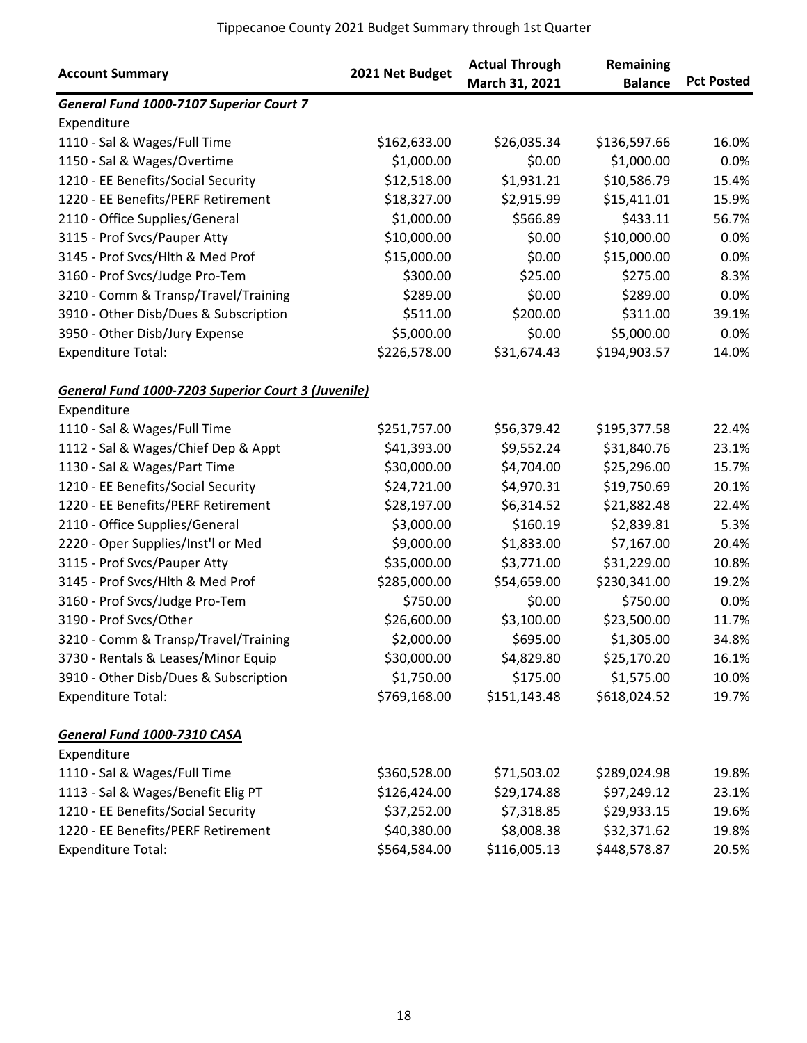# Tippecanoe County 2021 Budget Summary through 1st Quarter

| Account Summary | 2021 Net Budget | Actual Through March 31, 2021 | Remaining Balance | Pct Posted |
|---|---|---|---|---|
| ***General Fund 1000-7107 Superior Court 7*** | | | | |
| Expenditure | | | | |
| 1110 - Sal & Wages/Full Time | $162,633.00 | $26,035.34 | $136,597.66 | 16.0% |
| 1150 - Sal & Wages/Overtime | $1,000.00 | $0.00 | $1,000.00 | 0.0% |
| 1210 - EE Benefits/Social Security | $12,518.00 | $1,931.21 | $10,586.79 | 15.4% |
| 1220 - EE Benefits/PERF Retirement | $18,327.00 | $2,915.99 | $15,411.01 | 15.9% |
| 2110 - Office Supplies/General | $1,000.00 | $566.89 | $433.11 | 56.7% |
| 3115 - Prof Svcs/Pauper Atty | $10,000.00 | $0.00 | $10,000.00 | 0.0% |
| 3145 - Prof Svcs/Hlth & Med Prof | $15,000.00 | $0.00 | $15,000.00 | 0.0% |
| 3160 - Prof Svcs/Judge Pro-Tem | $300.00 | $25.00 | $275.00 | 8.3% |
| 3210 - Comm & Transp/Travel/Training | $289.00 | $0.00 | $289.00 | 0.0% |
| 3910 - Other Disb/Dues & Subscription | $511.00 | $200.00 | $311.00 | 39.1% |
| 3950 - Other Disb/Jury Expense | $5,000.00 | $0.00 | $5,000.00 | 0.0% |
| Expenditure Total: | $226,578.00 | $31,674.43 | $194,903.57 | 14.0% |
| ***General Fund 1000-7203 Superior Court 3 (Juvenile)*** | | | | |
| Expenditure | | | | |
| 1110 - Sal & Wages/Full Time | $251,757.00 | $56,379.42 | $195,377.58 | 22.4% |
| 1112 - Sal & Wages/Chief Dep & Appt | $41,393.00 | $9,552.24 | $31,840.76 | 23.1% |
| 1130 - Sal & Wages/Part Time | $30,000.00 | $4,704.00 | $25,296.00 | 15.7% |
| 1210 - EE Benefits/Social Security | $24,721.00 | $4,970.31 | $19,750.69 | 20.1% |
| 1220 - EE Benefits/PERF Retirement | $28,197.00 | $6,314.52 | $21,882.48 | 22.4% |
| 2110 - Office Supplies/General | $3,000.00 | $160.19 | $2,839.81 | 5.3% |
| 2220 - Oper Supplies/Inst'l or Med | $9,000.00 | $1,833.00 | $7,167.00 | 20.4% |
| 3115 - Prof Svcs/Pauper Atty | $35,000.00 | $3,771.00 | $31,229.00 | 10.8% |
| 3145 - Prof Svcs/Hlth & Med Prof | $285,000.00 | $54,659.00 | $230,341.00 | 19.2% |
| 3160 - Prof Svcs/Judge Pro-Tem | $750.00 | $0.00 | $750.00 | 0.0% |
| 3190 - Prof Svcs/Other | $26,600.00 | $3,100.00 | $23,500.00 | 11.7% |
| 3210 - Comm & Transp/Travel/Training | $2,000.00 | $695.00 | $1,305.00 | 34.8% |
| 3730 - Rentals & Leases/Minor Equip | $30,000.00 | $4,829.80 | $25,170.20 | 16.1% |
| 3910 - Other Disb/Dues & Subscription | $1,750.00 | $175.00 | $1,575.00 | 10.0% |
| Expenditure Total: | $769,168.00 | $151,143.48 | $618,024.52 | 19.7% |
| ***General Fund 1000-7310 CASA*** | | | | |
| Expenditure | | | | |
| 1110 - Sal & Wages/Full Time | $360,528.00 | $71,503.02 | $289,024.98 | 19.8% |
| 1113 - Sal & Wages/Benefit Elig PT | $126,424.00 | $29,174.88 | $97,249.12 | 23.1% |
| 1210 - EE Benefits/Social Security | $37,252.00 | $7,318.85 | $29,933.15 | 19.6% |
| 1220 - EE Benefits/PERF Retirement | $40,380.00 | $8,008.38 | $32,371.62 | 19.8% |
| Expenditure Total: | $564,584.00 | $116,005.13 | $448,578.87 | 20.5% |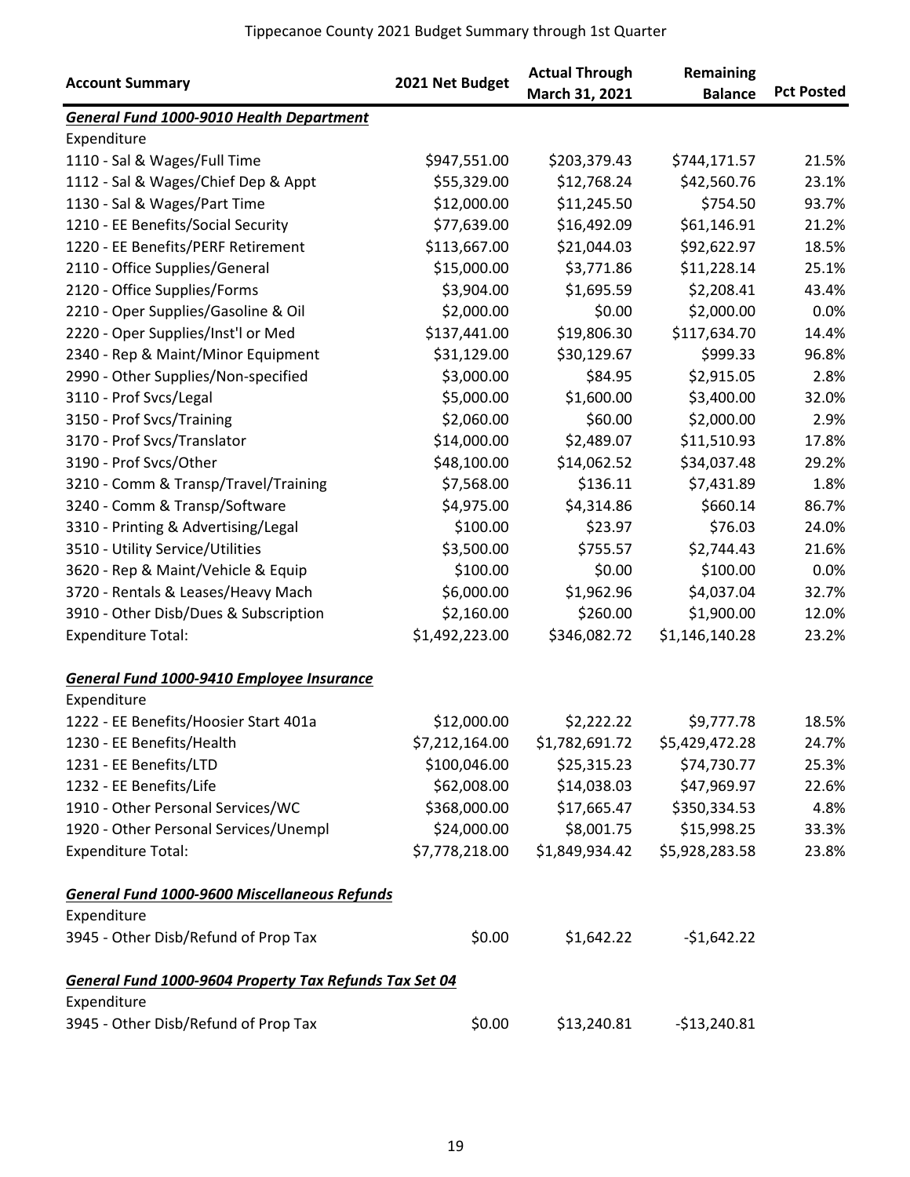# Tippecanoe County 2021 Budget Summary through 1st Quarter

| Account Summary | 2021 Net Budget | Actual Through March 31, 2021 | Remaining Balance | Pct Posted |
|---|---|---|---|---|
| ***General Fund 1000-9010 Health Department*** | | | | |
| Expenditure | | | | |
| 1110 - Sal & Wages/Full Time | $947,551.00 | $203,379.43 | $744,171.57 | 21.5% |
| 1112 - Sal & Wages/Chief Dep & Appt | $55,329.00 | $12,768.24 | $42,560.76 | 23.1% |
| 1130 - Sal & Wages/Part Time | $12,000.00 | $11,245.50 | $754.50 | 93.7% |
| 1210 - EE Benefits/Social Security | $77,639.00 | $16,492.09 | $61,146.91 | 21.2% |
| 1220 - EE Benefits/PERF Retirement | $113,667.00 | $21,044.03 | $92,622.97 | 18.5% |
| 2110 - Office Supplies/General | $15,000.00 | $3,771.86 | $11,228.14 | 25.1% |
| 2120 - Office Supplies/Forms | $3,904.00 | $1,695.59 | $2,208.41 | 43.4% |
| 2210 - Oper Supplies/Gasoline & Oil | $2,000.00 | $0.00 | $2,000.00 | 0.0% |
| 2220 - Oper Supplies/Inst'l or Med | $137,441.00 | $19,806.30 | $117,634.70 | 14.4% |
| 2340 - Rep & Maint/Minor Equipment | $31,129.00 | $30,129.67 | $999.33 | 96.8% |
| 2990 - Other Supplies/Non-specified | $3,000.00 | $84.95 | $2,915.05 | 2.8% |
| 3110 - Prof Svcs/Legal | $5,000.00 | $1,600.00 | $3,400.00 | 32.0% |
| 3150 - Prof Svcs/Training | $2,060.00 | $60.00 | $2,000.00 | 2.9% |
| 3170 - Prof Svcs/Translator | $14,000.00 | $2,489.07 | $11,510.93 | 17.8% |
| 3190 - Prof Svcs/Other | $48,100.00 | $14,062.52 | $34,037.48 | 29.2% |
| 3210 - Comm & Transp/Travel/Training | $7,568.00 | $136.11 | $7,431.89 | 1.8% |
| 3240 - Comm & Transp/Software | $4,975.00 | $4,314.86 | $660.14 | 86.7% |
| 3310 - Printing & Advertising/Legal | $100.00 | $23.97 | $76.03 | 24.0% |
| 3510 - Utility Service/Utilities | $3,500.00 | $755.57 | $2,744.43 | 21.6% |
| 3620 - Rep & Maint/Vehicle & Equip | $100.00 | $0.00 | $100.00 | 0.0% |
| 3720 - Rentals & Leases/Heavy Mach | $6,000.00 | $1,962.96 | $4,037.04 | 32.7% |
| 3910 - Other Disb/Dues & Subscription | $2,160.00 | $260.00 | $1,900.00 | 12.0% |
| Expenditure Total: | $1,492,223.00 | $346,082.72 | $1,146,140.28 | 23.2% |
| | | | | |
| ***General Fund 1000-9410 Employee Insurance*** | | | | |
| Expenditure | | | | |
| 1222 - EE Benefits/Hoosier Start 401a | $12,000.00 | $2,222.22 | $9,777.78 | 18.5% |
| 1230 - EE Benefits/Health | $7,212,164.00 | $1,782,691.72 | $5,429,472.28 | 24.7% |
| 1231 - EE Benefits/LTD | $100,046.00 | $25,315.23 | $74,730.77 | 25.3% |
| 1232 - EE Benefits/Life | $62,008.00 | $14,038.03 | $47,969.97 | 22.6% |
| 1910 - Other Personal Services/WC | $368,000.00 | $17,665.47 | $350,334.53 | 4.8% |
| 1920 - Other Personal Services/Unempl | $24,000.00 | $8,001.75 | $15,998.25 | 33.3% |
| Expenditure Total: | $7,778,218.00 | $1,849,934.42 | $5,928,283.58 | 23.8% |
| | | | | |
| ***General Fund 1000-9600 Miscellaneous Refunds*** | | | | |
| Expenditure | | | | |
| 3945 - Other Disb/Refund of Prop Tax | $0.00 | $1,642.22 | -$1,642.22 | |
| | | | | |
| ***General Fund 1000-9604 Property Tax Refunds Tax Set 04*** | | | | |
| Expenditure | | | | |
| 3945 - Other Disb/Refund of Prop Tax | $0.00 | $13,240.81 | -$13,240.81 | |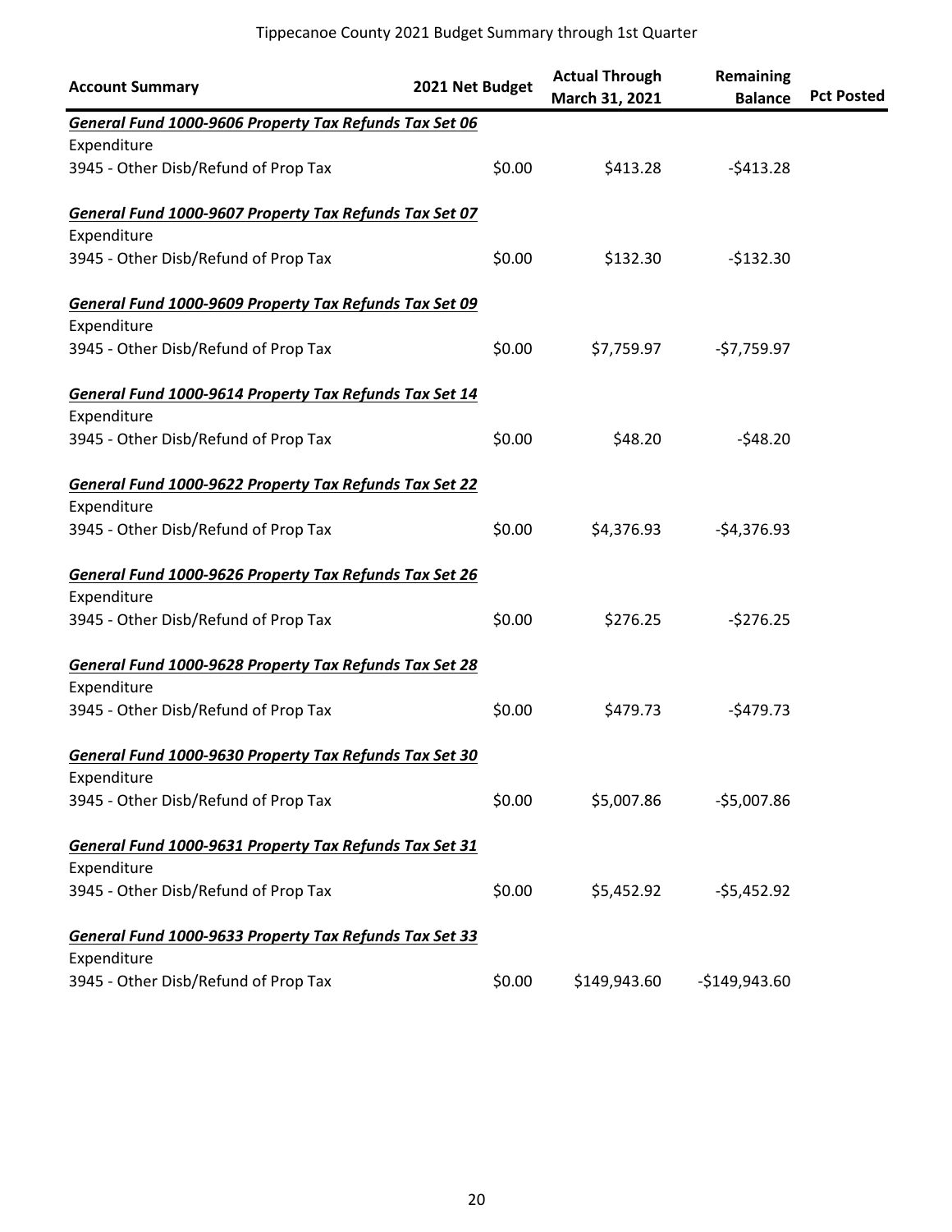Tippecanoe County 2021 Budget Summary through 1st Quarter

| Account Summary | 2021 Net Budget | Actual Through March 31, 2021 | Remaining Balance | Pct Posted |
|---|---|---|---|---|
| ***General Fund 1000-9606 Property Tax Refunds Tax Set 06*** | | | | |
| Expenditure | | | | |
| 3945 - Other Disb/Refund of Prop Tax | $0.00 | $413.28 | -$413.28 | |
| ***General Fund 1000-9607 Property Tax Refunds Tax Set 07*** | | | | |
| Expenditure | | | | |
| 3945 - Other Disb/Refund of Prop Tax | $0.00 | $132.30 | -$132.30 | |
| ***General Fund 1000-9609 Property Tax Refunds Tax Set 09*** | | | | |
| Expenditure | | | | |
| 3945 - Other Disb/Refund of Prop Tax | $0.00 | $7,759.97 | -$7,759.97 | |
| ***General Fund 1000-9614 Property Tax Refunds Tax Set 14*** | | | | |
| Expenditure | | | | |
| 3945 - Other Disb/Refund of Prop Tax | $0.00 | $48.20 | -$48.20 | |
| ***General Fund 1000-9622 Property Tax Refunds Tax Set 22*** | | | | |
| Expenditure | | | | |
| 3945 - Other Disb/Refund of Prop Tax | $0.00 | $4,376.93 | -$4,376.93 | |
| ***General Fund 1000-9626 Property Tax Refunds Tax Set 26*** | | | | |
| Expenditure | | | | |
| 3945 - Other Disb/Refund of Prop Tax | $0.00 | $276.25 | -$276.25 | |
| ***General Fund 1000-9628 Property Tax Refunds Tax Set 28*** | | | | |
| Expenditure | | | | |
| 3945 - Other Disb/Refund of Prop Tax | $0.00 | $479.73 | -$479.73 | |
| ***General Fund 1000-9630 Property Tax Refunds Tax Set 30*** | | | | |
| Expenditure | | | | |
| 3945 - Other Disb/Refund of Prop Tax | $0.00 | $5,007.86 | -$5,007.86 | |
| ***General Fund 1000-9631 Property Tax Refunds Tax Set 31*** | | | | |
| Expenditure | | | | |
| 3945 - Other Disb/Refund of Prop Tax | $0.00 | $5,452.92 | -$5,452.92 | |
| ***General Fund 1000-9633 Property Tax Refunds Tax Set 33*** | | | | |
| Expenditure | | | | |
| 3945 - Other Disb/Refund of Prop Tax | $0.00 | $149,943.60 | -$149,943.60 | |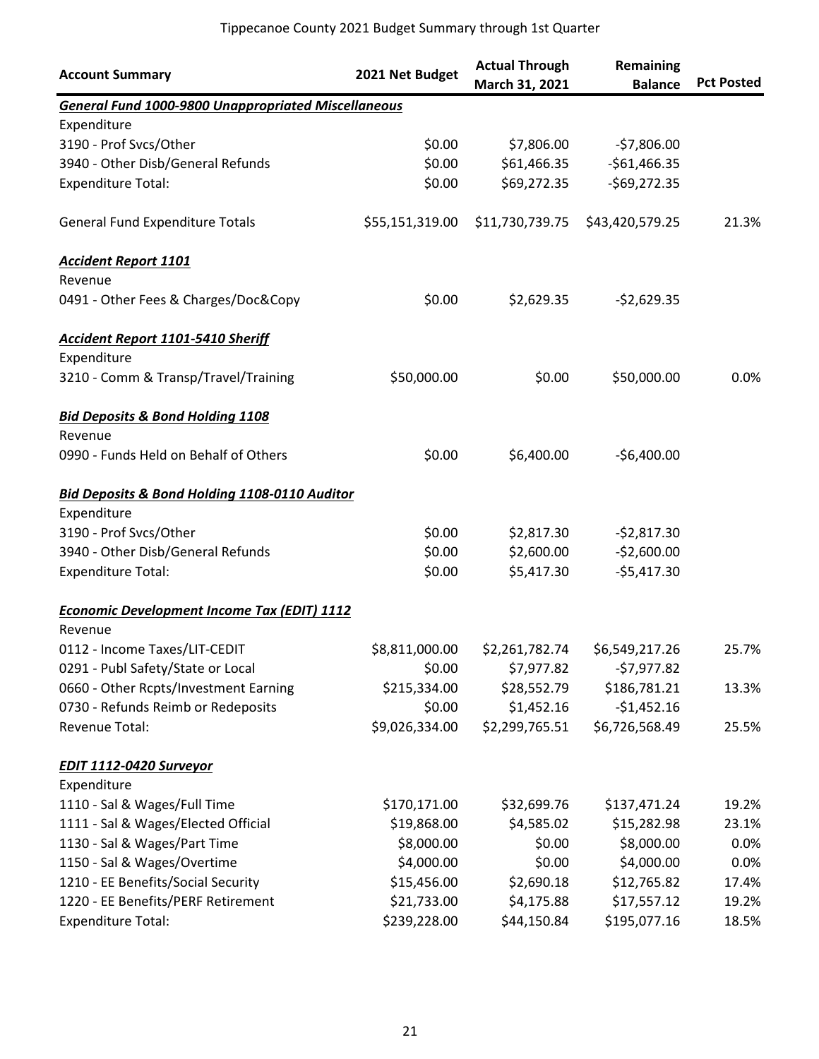Tippecanoe County 2021 Budget Summary through 1st Quarter

| Account Summary | 2021 Net Budget | Actual Through March 31, 2021 | Remaining Balance | Pct Posted |
|---|---|---|---|---|
| ***General Fund 1000-9800 Unappropriated Miscellaneous*** | | | | |
| Expenditure | | | | |
| 3190 - Prof Svcs/Other | $0.00 | $7,806.00 | -$7,806.00 | |
| 3940 - Other Disb/General Refunds | $0.00 | $61,466.35 | -$61,466.35 | |
| Expenditure Total: | $0.00 | $69,272.35 | -$69,272.35 | |
| General Fund Expenditure Totals | $55,151,319.00 | $11,730,739.75 | $43,420,579.25 | 21.3% |
| ***Accident Report 1101*** | | | | |
| Revenue | | | | |
| 0491 - Other Fees & Charges/Doc&Copy | $0.00 | $2,629.35 | -$2,629.35 | |
| ***Accident Report 1101-5410 Sheriff*** | | | | |
| Expenditure | | | | |
| 3210 - Comm & Transp/Travel/Training | $50,000.00 | $0.00 | $50,000.00 | 0.0% |
| ***Bid Deposits & Bond Holding 1108*** | | | | |
| Revenue | | | | |
| 0990 - Funds Held on Behalf of Others | $0.00 | $6,400.00 | -$6,400.00 | |
| ***Bid Deposits & Bond Holding 1108-0110 Auditor*** | | | | |
| Expenditure | | | | |
| 3190 - Prof Svcs/Other | $0.00 | $2,817.30 | -$2,817.30 | |
| 3940 - Other Disb/General Refunds | $0.00 | $2,600.00 | -$2,600.00 | |
| Expenditure Total: | $0.00 | $5,417.30 | -$5,417.30 | |
| ***Economic Development Income Tax (EDIT) 1112*** | | | | |
| Revenue | | | | |
| 0112 - Income Taxes/LIT-CEDIT | $8,811,000.00 | $2,261,782.74 | $6,549,217.26 | 25.7% |
| 0291 - Publ Safety/State or Local | $0.00 | $7,977.82 | -$7,977.82 | |
| 0660 - Other Rcpts/Investment Earning | $215,334.00 | $28,552.79 | $186,781.21 | 13.3% |
| 0730 - Refunds Reimb or Redeposits | $0.00 | $1,452.16 | -$1,452.16 | |
| Revenue Total: | $9,026,334.00 | $2,299,765.51 | $6,726,568.49 | 25.5% |
| ***EDIT 1112-0420 Surveyor*** | | | | |
| Expenditure | | | | |
| 1110 - Sal & Wages/Full Time | $170,171.00 | $32,699.76 | $137,471.24 | 19.2% |
| 1111 - Sal & Wages/Elected Official | $19,868.00 | $4,585.02 | $15,282.98 | 23.1% |
| 1130 - Sal & Wages/Part Time | $8,000.00 | $0.00 | $8,000.00 | 0.0% |
| 1150 - Sal & Wages/Overtime | $4,000.00 | $0.00 | $4,000.00 | 0.0% |
| 1210 - EE Benefits/Social Security | $15,456.00 | $2,690.18 | $12,765.82 | 17.4% |
| 1220 - EE Benefits/PERF Retirement | $21,733.00 | $4,175.88 | $17,557.12 | 19.2% |
| Expenditure Total: | $239,228.00 | $44,150.84 | $195,077.16 | 18.5% |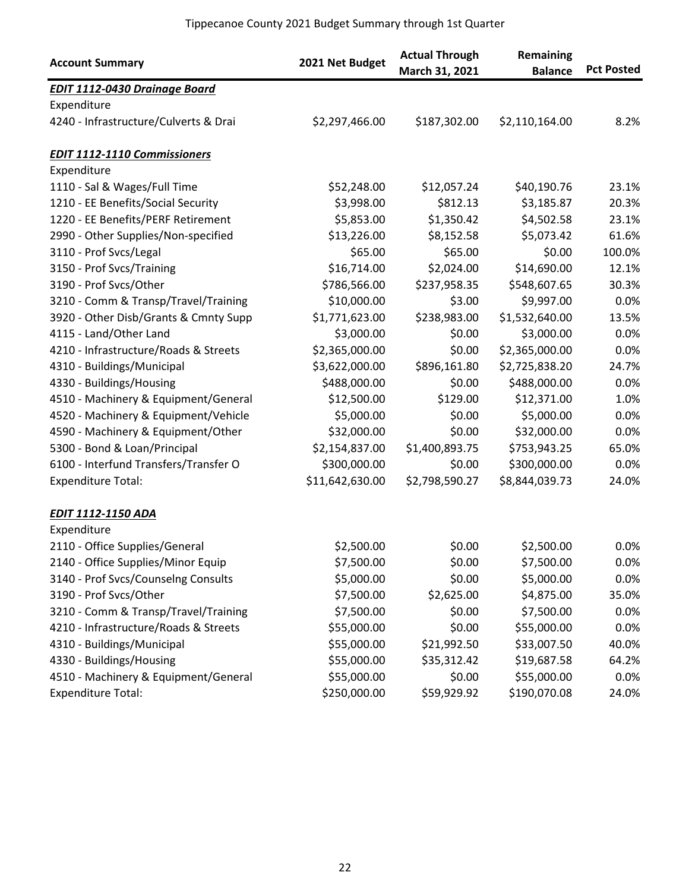Tippecanoe County 2021 Budget Summary through 1st Quarter

| Account Summary | 2021 Net Budget | Actual Through March 31, 2021 | Remaining Balance | Pct Posted |
|---|---|---|---|---|
| ***EDIT 1112-0430 Drainage Board*** | | | | |
| Expenditure | | | | |
| 4240 - Infrastructure/Culverts & Drai | $2,297,466.00 | $187,302.00 | $2,110,164.00 | 8.2% |
| | | | | |
| ***EDIT 1112-1110 Commissioners*** | | | | |
| Expenditure | | | | |
| 1110 - Sal & Wages/Full Time | $52,248.00 | $12,057.24 | $40,190.76 | 23.1% |
| 1210 - EE Benefits/Social Security | $3,998.00 | $812.13 | $3,185.87 | 20.3% |
| 1220 - EE Benefits/PERF Retirement | $5,853.00 | $1,350.42 | $4,502.58 | 23.1% |
| 2990 - Other Supplies/Non-specified | $13,226.00 | $8,152.58 | $5,073.42 | 61.6% |
| 3110 - Prof Svcs/Legal | $65.00 | $65.00 | $0.00 | 100.0% |
| 3150 - Prof Svcs/Training | $16,714.00 | $2,024.00 | $14,690.00 | 12.1% |
| 3190 - Prof Svcs/Other | $786,566.00 | $237,958.35 | $548,607.65 | 30.3% |
| 3210 - Comm & Transp/Travel/Training | $10,000.00 | $3.00 | $9,997.00 | 0.0% |
| 3920 - Other Disb/Grants & Cmnty Supp | $1,771,623.00 | $238,983.00 | $1,532,640.00 | 13.5% |
| 4115 - Land/Other Land | $3,000.00 | $0.00 | $3,000.00 | 0.0% |
| 4210 - Infrastructure/Roads & Streets | $2,365,000.00 | $0.00 | $2,365,000.00 | 0.0% |
| 4310 - Buildings/Municipal | $3,622,000.00 | $896,161.80 | $2,725,838.20 | 24.7% |
| 4330 - Buildings/Housing | $488,000.00 | $0.00 | $488,000.00 | 0.0% |
| 4510 - Machinery & Equipment/General | $12,500.00 | $129.00 | $12,371.00 | 1.0% |
| 4520 - Machinery & Equipment/Vehicle | $5,000.00 | $0.00 | $5,000.00 | 0.0% |
| 4590 - Machinery & Equipment/Other | $32,000.00 | $0.00 | $32,000.00 | 0.0% |
| 5300 - Bond & Loan/Principal | $2,154,837.00 | $1,400,893.75 | $753,943.25 | 65.0% |
| 6100 - Interfund Transfers/Transfer O | $300,000.00 | $0.00 | $300,000.00 | 0.0% |
| Expenditure Total: | $11,642,630.00 | $2,798,590.27 | $8,844,039.73 | 24.0% |
| | | | | |
| ***EDIT 1112-1150 ADA*** | | | | |
| Expenditure | | | | |
| 2110 - Office Supplies/General | $2,500.00 | $0.00 | $2,500.00 | 0.0% |
| 2140 - Office Supplies/Minor Equip | $7,500.00 | $0.00 | $7,500.00 | 0.0% |
| 3140 - Prof Svcs/Counselng Consults | $5,000.00 | $0.00 | $5,000.00 | 0.0% |
| 3190 - Prof Svcs/Other | $7,500.00 | $2,625.00 | $4,875.00 | 35.0% |
| 3210 - Comm & Transp/Travel/Training | $7,500.00 | $0.00 | $7,500.00 | 0.0% |
| 4210 - Infrastructure/Roads & Streets | $55,000.00 | $0.00 | $55,000.00 | 0.0% |
| 4310 - Buildings/Municipal | $55,000.00 | $21,992.50 | $33,007.50 | 40.0% |
| 4330 - Buildings/Housing | $55,000.00 | $35,312.42 | $19,687.58 | 64.2% |
| 4510 - Machinery & Equipment/General | $55,000.00 | $0.00 | $55,000.00 | 0.0% |
| Expenditure Total: | $250,000.00 | $59,929.92 | $190,070.08 | 24.0% |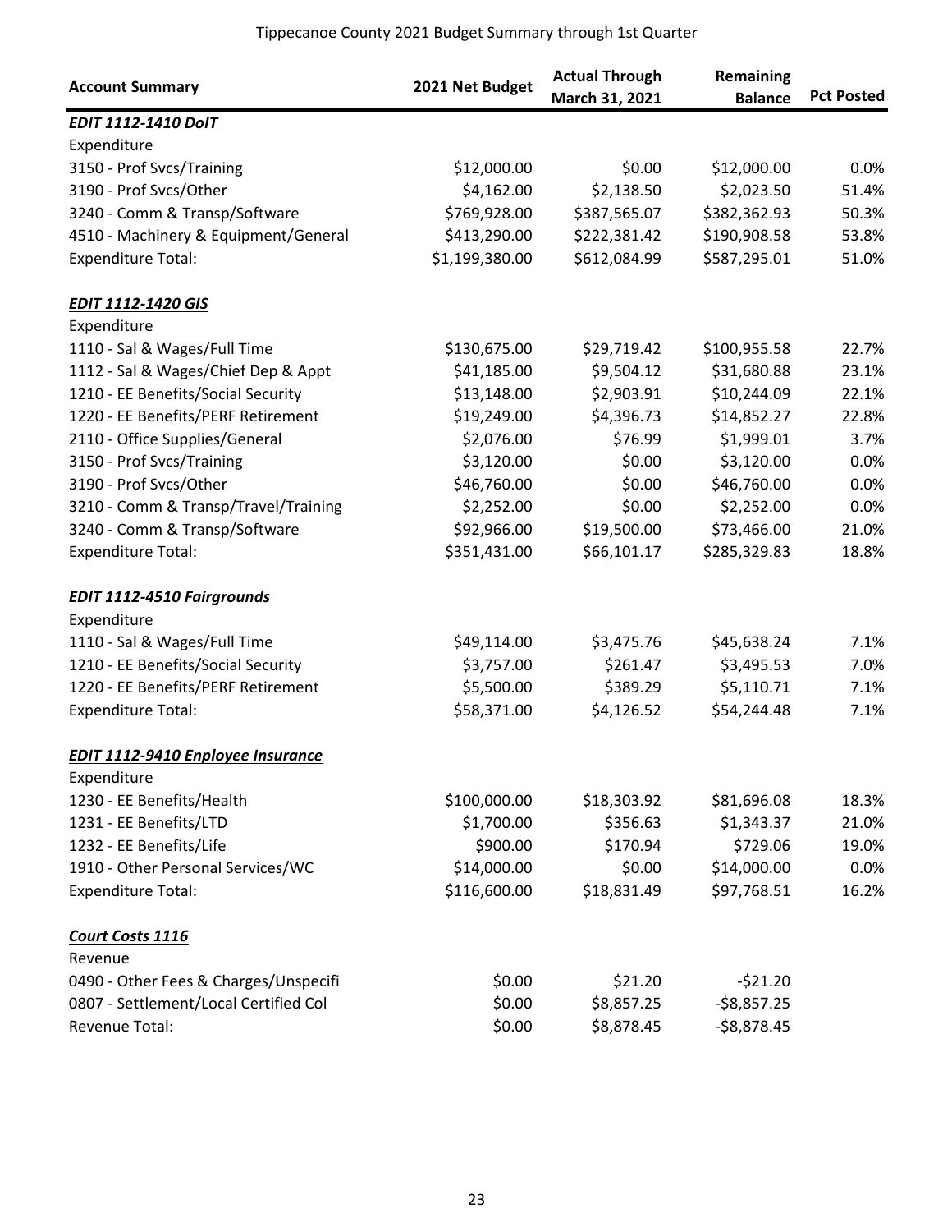Tippecanoe County 2021 Budget Summary through 1st Quarter

| Account Summary | 2021 Net Budget | Actual Through March 31, 2021 | Remaining Balance | Pct Posted |
|---|---|---|---|---|
| ***EDIT 1112-1410 DoIT*** | | | | |
| Expenditure | | | | |
| 3150 - Prof Svcs/Training | $12,000.00 | $0.00 | $12,000.00 | 0.0% |
| 3190 - Prof Svcs/Other | $4,162.00 | $2,138.50 | $2,023.50 | 51.4% |
| 3240 - Comm & Transp/Software | $769,928.00 | $387,565.07 | $382,362.93 | 50.3% |
| 4510 - Machinery & Equipment/General | $413,290.00 | $222,381.42 | $190,908.58 | 53.8% |
| Expenditure Total: | $1,199,380.00 | $612,084.99 | $587,295.01 | 51.0% |
| | | | | |
| ***EDIT 1112-1420 GIS*** | | | | |
| Expenditure | | | | |
| 1110 - Sal & Wages/Full Time | $130,675.00 | $29,719.42 | $100,955.58 | 22.7% |
| 1112 - Sal & Wages/Chief Dep & Appt | $41,185.00 | $9,504.12 | $31,680.88 | 23.1% |
| 1210 - EE Benefits/Social Security | $13,148.00 | $2,903.91 | $10,244.09 | 22.1% |
| 1220 - EE Benefits/PERF Retirement | $19,249.00 | $4,396.73 | $14,852.27 | 22.8% |
| 2110 - Office Supplies/General | $2,076.00 | $76.99 | $1,999.01 | 3.7% |
| 3150 - Prof Svcs/Training | $3,120.00 | $0.00 | $3,120.00 | 0.0% |
| 3190 - Prof Svcs/Other | $46,760.00 | $0.00 | $46,760.00 | 0.0% |
| 3210 - Comm & Transp/Travel/Training | $2,252.00 | $0.00 | $2,252.00 | 0.0% |
| 3240 - Comm & Transp/Software | $92,966.00 | $19,500.00 | $73,466.00 | 21.0% |
| Expenditure Total: | $351,431.00 | $66,101.17 | $285,329.83 | 18.8% |
| | | | | |
| ***EDIT 1112-4510 Fairgrounds*** | | | | |
| Expenditure | | | | |
| 1110 - Sal & Wages/Full Time | $49,114.00 | $3,475.76 | $45,638.24 | 7.1% |
| 1210 - EE Benefits/Social Security | $3,757.00 | $261.47 | $3,495.53 | 7.0% |
| 1220 - EE Benefits/PERF Retirement | $5,500.00 | $389.29 | $5,110.71 | 7.1% |
| Expenditure Total: | $58,371.00 | $4,126.52 | $54,244.48 | 7.1% |
| | | | | |
| ***EDIT 1112-9410 Enployee Insurance*** | | | | |
| Expenditure | | | | |
| 1230 - EE Benefits/Health | $100,000.00 | $18,303.92 | $81,696.08 | 18.3% |
| 1231 - EE Benefits/LTD | $1,700.00 | $356.63 | $1,343.37 | 21.0% |
| 1232 - EE Benefits/Life | $900.00 | $170.94 | $729.06 | 19.0% |
| 1910 - Other Personal Services/WC | $14,000.00 | $0.00 | $14,000.00 | 0.0% |
| Expenditure Total: | $116,600.00 | $18,831.49 | $97,768.51 | 16.2% |
| | | | | |
| ***Court Costs 1116*** | | | | |
| Revenue | | | | |
| 0490 - Other Fees & Charges/Unspecifi | $0.00 | $21.20 | -$21.20 | |
| 0807 - Settlement/Local Certified Col | $0.00 | $8,857.25 | -$8,857.25 | |
| Revenue Total: | $0.00 | $8,878.45 | -$8,878.45 | |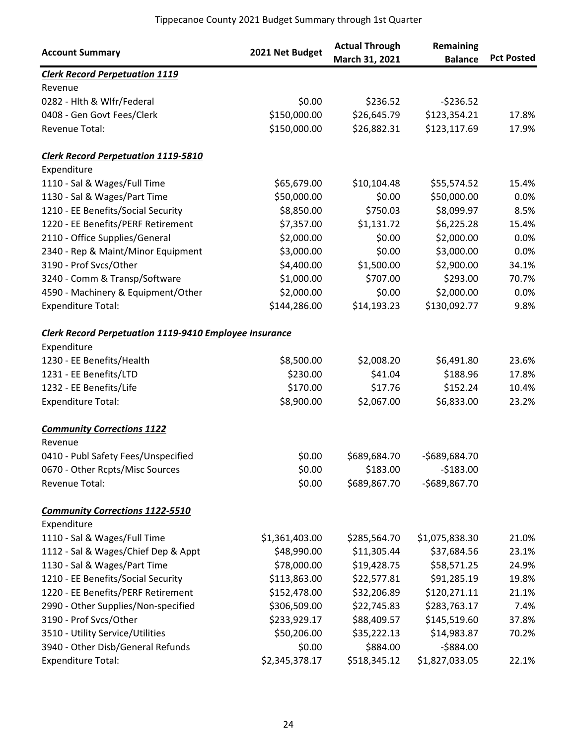# Tippecanoe County 2021 Budget Summary through 1st Quarter

| Account Summary | 2021 Net Budget | Actual Through March 31, 2021 | Remaining Balance | Pct Posted |
|---|---|---|---|---|
| ***Clerk Record Perpetuation 1119*** | | | | |
| Revenue | | | | |
| 0282 - Hlth & Wlfr/Federal | $0.00 | $236.52 | -$236.52 | |
| 0408 - Gen Govt Fees/Clerk | $150,000.00 | $26,645.79 | $123,354.21 | 17.8% |
| Revenue Total: | $150,000.00 | $26,882.31 | $123,117.69 | 17.9% |
| | | | | |
| ***Clerk Record Perpetuation 1119-5810*** | | | | |
| Expenditure | | | | |
| 1110 - Sal & Wages/Full Time | $65,679.00 | $10,104.48 | $55,574.52 | 15.4% |
| 1130 - Sal & Wages/Part Time | $50,000.00 | $0.00 | $50,000.00 | 0.0% |
| 1210 - EE Benefits/Social Security | $8,850.00 | $750.03 | $8,099.97 | 8.5% |
| 1220 - EE Benefits/PERF Retirement | $7,357.00 | $1,131.72 | $6,225.28 | 15.4% |
| 2110 - Office Supplies/General | $2,000.00 | $0.00 | $2,000.00 | 0.0% |
| 2340 - Rep & Maint/Minor Equipment | $3,000.00 | $0.00 | $3,000.00 | 0.0% |
| 3190 - Prof Svcs/Other | $4,400.00 | $1,500.00 | $2,900.00 | 34.1% |
| 3240 - Comm & Transp/Software | $1,000.00 | $707.00 | $293.00 | 70.7% |
| 4590 - Machinery & Equipment/Other | $2,000.00 | $0.00 | $2,000.00 | 0.0% |
| Expenditure Total: | $144,286.00 | $14,193.23 | $130,092.77 | 9.8% |
| | | | | |
| ***Clerk Record Perpetuation 1119-9410 Employee Insurance*** | | | | |
| Expenditure | | | | |
| 1230 - EE Benefits/Health | $8,500.00 | $2,008.20 | $6,491.80 | 23.6% |
| 1231 - EE Benefits/LTD | $230.00 | $41.04 | $188.96 | 17.8% |
| 1232 - EE Benefits/Life | $170.00 | $17.76 | $152.24 | 10.4% |
| Expenditure Total: | $8,900.00 | $2,067.00 | $6,833.00 | 23.2% |
| | | | | |
| ***Community Corrections 1122*** | | | | |
| Revenue | | | | |
| 0410 - Publ Safety Fees/Unspecified | $0.00 | $689,684.70 | -$689,684.70 | |
| 0670 - Other Rcpts/Misc Sources | $0.00 | $183.00 | -$183.00 | |
| Revenue Total: | $0.00 | $689,867.70 | -$689,867.70 | |
| | | | | |
| ***Community Corrections 1122-5510*** | | | | |
| Expenditure | | | | |
| 1110 - Sal & Wages/Full Time | $1,361,403.00 | $285,564.70 | $1,075,838.30 | 21.0% |
| 1112 - Sal & Wages/Chief Dep & Appt | $48,990.00 | $11,305.44 | $37,684.56 | 23.1% |
| 1130 - Sal & Wages/Part Time | $78,000.00 | $19,428.75 | $58,571.25 | 24.9% |
| 1210 - EE Benefits/Social Security | $113,863.00 | $22,577.81 | $91,285.19 | 19.8% |
| 1220 - EE Benefits/PERF Retirement | $152,478.00 | $32,206.89 | $120,271.11 | 21.1% |
| 2990 - Other Supplies/Non-specified | $306,509.00 | $22,745.83 | $283,763.17 | 7.4% |
| 3190 - Prof Svcs/Other | $233,929.17 | $88,409.57 | $145,519.60 | 37.8% |
| 3510 - Utility Service/Utilities | $50,206.00 | $35,222.13 | $14,983.87 | 70.2% |
| 3940 - Other Disb/General Refunds | $0.00 | $884.00 | -$884.00 | |
| Expenditure Total: | $2,345,378.17 | $518,345.12 | $1,827,033.05 | 22.1% |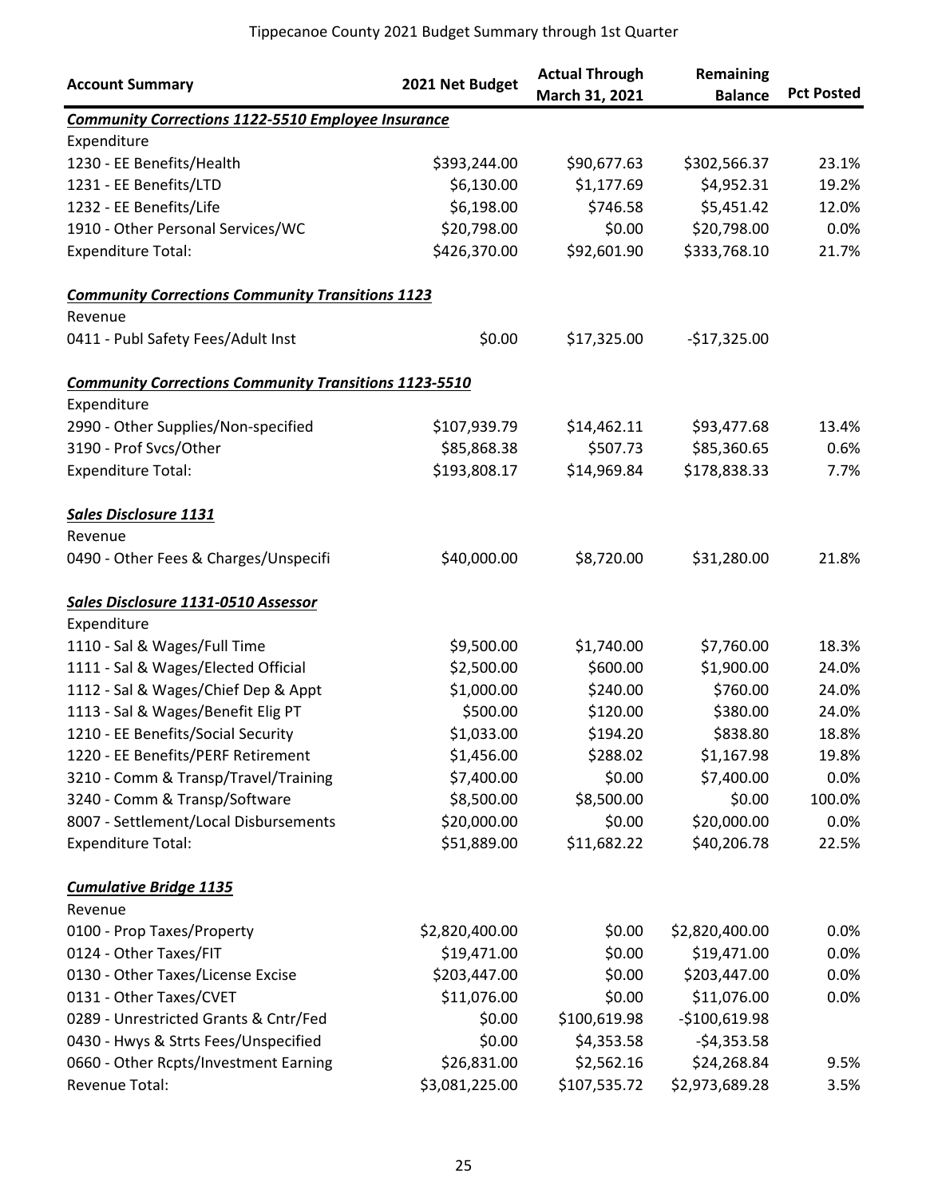# Tippecanoe County 2021 Budget Summary through 1st Quarter

| Account Summary | 2021 Net Budget | Actual Through March 31, 2021 | Remaining Balance | Pct Posted |
|---|---|---|---|---|
| ***Community Corrections 1122-5510 Employee Insurance*** | | | | |
| Expenditure | | | | |
| 1230 - EE Benefits/Health | $393,244.00 | $90,677.63 | $302,566.37 | 23.1% |
| 1231 - EE Benefits/LTD | $6,130.00 | $1,177.69 | $4,952.31 | 19.2% |
| 1232 - EE Benefits/Life | $6,198.00 | $746.58 | $5,451.42 | 12.0% |
| 1910 - Other Personal Services/WC | $20,798.00 | $0.00 | $20,798.00 | 0.0% |
| Expenditure Total: | $426,370.00 | $92,601.90 | $333,768.10 | 21.7% |
| ***Community Corrections Community Transitions 1123*** | | | | |
| Revenue | | | | |
| 0411 - Publ Safety Fees/Adult Inst | $0.00 | $17,325.00 | -$17,325.00 | |
| ***Community Corrections Community Transitions 1123-5510*** | | | | |
| Expenditure | | | | |
| 2990 - Other Supplies/Non-specified | $107,939.79 | $14,462.11 | $93,477.68 | 13.4% |
| 3190 - Prof Svcs/Other | $85,868.38 | $507.73 | $85,360.65 | 0.6% |
| Expenditure Total: | $193,808.17 | $14,969.84 | $178,838.33 | 7.7% |
| ***Sales Disclosure 1131*** | | | | |
| Revenue | | | | |
| 0490 - Other Fees & Charges/Unspecifi | $40,000.00 | $8,720.00 | $31,280.00 | 21.8% |
| ***Sales Disclosure 1131-0510 Assessor*** | | | | |
| Expenditure | | | | |
| 1110 - Sal & Wages/Full Time | $9,500.00 | $1,740.00 | $7,760.00 | 18.3% |
| 1111 - Sal & Wages/Elected Official | $2,500.00 | $600.00 | $1,900.00 | 24.0% |
| 1112 - Sal & Wages/Chief Dep & Appt | $1,000.00 | $240.00 | $760.00 | 24.0% |
| 1113 - Sal & Wages/Benefit Elig PT | $500.00 | $120.00 | $380.00 | 24.0% |
| 1210 - EE Benefits/Social Security | $1,033.00 | $194.20 | $838.80 | 18.8% |
| 1220 - EE Benefits/PERF Retirement | $1,456.00 | $288.02 | $1,167.98 | 19.8% |
| 3210 - Comm & Transp/Travel/Training | $7,400.00 | $0.00 | $7,400.00 | 0.0% |
| 3240 - Comm & Transp/Software | $8,500.00 | $8,500.00 | $0.00 | 100.0% |
| 8007 - Settlement/Local Disbursements | $20,000.00 | $0.00 | $20,000.00 | 0.0% |
| Expenditure Total: | $51,889.00 | $11,682.22 | $40,206.78 | 22.5% |
| ***Cumulative Bridge 1135*** | | | | |
| Revenue | | | | |
| 0100 - Prop Taxes/Property | $2,820,400.00 | $0.00 | $2,820,400.00 | 0.0% |
| 0124 - Other Taxes/FIT | $19,471.00 | $0.00 | $19,471.00 | 0.0% |
| 0130 - Other Taxes/License Excise | $203,447.00 | $0.00 | $203,447.00 | 0.0% |
| 0131 - Other Taxes/CVET | $11,076.00 | $0.00 | $11,076.00 | 0.0% |
| 0289 - Unrestricted Grants & Cntr/Fed | $0.00 | $100,619.98 | -$100,619.98 | |
| 0430 - Hwys & Strts Fees/Unspecified | $0.00 | $4,353.58 | -$4,353.58 | |
| 0660 - Other Rcpts/Investment Earning | $26,831.00 | $2,562.16 | $24,268.84 | 9.5% |
| Revenue Total: | $3,081,225.00 | $107,535.72 | $2,973,689.28 | 3.5% |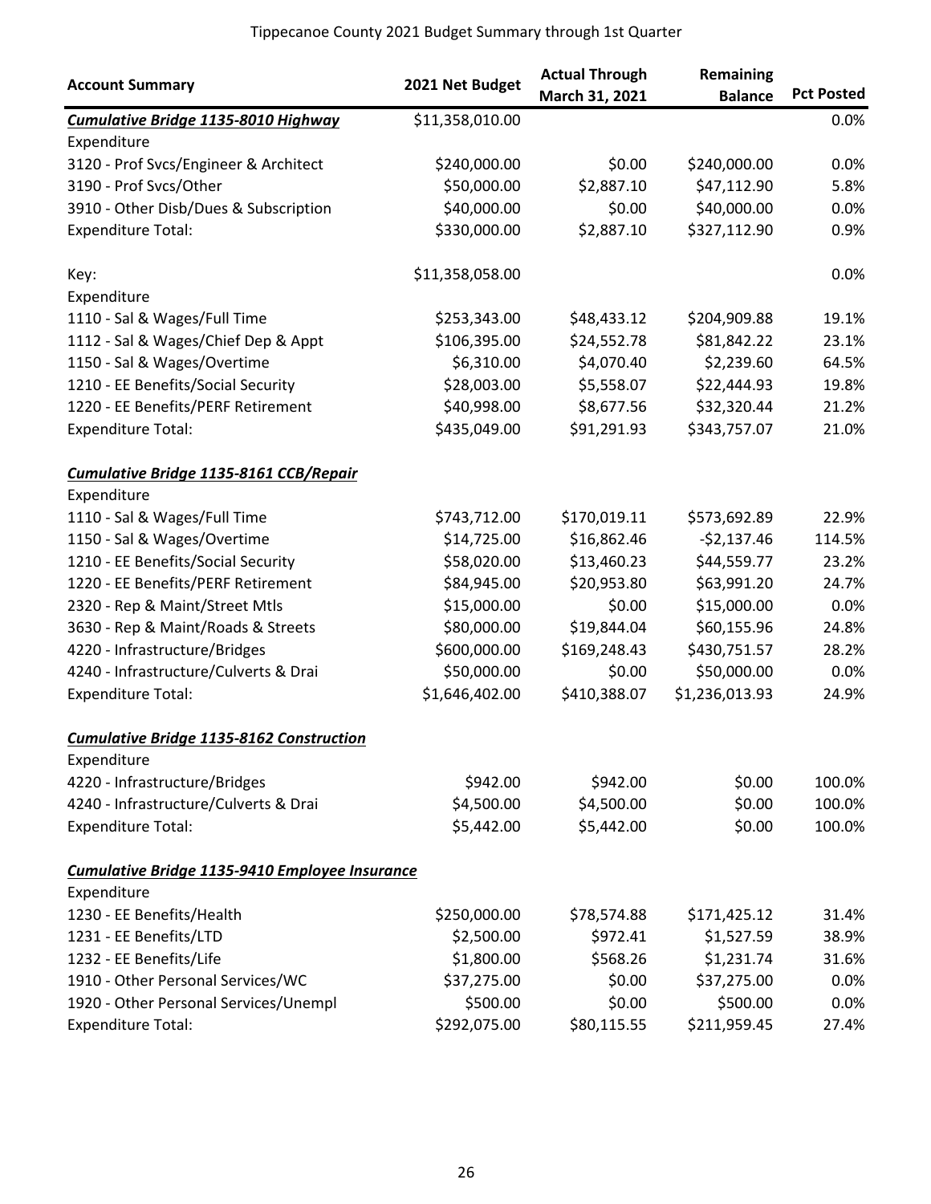Tippecanoe County 2021 Budget Summary through 1st Quarter

| Account Summary | 2021 Net Budget | Actual Through March 31, 2021 | Remaining Balance | Pct Posted |
|---|---|---|---|---|
| ***Cumulative Bridge 1135-8010 Highway*** | $11,358,010.00 | | | 0.0% |
| Expenditure | | | | |
| 3120 - Prof Svcs/Engineer & Architect | $240,000.00 | $0.00 | $240,000.00 | 0.0% |
| 3190 - Prof Svcs/Other | $50,000.00 | $2,887.10 | $47,112.90 | 5.8% |
| 3910 - Other Disb/Dues & Subscription | $40,000.00 | $0.00 | $40,000.00 | 0.0% |
| Expenditure Total: | $330,000.00 | $2,887.10 | $327,112.90 | 0.9% |
| Key: | $11,358,058.00 | | | 0.0% |
| Expenditure | | | | |
| 1110 - Sal & Wages/Full Time | $253,343.00 | $48,433.12 | $204,909.88 | 19.1% |
| 1112 - Sal & Wages/Chief Dep & Appt | $106,395.00 | $24,552.78 | $81,842.22 | 23.1% |
| 1150 - Sal & Wages/Overtime | $6,310.00 | $4,070.40 | $2,239.60 | 64.5% |
| 1210 - EE Benefits/Social Security | $28,003.00 | $5,558.07 | $22,444.93 | 19.8% |
| 1220 - EE Benefits/PERF Retirement | $40,998.00 | $8,677.56 | $32,320.44 | 21.2% |
| Expenditure Total: | $435,049.00 | $91,291.93 | $343,757.07 | 21.0% |
| ***Cumulative Bridge 1135-8161 CCB/Repair*** | | | | |
| Expenditure | | | | |
| 1110 - Sal & Wages/Full Time | $743,712.00 | $170,019.11 | $573,692.89 | 22.9% |
| 1150 - Sal & Wages/Overtime | $14,725.00 | $16,862.46 | -$2,137.46 | 114.5% |
| 1210 - EE Benefits/Social Security | $58,020.00 | $13,460.23 | $44,559.77 | 23.2% |
| 1220 - EE Benefits/PERF Retirement | $84,945.00 | $20,953.80 | $63,991.20 | 24.7% |
| 2320 - Rep & Maint/Street Mtls | $15,000.00 | $0.00 | $15,000.00 | 0.0% |
| 3630 - Rep & Maint/Roads & Streets | $80,000.00 | $19,844.04 | $60,155.96 | 24.8% |
| 4220 - Infrastructure/Bridges | $600,000.00 | $169,248.43 | $430,751.57 | 28.2% |
| 4240 - Infrastructure/Culverts & Drai | $50,000.00 | $0.00 | $50,000.00 | 0.0% |
| Expenditure Total: | $1,646,402.00 | $410,388.07 | $1,236,013.93 | 24.9% |
| ***Cumulative Bridge 1135-8162 Construction*** | | | | |
| Expenditure | | | | |
| 4220 - Infrastructure/Bridges | $942.00 | $942.00 | $0.00 | 100.0% |
| 4240 - Infrastructure/Culverts & Drai | $4,500.00 | $4,500.00 | $0.00 | 100.0% |
| Expenditure Total: | $5,442.00 | $5,442.00 | $0.00 | 100.0% |
| ***Cumulative Bridge 1135-9410 Employee Insurance*** | | | | |
| Expenditure | | | | |
| 1230 - EE Benefits/Health | $250,000.00 | $78,574.88 | $171,425.12 | 31.4% |
| 1231 - EE Benefits/LTD | $2,500.00 | $972.41 | $1,527.59 | 38.9% |
| 1232 - EE Benefits/Life | $1,800.00 | $568.26 | $1,231.74 | 31.6% |
| 1910 - Other Personal Services/WC | $37,275.00 | $0.00 | $37,275.00 | 0.0% |
| 1920 - Other Personal Services/Unempl | $500.00 | $0.00 | $500.00 | 0.0% |
| Expenditure Total: | $292,075.00 | $80,115.55 | $211,959.45 | 27.4% |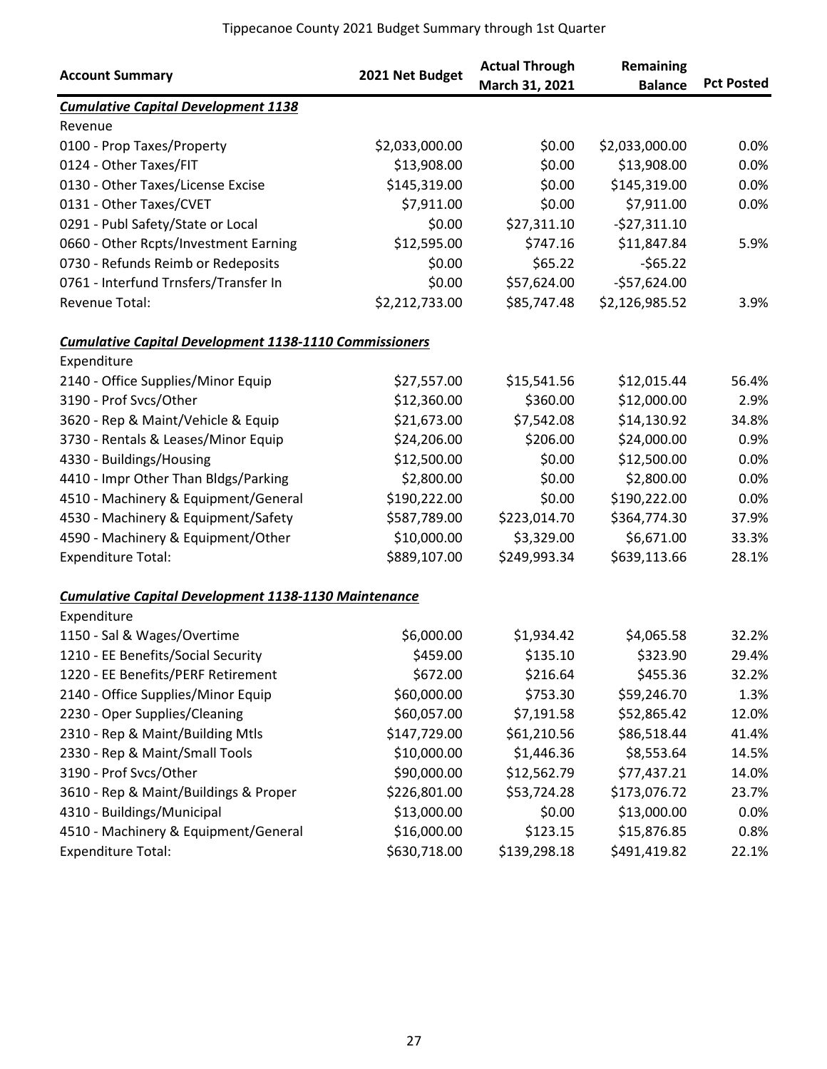# Tippecanoe County 2021 Budget Summary through 1st Quarter

| Account Summary | 2021 Net Budget | Actual Through March 31, 2021 | Remaining Balance | Pct Posted |
|---|---|---|---|---|
| ***Cumulative Capital Development 1138*** | | | | |
| Revenue | | | | |
| 0100 - Prop Taxes/Property | $2,033,000.00 | $0.00 | $2,033,000.00 | 0.0% |
| 0124 - Other Taxes/FIT | $13,908.00 | $0.00 | $13,908.00 | 0.0% |
| 0130 - Other Taxes/License Excise | $145,319.00 | $0.00 | $145,319.00 | 0.0% |
| 0131 - Other Taxes/CVET | $7,911.00 | $0.00 | $7,911.00 | 0.0% |
| 0291 - Publ Safety/State or Local | $0.00 | $27,311.10 | -$27,311.10 | |
| 0660 - Other Rcpts/Investment Earning | $12,595.00 | $747.16 | $11,847.84 | 5.9% |
| 0730 - Refunds Reimb or Redeposits | $0.00 | $65.22 | -$65.22 | |
| 0761 - Interfund Trnsfers/Transfer In | $0.00 | $57,624.00 | -$57,624.00 | |
| Revenue Total: | $2,212,733.00 | $85,747.48 | $2,126,985.52 | 3.9% |
| | | | | |
| ***Cumulative Capital Development 1138-1110 Commissioners*** | | | | |
| Expenditure | | | | |
| 2140 - Office Supplies/Minor Equip | $27,557.00 | $15,541.56 | $12,015.44 | 56.4% |
| 3190 - Prof Svcs/Other | $12,360.00 | $360.00 | $12,000.00 | 2.9% |
| 3620 - Rep & Maint/Vehicle & Equip | $21,673.00 | $7,542.08 | $14,130.92 | 34.8% |
| 3730 - Rentals & Leases/Minor Equip | $24,206.00 | $206.00 | $24,000.00 | 0.9% |
| 4330 - Buildings/Housing | $12,500.00 | $0.00 | $12,500.00 | 0.0% |
| 4410 - Impr Other Than Bldgs/Parking | $2,800.00 | $0.00 | $2,800.00 | 0.0% |
| 4510 - Machinery & Equipment/General | $190,222.00 | $0.00 | $190,222.00 | 0.0% |
| 4530 - Machinery & Equipment/Safety | $587,789.00 | $223,014.70 | $364,774.30 | 37.9% |
| 4590 - Machinery & Equipment/Other | $10,000.00 | $3,329.00 | $6,671.00 | 33.3% |
| Expenditure Total: | $889,107.00 | $249,993.34 | $639,113.66 | 28.1% |
| | | | | |
| ***Cumulative Capital Development 1138-1130 Maintenance*** | | | | |
| Expenditure | | | | |
| 1150 - Sal & Wages/Overtime | $6,000.00 | $1,934.42 | $4,065.58 | 32.2% |
| 1210 - EE Benefits/Social Security | $459.00 | $135.10 | $323.90 | 29.4% |
| 1220 - EE Benefits/PERF Retirement | $672.00 | $216.64 | $455.36 | 32.2% |
| 2140 - Office Supplies/Minor Equip | $60,000.00 | $753.30 | $59,246.70 | 1.3% |
| 2230 - Oper Supplies/Cleaning | $60,057.00 | $7,191.58 | $52,865.42 | 12.0% |
| 2310 - Rep & Maint/Building Mtls | $147,729.00 | $61,210.56 | $86,518.44 | 41.4% |
| 2330 - Rep & Maint/Small Tools | $10,000.00 | $1,446.36 | $8,553.64 | 14.5% |
| 3190 - Prof Svcs/Other | $90,000.00 | $12,562.79 | $77,437.21 | 14.0% |
| 3610 - Rep & Maint/Buildings & Proper | $226,801.00 | $53,724.28 | $173,076.72 | 23.7% |
| 4310 - Buildings/Municipal | $13,000.00 | $0.00 | $13,000.00 | 0.0% |
| 4510 - Machinery & Equipment/General | $16,000.00 | $123.15 | $15,876.85 | 0.8% |
| Expenditure Total: | $630,718.00 | $139,298.18 | $491,419.82 | 22.1% |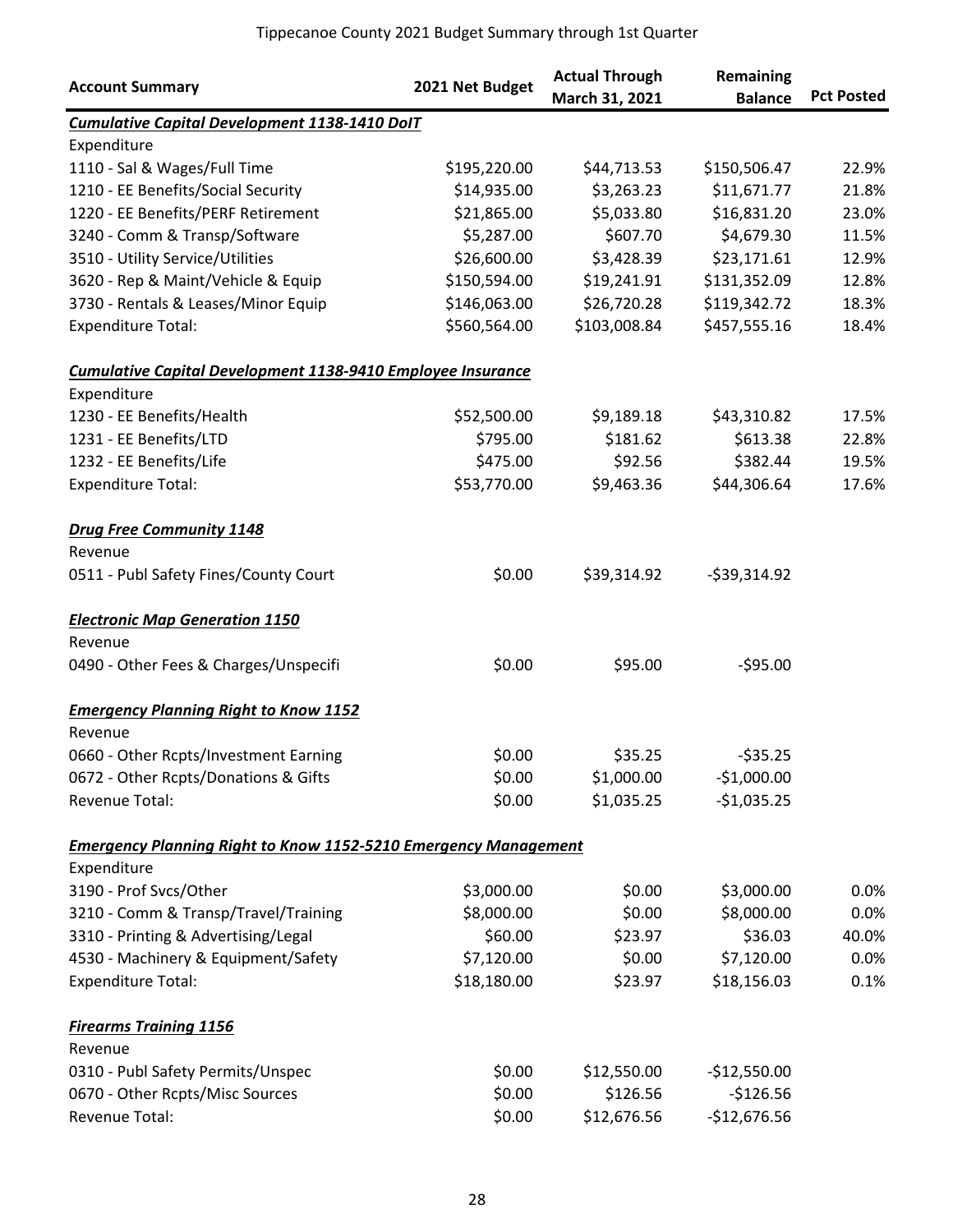| Account Summary | 2021 Net Budget | Actual Through March 31, 2021 | Remaining Balance | Pct Posted |
|---|---|---|---|---|
| ***Cumulative Capital Development 1138-1410 DoIT*** | | | | |
| Expenditure | | | | |
| 1110 - Sal & Wages/Full Time | $195,220.00 | $44,713.53 | $150,506.47 | 22.9% |
| 1210 - EE Benefits/Social Security | $14,935.00 | $3,263.23 | $11,671.77 | 21.8% |
| 1220 - EE Benefits/PERF Retirement | $21,865.00 | $5,033.80 | $16,831.20 | 23.0% |
| 3240 - Comm & Transp/Software | $5,287.00 | $607.70 | $4,679.30 | 11.5% |
| 3510 - Utility Service/Utilities | $26,600.00 | $3,428.39 | $23,171.61 | 12.9% |
| 3620 - Rep & Maint/Vehicle & Equip | $150,594.00 | $19,241.91 | $131,352.09 | 12.8% |
| 3730 - Rentals & Leases/Minor Equip | $146,063.00 | $26,720.28 | $119,342.72 | 18.3% |
| Expenditure Total: | $560,564.00 | $103,008.84 | $457,555.16 | 18.4% |
| ***Cumulative Capital Development 1138-9410 Employee Insurance*** | | | | |
| Expenditure | | | | |
| 1230 - EE Benefits/Health | $52,500.00 | $9,189.18 | $43,310.82 | 17.5% |
| 1231 - EE Benefits/LTD | $795.00 | $181.62 | $613.38 | 22.8% |
| 1232 - EE Benefits/Life | $475.00 | $92.56 | $382.44 | 19.5% |
| Expenditure Total: | $53,770.00 | $9,463.36 | $44,306.64 | 17.6% |
| ***Drug Free Community 1148*** | | | | |
| Revenue | | | | |
| 0511 - Publ Safety Fines/County Court | $0.00 | $39,314.92 | -$39,314.92 | |
| ***Electronic Map Generation 1150*** | | | | |
| Revenue | | | | |
| 0490 - Other Fees & Charges/Unspecifi | $0.00 | $95.00 | -$95.00 | |
| ***Emergency Planning Right to Know 1152*** | | | | |
| Revenue | | | | |
| 0660 - Other Rcpts/Investment Earning | $0.00 | $35.25 | -$35.25 | |
| 0672 - Other Rcpts/Donations & Gifts | $0.00 | $1,000.00 | -$1,000.00 | |
| Revenue Total: | $0.00 | $1,035.25 | -$1,035.25 | |
| ***Emergency Planning Right to Know 1152-5210 Emergency Management*** | | | | |
| Expenditure | | | | |
| 3190 - Prof Svcs/Other | $3,000.00 | $0.00 | $3,000.00 | 0.0% |
| 3210 - Comm & Transp/Travel/Training | $8,000.00 | $0.00 | $8,000.00 | 0.0% |
| 3310 - Printing & Advertising/Legal | $60.00 | $23.97 | $36.03 | 40.0% |
| 4530 - Machinery & Equipment/Safety | $7,120.00 | $0.00 | $7,120.00 | 0.0% |
| Expenditure Total: | $18,180.00 | $23.97 | $18,156.03 | 0.1% |
| ***Firearms Training 1156*** | | | | |
| Revenue | | | | |
| 0310 - Publ Safety Permits/Unspec | $0.00 | $12,550.00 | -$12,550.00 | |
| 0670 - Other Rcpts/Misc Sources | $0.00 | $126.56 | -$126.56 | |
| Revenue Total: | $0.00 | $12,676.56 | -$12,676.56 | |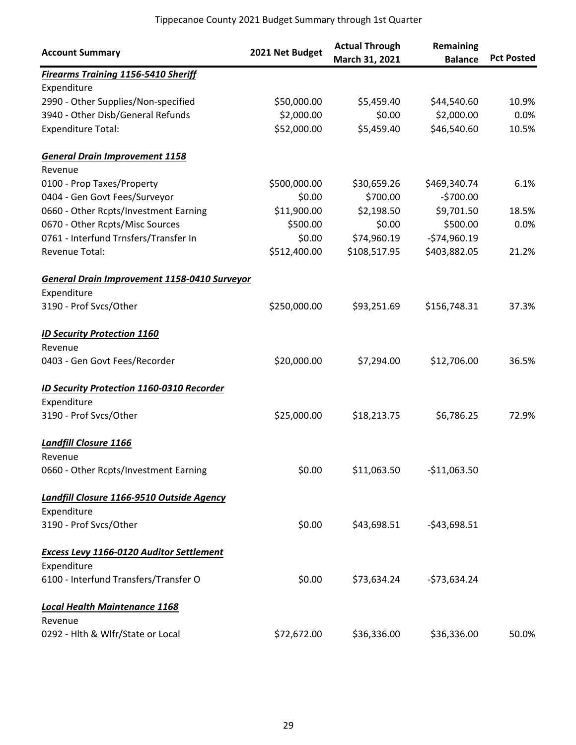# Tippecanoe County 2021 Budget Summary through 1st Quarter

| Account Summary | 2021 Net Budget | Actual Through March 31, 2021 | Remaining Balance | Pct Posted |
|---|---|---|---|---|
| ***Firearms Training 1156-5410 Sheriff*** | | | | |
| Expenditure | | | | |
| 2990 - Other Supplies/Non-specified | $50,000.00 | $5,459.40 | $44,540.60 | 10.9% |
| 3940 - Other Disb/General Refunds | $2,000.00 | $0.00 | $2,000.00 | 0.0% |
| Expenditure Total: | $52,000.00 | $5,459.40 | $46,540.60 | 10.5% |
| ***General Drain Improvement 1158*** | | | | |
| Revenue | | | | |
| 0100 - Prop Taxes/Property | $500,000.00 | $30,659.26 | $469,340.74 | 6.1% |
| 0404 - Gen Govt Fees/Surveyor | $0.00 | $700.00 | -$700.00 | |
| 0660 - Other Rcpts/Investment Earning | $11,900.00 | $2,198.50 | $9,701.50 | 18.5% |
| 0670 - Other Rcpts/Misc Sources | $500.00 | $0.00 | $500.00 | 0.0% |
| 0761 - Interfund Trnsfers/Transfer In | $0.00 | $74,960.19 | -$74,960.19 | |
| Revenue Total: | $512,400.00 | $108,517.95 | $403,882.05 | 21.2% |
| ***General Drain Improvement 1158-0410 Surveyor*** | | | | |
| Expenditure | | | | |
| 3190 - Prof Svcs/Other | $250,000.00 | $93,251.69 | $156,748.31 | 37.3% |
| ***ID Security Protection 1160*** | | | | |
| Revenue | | | | |
| 0403 - Gen Govt Fees/Recorder | $20,000.00 | $7,294.00 | $12,706.00 | 36.5% |
| ***ID Security Protection 1160-0310 Recorder*** | | | | |
| Expenditure | | | | |
| 3190 - Prof Svcs/Other | $25,000.00 | $18,213.75 | $6,786.25 | 72.9% |
| ***Landfill Closure 1166*** | | | | |
| Revenue | | | | |
| 0660 - Other Rcpts/Investment Earning | $0.00 | $11,063.50 | -$11,063.50 | |
| ***Landfill Closure 1166-9510 Outside Agency*** | | | | |
| Expenditure | | | | |
| 3190 - Prof Svcs/Other | $0.00 | $43,698.51 | -$43,698.51 | |
| ***Excess Levy 1166-0120 Auditor Settlement*** | | | | |
| Expenditure | | | | |
| 6100 - Interfund Transfers/Transfer O | $0.00 | $73,634.24 | -$73,634.24 | |
| ***Local Health Maintenance 1168*** | | | | |
| Revenue | | | | |
| 0292 - Hlth & Wlfr/State or Local | $72,672.00 | $36,336.00 | $36,336.00 | 50.0% |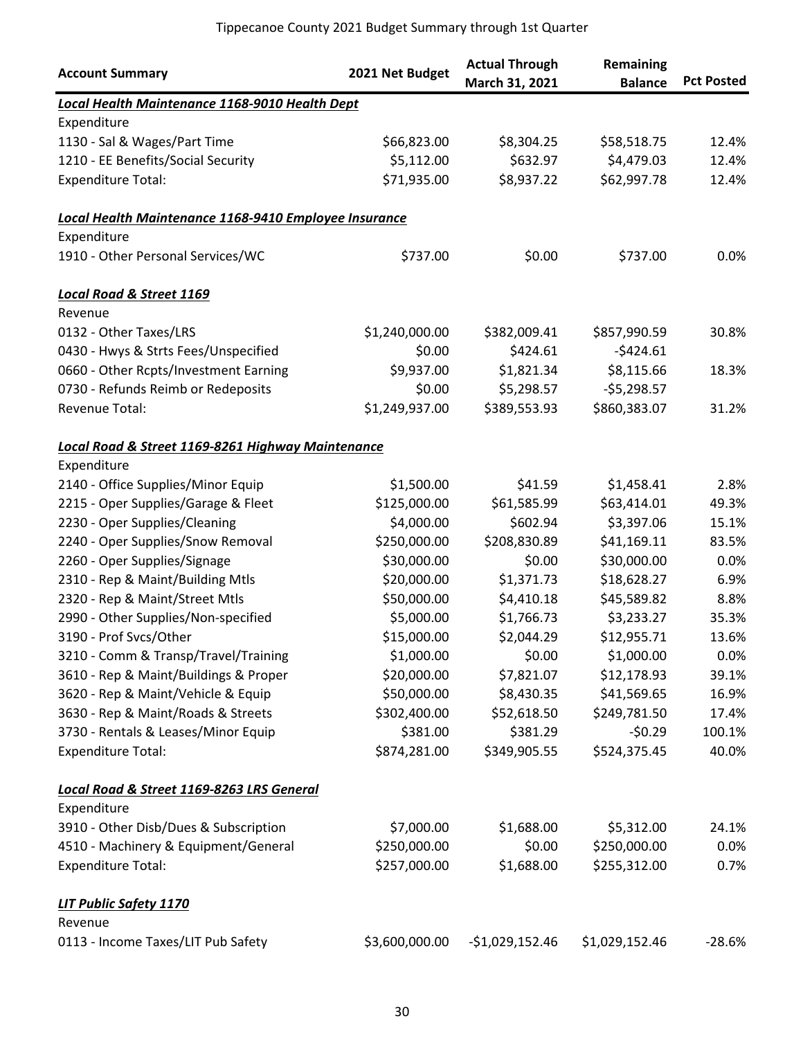Tippecanoe County 2021 Budget Summary through 1st Quarter

| Account Summary | 2021 Net Budget | Actual Through March 31, 2021 | Remaining Balance | Pct Posted |
|---|---|---|---|---|
| ***Local Health Maintenance 1168-9010 Health Dept*** | | | | |
| Expenditure | | | | |
| 1130 - Sal & Wages/Part Time | $66,823.00 | $8,304.25 | $58,518.75 | 12.4% |
| 1210 - EE Benefits/Social Security | $5,112.00 | $632.97 | $4,479.03 | 12.4% |
| Expenditure Total: | $71,935.00 | $8,937.22 | $62,997.78 | 12.4% |
| | | | | |
| ***Local Health Maintenance 1168-9410 Employee Insurance*** | | | | |
| Expenditure | | | | |
| 1910 - Other Personal Services/WC | $737.00 | $0.00 | $737.00 | 0.0% |
| | | | | |
| ***Local Road & Street 1169*** | | | | |
| Revenue | | | | |
| 0132 - Other Taxes/LRS | $1,240,000.00 | $382,009.41 | $857,990.59 | 30.8% |
| 0430 - Hwys & Strts Fees/Unspecified | $0.00 | $424.61 | -$424.61 | |
| 0660 - Other Rcpts/Investment Earning | $9,937.00 | $1,821.34 | $8,115.66 | 18.3% |
| 0730 - Refunds Reimb or Redeposits | $0.00 | $5,298.57 | -$5,298.57 | |
| Revenue Total: | $1,249,937.00 | $389,553.93 | $860,383.07 | 31.2% |
| | | | | |
| ***Local Road & Street 1169-8261 Highway Maintenance*** | | | | |
| Expenditure | | | | |
| 2140 - Office Supplies/Minor Equip | $1,500.00 | $41.59 | $1,458.41 | 2.8% |
| 2215 - Oper Supplies/Garage & Fleet | $125,000.00 | $61,585.99 | $63,414.01 | 49.3% |
| 2230 - Oper Supplies/Cleaning | $4,000.00 | $602.94 | $3,397.06 | 15.1% |
| 2240 - Oper Supplies/Snow Removal | $250,000.00 | $208,830.89 | $41,169.11 | 83.5% |
| 2260 - Oper Supplies/Signage | $30,000.00 | $0.00 | $30,000.00 | 0.0% |
| 2310 - Rep & Maint/Building Mtls | $20,000.00 | $1,371.73 | $18,628.27 | 6.9% |
| 2320 - Rep & Maint/Street Mtls | $50,000.00 | $4,410.18 | $45,589.82 | 8.8% |
| 2990 - Other Supplies/Non-specified | $5,000.00 | $1,766.73 | $3,233.27 | 35.3% |
| 3190 - Prof Svcs/Other | $15,000.00 | $2,044.29 | $12,955.71 | 13.6% |
| 3210 - Comm & Transp/Travel/Training | $1,000.00 | $0.00 | $1,000.00 | 0.0% |
| 3610 - Rep & Maint/Buildings & Proper | $20,000.00 | $7,821.07 | $12,178.93 | 39.1% |
| 3620 - Rep & Maint/Vehicle & Equip | $50,000.00 | $8,430.35 | $41,569.65 | 16.9% |
| 3630 - Rep & Maint/Roads & Streets | $302,400.00 | $52,618.50 | $249,781.50 | 17.4% |
| 3730 - Rentals & Leases/Minor Equip | $381.00 | $381.29 | -$0.29 | 100.1% |
| Expenditure Total: | $874,281.00 | $349,905.55 | $524,375.45 | 40.0% |
| | | | | |
| ***Local Road & Street 1169-8263 LRS General*** | | | | |
| Expenditure | | | | |
| 3910 - Other Disb/Dues & Subscription | $7,000.00 | $1,688.00 | $5,312.00 | 24.1% |
| 4510 - Machinery & Equipment/General | $250,000.00 | $0.00 | $250,000.00 | 0.0% |
| Expenditure Total: | $257,000.00 | $1,688.00 | $255,312.00 | 0.7% |
| | | | | |
| ***LIT Public Safety 1170*** | | | | |
| Revenue | | | | |
| 0113 - Income Taxes/LIT Pub Safety | $3,600,000.00 | -$1,029,152.46 | $1,029,152.46 | -28.6% |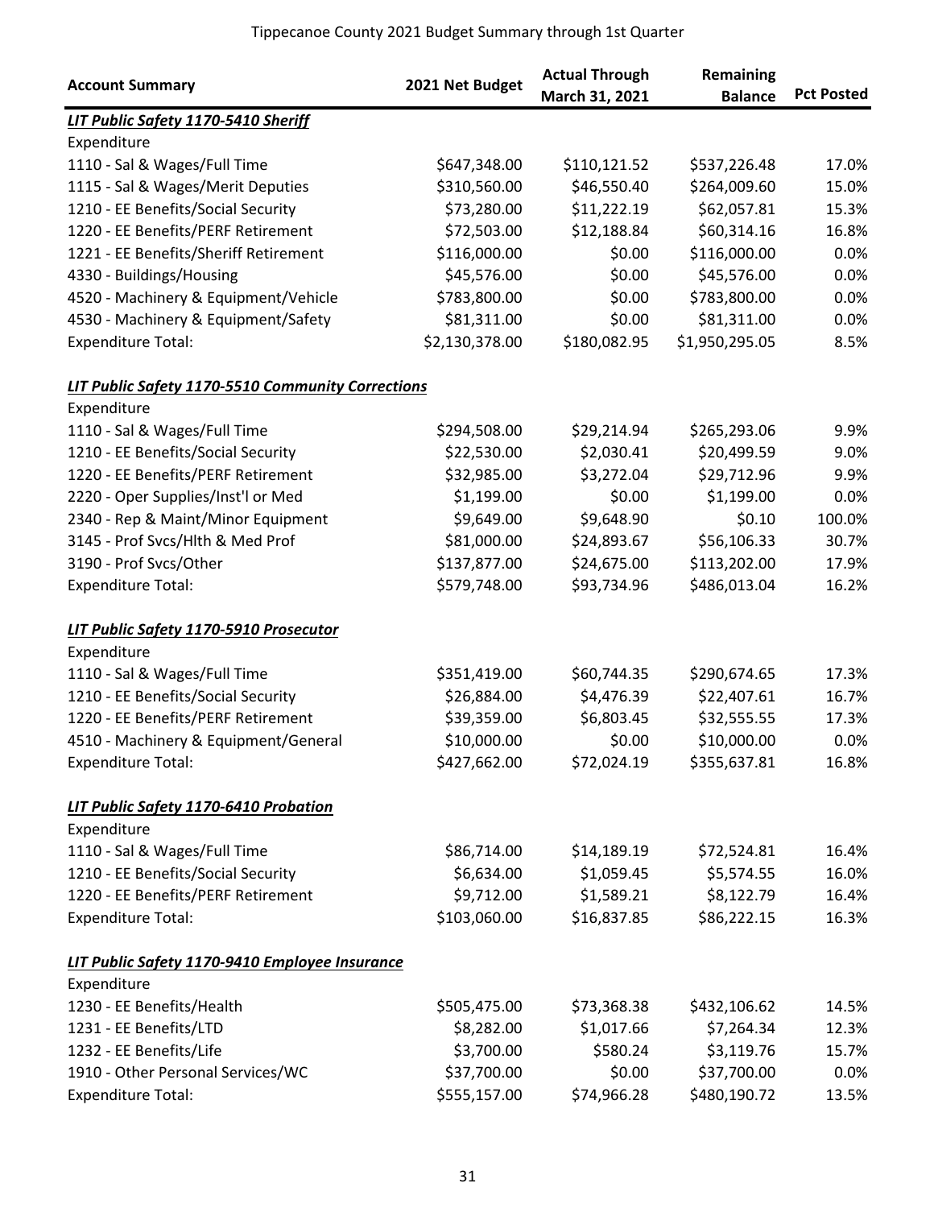Tippecanoe County 2021 Budget Summary through 1st Quarter

| Account Summary | 2021 Net Budget | Actual Through March 31, 2021 | Remaining Balance | Pct Posted |
|---|---|---|---|---|
| ***LIT Public Safety 1170-5410 Sheriff*** | | | | |
| Expenditure | | | | |
| 1110 - Sal & Wages/Full Time | $647,348.00 | $110,121.52 | $537,226.48 | 17.0% |
| 1115 - Sal & Wages/Merit Deputies | $310,560.00 | $46,550.40 | $264,009.60 | 15.0% |
| 1210 - EE Benefits/Social Security | $73,280.00 | $11,222.19 | $62,057.81 | 15.3% |
| 1220 - EE Benefits/PERF Retirement | $72,503.00 | $12,188.84 | $60,314.16 | 16.8% |
| 1221 - EE Benefits/Sheriff Retirement | $116,000.00 | $0.00 | $116,000.00 | 0.0% |
| 4330 - Buildings/Housing | $45,576.00 | $0.00 | $45,576.00 | 0.0% |
| 4520 - Machinery & Equipment/Vehicle | $783,800.00 | $0.00 | $783,800.00 | 0.0% |
| 4530 - Machinery & Equipment/Safety | $81,311.00 | $0.00 | $81,311.00 | 0.0% |
| Expenditure Total: | $2,130,378.00 | $180,082.95 | $1,950,295.05 | 8.5% |
| ***LIT Public Safety 1170-5510 Community Corrections*** | | | | |
| Expenditure | | | | |
| 1110 - Sal & Wages/Full Time | $294,508.00 | $29,214.94 | $265,293.06 | 9.9% |
| 1210 - EE Benefits/Social Security | $22,530.00 | $2,030.41 | $20,499.59 | 9.0% |
| 1220 - EE Benefits/PERF Retirement | $32,985.00 | $3,272.04 | $29,712.96 | 9.9% |
| 2220 - Oper Supplies/Inst'l or Med | $1,199.00 | $0.00 | $1,199.00 | 0.0% |
| 2340 - Rep & Maint/Minor Equipment | $9,649.00 | $9,648.90 | $0.10 | 100.0% |
| 3145 - Prof Svcs/Hlth & Med Prof | $81,000.00 | $24,893.67 | $56,106.33 | 30.7% |
| 3190 - Prof Svcs/Other | $137,877.00 | $24,675.00 | $113,202.00 | 17.9% |
| Expenditure Total: | $579,748.00 | $93,734.96 | $486,013.04 | 16.2% |
| ***LIT Public Safety 1170-5910 Prosecutor*** | | | | |
| Expenditure | | | | |
| 1110 - Sal & Wages/Full Time | $351,419.00 | $60,744.35 | $290,674.65 | 17.3% |
| 1210 - EE Benefits/Social Security | $26,884.00 | $4,476.39 | $22,407.61 | 16.7% |
| 1220 - EE Benefits/PERF Retirement | $39,359.00 | $6,803.45 | $32,555.55 | 17.3% |
| 4510 - Machinery & Equipment/General | $10,000.00 | $0.00 | $10,000.00 | 0.0% |
| Expenditure Total: | $427,662.00 | $72,024.19 | $355,637.81 | 16.8% |
| ***LIT Public Safety 1170-6410 Probation*** | | | | |
| Expenditure | | | | |
| 1110 - Sal & Wages/Full Time | $86,714.00 | $14,189.19 | $72,524.81 | 16.4% |
| 1210 - EE Benefits/Social Security | $6,634.00 | $1,059.45 | $5,574.55 | 16.0% |
| 1220 - EE Benefits/PERF Retirement | $9,712.00 | $1,589.21 | $8,122.79 | 16.4% |
| Expenditure Total: | $103,060.00 | $16,837.85 | $86,222.15 | 16.3% |
| ***LIT Public Safety 1170-9410 Employee Insurance*** | | | | |
| Expenditure | | | | |
| 1230 - EE Benefits/Health | $505,475.00 | $73,368.38 | $432,106.62 | 14.5% |
| 1231 - EE Benefits/LTD | $8,282.00 | $1,017.66 | $7,264.34 | 12.3% |
| 1232 - EE Benefits/Life | $3,700.00 | $580.24 | $3,119.76 | 15.7% |
| 1910 - Other Personal Services/WC | $37,700.00 | $0.00 | $37,700.00 | 0.0% |
| Expenditure Total: | $555,157.00 | $74,966.28 | $480,190.72 | 13.5% |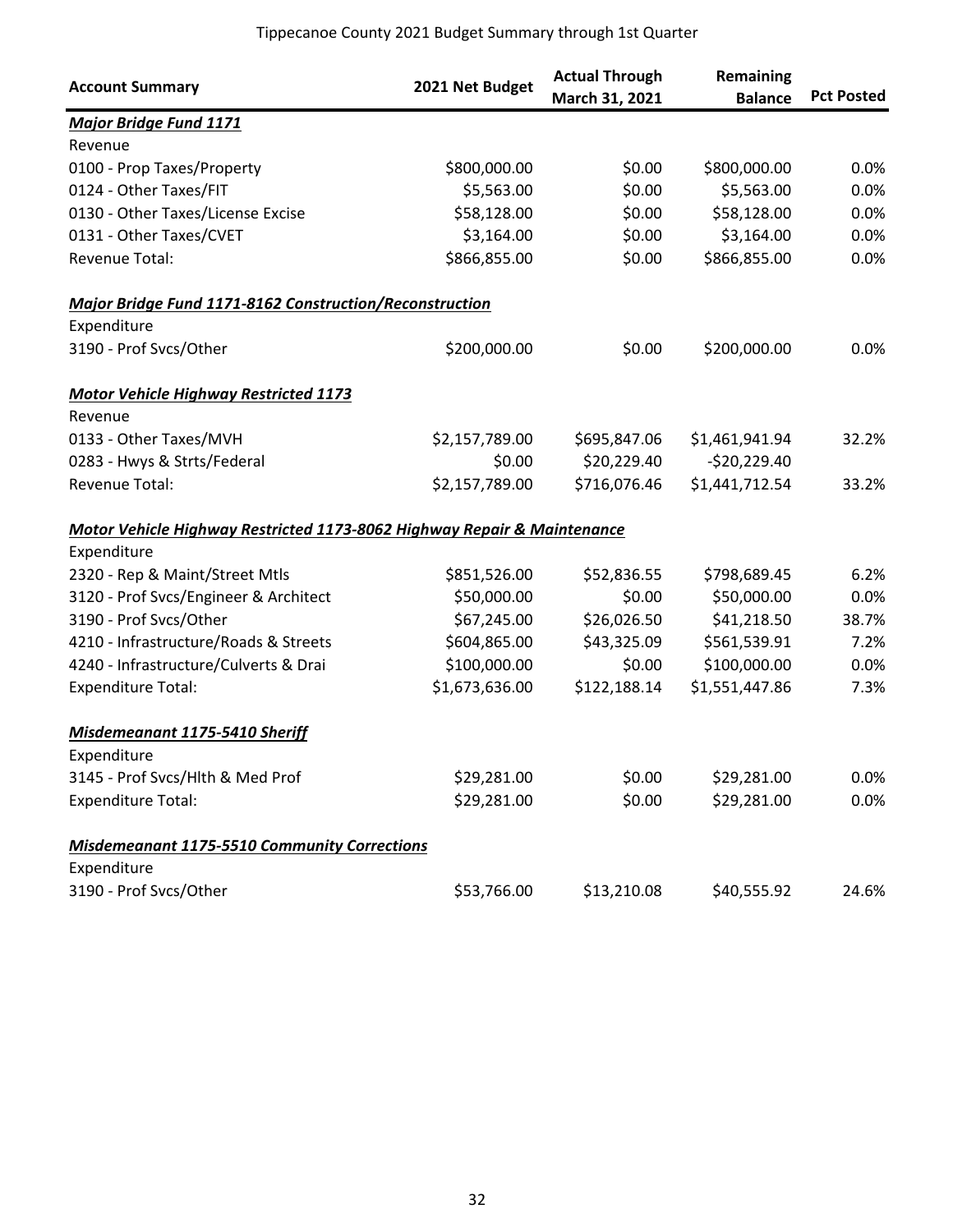Tippecanoe County 2021 Budget Summary through 1st Quarter

| Account Summary | 2021 Net Budget | Actual Through March 31, 2021 | Remaining Balance | Pct Posted |
|---|---|---|---|---|
| ***Major Bridge Fund 1171*** | | | | |
| Revenue | | | | |
| 0100 - Prop Taxes/Property | \$800,000.00 | \$0.00 | \$800,000.00 | 0.0% |
| 0124 - Other Taxes/FIT | \$5,563.00 | \$0.00 | \$5,563.00 | 0.0% |
| 0130 - Other Taxes/License Excise | \$58,128.00 | \$0.00 | \$58,128.00 | 0.0% |
| 0131 - Other Taxes/CVET | \$3,164.00 | \$0.00 | \$3,164.00 | 0.0% |
| Revenue Total: | \$866,855.00 | \$0.00 | \$866,855.00 | 0.0% |
| ***Major Bridge Fund 1171-8162 Construction/Reconstruction*** | | | | |
| Expenditure | | | | |
| 3190 - Prof Svcs/Other | \$200,000.00 | \$0.00 | \$200,000.00 | 0.0% |
| ***Motor Vehicle Highway Restricted 1173*** | | | | |
| Revenue | | | | |
| 0133 - Other Taxes/MVH | \$2,157,789.00 | \$695,847.06 | \$1,461,941.94 | 32.2% |
| 0283 - Hwys & Strts/Federal | \$0.00 | \$20,229.40 | -\$20,229.40 | |
| Revenue Total: | \$2,157,789.00 | \$716,076.46 | \$1,441,712.54 | 33.2% |
| ***Motor Vehicle Highway Restricted 1173-8062 Highway Repair & Maintenance*** | | | | |
| Expenditure | | | | |
| 2320 - Rep & Maint/Street Mtls | \$851,526.00 | \$52,836.55 | \$798,689.45 | 6.2% |
| 3120 - Prof Svcs/Engineer & Architect | \$50,000.00 | \$0.00 | \$50,000.00 | 0.0% |
| 3190 - Prof Svcs/Other | \$67,245.00 | \$26,026.50 | \$41,218.50 | 38.7% |
| 4210 - Infrastructure/Roads & Streets | \$604,865.00 | \$43,325.09 | \$561,539.91 | 7.2% |
| 4240 - Infrastructure/Culverts & Drai | \$100,000.00 | \$0.00 | \$100,000.00 | 0.0% |
| Expenditure Total: | \$1,673,636.00 | \$122,188.14 | \$1,551,447.86 | 7.3% |
| ***Misdemeanant 1175-5410 Sheriff*** | | | | |
| Expenditure | | | | |
| 3145 - Prof Svcs/Hlth & Med Prof | \$29,281.00 | \$0.00 | \$29,281.00 | 0.0% |
| Expenditure Total: | \$29,281.00 | \$0.00 | \$29,281.00 | 0.0% |
| ***Misdemeanant 1175-5510 Community Corrections*** | | | | |
| Expenditure | | | | |
| 3190 - Prof Svcs/Other | \$53,766.00 | \$13,210.08 | \$40,555.92 | 24.6% |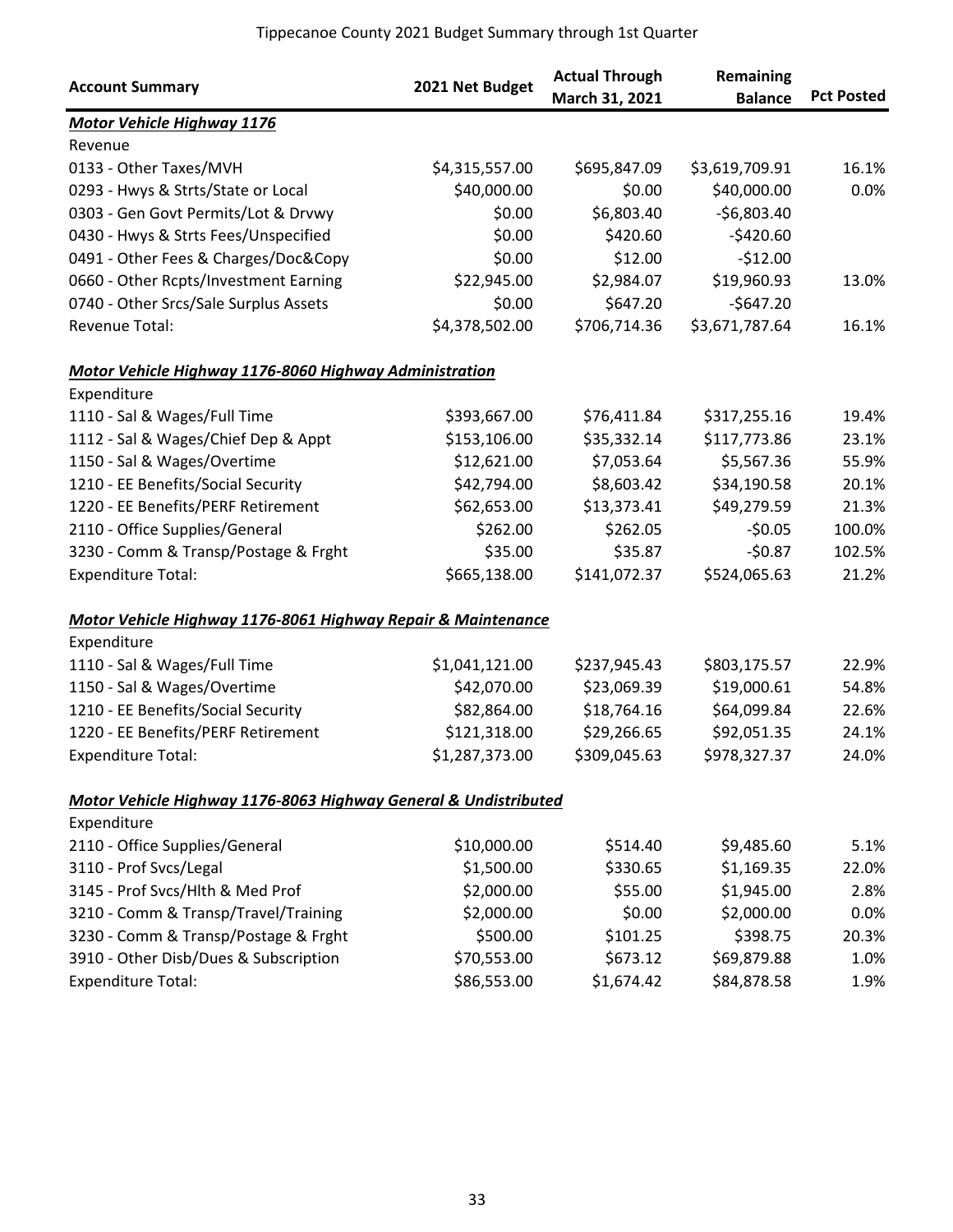# Tippecanoe County 2021 Budget Summary through 1st Quarter

| Account Summary | 2021 Net Budget | Actual Through March 31, 2021 | Remaining Balance | Pct Posted |
|---|---|---|---|---|
| ***Motor Vehicle Highway 1176*** | | | | |
| Revenue | | | | |
| 0133 - Other Taxes/MVH | $4,315,557.00 | $695,847.09 | $3,619,709.91 | 16.1% |
| 0293 - Hwys & Strts/State or Local | $40,000.00 | $0.00 | $40,000.00 | 0.0% |
| 0303 - Gen Govt Permits/Lot & Drvwy | $0.00 | $6,803.40 | -$6,803.40 | |
| 0430 - Hwys & Strts Fees/Unspecified | $0.00 | $420.60 | -$420.60 | |
| 0491 - Other Fees & Charges/Doc&Copy | $0.00 | $12.00 | -$12.00 | |
| 0660 - Other Rcpts/Investment Earning | $22,945.00 | $2,984.07 | $19,960.93 | 13.0% |
| 0740 - Other Srcs/Sale Surplus Assets | $0.00 | $647.20 | -$647.20 | |
| Revenue Total: | $4,378,502.00 | $706,714.36 | $3,671,787.64 | 16.1% |
| ***Motor Vehicle Highway 1176-8060 Highway Administration*** | | | | |
| Expenditure | | | | |
| 1110 - Sal & Wages/Full Time | $393,667.00 | $76,411.84 | $317,255.16 | 19.4% |
| 1112 - Sal & Wages/Chief Dep & Appt | $153,106.00 | $35,332.14 | $117,773.86 | 23.1% |
| 1150 - Sal & Wages/Overtime | $12,621.00 | $7,053.64 | $5,567.36 | 55.9% |
| 1210 - EE Benefits/Social Security | $42,794.00 | $8,603.42 | $34,190.58 | 20.1% |
| 1220 - EE Benefits/PERF Retirement | $62,653.00 | $13,373.41 | $49,279.59 | 21.3% |
| 2110 - Office Supplies/General | $262.00 | $262.05 | -$0.05 | 100.0% |
| 3230 - Comm & Transp/Postage & Frght | $35.00 | $35.87 | -$0.87 | 102.5% |
| Expenditure Total: | $665,138.00 | $141,072.37 | $524,065.63 | 21.2% |
| ***Motor Vehicle Highway 1176-8061 Highway Repair & Maintenance*** | | | | |
| Expenditure | | | | |
| 1110 - Sal & Wages/Full Time | $1,041,121.00 | $237,945.43 | $803,175.57 | 22.9% |
| 1150 - Sal & Wages/Overtime | $42,070.00 | $23,069.39 | $19,000.61 | 54.8% |
| 1210 - EE Benefits/Social Security | $82,864.00 | $18,764.16 | $64,099.84 | 22.6% |
| 1220 - EE Benefits/PERF Retirement | $121,318.00 | $29,266.65 | $92,051.35 | 24.1% |
| Expenditure Total: | $1,287,373.00 | $309,045.63 | $978,327.37 | 24.0% |
| ***Motor Vehicle Highway 1176-8063 Highway General & Undistributed*** | | | | |
| Expenditure | | | | |
| 2110 - Office Supplies/General | $10,000.00 | $514.40 | $9,485.60 | 5.1% |
| 3110 - Prof Svcs/Legal | $1,500.00 | $330.65 | $1,169.35 | 22.0% |
| 3145 - Prof Svcs/Hlth & Med Prof | $2,000.00 | $55.00 | $1,945.00 | 2.8% |
| 3210 - Comm & Transp/Travel/Training | $2,000.00 | $0.00 | $2,000.00 | 0.0% |
| 3230 - Comm & Transp/Postage & Frght | $500.00 | $101.25 | $398.75 | 20.3% |
| 3910 - Other Disb/Dues & Subscription | $70,553.00 | $673.12 | $69,879.88 | 1.0% |
| Expenditure Total: | $86,553.00 | $1,674.42 | $84,878.58 | 1.9% |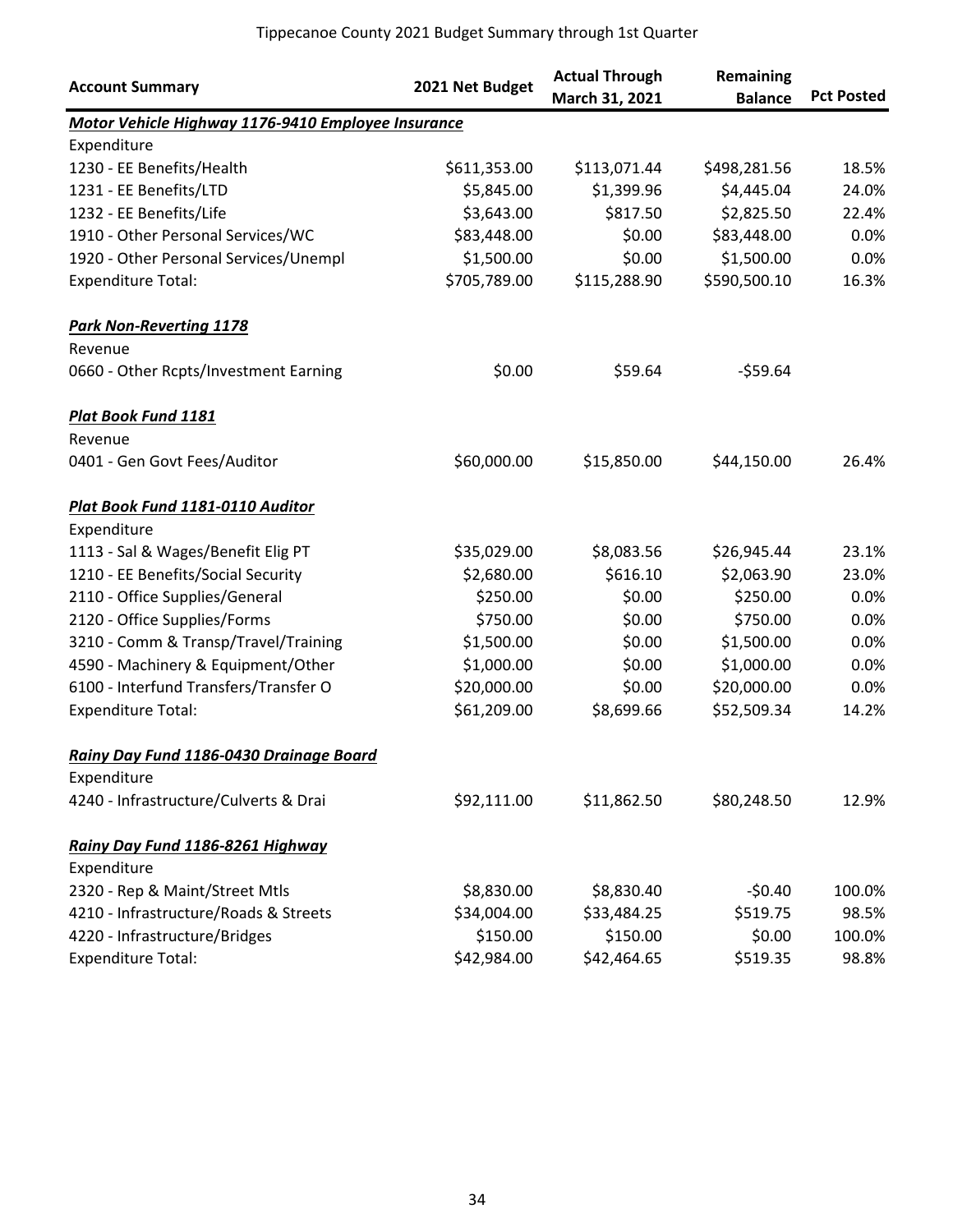# Tippecanoe County 2021 Budget Summary through 1st Quarter

| Account Summary | 2021 Net Budget | Actual Through March 31, 2021 | Remaining Balance | Pct Posted |
|---|---|---|---|---|
| ***Motor Vehicle Highway 1176-9410 Employee Insurance*** | | | | |
| Expenditure | | | | |
| 1230 - EE Benefits/Health | $611,353.00 | $113,071.44 | $498,281.56 | 18.5% |
| 1231 - EE Benefits/LTD | $5,845.00 | $1,399.96 | $4,445.04 | 24.0% |
| 1232 - EE Benefits/Life | $3,643.00 | $817.50 | $2,825.50 | 22.4% |
| 1910 - Other Personal Services/WC | $83,448.00 | $0.00 | $83,448.00 | 0.0% |
| 1920 - Other Personal Services/Unempl | $1,500.00 | $0.00 | $1,500.00 | 0.0% |
| Expenditure Total: | $705,789.00 | $115,288.90 | $590,500.10 | 16.3% |
| ***Park Non-Reverting 1178*** | | | | |
| Revenue | | | | |
| 0660 - Other Rcpts/Investment Earning | $0.00 | $59.64 | -$59.64 | |
| ***Plat Book Fund 1181*** | | | | |
| Revenue | | | | |
| 0401 - Gen Govt Fees/Auditor | $60,000.00 | $15,850.00 | $44,150.00 | 26.4% |
| ***Plat Book Fund 1181-0110 Auditor*** | | | | |
| Expenditure | | | | |
| 1113 - Sal & Wages/Benefit Elig PT | $35,029.00 | $8,083.56 | $26,945.44 | 23.1% |
| 1210 - EE Benefits/Social Security | $2,680.00 | $616.10 | $2,063.90 | 23.0% |
| 2110 - Office Supplies/General | $250.00 | $0.00 | $250.00 | 0.0% |
| 2120 - Office Supplies/Forms | $750.00 | $0.00 | $750.00 | 0.0% |
| 3210 - Comm & Transp/Travel/Training | $1,500.00 | $0.00 | $1,500.00 | 0.0% |
| 4590 - Machinery & Equipment/Other | $1,000.00 | $0.00 | $1,000.00 | 0.0% |
| 6100 - Interfund Transfers/Transfer O | $20,000.00 | $0.00 | $20,000.00 | 0.0% |
| Expenditure Total: | $61,209.00 | $8,699.66 | $52,509.34 | 14.2% |
| ***Rainy Day Fund 1186-0430 Drainage Board*** | | | | |
| Expenditure | | | | |
| 4240 - Infrastructure/Culverts & Drai | $92,111.00 | $11,862.50 | $80,248.50 | 12.9% |
| ***Rainy Day Fund 1186-8261 Highway*** | | | | |
| Expenditure | | | | |
| 2320 - Rep & Maint/Street Mtls | $8,830.00 | $8,830.40 | -$0.40 | 100.0% |
| 4210 - Infrastructure/Roads & Streets | $34,004.00 | $33,484.25 | $519.75 | 98.5% |
| 4220 - Infrastructure/Bridges | $150.00 | $150.00 | $0.00 | 100.0% |
| Expenditure Total: | $42,984.00 | $42,464.65 | $519.35 | 98.8% |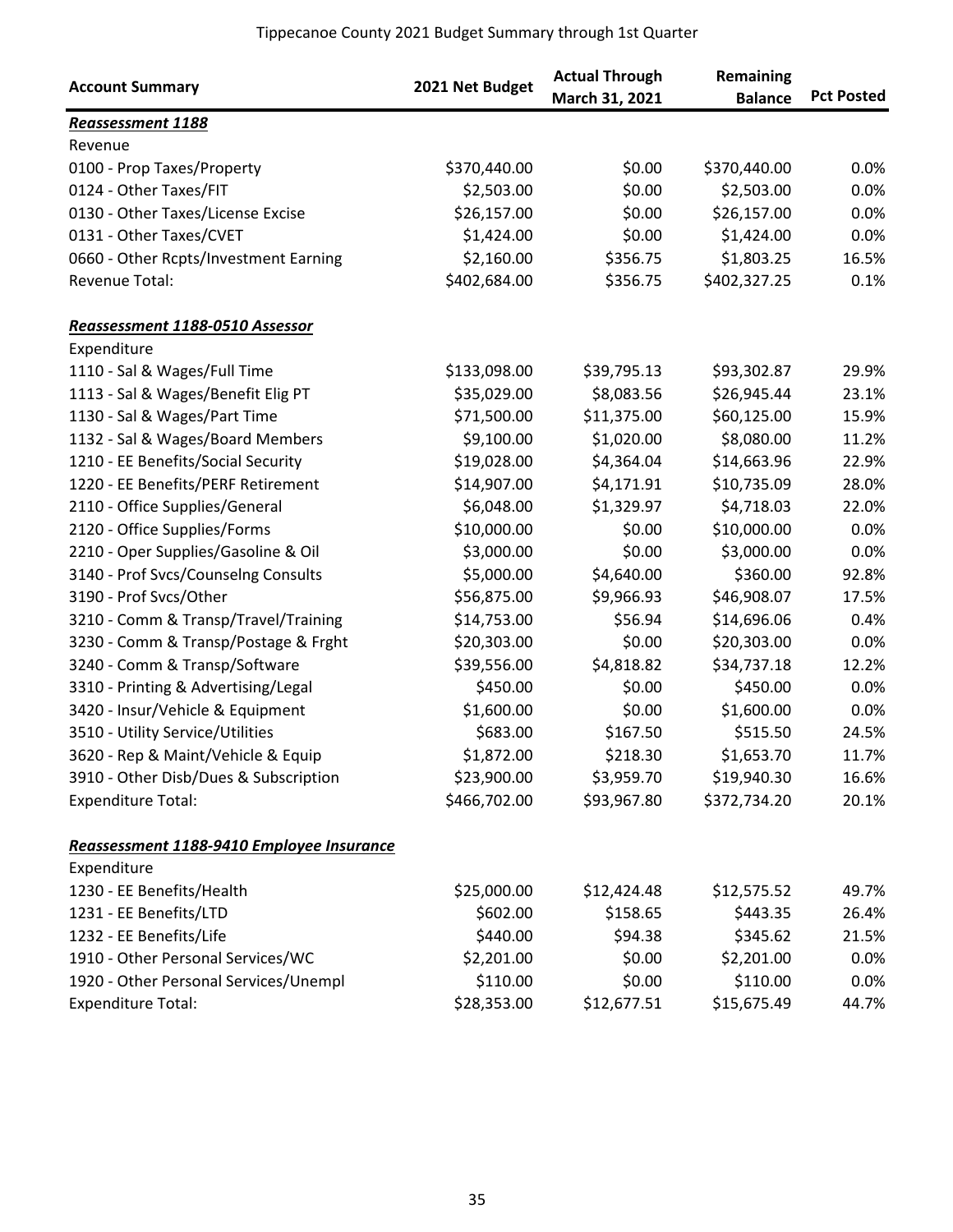Tippecanoe County 2021 Budget Summary through 1st Quarter

| Account Summary | 2021 Net Budget | Actual Through March 31, 2021 | Remaining Balance | Pct Posted |
|---|---|---|---|---|
| ***Reassessment 1188*** | | | | |
| Revenue | | | | |
| 0100 - Prop Taxes/Property | $370,440.00 | $0.00 | $370,440.00 | 0.0% |
| 0124 - Other Taxes/FIT | $2,503.00 | $0.00 | $2,503.00 | 0.0% |
| 0130 - Other Taxes/License Excise | $26,157.00 | $0.00 | $26,157.00 | 0.0% |
| 0131 - Other Taxes/CVET | $1,424.00 | $0.00 | $1,424.00 | 0.0% |
| 0660 - Other Rcpts/Investment Earning | $2,160.00 | $356.75 | $1,803.25 | 16.5% |
| Revenue Total: | $402,684.00 | $356.75 | $402,327.25 | 0.1% |
| ***Reassessment 1188-0510 Assessor*** | | | | |
| Expenditure | | | | |
| 1110 - Sal & Wages/Full Time | $133,098.00 | $39,795.13 | $93,302.87 | 29.9% |
| 1113 - Sal & Wages/Benefit Elig PT | $35,029.00 | $8,083.56 | $26,945.44 | 23.1% |
| 1130 - Sal & Wages/Part Time | $71,500.00 | $11,375.00 | $60,125.00 | 15.9% |
| 1132 - Sal & Wages/Board Members | $9,100.00 | $1,020.00 | $8,080.00 | 11.2% |
| 1210 - EE Benefits/Social Security | $19,028.00 | $4,364.04 | $14,663.96 | 22.9% |
| 1220 - EE Benefits/PERF Retirement | $14,907.00 | $4,171.91 | $10,735.09 | 28.0% |
| 2110 - Office Supplies/General | $6,048.00 | $1,329.97 | $4,718.03 | 22.0% |
| 2120 - Office Supplies/Forms | $10,000.00 | $0.00 | $10,000.00 | 0.0% |
| 2210 - Oper Supplies/Gasoline & Oil | $3,000.00 | $0.00 | $3,000.00 | 0.0% |
| 3140 - Prof Svcs/Counselng Consults | $5,000.00 | $4,640.00 | $360.00 | 92.8% |
| 3190 - Prof Svcs/Other | $56,875.00 | $9,966.93 | $46,908.07 | 17.5% |
| 3210 - Comm & Transp/Travel/Training | $14,753.00 | $56.94 | $14,696.06 | 0.4% |
| 3230 - Comm & Transp/Postage & Frght | $20,303.00 | $0.00 | $20,303.00 | 0.0% |
| 3240 - Comm & Transp/Software | $39,556.00 | $4,818.82 | $34,737.18 | 12.2% |
| 3310 - Printing & Advertising/Legal | $450.00 | $0.00 | $450.00 | 0.0% |
| 3420 - Insur/Vehicle & Equipment | $1,600.00 | $0.00 | $1,600.00 | 0.0% |
| 3510 - Utility Service/Utilities | $683.00 | $167.50 | $515.50 | 24.5% |
| 3620 - Rep & Maint/Vehicle & Equip | $1,872.00 | $218.30 | $1,653.70 | 11.7% |
| 3910 - Other Disb/Dues & Subscription | $23,900.00 | $3,959.70 | $19,940.30 | 16.6% |
| Expenditure Total: | $466,702.00 | $93,967.80 | $372,734.20 | 20.1% |
| ***Reassessment 1188-9410 Employee Insurance*** | | | | |
| Expenditure | | | | |
| 1230 - EE Benefits/Health | $25,000.00 | $12,424.48 | $12,575.52 | 49.7% |
| 1231 - EE Benefits/LTD | $602.00 | $158.65 | $443.35 | 26.4% |
| 1232 - EE Benefits/Life | $440.00 | $94.38 | $345.62 | 21.5% |
| 1910 - Other Personal Services/WC | $2,201.00 | $0.00 | $2,201.00 | 0.0% |
| 1920 - Other Personal Services/Unempl | $110.00 | $0.00 | $110.00 | 0.0% |
| Expenditure Total: | $28,353.00 | $12,677.51 | $15,675.49 | 44.7% |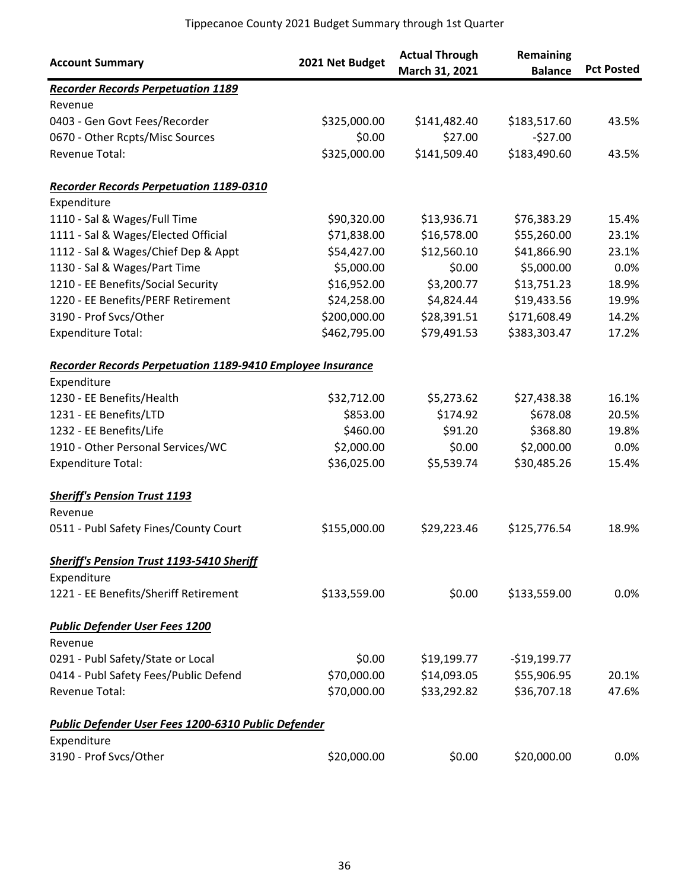Tippecanoe County 2021 Budget Summary through 1st Quarter

| Account Summary | 2021 Net Budget | Actual Through March 31, 2021 | Remaining Balance | Pct Posted |
|---|---|---|---|---|
| ***Recorder Records Perpetuation 1189*** | | | | |
| Revenue | | | | |
| 0403 - Gen Govt Fees/Recorder | $325,000.00 | $141,482.40 | $183,517.60 | 43.5% |
| 0670 - Other Rcpts/Misc Sources | $0.00 | $27.00 | -$27.00 | |
| Revenue Total: | $325,000.00 | $141,509.40 | $183,490.60 | 43.5% |
| ***Recorder Records Perpetuation 1189-0310*** | | | | |
| Expenditure | | | | |
| 1110 - Sal & Wages/Full Time | $90,320.00 | $13,936.71 | $76,383.29 | 15.4% |
| 1111 - Sal & Wages/Elected Official | $71,838.00 | $16,578.00 | $55,260.00 | 23.1% |
| 1112 - Sal & Wages/Chief Dep & Appt | $54,427.00 | $12,560.10 | $41,866.90 | 23.1% |
| 1130 - Sal & Wages/Part Time | $5,000.00 | $0.00 | $5,000.00 | 0.0% |
| 1210 - EE Benefits/Social Security | $16,952.00 | $3,200.77 | $13,751.23 | 18.9% |
| 1220 - EE Benefits/PERF Retirement | $24,258.00 | $4,824.44 | $19,433.56 | 19.9% |
| 3190 - Prof Svcs/Other | $200,000.00 | $28,391.51 | $171,608.49 | 14.2% |
| Expenditure Total: | $462,795.00 | $79,491.53 | $383,303.47 | 17.2% |
| ***Recorder Records Perpetuation 1189-9410 Employee Insurance*** | | | | |
| Expenditure | | | | |
| 1230 - EE Benefits/Health | $32,712.00 | $5,273.62 | $27,438.38 | 16.1% |
| 1231 - EE Benefits/LTD | $853.00 | $174.92 | $678.08 | 20.5% |
| 1232 - EE Benefits/Life | $460.00 | $91.20 | $368.80 | 19.8% |
| 1910 - Other Personal Services/WC | $2,000.00 | $0.00 | $2,000.00 | 0.0% |
| Expenditure Total: | $36,025.00 | $5,539.74 | $30,485.26 | 15.4% |
| ***Sheriff's Pension Trust 1193*** | | | | |
| Revenue | | | | |
| 0511 - Publ Safety Fines/County Court | $155,000.00 | $29,223.46 | $125,776.54 | 18.9% |
| ***Sheriff's Pension Trust 1193-5410 Sheriff*** | | | | |
| Expenditure | | | | |
| 1221 - EE Benefits/Sheriff Retirement | $133,559.00 | $0.00 | $133,559.00 | 0.0% |
| ***Public Defender User Fees 1200*** | | | | |
| Revenue | | | | |
| 0291 - Publ Safety/State or Local | $0.00 | $19,199.77 | -$19,199.77 | |
| 0414 - Publ Safety Fees/Public Defend | $70,000.00 | $14,093.05 | $55,906.95 | 20.1% |
| Revenue Total: | $70,000.00 | $33,292.82 | $36,707.18 | 47.6% |
| ***Public Defender User Fees 1200-6310 Public Defender*** | | | | |
| Expenditure | | | | |
| 3190 - Prof Svcs/Other | $20,000.00 | $0.00 | $20,000.00 | 0.0% |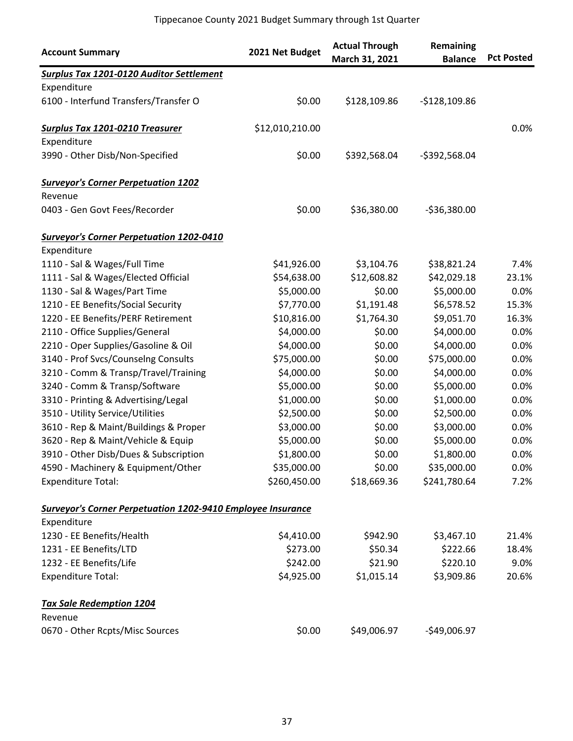Tippecanoe County 2021 Budget Summary through 1st Quarter

| Account Summary | 2021 Net Budget | Actual Through March 31, 2021 | Remaining Balance | Pct Posted |
|---|---|---|---|---|
| ***Surplus Tax 1201-0120 Auditor Settlement*** | | | | |
| Expenditure | | | | |
| 6100 - Interfund Transfers/Transfer O | $0.00 | $128,109.86 | -$128,109.86 | |
| | | | | |
| ***Surplus Tax 1201-0210 Treasurer*** | $12,010,210.00 | | | 0.0% |
| Expenditure | | | | |
| 3990 - Other Disb/Non-Specified | $0.00 | $392,568.04 | -$392,568.04 | |
| | | | | |
| ***Surveyor's Corner Perpetuation 1202*** | | | | |
| Revenue | | | | |
| 0403 - Gen Govt Fees/Recorder | $0.00 | $36,380.00 | -$36,380.00 | |
| | | | | |
| ***Surveyor's Corner Perpetuation 1202-0410*** | | | | |
| Expenditure | | | | |
| 1110 - Sal & Wages/Full Time | $41,926.00 | $3,104.76 | $38,821.24 | 7.4% |
| 1111 - Sal & Wages/Elected Official | $54,638.00 | $12,608.82 | $42,029.18 | 23.1% |
| 1130 - Sal & Wages/Part Time | $5,000.00 | $0.00 | $5,000.00 | 0.0% |
| 1210 - EE Benefits/Social Security | $7,770.00 | $1,191.48 | $6,578.52 | 15.3% |
| 1220 - EE Benefits/PERF Retirement | $10,816.00 | $1,764.30 | $9,051.70 | 16.3% |
| 2110 - Office Supplies/General | $4,000.00 | $0.00 | $4,000.00 | 0.0% |
| 2210 - Oper Supplies/Gasoline & Oil | $4,000.00 | $0.00 | $4,000.00 | 0.0% |
| 3140 - Prof Svcs/Counselng Consults | $75,000.00 | $0.00 | $75,000.00 | 0.0% |
| 3210 - Comm & Transp/Travel/Training | $4,000.00 | $0.00 | $4,000.00 | 0.0% |
| 3240 - Comm & Transp/Software | $5,000.00 | $0.00 | $5,000.00 | 0.0% |
| 3310 - Printing & Advertising/Legal | $1,000.00 | $0.00 | $1,000.00 | 0.0% |
| 3510 - Utility Service/Utilities | $2,500.00 | $0.00 | $2,500.00 | 0.0% |
| 3610 - Rep & Maint/Buildings & Proper | $3,000.00 | $0.00 | $3,000.00 | 0.0% |
| 3620 - Rep & Maint/Vehicle & Equip | $5,000.00 | $0.00 | $5,000.00 | 0.0% |
| 3910 - Other Disb/Dues & Subscription | $1,800.00 | $0.00 | $1,800.00 | 0.0% |
| 4590 - Machinery & Equipment/Other | $35,000.00 | $0.00 | $35,000.00 | 0.0% |
| Expenditure Total: | $260,450.00 | $18,669.36 | $241,780.64 | 7.2% |
| | | | | |
| ***Surveyor's Corner Perpetuation 1202-9410 Employee Insurance*** | | | | |
| Expenditure | | | | |
| 1230 - EE Benefits/Health | $4,410.00 | $942.90 | $3,467.10 | 21.4% |
| 1231 - EE Benefits/LTD | $273.00 | $50.34 | $222.66 | 18.4% |
| 1232 - EE Benefits/Life | $242.00 | $21.90 | $220.10 | 9.0% |
| Expenditure Total: | $4,925.00 | $1,015.14 | $3,909.86 | 20.6% |
| | | | | |
| ***Tax Sale Redemption 1204*** | | | | |
| Revenue | | | | |
| 0670 - Other Rcpts/Misc Sources | $0.00 | $49,006.97 | -$49,006.97 | |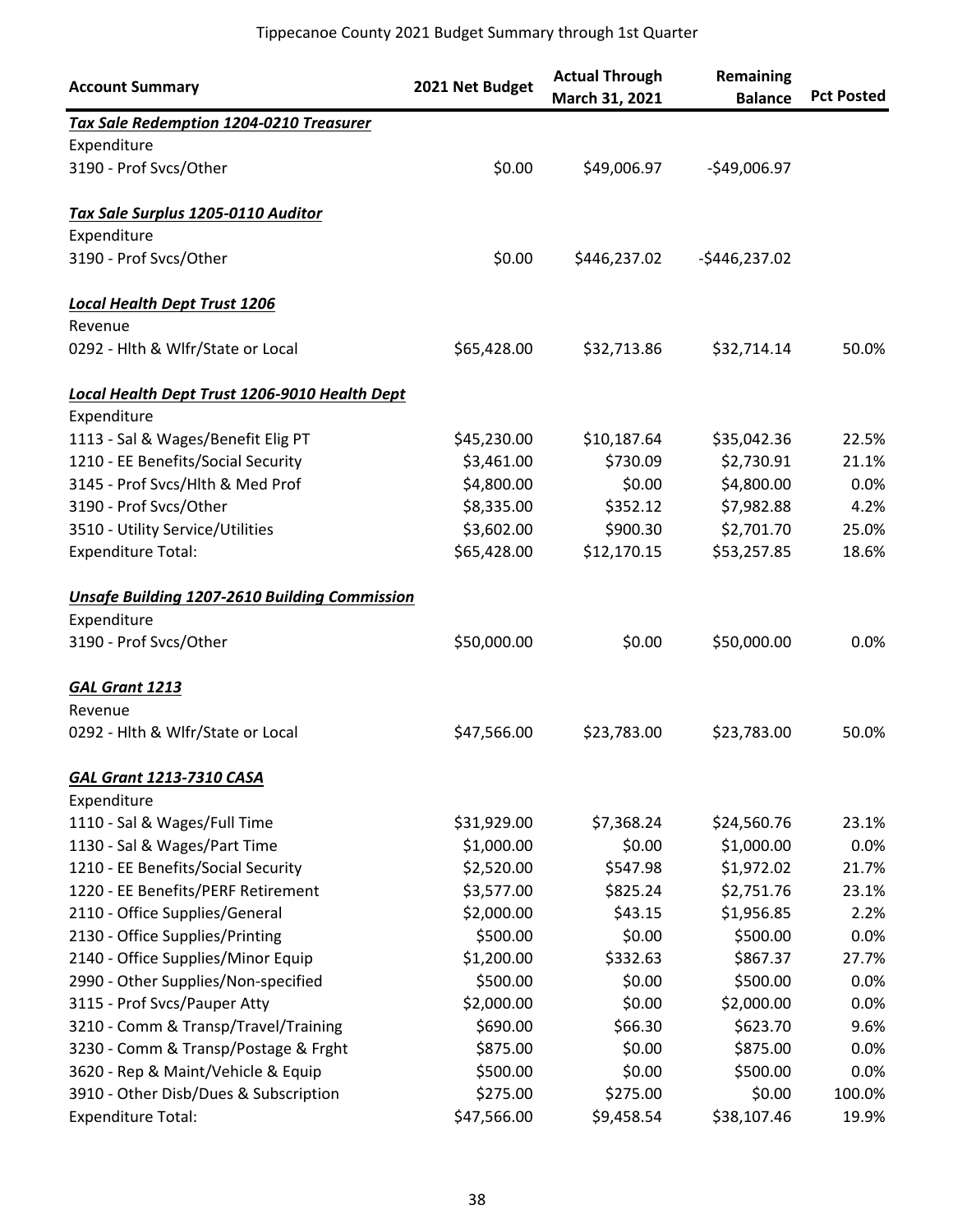Tippecanoe County 2021 Budget Summary through 1st Quarter

| Account Summary | 2021 Net Budget | Actual Through March 31, 2021 | Remaining Balance | Pct Posted |
|---|---|---|---|---|
| ***Tax Sale Redemption 1204-0210 Treasurer*** | | | | |
| Expenditure | | | | |
| 3190 - Prof Svcs/Other | $0.00 | $49,006.97 | -$49,006.97 | |
| | | | | |
| ***Tax Sale Surplus 1205-0110 Auditor*** | | | | |
| Expenditure | | | | |
| 3190 - Prof Svcs/Other | $0.00 | $446,237.02 | -$446,237.02 | |
| | | | | |
| ***Local Health Dept Trust 1206*** | | | | |
| Revenue | | | | |
| 0292 - Hlth & Wlfr/State or Local | $65,428.00 | $32,713.86 | $32,714.14 | 50.0% |
| | | | | |
| ***Local Health Dept Trust 1206-9010 Health Dept*** | | | | |
| Expenditure | | | | |
| 1113 - Sal & Wages/Benefit Elig PT | $45,230.00 | $10,187.64 | $35,042.36 | 22.5% |
| 1210 - EE Benefits/Social Security | $3,461.00 | $730.09 | $2,730.91 | 21.1% |
| 3145 - Prof Svcs/Hlth & Med Prof | $4,800.00 | $0.00 | $4,800.00 | 0.0% |
| 3190 - Prof Svcs/Other | $8,335.00 | $352.12 | $7,982.88 | 4.2% |
| 3510 - Utility Service/Utilities | $3,602.00 | $900.30 | $2,701.70 | 25.0% |
| Expenditure Total: | $65,428.00 | $12,170.15 | $53,257.85 | 18.6% |
| | | | | |
| ***Unsafe Building 1207-2610 Building Commission*** | | | | |
| Expenditure | | | | |
| 3190 - Prof Svcs/Other | $50,000.00 | $0.00 | $50,000.00 | 0.0% |
| | | | | |
| ***GAL Grant 1213*** | | | | |
| Revenue | | | | |
| 0292 - Hlth & Wlfr/State or Local | $47,566.00 | $23,783.00 | $23,783.00 | 50.0% |
| | | | | |
| ***GAL Grant 1213-7310 CASA*** | | | | |
| Expenditure | | | | |
| 1110 - Sal & Wages/Full Time | $31,929.00 | $7,368.24 | $24,560.76 | 23.1% |
| 1130 - Sal & Wages/Part Time | $1,000.00 | $0.00 | $1,000.00 | 0.0% |
| 1210 - EE Benefits/Social Security | $2,520.00 | $547.98 | $1,972.02 | 21.7% |
| 1220 - EE Benefits/PERF Retirement | $3,577.00 | $825.24 | $2,751.76 | 23.1% |
| 2110 - Office Supplies/General | $2,000.00 | $43.15 | $1,956.85 | 2.2% |
| 2130 - Office Supplies/Printing | $500.00 | $0.00 | $500.00 | 0.0% |
| 2140 - Office Supplies/Minor Equip | $1,200.00 | $332.63 | $867.37 | 27.7% |
| 2990 - Other Supplies/Non-specified | $500.00 | $0.00 | $500.00 | 0.0% |
| 3115 - Prof Svcs/Pauper Atty | $2,000.00 | $0.00 | $2,000.00 | 0.0% |
| 3210 - Comm & Transp/Travel/Training | $690.00 | $66.30 | $623.70 | 9.6% |
| 3230 - Comm & Transp/Postage & Frght | $875.00 | $0.00 | $875.00 | 0.0% |
| 3620 - Rep & Maint/Vehicle & Equip | $500.00 | $0.00 | $500.00 | 0.0% |
| 3910 - Other Disb/Dues & Subscription | $275.00 | $275.00 | $0.00 | 100.0% |
| Expenditure Total: | $47,566.00 | $9,458.54 | $38,107.46 | 19.9% |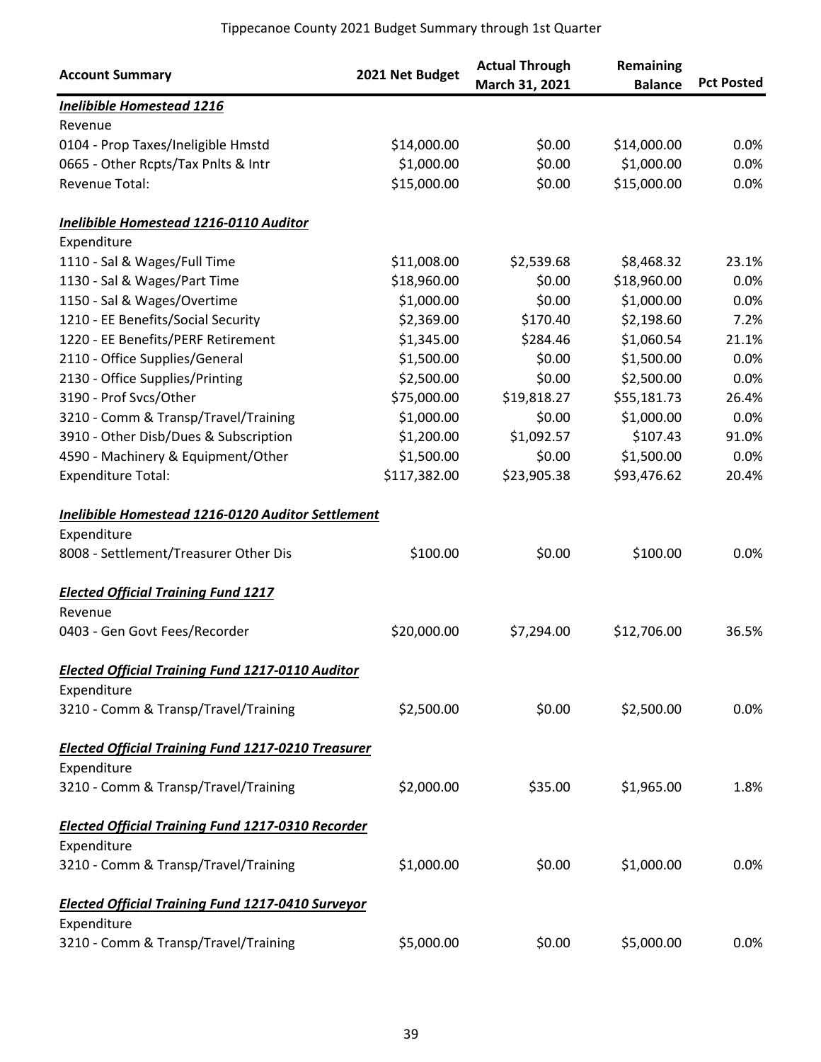Tippecanoe County 2021 Budget Summary through 1st Quarter

| Account Summary | 2021 Net Budget | Actual Through March 31, 2021 | Remaining Balance | Pct Posted |
|---|---|---|---|---|
| ***Inelibible Homestead 1216*** | | | | |
| Revenue | | | | |
| 0104 - Prop Taxes/Ineligible Hmstd | $14,000.00 | $0.00 | $14,000.00 | 0.0% |
| 0665 - Other Rcpts/Tax Pnlts & Intr | $1,000.00 | $0.00 | $1,000.00 | 0.0% |
| Revenue Total: | $15,000.00 | $0.00 | $15,000.00 | 0.0% |
| | | | | |
| ***Inelibible Homestead 1216-0110 Auditor*** | | | | |
| Expenditure | | | | |
| 1110 - Sal & Wages/Full Time | $11,008.00 | $2,539.68 | $8,468.32 | 23.1% |
| 1130 - Sal & Wages/Part Time | $18,960.00 | $0.00 | $18,960.00 | 0.0% |
| 1150 - Sal & Wages/Overtime | $1,000.00 | $0.00 | $1,000.00 | 0.0% |
| 1210 - EE Benefits/Social Security | $2,369.00 | $170.40 | $2,198.60 | 7.2% |
| 1220 - EE Benefits/PERF Retirement | $1,345.00 | $284.46 | $1,060.54 | 21.1% |
| 2110 - Office Supplies/General | $1,500.00 | $0.00 | $1,500.00 | 0.0% |
| 2130 - Office Supplies/Printing | $2,500.00 | $0.00 | $2,500.00 | 0.0% |
| 3190 - Prof Svcs/Other | $75,000.00 | $19,818.27 | $55,181.73 | 26.4% |
| 3210 - Comm & Transp/Travel/Training | $1,000.00 | $0.00 | $1,000.00 | 0.0% |
| 3910 - Other Disb/Dues & Subscription | $1,200.00 | $1,092.57 | $107.43 | 91.0% |
| 4590 - Machinery & Equipment/Other | $1,500.00 | $0.00 | $1,500.00 | 0.0% |
| Expenditure Total: | $117,382.00 | $23,905.38 | $93,476.62 | 20.4% |
| | | | | |
| ***Inelibible Homestead 1216-0120 Auditor Settlement*** | | | | |
| Expenditure | | | | |
| 8008 - Settlement/Treasurer Other Dis | $100.00 | $0.00 | $100.00 | 0.0% |
| | | | | |
| ***Elected Official Training Fund 1217*** | | | | |
| Revenue | | | | |
| 0403 - Gen Govt Fees/Recorder | $20,000.00 | $7,294.00 | $12,706.00 | 36.5% |
| | | | | |
| ***Elected Official Training Fund 1217-0110 Auditor*** | | | | |
| Expenditure | | | | |
| 3210 - Comm & Transp/Travel/Training | $2,500.00 | $0.00 | $2,500.00 | 0.0% |
| | | | | |
| ***Elected Official Training Fund 1217-0210 Treasurer*** | | | | |
| Expenditure | | | | |
| 3210 - Comm & Transp/Travel/Training | $2,000.00 | $35.00 | $1,965.00 | 1.8% |
| | | | | |
| ***Elected Official Training Fund 1217-0310 Recorder*** | | | | |
| Expenditure | | | | |
| 3210 - Comm & Transp/Travel/Training | $1,000.00 | $0.00 | $1,000.00 | 0.0% |
| | | | | |
| ***Elected Official Training Fund 1217-0410 Surveyor*** | | | | |
| Expenditure | | | | |
| 3210 - Comm & Transp/Travel/Training | $5,000.00 | $0.00 | $5,000.00 | 0.0% |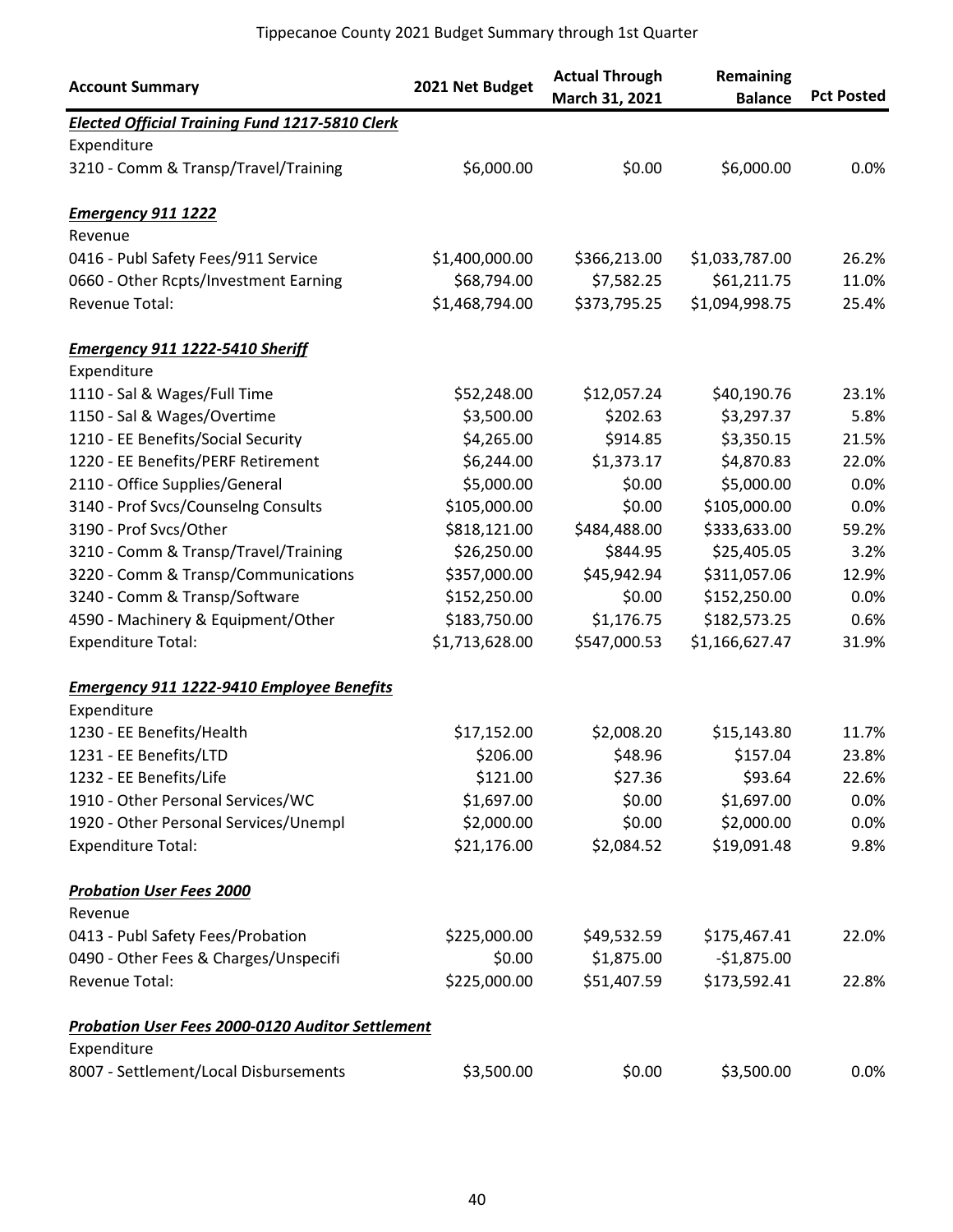Tippecanoe County 2021 Budget Summary through 1st Quarter

| Account Summary | 2021 Net Budget | Actual Through March 31, 2021 | Remaining Balance | Pct Posted |
|---|---|---|---|---|
| ***Elected Official Training Fund 1217-5810 Clerk*** | | | | |
| Expenditure | | | | |
| 3210 - Comm & Transp/Travel/Training | $6,000.00 | $0.00 | $6,000.00 | 0.0% |
| | | | | |
| ***Emergency 911 1222*** | | | | |
| Revenue | | | | |
| 0416 - Publ Safety Fees/911 Service | $1,400,000.00 | $366,213.00 | $1,033,787.00 | 26.2% |
| 0660 - Other Rcpts/Investment Earning | $68,794.00 | $7,582.25 | $61,211.75 | 11.0% |
| Revenue Total: | $1,468,794.00 | $373,795.25 | $1,094,998.75 | 25.4% |
| | | | | |
| ***Emergency 911 1222-5410 Sheriff*** | | | | |
| Expenditure | | | | |
| 1110 - Sal & Wages/Full Time | $52,248.00 | $12,057.24 | $40,190.76 | 23.1% |
| 1150 - Sal & Wages/Overtime | $3,500.00 | $202.63 | $3,297.37 | 5.8% |
| 1210 - EE Benefits/Social Security | $4,265.00 | $914.85 | $3,350.15 | 21.5% |
| 1220 - EE Benefits/PERF Retirement | $6,244.00 | $1,373.17 | $4,870.83 | 22.0% |
| 2110 - Office Supplies/General | $5,000.00 | $0.00 | $5,000.00 | 0.0% |
| 3140 - Prof Svcs/Counselng Consults | $105,000.00 | $0.00 | $105,000.00 | 0.0% |
| 3190 - Prof Svcs/Other | $818,121.00 | $484,488.00 | $333,633.00 | 59.2% |
| 3210 - Comm & Transp/Travel/Training | $26,250.00 | $844.95 | $25,405.05 | 3.2% |
| 3220 - Comm & Transp/Communications | $357,000.00 | $45,942.94 | $311,057.06 | 12.9% |
| 3240 - Comm & Transp/Software | $152,250.00 | $0.00 | $152,250.00 | 0.0% |
| 4590 - Machinery & Equipment/Other | $183,750.00 | $1,176.75 | $182,573.25 | 0.6% |
| Expenditure Total: | $1,713,628.00 | $547,000.53 | $1,166,627.47 | 31.9% |
| | | | | |
| ***Emergency 911 1222-9410 Employee Benefits*** | | | | |
| Expenditure | | | | |
| 1230 - EE Benefits/Health | $17,152.00 | $2,008.20 | $15,143.80 | 11.7% |
| 1231 - EE Benefits/LTD | $206.00 | $48.96 | $157.04 | 23.8% |
| 1232 - EE Benefits/Life | $121.00 | $27.36 | $93.64 | 22.6% |
| 1910 - Other Personal Services/WC | $1,697.00 | $0.00 | $1,697.00 | 0.0% |
| 1920 - Other Personal Services/Unempl | $2,000.00 | $0.00 | $2,000.00 | 0.0% |
| Expenditure Total: | $21,176.00 | $2,084.52 | $19,091.48 | 9.8% |
| | | | | |
| ***Probation User Fees 2000*** | | | | |
| Revenue | | | | |
| 0413 - Publ Safety Fees/Probation | $225,000.00 | $49,532.59 | $175,467.41 | 22.0% |
| 0490 - Other Fees & Charges/Unspecifi | $0.00 | $1,875.00 | -$1,875.00 | |
| Revenue Total: | $225,000.00 | $51,407.59 | $173,592.41 | 22.8% |
| | | | | |
| ***Probation User Fees 2000-0120 Auditor Settlement*** | | | | |
| Expenditure | | | | |
| 8007 - Settlement/Local Disbursements | $3,500.00 | $0.00 | $3,500.00 | 0.0% |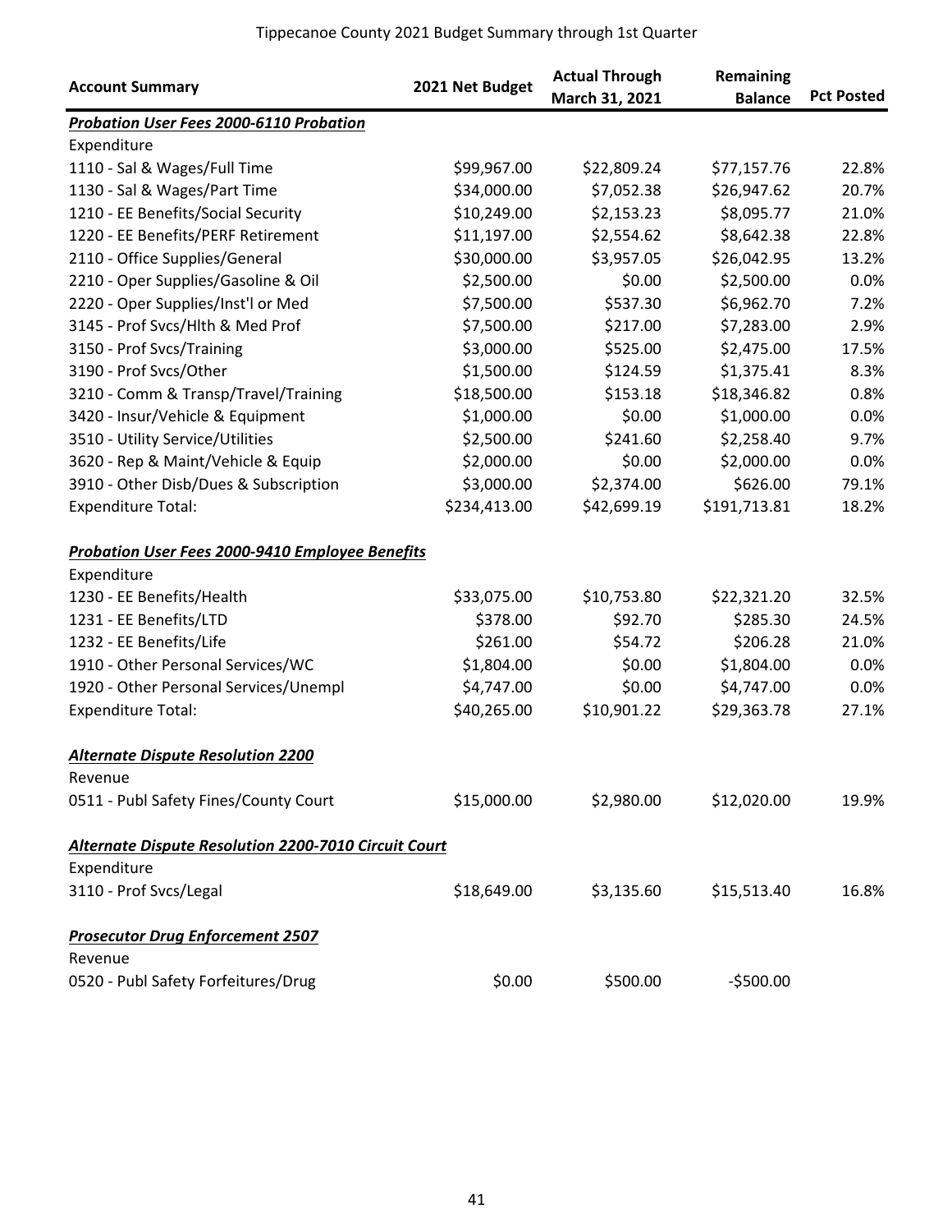Tippecanoe County 2021 Budget Summary through 1st Quarter

| Account Summary | 2021 Net Budget | Actual Through March 31, 2021 | Remaining Balance | Pct Posted |
|---|---|---|---|---|
| ***Probation User Fees 2000-6110 Probation*** | | | | |
| Expenditure | | | | |
| 1110 - Sal & Wages/Full Time | $99,967.00 | $22,809.24 | $77,157.76 | 22.8% |
| 1130 - Sal & Wages/Part Time | $34,000.00 | $7,052.38 | $26,947.62 | 20.7% |
| 1210 - EE Benefits/Social Security | $10,249.00 | $2,153.23 | $8,095.77 | 21.0% |
| 1220 - EE Benefits/PERF Retirement | $11,197.00 | $2,554.62 | $8,642.38 | 22.8% |
| 2110 - Office Supplies/General | $30,000.00 | $3,957.05 | $26,042.95 | 13.2% |
| 2210 - Oper Supplies/Gasoline & Oil | $2,500.00 | $0.00 | $2,500.00 | 0.0% |
| 2220 - Oper Supplies/Inst'l or Med | $7,500.00 | $537.30 | $6,962.70 | 7.2% |
| 3145 - Prof Svcs/Hlth & Med Prof | $7,500.00 | $217.00 | $7,283.00 | 2.9% |
| 3150 - Prof Svcs/Training | $3,000.00 | $525.00 | $2,475.00 | 17.5% |
| 3190 - Prof Svcs/Other | $1,500.00 | $124.59 | $1,375.41 | 8.3% |
| 3210 - Comm & Transp/Travel/Training | $18,500.00 | $153.18 | $18,346.82 | 0.8% |
| 3420 - Insur/Vehicle & Equipment | $1,000.00 | $0.00 | $1,000.00 | 0.0% |
| 3510 - Utility Service/Utilities | $2,500.00 | $241.60 | $2,258.40 | 9.7% |
| 3620 - Rep & Maint/Vehicle & Equip | $2,000.00 | $0.00 | $2,000.00 | 0.0% |
| 3910 - Other Disb/Dues & Subscription | $3,000.00 | $2,374.00 | $626.00 | 79.1% |
| Expenditure Total: | $234,413.00 | $42,699.19 | $191,713.81 | 18.2% |
| ***Probation User Fees 2000-9410 Employee Benefits*** | | | | |
| Expenditure | | | | |
| 1230 - EE Benefits/Health | $33,075.00 | $10,753.80 | $22,321.20 | 32.5% |
| 1231 - EE Benefits/LTD | $378.00 | $92.70 | $285.30 | 24.5% |
| 1232 - EE Benefits/Life | $261.00 | $54.72 | $206.28 | 21.0% |
| 1910 - Other Personal Services/WC | $1,804.00 | $0.00 | $1,804.00 | 0.0% |
| 1920 - Other Personal Services/Unempl | $4,747.00 | $0.00 | $4,747.00 | 0.0% |
| Expenditure Total: | $40,265.00 | $10,901.22 | $29,363.78 | 27.1% |
| ***Alternate Dispute Resolution 2200*** | | | | |
| Revenue | | | | |
| 0511 - Publ Safety Fines/County Court | $15,000.00 | $2,980.00 | $12,020.00 | 19.9% |
| ***Alternate Dispute Resolution 2200-7010 Circuit Court*** | | | | |
| Expenditure | | | | |
| 3110 - Prof Svcs/Legal | $18,649.00 | $3,135.60 | $15,513.40 | 16.8% |
| ***Prosecutor Drug Enforcement 2507*** | | | | |
| Revenue | | | | |
| 0520 - Publ Safety Forfeitures/Drug | $0.00 | $500.00 | -$500.00 | |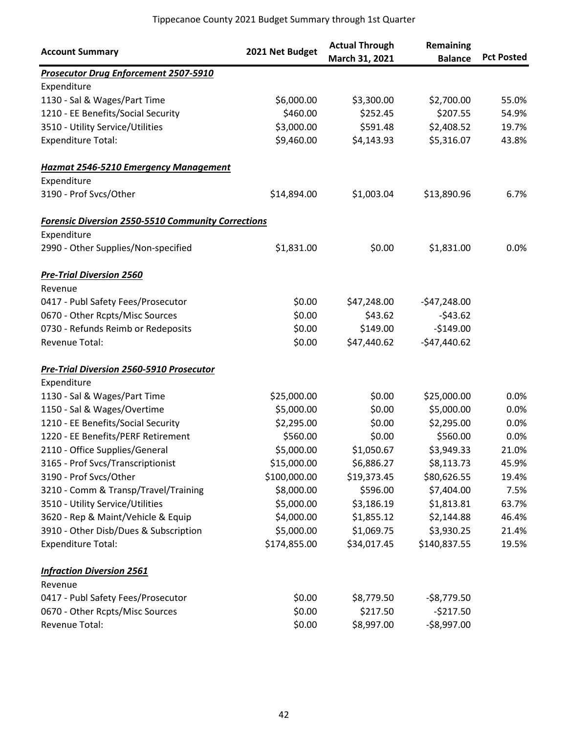Tippecanoe County 2021 Budget Summary through 1st Quarter

| Account Summary | 2021 Net Budget | Actual Through March 31, 2021 | Remaining Balance | Pct Posted |
|---|---|---|---|---|
| ***Prosecutor Drug Enforcement 2507-5910*** | | | | |
| Expenditure | | | | |
| 1130 - Sal & Wages/Part Time | $6,000.00 | $3,300.00 | $2,700.00 | 55.0% |
| 1210 - EE Benefits/Social Security | $460.00 | $252.45 | $207.55 | 54.9% |
| 3510 - Utility Service/Utilities | $3,000.00 | $591.48 | $2,408.52 | 19.7% |
| Expenditure Total: | $9,460.00 | $4,143.93 | $5,316.07 | 43.8% |
| | | | | |
| ***Hazmat 2546-5210 Emergency Management*** | | | | |
| Expenditure | | | | |
| 3190 - Prof Svcs/Other | $14,894.00 | $1,003.04 | $13,890.96 | 6.7% |
| | | | | |
| ***Forensic Diversion 2550-5510 Community Corrections*** | | | | |
| Expenditure | | | | |
| 2990 - Other Supplies/Non-specified | $1,831.00 | $0.00 | $1,831.00 | 0.0% |
| | | | | |
| ***Pre-Trial Diversion 2560*** | | | | |
| Revenue | | | | |
| 0417 - Publ Safety Fees/Prosecutor | $0.00 | $47,248.00 | -$47,248.00 | |
| 0670 - Other Rcpts/Misc Sources | $0.00 | $43.62 | -$43.62 | |
| 0730 - Refunds Reimb or Redeposits | $0.00 | $149.00 | -$149.00 | |
| Revenue Total: | $0.00 | $47,440.62 | -$47,440.62 | |
| | | | | |
| ***Pre-Trial Diversion 2560-5910 Prosecutor*** | | | | |
| Expenditure | | | | |
| 1130 - Sal & Wages/Part Time | $25,000.00 | $0.00 | $25,000.00 | 0.0% |
| 1150 - Sal & Wages/Overtime | $5,000.00 | $0.00 | $5,000.00 | 0.0% |
| 1210 - EE Benefits/Social Security | $2,295.00 | $0.00 | $2,295.00 | 0.0% |
| 1220 - EE Benefits/PERF Retirement | $560.00 | $0.00 | $560.00 | 0.0% |
| 2110 - Office Supplies/General | $5,000.00 | $1,050.67 | $3,949.33 | 21.0% |
| 3165 - Prof Svcs/Transcriptionist | $15,000.00 | $6,886.27 | $8,113.73 | 45.9% |
| 3190 - Prof Svcs/Other | $100,000.00 | $19,373.45 | $80,626.55 | 19.4% |
| 3210 - Comm & Transp/Travel/Training | $8,000.00 | $596.00 | $7,404.00 | 7.5% |
| 3510 - Utility Service/Utilities | $5,000.00 | $3,186.19 | $1,813.81 | 63.7% |
| 3620 - Rep & Maint/Vehicle & Equip | $4,000.00 | $1,855.12 | $2,144.88 | 46.4% |
| 3910 - Other Disb/Dues & Subscription | $5,000.00 | $1,069.75 | $3,930.25 | 21.4% |
| Expenditure Total: | $174,855.00 | $34,017.45 | $140,837.55 | 19.5% |
| | | | | |
| ***Infraction Diversion 2561*** | | | | |
| Revenue | | | | |
| 0417 - Publ Safety Fees/Prosecutor | $0.00 | $8,779.50 | -$8,779.50 | |
| 0670 - Other Rcpts/Misc Sources | $0.00 | $217.50 | -$217.50 | |
| Revenue Total: | $0.00 | $8,997.00 | -$8,997.00 | |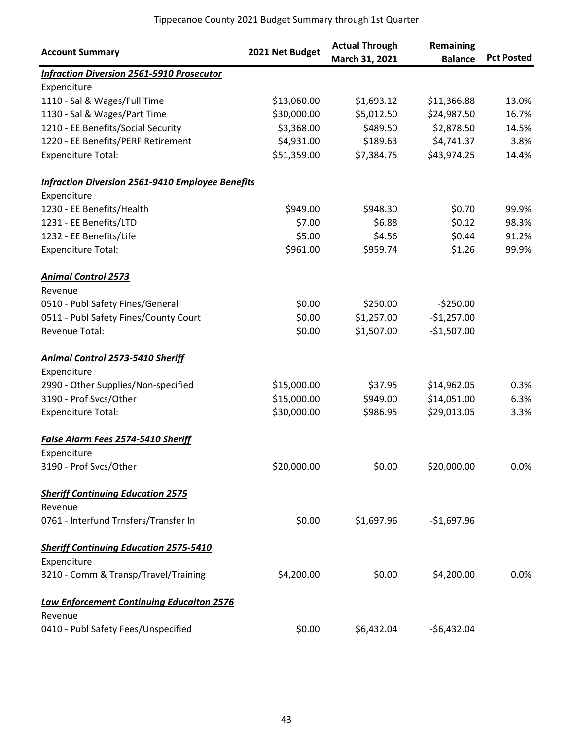Tippecanoe County 2021 Budget Summary through 1st Quarter

| Account Summary | 2021 Net Budget | Actual Through March 31, 2021 | Remaining Balance | Pct Posted |
|---|---|---|---|---|
| ***Infraction Diversion 2561-5910 Prosecutor*** | | | | |
| Expenditure | | | | |
| 1110 - Sal & Wages/Full Time | $13,060.00 | $1,693.12 | $11,366.88 | 13.0% |
| 1130 - Sal & Wages/Part Time | $30,000.00 | $5,012.50 | $24,987.50 | 16.7% |
| 1210 - EE Benefits/Social Security | $3,368.00 | $489.50 | $2,878.50 | 14.5% |
| 1220 - EE Benefits/PERF Retirement | $4,931.00 | $189.63 | $4,741.37 | 3.8% |
| Expenditure Total: | $51,359.00 | $7,384.75 | $43,974.25 | 14.4% |
| ***Infraction Diversion 2561-9410 Employee Benefits*** | | | | |
| Expenditure | | | | |
| 1230 - EE Benefits/Health | $949.00 | $948.30 | $0.70 | 99.9% |
| 1231 - EE Benefits/LTD | $7.00 | $6.88 | $0.12 | 98.3% |
| 1232 - EE Benefits/Life | $5.00 | $4.56 | $0.44 | 91.2% |
| Expenditure Total: | $961.00 | $959.74 | $1.26 | 99.9% |
| ***Animal Control 2573*** | | | | |
| Revenue | | | | |
| 0510 - Publ Safety Fines/General | $0.00 | $250.00 | -$250.00 | |
| 0511 - Publ Safety Fines/County Court | $0.00 | $1,257.00 | -$1,257.00 | |
| Revenue Total: | $0.00 | $1,507.00 | -$1,507.00 | |
| ***Animal Control 2573-5410 Sheriff*** | | | | |
| Expenditure | | | | |
| 2990 - Other Supplies/Non-specified | $15,000.00 | $37.95 | $14,962.05 | 0.3% |
| 3190 - Prof Svcs/Other | $15,000.00 | $949.00 | $14,051.00 | 6.3% |
| Expenditure Total: | $30,000.00 | $986.95 | $29,013.05 | 3.3% |
| ***False Alarm Fees 2574-5410 Sheriff*** | | | | |
| Expenditure | | | | |
| 3190 - Prof Svcs/Other | $20,000.00 | $0.00 | $20,000.00 | 0.0% |
| ***Sheriff Continuing Education 2575*** | | | | |
| Revenue | | | | |
| 0761 - Interfund Trnsfers/Transfer In | $0.00 | $1,697.96 | -$1,697.96 | |
| ***Sheriff Continuing Education 2575-5410*** | | | | |
| Expenditure | | | | |
| 3210 - Comm & Transp/Travel/Training | $4,200.00 | $0.00 | $4,200.00 | 0.0% |
| ***Law Enforcement Continuing Educaiton 2576*** | | | | |
| Revenue | | | | |
| 0410 - Publ Safety Fees/Unspecified | $0.00 | $6,432.04 | -$6,432.04 | |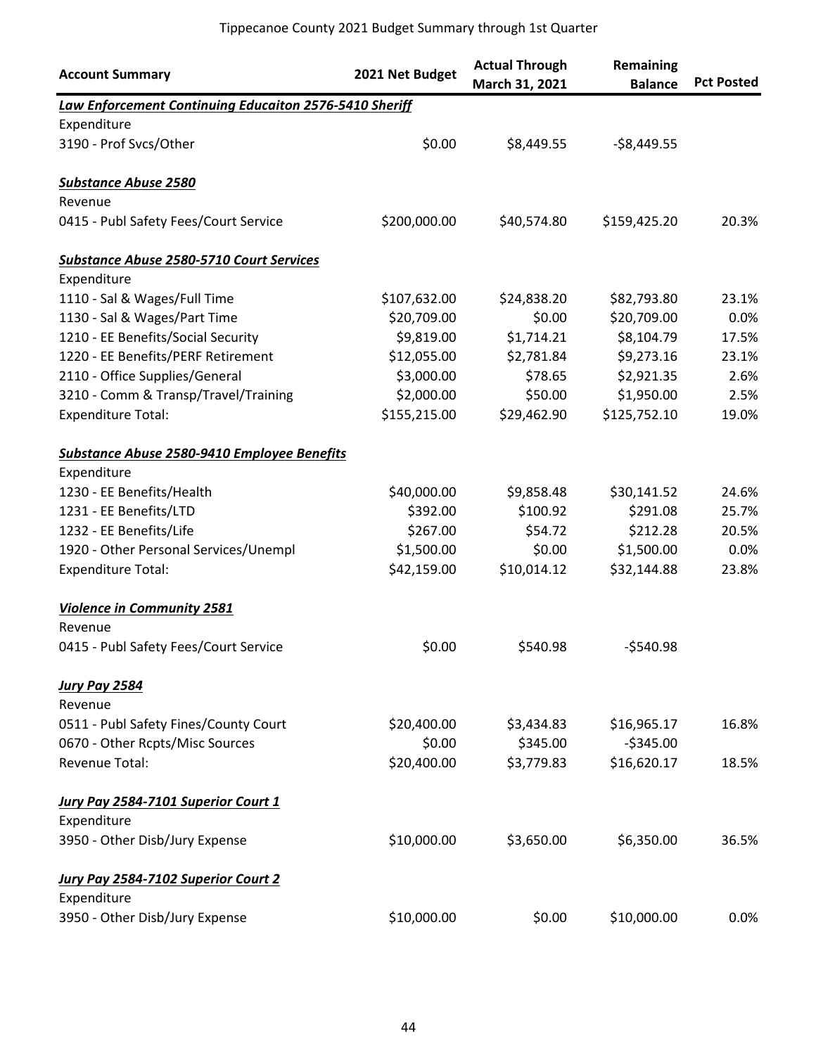# Tippecanoe County 2021 Budget Summary through 1st Quarter

| Account Summary | 2021 Net Budget | Actual Through March 31, 2021 | Remaining Balance | Pct Posted |
|---|---|---|---|---|
| ***Law Enforcement Continuing Educaiton 2576-5410 Sheriff*** | | | | |
| Expenditure | | | | |
| 3190 - Prof Svcs/Other | $0.00 | $8,449.55 | -$8,449.55 | |
| ***Substance Abuse 2580*** | | | | |
| Revenue | | | | |
| 0415 - Publ Safety Fees/Court Service | $200,000.00 | $40,574.80 | $159,425.20 | 20.3% |
| ***Substance Abuse 2580-5710 Court Services*** | | | | |
| Expenditure | | | | |
| 1110 - Sal & Wages/Full Time | $107,632.00 | $24,838.20 | $82,793.80 | 23.1% |
| 1130 - Sal & Wages/Part Time | $20,709.00 | $0.00 | $20,709.00 | 0.0% |
| 1210 - EE Benefits/Social Security | $9,819.00 | $1,714.21 | $8,104.79 | 17.5% |
| 1220 - EE Benefits/PERF Retirement | $12,055.00 | $2,781.84 | $9,273.16 | 23.1% |
| 2110 - Office Supplies/General | $3,000.00 | $78.65 | $2,921.35 | 2.6% |
| 3210 - Comm & Transp/Travel/Training | $2,000.00 | $50.00 | $1,950.00 | 2.5% |
| Expenditure Total: | $155,215.00 | $29,462.90 | $125,752.10 | 19.0% |
| ***Substance Abuse 2580-9410 Employee Benefits*** | | | | |
| Expenditure | | | | |
| 1230 - EE Benefits/Health | $40,000.00 | $9,858.48 | $30,141.52 | 24.6% |
| 1231 - EE Benefits/LTD | $392.00 | $100.92 | $291.08 | 25.7% |
| 1232 - EE Benefits/Life | $267.00 | $54.72 | $212.28 | 20.5% |
| 1920 - Other Personal Services/Unempl | $1,500.00 | $0.00 | $1,500.00 | 0.0% |
| Expenditure Total: | $42,159.00 | $10,014.12 | $32,144.88 | 23.8% |
| ***Violence in Community 2581*** | | | | |
| Revenue | | | | |
| 0415 - Publ Safety Fees/Court Service | $0.00 | $540.98 | -$540.98 | |
| ***Jury Pay 2584*** | | | | |
| Revenue | | | | |
| 0511 - Publ Safety Fines/County Court | $20,400.00 | $3,434.83 | $16,965.17 | 16.8% |
| 0670 - Other Rcpts/Misc Sources | $0.00 | $345.00 | -$345.00 | |
| Revenue Total: | $20,400.00 | $3,779.83 | $16,620.17 | 18.5% |
| ***Jury Pay 2584-7101 Superior Court 1*** | | | | |
| Expenditure | | | | |
| 3950 - Other Disb/Jury Expense | $10,000.00 | $3,650.00 | $6,350.00 | 36.5% |
| ***Jury Pay 2584-7102 Superior Court 2*** | | | | |
| Expenditure | | | | |
| 3950 - Other Disb/Jury Expense | $10,000.00 | $0.00 | $10,000.00 | 0.0% |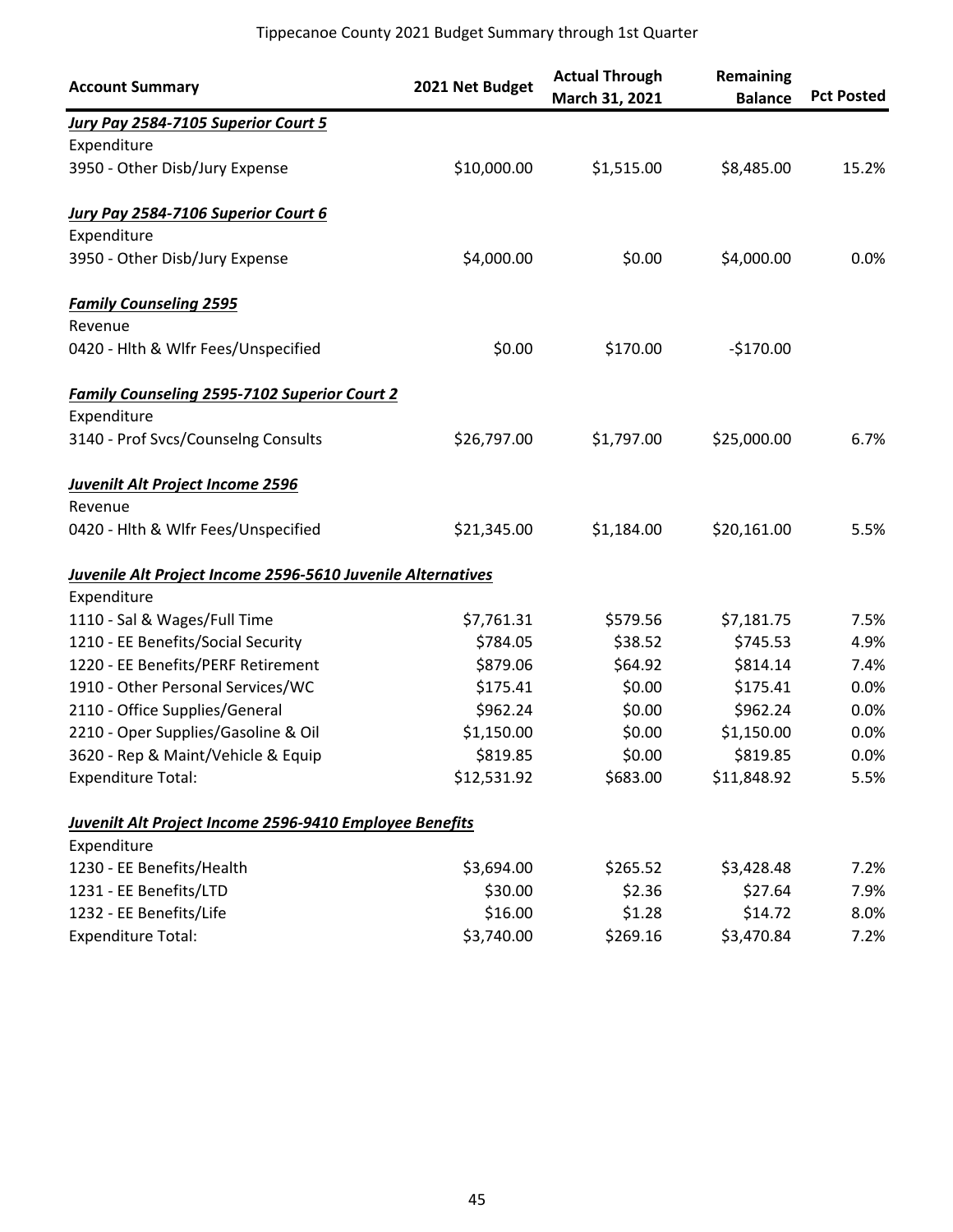Tippecanoe County 2021 Budget Summary through 1st Quarter

| Account Summary | 2021 Net Budget | Actual Through March 31, 2021 | Remaining Balance | Pct Posted |
|---|---|---|---|---|
| ***Jury Pay 2584-7105 Superior Court 5*** | | | | |
| Expenditure | | | | |
| 3950 - Other Disb/Jury Expense | $10,000.00 | $1,515.00 | $8,485.00 | 15.2% |
| ***Jury Pay 2584-7106 Superior Court 6*** | | | | |
| Expenditure | | | | |
| 3950 - Other Disb/Jury Expense | $4,000.00 | $0.00 | $4,000.00 | 0.0% |
| ***Family Counseling 2595*** | | | | |
| Revenue | | | | |
| 0420 - Hlth & Wlfr Fees/Unspecified | $0.00 | $170.00 | -$170.00 | |
| ***Family Counseling 2595-7102 Superior Court 2*** | | | | |
| Expenditure | | | | |
| 3140 - Prof Svcs/Counselng Consults | $26,797.00 | $1,797.00 | $25,000.00 | 6.7% |
| ***Juvenilt Alt Project Income 2596*** | | | | |
| Revenue | | | | |
| 0420 - Hlth & Wlfr Fees/Unspecified | $21,345.00 | $1,184.00 | $20,161.00 | 5.5% |
| ***Juvenile Alt Project Income 2596-5610 Juvenile Alternatives*** | | | | |
| Expenditure | | | | |
| 1110 - Sal & Wages/Full Time | $7,761.31 | $579.56 | $7,181.75 | 7.5% |
| 1210 - EE Benefits/Social Security | $784.05 | $38.52 | $745.53 | 4.9% |
| 1220 - EE Benefits/PERF Retirement | $879.06 | $64.92 | $814.14 | 7.4% |
| 1910 - Other Personal Services/WC | $175.41 | $0.00 | $175.41 | 0.0% |
| 2110 - Office Supplies/General | $962.24 | $0.00 | $962.24 | 0.0% |
| 2210 - Oper Supplies/Gasoline & Oil | $1,150.00 | $0.00 | $1,150.00 | 0.0% |
| 3620 - Rep & Maint/Vehicle & Equip | $819.85 | $0.00 | $819.85 | 0.0% |
| Expenditure Total: | $12,531.92 | $683.00 | $11,848.92 | 5.5% |
| ***Juvenilt Alt Project Income 2596-9410 Employee Benefits*** | | | | |
| Expenditure | | | | |
| 1230 - EE Benefits/Health | $3,694.00 | $265.52 | $3,428.48 | 7.2% |
| 1231 - EE Benefits/LTD | $30.00 | $2.36 | $27.64 | 7.9% |
| 1232 - EE Benefits/Life | $16.00 | $1.28 | $14.72 | 8.0% |
| Expenditure Total: | $3,740.00 | $269.16 | $3,470.84 | 7.2% |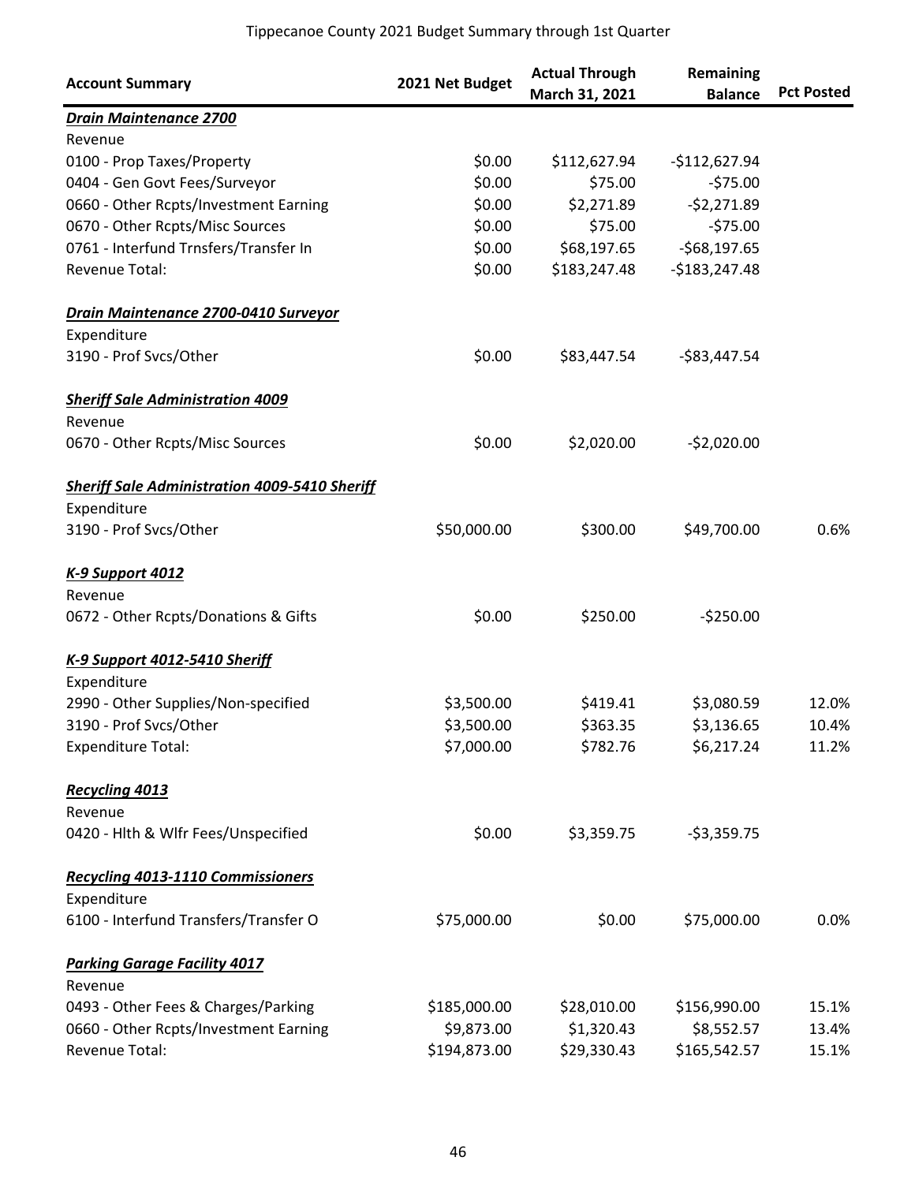Tippecanoe County 2021 Budget Summary through 1st Quarter

| Account Summary | 2021 Net Budget | Actual Through March 31, 2021 | Remaining Balance | Pct Posted |
|---|---|---|---|---|
| ***Drain Maintenance 2700*** | | | | |
| Revenue | | | | |
| 0100 - Prop Taxes/Property | $0.00 | $112,627.94 | -$112,627.94 | |
| 0404 - Gen Govt Fees/Surveyor | $0.00 | $75.00 | -$75.00 | |
| 0660 - Other Rcpts/Investment Earning | $0.00 | $2,271.89 | -$2,271.89 | |
| 0670 - Other Rcpts/Misc Sources | $0.00 | $75.00 | -$75.00 | |
| 0761 - Interfund Trnsfers/Transfer In | $0.00 | $68,197.65 | -$68,197.65 | |
| Revenue Total: | $0.00 | $183,247.48 | -$183,247.48 | |
| ***Drain Maintenance 2700-0410 Surveyor*** | | | | |
| Expenditure | | | | |
| 3190 - Prof Svcs/Other | $0.00 | $83,447.54 | -$83,447.54 | |
| ***Sheriff Sale Administration 4009*** | | | | |
| Revenue | | | | |
| 0670 - Other Rcpts/Misc Sources | $0.00 | $2,020.00 | -$2,020.00 | |
| ***Sheriff Sale Administration 4009-5410 Sheriff*** | | | | |
| Expenditure | | | | |
| 3190 - Prof Svcs/Other | $50,000.00 | $300.00 | $49,700.00 | 0.6% |
| ***K-9 Support 4012*** | | | | |
| Revenue | | | | |
| 0672 - Other Rcpts/Donations & Gifts | $0.00 | $250.00 | -$250.00 | |
| ***K-9 Support 4012-5410 Sheriff*** | | | | |
| Expenditure | | | | |
| 2990 - Other Supplies/Non-specified | $3,500.00 | $419.41 | $3,080.59 | 12.0% |
| 3190 - Prof Svcs/Other | $3,500.00 | $363.35 | $3,136.65 | 10.4% |
| Expenditure Total: | $7,000.00 | $782.76 | $6,217.24 | 11.2% |
| ***Recycling 4013*** | | | | |
| Revenue | | | | |
| 0420 - Hlth & Wlfr Fees/Unspecified | $0.00 | $3,359.75 | -$3,359.75 | |
| ***Recycling 4013-1110 Commissioners*** | | | | |
| Expenditure | | | | |
| 6100 - Interfund Transfers/Transfer O | $75,000.00 | $0.00 | $75,000.00 | 0.0% |
| ***Parking Garage Facility 4017*** | | | | |
| Revenue | | | | |
| 0493 - Other Fees & Charges/Parking | $185,000.00 | $28,010.00 | $156,990.00 | 15.1% |
| 0660 - Other Rcpts/Investment Earning | $9,873.00 | $1,320.43 | $8,552.57 | 13.4% |
| Revenue Total: | $194,873.00 | $29,330.43 | $165,542.57 | 15.1% |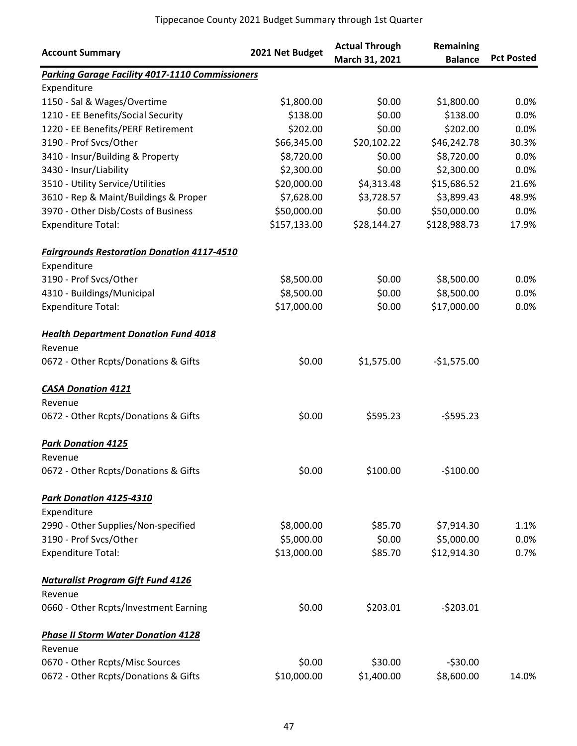Tippecanoe County 2021 Budget Summary through 1st Quarter

| Account Summary | 2021 Net Budget | Actual Through March 31, 2021 | Remaining Balance | Pct Posted |
|---|---|---|---|---|
| ***Parking Garage Facility 4017-1110 Commissioners*** | | | | |
| Expenditure | | | | |
| 1150 - Sal & Wages/Overtime | \$1,800.00 | \$0.00 | \$1,800.00 | 0.0% |
| 1210 - EE Benefits/Social Security | \$138.00 | \$0.00 | \$138.00 | 0.0% |
| 1220 - EE Benefits/PERF Retirement | \$202.00 | \$0.00 | \$202.00 | 0.0% |
| 3190 - Prof Svcs/Other | \$66,345.00 | \$20,102.22 | \$46,242.78 | 30.3% |
| 3410 - Insur/Building & Property | \$8,720.00 | \$0.00 | \$8,720.00 | 0.0% |
| 3430 - Insur/Liability | \$2,300.00 | \$0.00 | \$2,300.00 | 0.0% |
| 3510 - Utility Service/Utilities | \$20,000.00 | \$4,313.48 | \$15,686.52 | 21.6% |
| 3610 - Rep & Maint/Buildings & Proper | \$7,628.00 | \$3,728.57 | \$3,899.43 | 48.9% |
| 3970 - Other Disb/Costs of Business | \$50,000.00 | \$0.00 | \$50,000.00 | 0.0% |
| Expenditure Total: | \$157,133.00 | \$28,144.27 | \$128,988.73 | 17.9% |
| ***Fairgrounds Restoration Donation 4117-4510*** | | | | |
| Expenditure | | | | |
| 3190 - Prof Svcs/Other | \$8,500.00 | \$0.00 | \$8,500.00 | 0.0% |
| 4310 - Buildings/Municipal | \$8,500.00 | \$0.00 | \$8,500.00 | 0.0% |
| Expenditure Total: | \$17,000.00 | \$0.00 | \$17,000.00 | 0.0% |
| ***Health Department Donation Fund 4018*** | | | | |
| Revenue | | | | |
| 0672 - Other Rcpts/Donations & Gifts | \$0.00 | \$1,575.00 | -\$1,575.00 | |
| ***CASA Donation 4121*** | | | | |
| Revenue | | | | |
| 0672 - Other Rcpts/Donations & Gifts | \$0.00 | \$595.23 | -\$595.23 | |
| ***Park Donation 4125*** | | | | |
| Revenue | | | | |
| 0672 - Other Rcpts/Donations & Gifts | \$0.00 | \$100.00 | -\$100.00 | |
| ***Park Donation 4125-4310*** | | | | |
| Expenditure | | | | |
| 2990 - Other Supplies/Non-specified | \$8,000.00 | \$85.70 | \$7,914.30 | 1.1% |
| 3190 - Prof Svcs/Other | \$5,000.00 | \$0.00 | \$5,000.00 | 0.0% |
| Expenditure Total: | \$13,000.00 | \$85.70 | \$12,914.30 | 0.7% |
| ***Naturalist Program Gift Fund 4126*** | | | | |
| Revenue | | | | |
| 0660 - Other Rcpts/Investment Earning | \$0.00 | \$203.01 | -\$203.01 | |
| ***Phase II Storm Water Donation 4128*** | | | | |
| Revenue | | | | |
| 0670 - Other Rcpts/Misc Sources | \$0.00 | \$30.00 | -\$30.00 | |
| 0672 - Other Rcpts/Donations & Gifts | \$10,000.00 | \$1,400.00 | \$8,600.00 | 14.0% |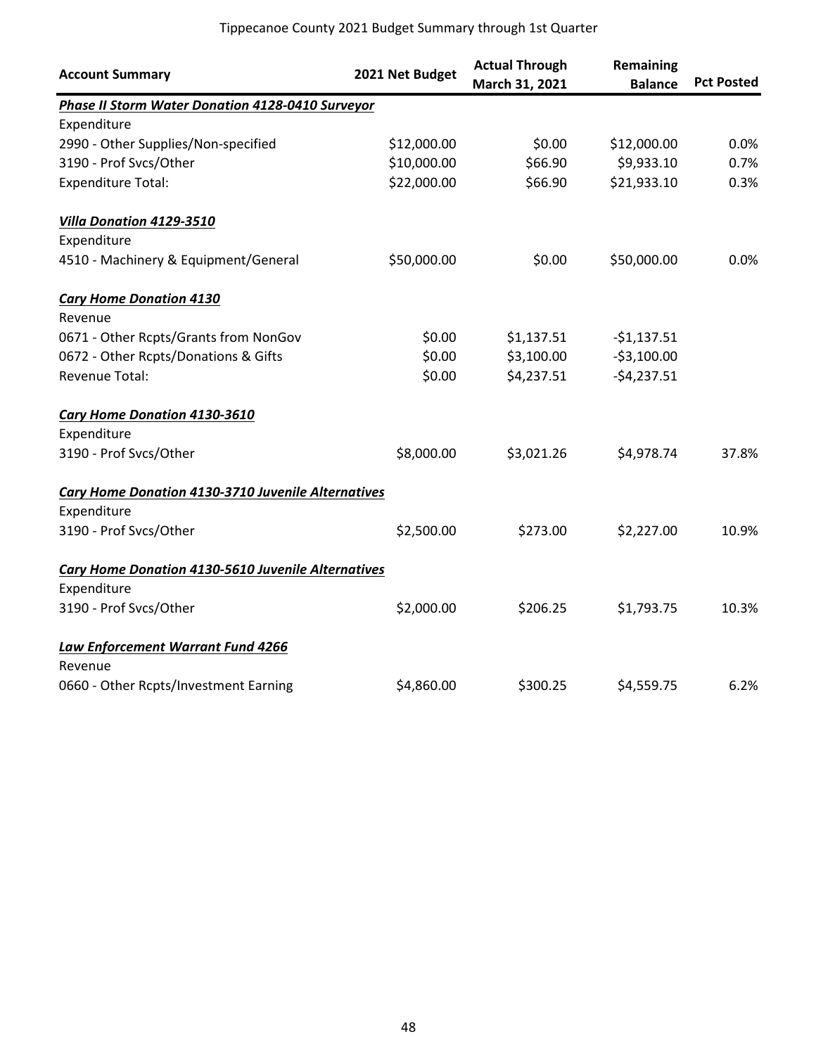Tippecanoe County 2021 Budget Summary through 1st Quarter

| Account Summary | 2021 Net Budget | Actual Through March 31, 2021 | Remaining Balance | Pct Posted |
|---|---|---|---|---|
| ***Phase II Storm Water Donation 4128-0410 Surveyor*** | | | | |
| Expenditure | | | | |
| 2990 - Other Supplies/Non-specified | $12,000.00 | $0.00 | $12,000.00 | 0.0% |
| 3190 - Prof Svcs/Other | $10,000.00 | $66.90 | $9,933.10 | 0.7% |
| Expenditure Total: | $22,000.00 | $66.90 | $21,933.10 | 0.3% |
| | | | | |
| ***Villa Donation 4129-3510*** | | | | |
| Expenditure | | | | |
| 4510 - Machinery & Equipment/General | $50,000.00 | $0.00 | $50,000.00 | 0.0% |
| | | | | |
| ***Cary Home Donation 4130*** | | | | |
| Revenue | | | | |
| 0671 - Other Rcpts/Grants from NonGov | $0.00 | $1,137.51 | -$1,137.51 | |
| 0672 - Other Rcpts/Donations & Gifts | $0.00 | $3,100.00 | -$3,100.00 | |
| Revenue Total: | $0.00 | $4,237.51 | -$4,237.51 | |
| | | | | |
| ***Cary Home Donation 4130-3610*** | | | | |
| Expenditure | | | | |
| 3190 - Prof Svcs/Other | $8,000.00 | $3,021.26 | $4,978.74 | 37.8% |
| | | | | |
| ***Cary Home Donation 4130-3710 Juvenile Alternatives*** | | | | |
| Expenditure | | | | |
| 3190 - Prof Svcs/Other | $2,500.00 | $273.00 | $2,227.00 | 10.9% |
| | | | | |
| ***Cary Home Donation 4130-5610 Juvenile Alternatives*** | | | | |
| Expenditure | | | | |
| 3190 - Prof Svcs/Other | $2,000.00 | $206.25 | $1,793.75 | 10.3% |
| | | | | |
| ***Law Enforcement Warrant Fund 4266*** | | | | |
| Revenue | | | | |
| 0660 - Other Rcpts/Investment Earning | $4,860.00 | $300.25 | $4,559.75 | 6.2% |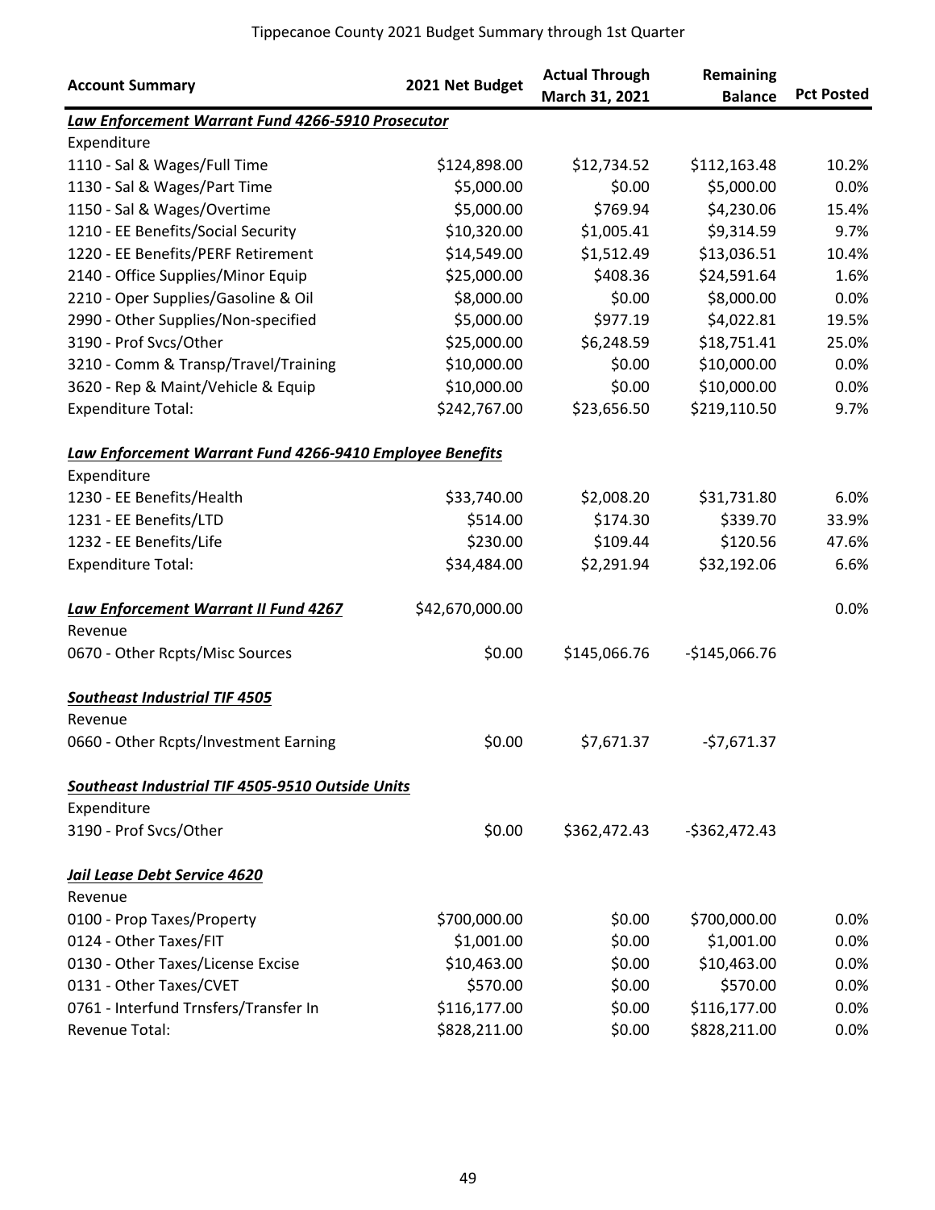Tippecanoe County 2021 Budget Summary through 1st Quarter

| Account Summary | 2021 Net Budget | Actual Through March 31, 2021 | Remaining Balance | Pct Posted |
|---|---|---|---|---|
| ***Law Enforcement Warrant Fund 4266-5910 Prosecutor*** | | | | |
| Expenditure | | | | |
| 1110 - Sal & Wages/Full Time | $124,898.00 | $12,734.52 | $112,163.48 | 10.2% |
| 1130 - Sal & Wages/Part Time | $5,000.00 | $0.00 | $5,000.00 | 0.0% |
| 1150 - Sal & Wages/Overtime | $5,000.00 | $769.94 | $4,230.06 | 15.4% |
| 1210 - EE Benefits/Social Security | $10,320.00 | $1,005.41 | $9,314.59 | 9.7% |
| 1220 - EE Benefits/PERF Retirement | $14,549.00 | $1,512.49 | $13,036.51 | 10.4% |
| 2140 - Office Supplies/Minor Equip | $25,000.00 | $408.36 | $24,591.64 | 1.6% |
| 2210 - Oper Supplies/Gasoline & Oil | $8,000.00 | $0.00 | $8,000.00 | 0.0% |
| 2990 - Other Supplies/Non-specified | $5,000.00 | $977.19 | $4,022.81 | 19.5% |
| 3190 - Prof Svcs/Other | $25,000.00 | $6,248.59 | $18,751.41 | 25.0% |
| 3210 - Comm & Transp/Travel/Training | $10,000.00 | $0.00 | $10,000.00 | 0.0% |
| 3620 - Rep & Maint/Vehicle & Equip | $10,000.00 | $0.00 | $10,000.00 | 0.0% |
| Expenditure Total: | $242,767.00 | $23,656.50 | $219,110.50 | 9.7% |
| ***Law Enforcement Warrant Fund 4266-9410 Employee Benefits*** | | | | |
| Expenditure | | | | |
| 1230 - EE Benefits/Health | $33,740.00 | $2,008.20 | $31,731.80 | 6.0% |
| 1231 - EE Benefits/LTD | $514.00 | $174.30 | $339.70 | 33.9% |
| 1232 - EE Benefits/Life | $230.00 | $109.44 | $120.56 | 47.6% |
| Expenditure Total: | $34,484.00 | $2,291.94 | $32,192.06 | 6.6% |
| ***Law Enforcement Warrant II Fund 4267*** | $42,670,000.00 | | | 0.0% |
| Revenue | | | | |
| 0670 - Other Rcpts/Misc Sources | $0.00 | $145,066.76 | -$145,066.76 | |
| ***Southeast Industrial TIF 4505*** | | | | |
| Revenue | | | | |
| 0660 - Other Rcpts/Investment Earning | $0.00 | $7,671.37 | -$7,671.37 | |
| ***Southeast Industrial TIF 4505-9510 Outside Units*** | | | | |
| Expenditure | | | | |
| 3190 - Prof Svcs/Other | $0.00 | $362,472.43 | -$362,472.43 | |
| ***Jail Lease Debt Service 4620*** | | | | |
| Revenue | | | | |
| 0100 - Prop Taxes/Property | $700,000.00 | $0.00 | $700,000.00 | 0.0% |
| 0124 - Other Taxes/FIT | $1,001.00 | $0.00 | $1,001.00 | 0.0% |
| 0130 - Other Taxes/License Excise | $10,463.00 | $0.00 | $10,463.00 | 0.0% |
| 0131 - Other Taxes/CVET | $570.00 | $0.00 | $570.00 | 0.0% |
| 0761 - Interfund Trnsfers/Transfer In | $116,177.00 | $0.00 | $116,177.00 | 0.0% |
| Revenue Total: | $828,211.00 | $0.00 | $828,211.00 | 0.0% |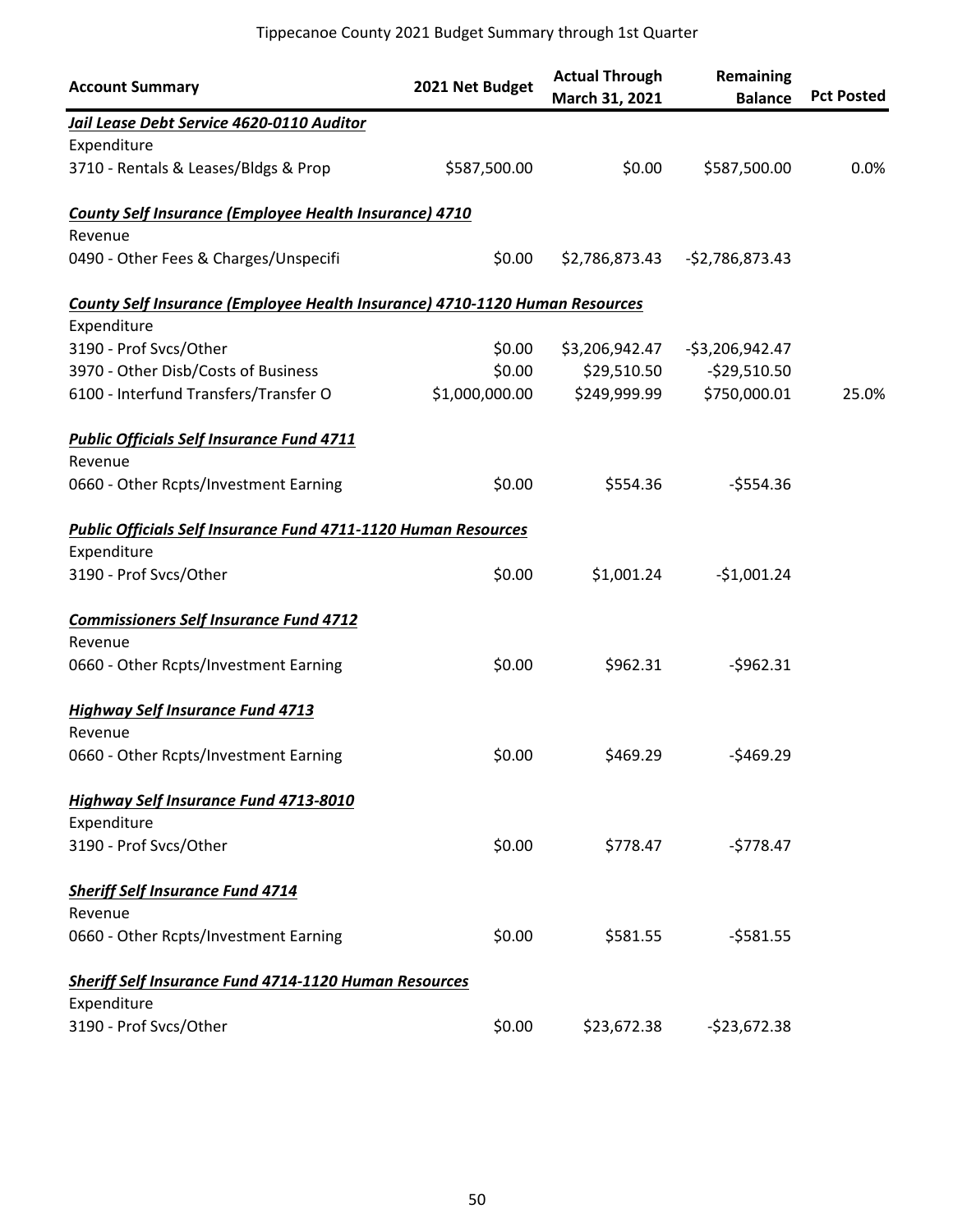Tippecanoe County 2021 Budget Summary through 1st Quarter

| Account Summary | 2021 Net Budget | Actual Through March 31, 2021 | Remaining Balance | Pct Posted |
|---|---|---|---|---|
| ***Jail Lease Debt Service 4620-0110 Auditor*** | | | | |
| Expenditure | | | | |
| 3710 - Rentals & Leases/Bldgs & Prop | $587,500.00 | $0.00 | $587,500.00 | 0.0% |
| ***County Self Insurance (Employee Health Insurance) 4710*** | | | | |
| Revenue | | | | |
| 0490 - Other Fees & Charges/Unspecifi | $0.00 | $2,786,873.43 | -$2,786,873.43 | |
| ***County Self Insurance (Employee Health Insurance) 4710-1120 Human Resources*** | | | | |
| Expenditure | | | | |
| 3190 - Prof Svcs/Other | $0.00 | $3,206,942.47 | -$3,206,942.47 | |
| 3970 - Other Disb/Costs of Business | $0.00 | $29,510.50 | -$29,510.50 | |
| 6100 - Interfund Transfers/Transfer O | $1,000,000.00 | $249,999.99 | $750,000.01 | 25.0% |
| ***Public Officials Self Insurance Fund 4711*** | | | | |
| Revenue | | | | |
| 0660 - Other Rcpts/Investment Earning | $0.00 | $554.36 | -$554.36 | |
| ***Public Officials Self Insurance Fund 4711-1120 Human Resources*** | | | | |
| Expenditure | | | | |
| 3190 - Prof Svcs/Other | $0.00 | $1,001.24 | -$1,001.24 | |
| ***Commissioners Self Insurance Fund 4712*** | | | | |
| Revenue | | | | |
| 0660 - Other Rcpts/Investment Earning | $0.00 | $962.31 | -$962.31 | |
| ***Highway Self Insurance Fund 4713*** | | | | |
| Revenue | | | | |
| 0660 - Other Rcpts/Investment Earning | $0.00 | $469.29 | -$469.29 | |
| ***Highway Self Insurance Fund 4713-8010*** | | | | |
| Expenditure | | | | |
| 3190 - Prof Svcs/Other | $0.00 | $778.47 | -$778.47 | |
| ***Sheriff Self Insurance Fund 4714*** | | | | |
| Revenue | | | | |
| 0660 - Other Rcpts/Investment Earning | $0.00 | $581.55 | -$581.55 | |
| ***Sheriff Self Insurance Fund 4714-1120 Human Resources*** | | | | |
| Expenditure | | | | |
| 3190 - Prof Svcs/Other | $0.00 | $23,672.38 | -$23,672.38 | |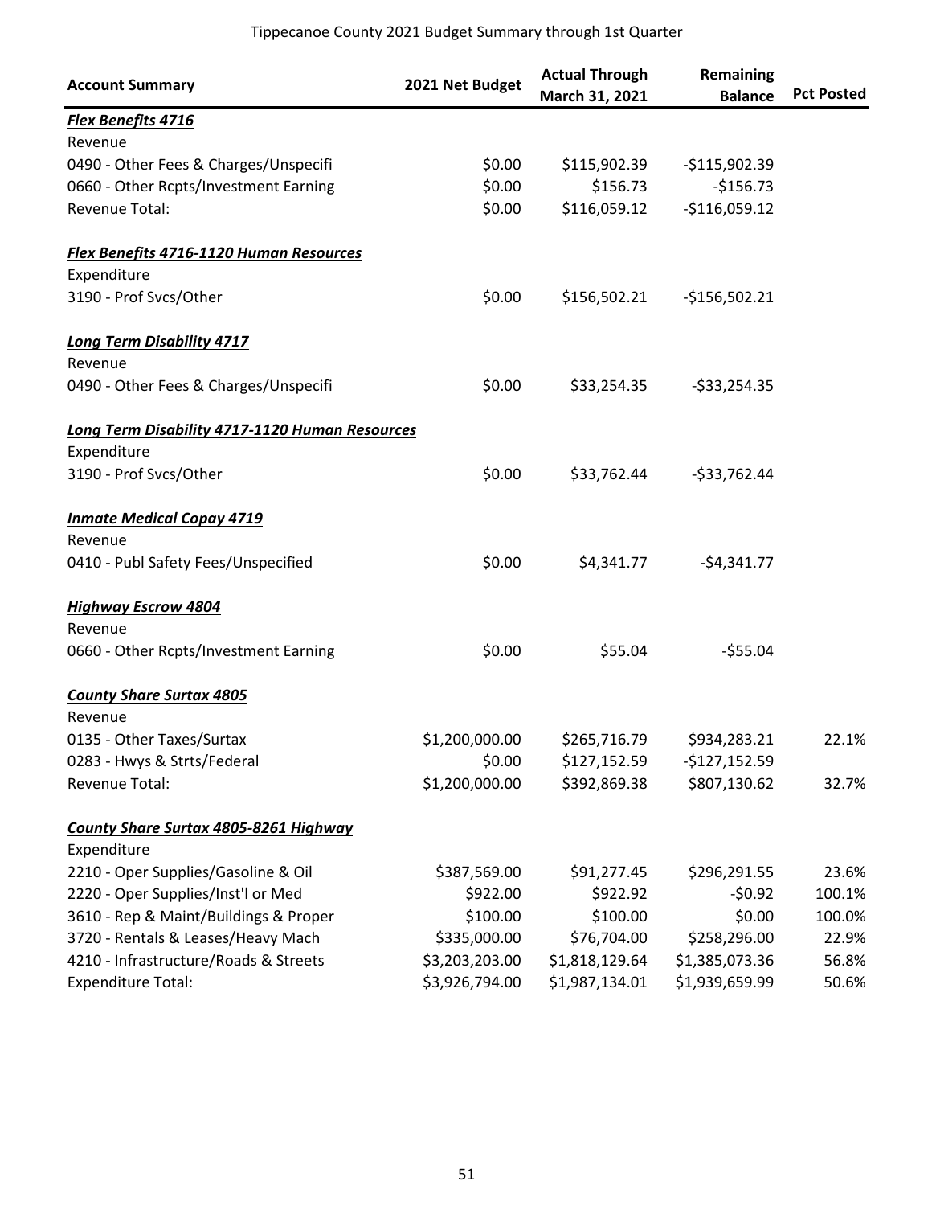Tippecanoe County 2021 Budget Summary through 1st Quarter

| Account Summary | 2021 Net Budget | Actual Through March 31, 2021 | Remaining Balance | Pct Posted |
|---|---|---|---|---|
| ***Flex Benefits 4716*** | | | | |
| Revenue | | | | |
| 0490 - Other Fees & Charges/Unspecifi | $0.00 | $115,902.39 | -$115,902.39 | |
| 0660 - Other Rcpts/Investment Earning | $0.00 | $156.73 | -$156.73 | |
| Revenue Total: | $0.00 | $116,059.12 | -$116,059.12 | |
| ***Flex Benefits 4716-1120 Human Resources*** | | | | |
| Expenditure | | | | |
| 3190 - Prof Svcs/Other | $0.00 | $156,502.21 | -$156,502.21 | |
| ***Long Term Disability 4717*** | | | | |
| Revenue | | | | |
| 0490 - Other Fees & Charges/Unspecifi | $0.00 | $33,254.35 | -$33,254.35 | |
| ***Long Term Disability 4717-1120 Human Resources*** | | | | |
| Expenditure | | | | |
| 3190 - Prof Svcs/Other | $0.00 | $33,762.44 | -$33,762.44 | |
| ***Inmate Medical Copay 4719*** | | | | |
| Revenue | | | | |
| 0410 - Publ Safety Fees/Unspecified | $0.00 | $4,341.77 | -$4,341.77 | |
| ***Highway Escrow 4804*** | | | | |
| Revenue | | | | |
| 0660 - Other Rcpts/Investment Earning | $0.00 | $55.04 | -$55.04 | |
| ***County Share Surtax 4805*** | | | | |
| Revenue | | | | |
| 0135 - Other Taxes/Surtax | $1,200,000.00 | $265,716.79 | $934,283.21 | 22.1% |
| 0283 - Hwys & Strts/Federal | $0.00 | $127,152.59 | -$127,152.59 | |
| Revenue Total: | $1,200,000.00 | $392,869.38 | $807,130.62 | 32.7% |
| ***County Share Surtax 4805-8261 Highway*** | | | | |
| Expenditure | | | | |
| 2210 - Oper Supplies/Gasoline & Oil | $387,569.00 | $91,277.45 | $296,291.55 | 23.6% |
| 2220 - Oper Supplies/Inst'l or Med | $922.00 | $922.92 | -$0.92 | 100.1% |
| 3610 - Rep & Maint/Buildings & Proper | $100.00 | $100.00 | $0.00 | 100.0% |
| 3720 - Rentals & Leases/Heavy Mach | $335,000.00 | $76,704.00 | $258,296.00 | 22.9% |
| 4210 - Infrastructure/Roads & Streets | $3,203,203.00 | $1,818,129.64 | $1,385,073.36 | 56.8% |
| Expenditure Total: | $3,926,794.00 | $1,987,134.01 | $1,939,659.99 | 50.6% |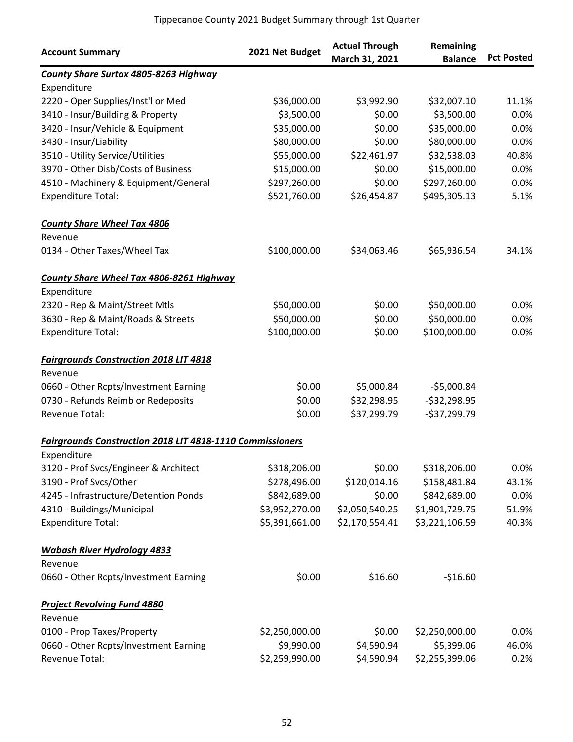Tippecanoe County 2021 Budget Summary through 1st Quarter

| Account Summary | 2021 Net Budget | Actual Through March 31, 2021 | Remaining Balance | Pct Posted |
|---|---|---|---|---|
| ***County Share Surtax 4805-8263 Highway*** | | | | |
| Expenditure | | | | |
| 2220 - Oper Supplies/Inst'l or Med | $36,000.00 | $3,992.90 | $32,007.10 | 11.1% |
| 3410 - Insur/Building & Property | $3,500.00 | $0.00 | $3,500.00 | 0.0% |
| 3420 - Insur/Vehicle & Equipment | $35,000.00 | $0.00 | $35,000.00 | 0.0% |
| 3430 - Insur/Liability | $80,000.00 | $0.00 | $80,000.00 | 0.0% |
| 3510 - Utility Service/Utilities | $55,000.00 | $22,461.97 | $32,538.03 | 40.8% |
| 3970 - Other Disb/Costs of Business | $15,000.00 | $0.00 | $15,000.00 | 0.0% |
| 4510 - Machinery & Equipment/General | $297,260.00 | $0.00 | $297,260.00 | 0.0% |
| Expenditure Total: | $521,760.00 | $26,454.87 | $495,305.13 | 5.1% |
| ***County Share Wheel Tax 4806*** | | | | |
| Revenue | | | | |
| 0134 - Other Taxes/Wheel Tax | $100,000.00 | $34,063.46 | $65,936.54 | 34.1% |
| ***County Share Wheel Tax 4806-8261 Highway*** | | | | |
| Expenditure | | | | |
| 2320 - Rep & Maint/Street Mtls | $50,000.00 | $0.00 | $50,000.00 | 0.0% |
| 3630 - Rep & Maint/Roads & Streets | $50,000.00 | $0.00 | $50,000.00 | 0.0% |
| Expenditure Total: | $100,000.00 | $0.00 | $100,000.00 | 0.0% |
| ***Fairgrounds Construction 2018 LIT 4818*** | | | | |
| Revenue | | | | |
| 0660 - Other Rcpts/Investment Earning | $0.00 | $5,000.84 | -$5,000.84 | |
| 0730 - Refunds Reimb or Redeposits | $0.00 | $32,298.95 | -$32,298.95 | |
| Revenue Total: | $0.00 | $37,299.79 | -$37,299.79 | |
| ***Fairgrounds Construction 2018 LIT 4818-1110 Commissioners*** | | | | |
| Expenditure | | | | |
| 3120 - Prof Svcs/Engineer & Architect | $318,206.00 | $0.00 | $318,206.00 | 0.0% |
| 3190 - Prof Svcs/Other | $278,496.00 | $120,014.16 | $158,481.84 | 43.1% |
| 4245 - Infrastructure/Detention Ponds | $842,689.00 | $0.00 | $842,689.00 | 0.0% |
| 4310 - Buildings/Municipal | $3,952,270.00 | $2,050,540.25 | $1,901,729.75 | 51.9% |
| Expenditure Total: | $5,391,661.00 | $2,170,554.41 | $3,221,106.59 | 40.3% |
| ***Wabash River Hydrology 4833*** | | | | |
| Revenue | | | | |
| 0660 - Other Rcpts/Investment Earning | $0.00 | $16.60 | -$16.60 | |
| ***Project Revolving Fund 4880*** | | | | |
| Revenue | | | | |
| 0100 - Prop Taxes/Property | $2,250,000.00 | $0.00 | $2,250,000.00 | 0.0% |
| 0660 - Other Rcpts/Investment Earning | $9,990.00 | $4,590.94 | $5,399.06 | 46.0% |
| Revenue Total: | $2,259,990.00 | $4,590.94 | $2,255,399.06 | 0.2% |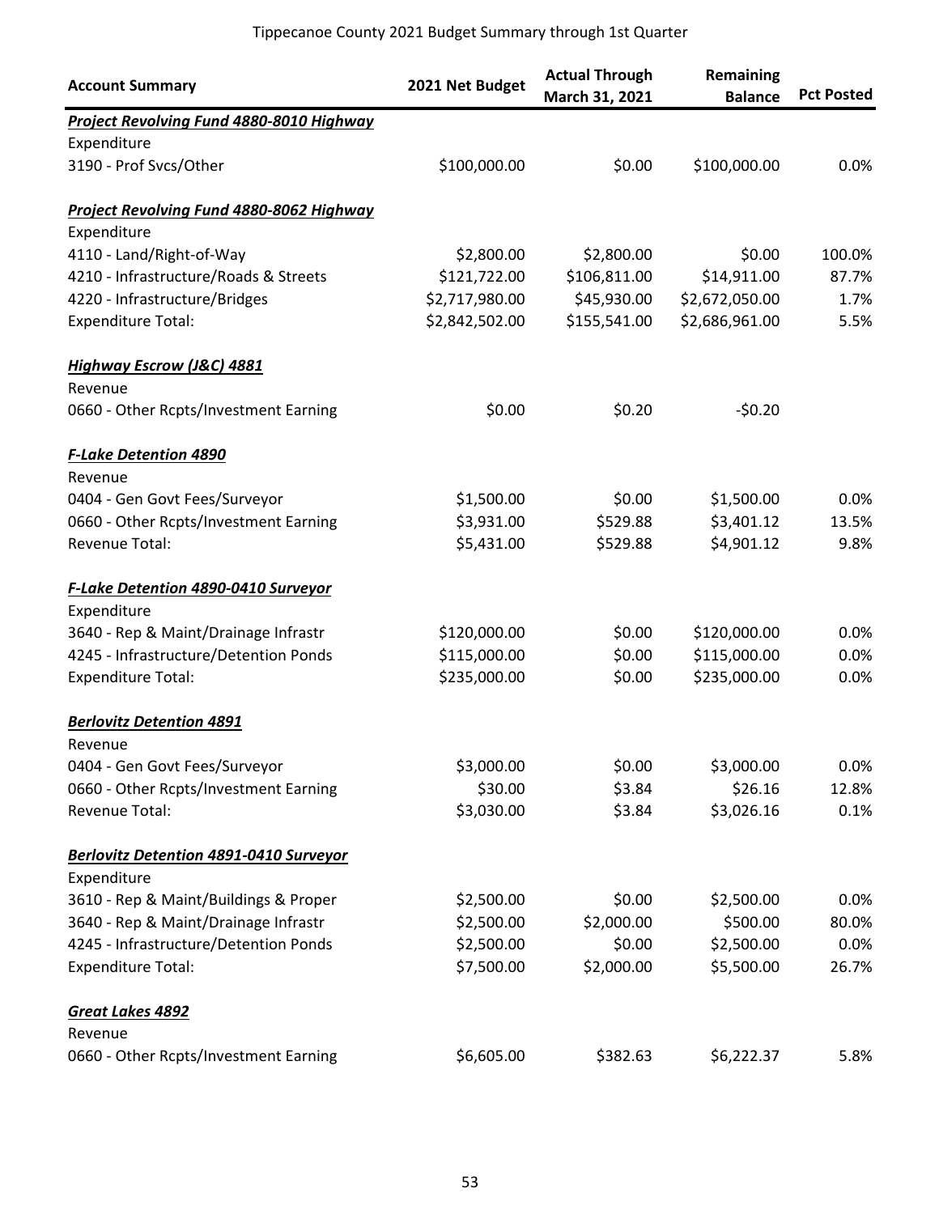Tippecanoe County 2021 Budget Summary through 1st Quarter

| Account Summary | 2021 Net Budget | Actual Through March 31, 2021 | Remaining Balance | Pct Posted |
|---|---|---|---|---|
| ***Project Revolving Fund 4880-8010 Highway*** | | | | |
| Expenditure | | | | |
| 3190 - Prof Svcs/Other | $100,000.00 | $0.00 | $100,000.00 | 0.0% |
| | | | | |
| ***Project Revolving Fund 4880-8062 Highway*** | | | | |
| Expenditure | | | | |
| 4110 - Land/Right-of-Way | $2,800.00 | $2,800.00 | $0.00 | 100.0% |
| 4210 - Infrastructure/Roads & Streets | $121,722.00 | $106,811.00 | $14,911.00 | 87.7% |
| 4220 - Infrastructure/Bridges | $2,717,980.00 | $45,930.00 | $2,672,050.00 | 1.7% |
| Expenditure Total: | $2,842,502.00 | $155,541.00 | $2,686,961.00 | 5.5% |
| | | | | |
| ***Highway Escrow (J&C) 4881*** | | | | |
| Revenue | | | | |
| 0660 - Other Rcpts/Investment Earning | $0.00 | $0.20 | -$0.20 | |
| | | | | |
| ***F-Lake Detention 4890*** | | | | |
| Revenue | | | | |
| 0404 - Gen Govt Fees/Surveyor | $1,500.00 | $0.00 | $1,500.00 | 0.0% |
| 0660 - Other Rcpts/Investment Earning | $3,931.00 | $529.88 | $3,401.12 | 13.5% |
| Revenue Total: | $5,431.00 | $529.88 | $4,901.12 | 9.8% |
| | | | | |
| ***F-Lake Detention 4890-0410 Surveyor*** | | | | |
| Expenditure | | | | |
| 3640 - Rep & Maint/Drainage Infrastr | $120,000.00 | $0.00 | $120,000.00 | 0.0% |
| 4245 - Infrastructure/Detention Ponds | $115,000.00 | $0.00 | $115,000.00 | 0.0% |
| Expenditure Total: | $235,000.00 | $0.00 | $235,000.00 | 0.0% |
| | | | | |
| ***Berlovitz Detention 4891*** | | | | |
| Revenue | | | | |
| 0404 - Gen Govt Fees/Surveyor | $3,000.00 | $0.00 | $3,000.00 | 0.0% |
| 0660 - Other Rcpts/Investment Earning | $30.00 | $3.84 | $26.16 | 12.8% |
| Revenue Total: | $3,030.00 | $3.84 | $3,026.16 | 0.1% |
| | | | | |
| ***Berlovitz Detention 4891-0410 Surveyor*** | | | | |
| Expenditure | | | | |
| 3610 - Rep & Maint/Buildings & Proper | $2,500.00 | $0.00 | $2,500.00 | 0.0% |
| 3640 - Rep & Maint/Drainage Infrastr | $2,500.00 | $2,000.00 | $500.00 | 80.0% |
| 4245 - Infrastructure/Detention Ponds | $2,500.00 | $0.00 | $2,500.00 | 0.0% |
| Expenditure Total: | $7,500.00 | $2,000.00 | $5,500.00 | 26.7% |
| | | | | |
| ***Great Lakes 4892*** | | | | |
| Revenue | | | | |
| 0660 - Other Rcpts/Investment Earning | $6,605.00 | $382.63 | $6,222.37 | 5.8% |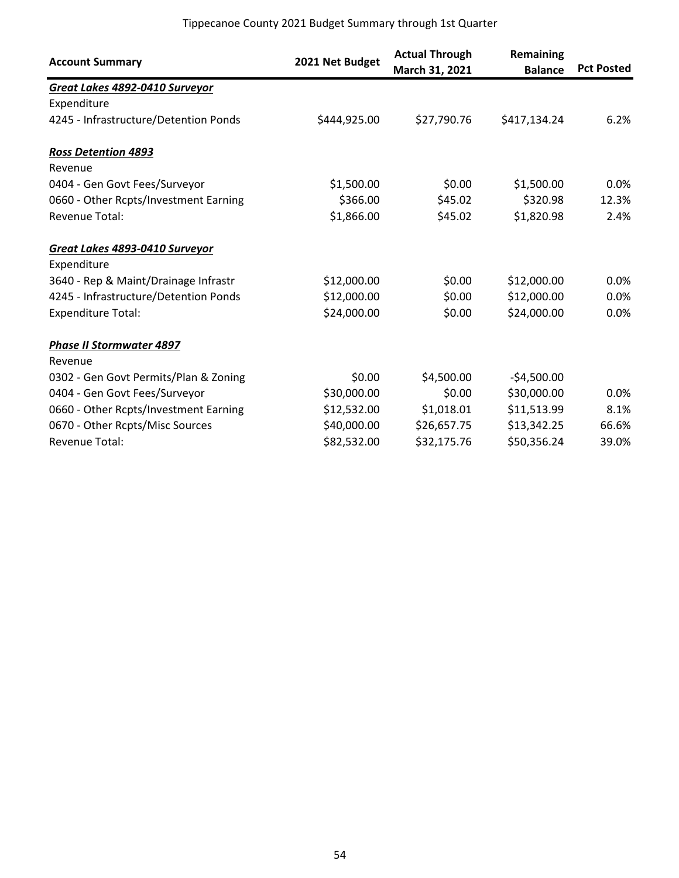Tippecanoe County 2021 Budget Summary through 1st Quarter

| Account Summary | 2021 Net Budget | Actual Through March 31, 2021 | Remaining Balance | Pct Posted |
|---|---|---|---|---|
| ***Great Lakes 4892-0410 Surveyor*** | | | | |
| Expenditure | | | | |
| 4245 - Infrastructure/Detention Ponds | $444,925.00 | $27,790.76 | $417,134.24 | 6.2% |
| ***Ross Detention 4893*** | | | | |
| Revenue | | | | |
| 0404 - Gen Govt Fees/Surveyor | $1,500.00 | $0.00 | $1,500.00 | 0.0% |
| 0660 - Other Rcpts/Investment Earning | $366.00 | $45.02 | $320.98 | 12.3% |
| Revenue Total: | $1,866.00 | $45.02 | $1,820.98 | 2.4% |
| ***Great Lakes 4893-0410 Surveyor*** | | | | |
| Expenditure | | | | |
| 3640 - Rep & Maint/Drainage Infrastr | $12,000.00 | $0.00 | $12,000.00 | 0.0% |
| 4245 - Infrastructure/Detention Ponds | $12,000.00 | $0.00 | $12,000.00 | 0.0% |
| Expenditure Total: | $24,000.00 | $0.00 | $24,000.00 | 0.0% |
| ***Phase II Stormwater 4897*** | | | | |
| Revenue | | | | |
| 0302 - Gen Govt Permits/Plan & Zoning | $0.00 | $4,500.00 | -$4,500.00 | |
| 0404 - Gen Govt Fees/Surveyor | $30,000.00 | $0.00 | $30,000.00 | 0.0% |
| 0660 - Other Rcpts/Investment Earning | $12,532.00 | $1,018.01 | $11,513.99 | 8.1% |
| 0670 - Other Rcpts/Misc Sources | $40,000.00 | $26,657.75 | $13,342.25 | 66.6% |
| Revenue Total: | $82,532.00 | $32,175.76 | $50,356.24 | 39.0% |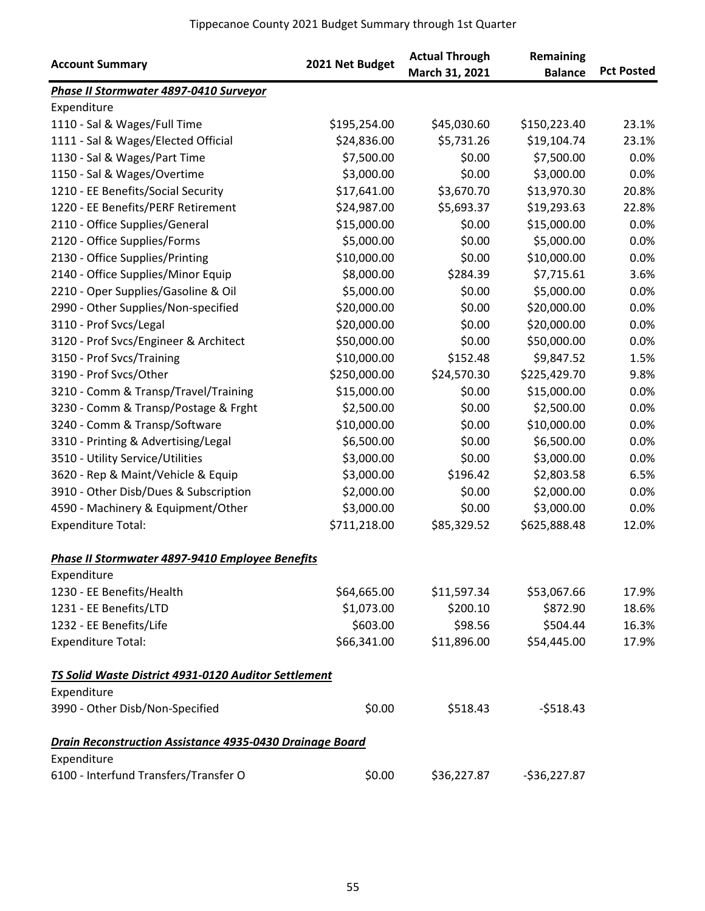Tippecanoe County 2021 Budget Summary through 1st Quarter

| Account Summary | 2021 Net Budget | Actual Through March 31, 2021 | Remaining Balance | Pct Posted |
|---|---|---|---|---|
| ***Phase II Stormwater 4897-0410 Surveyor*** | | | | |
| Expenditure | | | | |
| 1110 - Sal & Wages/Full Time | $195,254.00 | $45,030.60 | $150,223.40 | 23.1% |
| 1111 - Sal & Wages/Elected Official | $24,836.00 | $5,731.26 | $19,104.74 | 23.1% |
| 1130 - Sal & Wages/Part Time | $7,500.00 | $0.00 | $7,500.00 | 0.0% |
| 1150 - Sal & Wages/Overtime | $3,000.00 | $0.00 | $3,000.00 | 0.0% |
| 1210 - EE Benefits/Social Security | $17,641.00 | $3,670.70 | $13,970.30 | 20.8% |
| 1220 - EE Benefits/PERF Retirement | $24,987.00 | $5,693.37 | $19,293.63 | 22.8% |
| 2110 - Office Supplies/General | $15,000.00 | $0.00 | $15,000.00 | 0.0% |
| 2120 - Office Supplies/Forms | $5,000.00 | $0.00 | $5,000.00 | 0.0% |
| 2130 - Office Supplies/Printing | $10,000.00 | $0.00 | $10,000.00 | 0.0% |
| 2140 - Office Supplies/Minor Equip | $8,000.00 | $284.39 | $7,715.61 | 3.6% |
| 2210 - Oper Supplies/Gasoline & Oil | $5,000.00 | $0.00 | $5,000.00 | 0.0% |
| 2990 - Other Supplies/Non-specified | $20,000.00 | $0.00 | $20,000.00 | 0.0% |
| 3110 - Prof Svcs/Legal | $20,000.00 | $0.00 | $20,000.00 | 0.0% |
| 3120 - Prof Svcs/Engineer & Architect | $50,000.00 | $0.00 | $50,000.00 | 0.0% |
| 3150 - Prof Svcs/Training | $10,000.00 | $152.48 | $9,847.52 | 1.5% |
| 3190 - Prof Svcs/Other | $250,000.00 | $24,570.30 | $225,429.70 | 9.8% |
| 3210 - Comm & Transp/Travel/Training | $15,000.00 | $0.00 | $15,000.00 | 0.0% |
| 3230 - Comm & Transp/Postage & Frght | $2,500.00 | $0.00 | $2,500.00 | 0.0% |
| 3240 - Comm & Transp/Software | $10,000.00 | $0.00 | $10,000.00 | 0.0% |
| 3310 - Printing & Advertising/Legal | $6,500.00 | $0.00 | $6,500.00 | 0.0% |
| 3510 - Utility Service/Utilities | $3,000.00 | $0.00 | $3,000.00 | 0.0% |
| 3620 - Rep & Maint/Vehicle & Equip | $3,000.00 | $196.42 | $2,803.58 | 6.5% |
| 3910 - Other Disb/Dues & Subscription | $2,000.00 | $0.00 | $2,000.00 | 0.0% |
| 4590 - Machinery & Equipment/Other | $3,000.00 | $0.00 | $3,000.00 | 0.0% |
| Expenditure Total: | $711,218.00 | $85,329.52 | $625,888.48 | 12.0% |
| ***Phase II Stormwater 4897-9410 Employee Benefits*** | | | | |
| Expenditure | | | | |
| 1230 - EE Benefits/Health | $64,665.00 | $11,597.34 | $53,067.66 | 17.9% |
| 1231 - EE Benefits/LTD | $1,073.00 | $200.10 | $872.90 | 18.6% |
| 1232 - EE Benefits/Life | $603.00 | $98.56 | $504.44 | 16.3% |
| Expenditure Total: | $66,341.00 | $11,896.00 | $54,445.00 | 17.9% |
| ***TS Solid Waste District 4931-0120 Auditor Settlement*** | | | | |
| Expenditure | | | | |
| 3990 - Other Disb/Non-Specified | $0.00 | $518.43 | -$518.43 | |
| ***Drain Reconstruction Assistance 4935-0430 Drainage Board*** | | | | |
| Expenditure | | | | |
| 6100 - Interfund Transfers/Transfer O | $0.00 | $36,227.87 | -$36,227.87 | |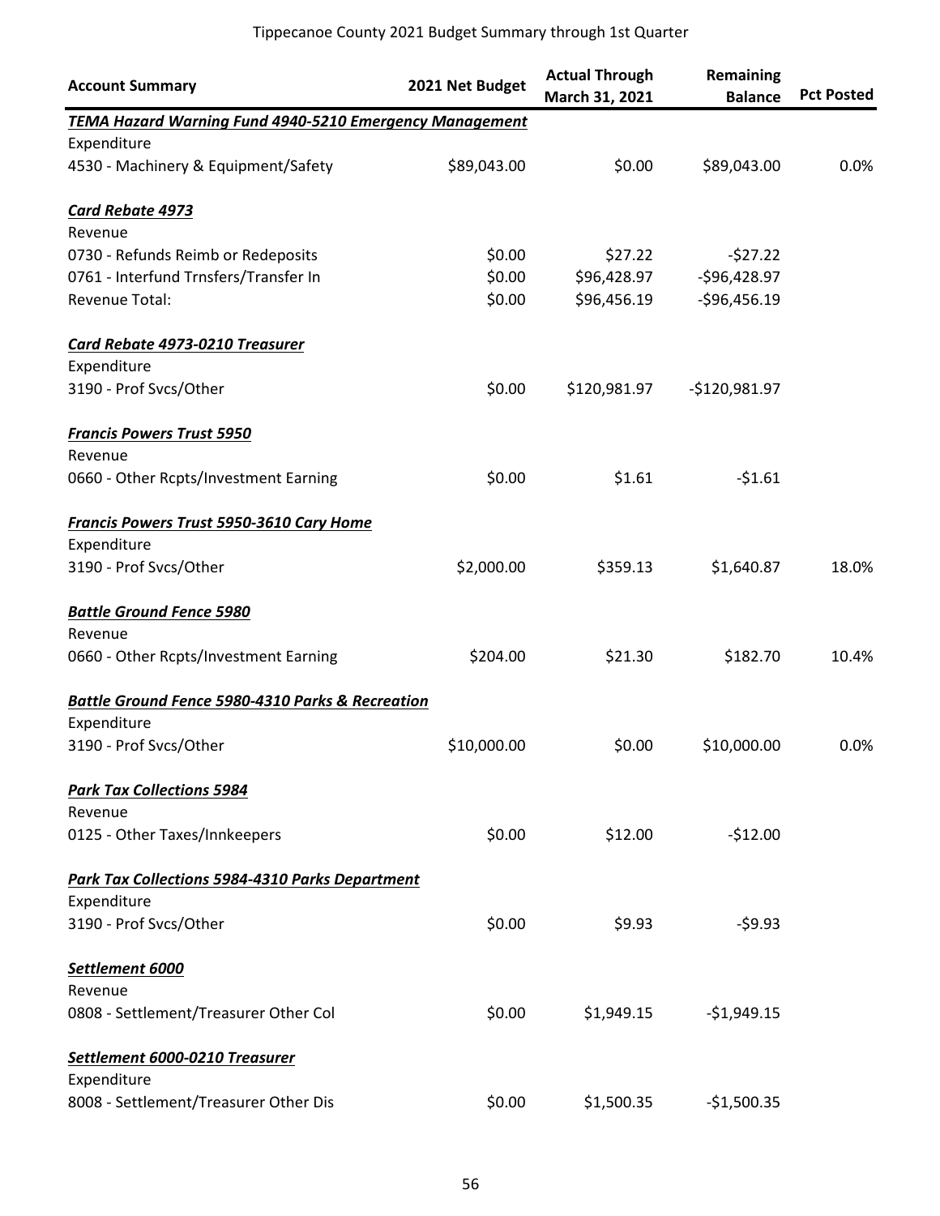# Tippecanoe County 2021 Budget Summary through 1st Quarter

| Account Summary | 2021 Net Budget | Actual Through March 31, 2021 | Remaining Balance | Pct Posted |
|---|---|---|---|---|
| ***TEMA Hazard Warning Fund 4940-5210 Emergency Management*** | | | | |
| Expenditure | | | | |
| 4530 - Machinery & Equipment/Safety | $89,043.00 | $0.00 | $89,043.00 | 0.0% |
| ***Card Rebate 4973*** | | | | |
| Revenue | | | | |
| 0730 - Refunds Reimb or Redeposits | $0.00 | $27.22 | -$27.22 | |
| 0761 - Interfund Trnsfers/Transfer In | $0.00 | $96,428.97 | -$96,428.97 | |
| Revenue Total: | $0.00 | $96,456.19 | -$96,456.19 | |
| ***Card Rebate 4973-0210 Treasurer*** | | | | |
| Expenditure | | | | |
| 3190 - Prof Svcs/Other | $0.00 | $120,981.97 | -$120,981.97 | |
| ***Francis Powers Trust 5950*** | | | | |
| Revenue | | | | |
| 0660 - Other Rcpts/Investment Earning | $0.00 | $1.61 | -$1.61 | |
| ***Francis Powers Trust 5950-3610 Cary Home*** | | | | |
| Expenditure | | | | |
| 3190 - Prof Svcs/Other | $2,000.00 | $359.13 | $1,640.87 | 18.0% |
| ***Battle Ground Fence 5980*** | | | | |
| Revenue | | | | |
| 0660 - Other Rcpts/Investment Earning | $204.00 | $21.30 | $182.70 | 10.4% |
| ***Battle Ground Fence 5980-4310 Parks & Recreation*** | | | | |
| Expenditure | | | | |
| 3190 - Prof Svcs/Other | $10,000.00 | $0.00 | $10,000.00 | 0.0% |
| ***Park Tax Collections 5984*** | | | | |
| Revenue | | | | |
| 0125 - Other Taxes/Innkeepers | $0.00 | $12.00 | -$12.00 | |
| ***Park Tax Collections 5984-4310 Parks Department*** | | | | |
| Expenditure | | | | |
| 3190 - Prof Svcs/Other | $0.00 | $9.93 | -$9.93 | |
| ***Settlement 6000*** | | | | |
| Revenue | | | | |
| 0808 - Settlement/Treasurer Other Col | $0.00 | $1,949.15 | -$1,949.15 | |
| ***Settlement 6000-0210 Treasurer*** | | | | |
| Expenditure | | | | |
| 8008 - Settlement/Treasurer Other Dis | $0.00 | $1,500.35 | -$1,500.35 | |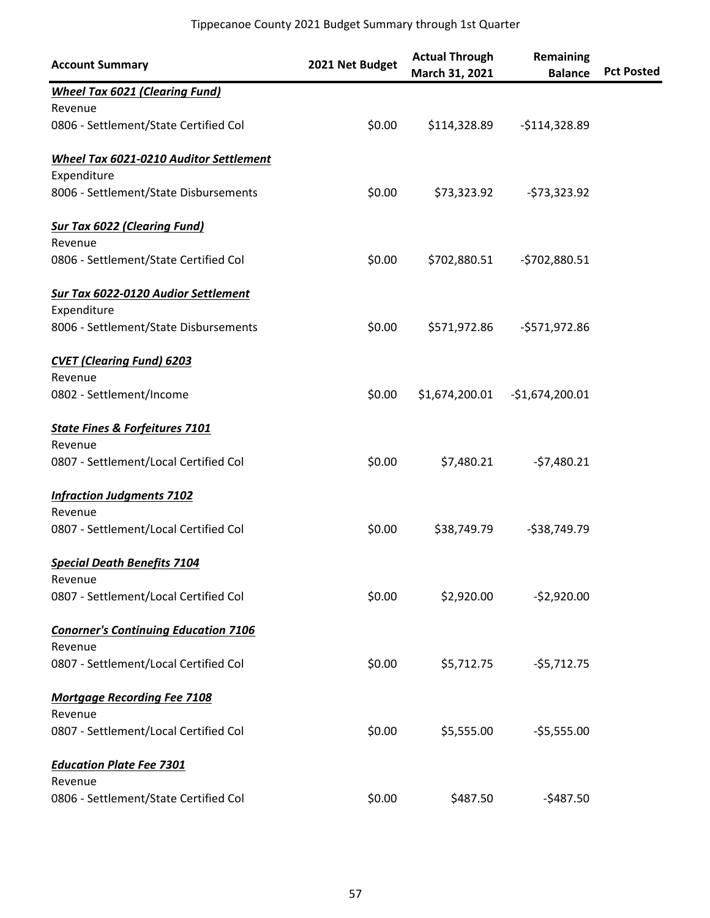# Tippecanoe County 2021 Budget Summary through 1st Quarter

| Account Summary | 2021 Net Budget | Actual Through March 31, 2021 | Remaining Balance | Pct Posted |
|---|---|---|---|---|
| ***Wheel Tax 6021 (Clearing Fund)*** | | | | |
| Revenue | | | | |
| 0806 - Settlement/State Certified Col | $0.00 | $114,328.89 | -$114,328.89 | |
| ***Wheel Tax 6021-0210 Auditor Settlement*** | | | | |
| Expenditure | | | | |
| 8006 - Settlement/State Disbursements | $0.00 | $73,323.92 | -$73,323.92 | |
| ***Sur Tax 6022 (Clearing Fund)*** | | | | |
| Revenue | | | | |
| 0806 - Settlement/State Certified Col | $0.00 | $702,880.51 | -$702,880.51 | |
| ***Sur Tax 6022-0120 Audior Settlement*** | | | | |
| Expenditure | | | | |
| 8006 - Settlement/State Disbursements | $0.00 | $571,972.86 | -$571,972.86 | |
| ***CVET (Clearing Fund) 6203*** | | | | |
| Revenue | | | | |
| 0802 - Settlement/Income | $0.00 | $1,674,200.01 | -$1,674,200.01 | |
| ***State Fines & Forfeitures 7101*** | | | | |
| Revenue | | | | |
| 0807 - Settlement/Local Certified Col | $0.00 | $7,480.21 | -$7,480.21 | |
| ***Infraction Judgments 7102*** | | | | |
| Revenue | | | | |
| 0807 - Settlement/Local Certified Col | $0.00 | $38,749.79 | -$38,749.79 | |
| ***Special Death Benefits 7104*** | | | | |
| Revenue | | | | |
| 0807 - Settlement/Local Certified Col | $0.00 | $2,920.00 | -$2,920.00 | |
| ***Conorner's Continuing Education 7106*** | | | | |
| Revenue | | | | |
| 0807 - Settlement/Local Certified Col | $0.00 | $5,712.75 | -$5,712.75 | |
| ***Mortgage Recording Fee 7108*** | | | | |
| Revenue | | | | |
| 0807 - Settlement/Local Certified Col | $0.00 | $5,555.00 | -$5,555.00 | |
| ***Education Plate Fee 7301*** | | | | |
| Revenue | | | | |
| 0806 - Settlement/State Certified Col | $0.00 | $487.50 | -$487.50 | |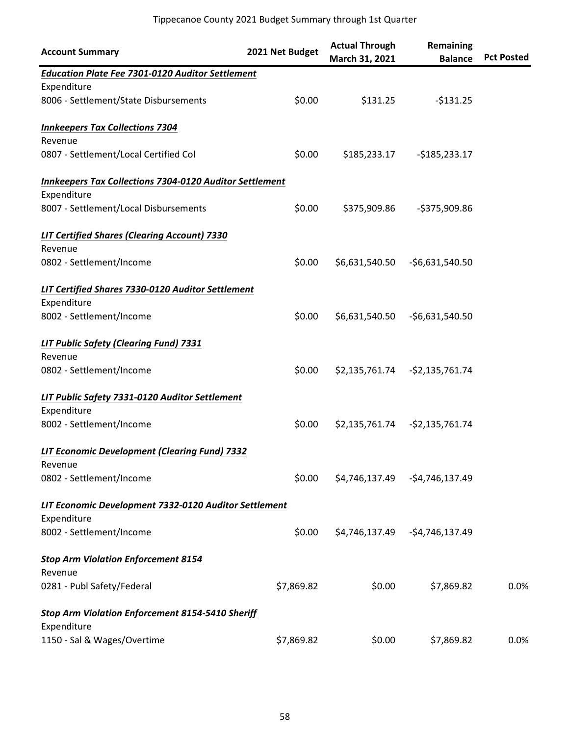| Account Summary | 2021 Net Budget | Actual Through March 31, 2021 | Remaining Balance | Pct Posted |
|---|---|---|---|---|
| ***Education Plate Fee 7301-0120 Auditor Settlement*** | | | | |
| Expenditure | | | | |
| 8006 - Settlement/State Disbursements | $0.00 | $131.25 | -$131.25 | |
| ***Innkeepers Tax Collections 7304*** | | | | |
| Revenue | | | | |
| 0807 - Settlement/Local Certified Col | $0.00 | $185,233.17 | -$185,233.17 | |
| ***Innkeepers Tax Collections 7304-0120 Auditor Settlement*** | | | | |
| Expenditure | | | | |
| 8007 - Settlement/Local Disbursements | $0.00 | $375,909.86 | -$375,909.86 | |
| ***LIT Certified Shares (Clearing Account) 7330*** | | | | |
| Revenue | | | | |
| 0802 - Settlement/Income | $0.00 | $6,631,540.50 | -$6,631,540.50 | |
| ***LIT Certified Shares 7330-0120 Auditor Settlement*** | | | | |
| Expenditure | | | | |
| 8002 - Settlement/Income | $0.00 | $6,631,540.50 | -$6,631,540.50 | |
| ***LIT Public Safety (Clearing Fund) 7331*** | | | | |
| Revenue | | | | |
| 0802 - Settlement/Income | $0.00 | $2,135,761.74 | -$2,135,761.74 | |
| ***LIT Public Safety 7331-0120 Auditor Settlement*** | | | | |
| Expenditure | | | | |
| 8002 - Settlement/Income | $0.00 | $2,135,761.74 | -$2,135,761.74 | |
| ***LIT Economic Development (Clearing Fund) 7332*** | | | | |
| Revenue | | | | |
| 0802 - Settlement/Income | $0.00 | $4,746,137.49 | -$4,746,137.49 | |
| ***LIT Economic Development 7332-0120 Auditor Settlement*** | | | | |
| Expenditure | | | | |
| 8002 - Settlement/Income | $0.00 | $4,746,137.49 | -$4,746,137.49 | |
| ***Stop Arm Violation Enforcement 8154*** | | | | |
| Revenue | | | | |
| 0281 - Publ Safety/Federal | $7,869.82 | $0.00 | $7,869.82 | 0.0% |
| ***Stop Arm Violation Enforcement 8154-5410 Sheriff*** | | | | |
| Expenditure | | | | |
| 1150 - Sal & Wages/Overtime | $7,869.82 | $0.00 | $7,869.82 | 0.0% |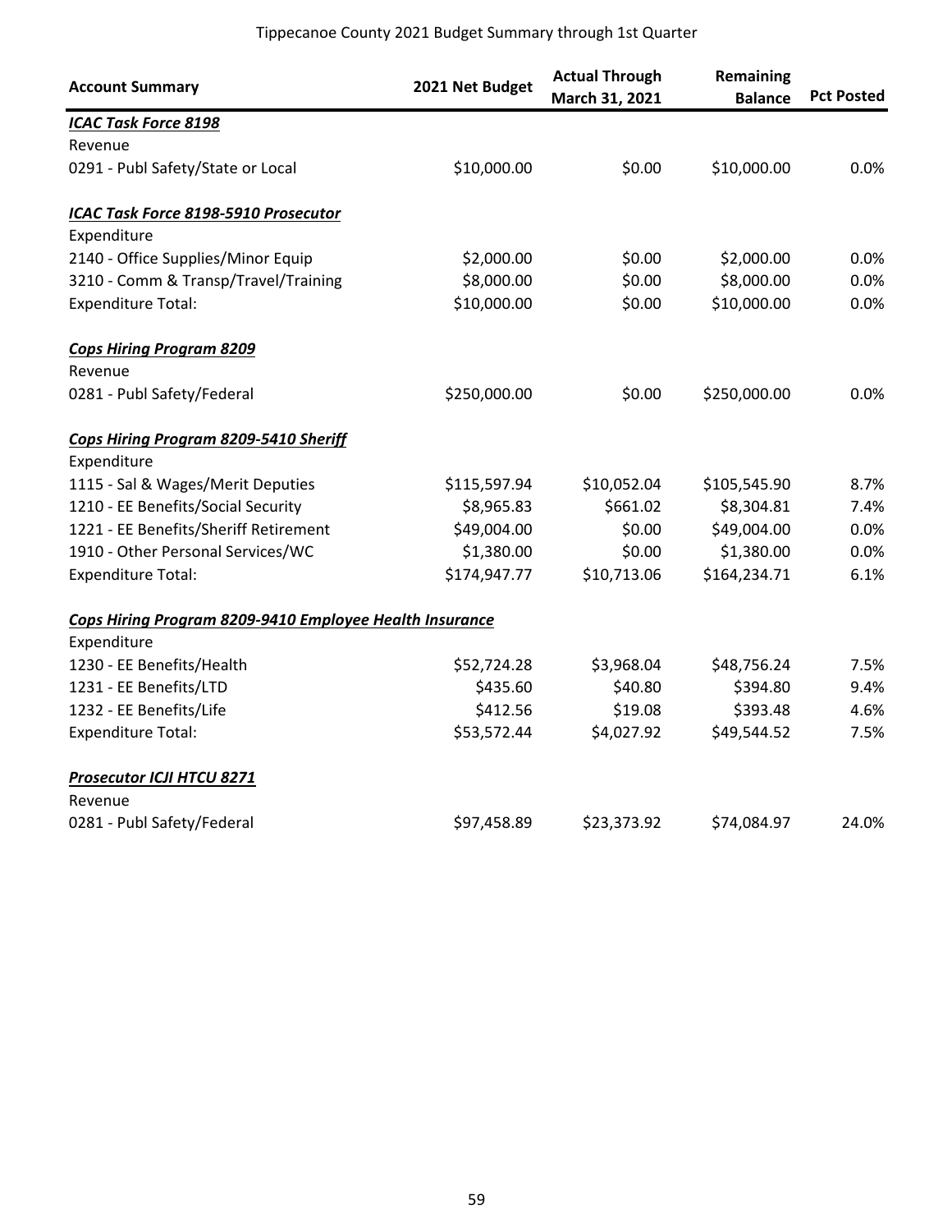Tippecanoe County 2021 Budget Summary through 1st Quarter

| Account Summary | 2021 Net Budget | Actual Through March 31, 2021 | Remaining Balance | Pct Posted |
|---|---|---|---|---|
| ***ICAC Task Force 8198*** | | | | |
| Revenue | | | | |
| 0291 - Publ Safety/State or Local | $10,000.00 | $0.00 | $10,000.00 | 0.0% |
| | | | | |
| ***ICAC Task Force 8198-5910 Prosecutor*** | | | | |
| Expenditure | | | | |
| 2140 - Office Supplies/Minor Equip | $2,000.00 | $0.00 | $2,000.00 | 0.0% |
| 3210 - Comm & Transp/Travel/Training | $8,000.00 | $0.00 | $8,000.00 | 0.0% |
| Expenditure Total: | $10,000.00 | $0.00 | $10,000.00 | 0.0% |
| | | | | |
| ***Cops Hiring Program 8209*** | | | | |
| Revenue | | | | |
| 0281 - Publ Safety/Federal | $250,000.00 | $0.00 | $250,000.00 | 0.0% |
| | | | | |
| ***Cops Hiring Program 8209-5410 Sheriff*** | | | | |
| Expenditure | | | | |
| 1115 - Sal & Wages/Merit Deputies | $115,597.94 | $10,052.04 | $105,545.90 | 8.7% |
| 1210 - EE Benefits/Social Security | $8,965.83 | $661.02 | $8,304.81 | 7.4% |
| 1221 - EE Benefits/Sheriff Retirement | $49,004.00 | $0.00 | $49,004.00 | 0.0% |
| 1910 - Other Personal Services/WC | $1,380.00 | $0.00 | $1,380.00 | 0.0% |
| Expenditure Total: | $174,947.77 | $10,713.06 | $164,234.71 | 6.1% |
| | | | | |
| ***Cops Hiring Program 8209-9410 Employee Health Insurance*** | | | | |
| Expenditure | | | | |
| 1230 - EE Benefits/Health | $52,724.28 | $3,968.04 | $48,756.24 | 7.5% |
| 1231 - EE Benefits/LTD | $435.60 | $40.80 | $394.80 | 9.4% |
| 1232 - EE Benefits/Life | $412.56 | $19.08 | $393.48 | 4.6% |
| Expenditure Total: | $53,572.44 | $4,027.92 | $49,544.52 | 7.5% |
| | | | | |
| ***Prosecutor ICJI HTCU 8271*** | | | | |
| Revenue | | | | |
| 0281 - Publ Safety/Federal | $97,458.89 | $23,373.92 | $74,084.97 | 24.0% |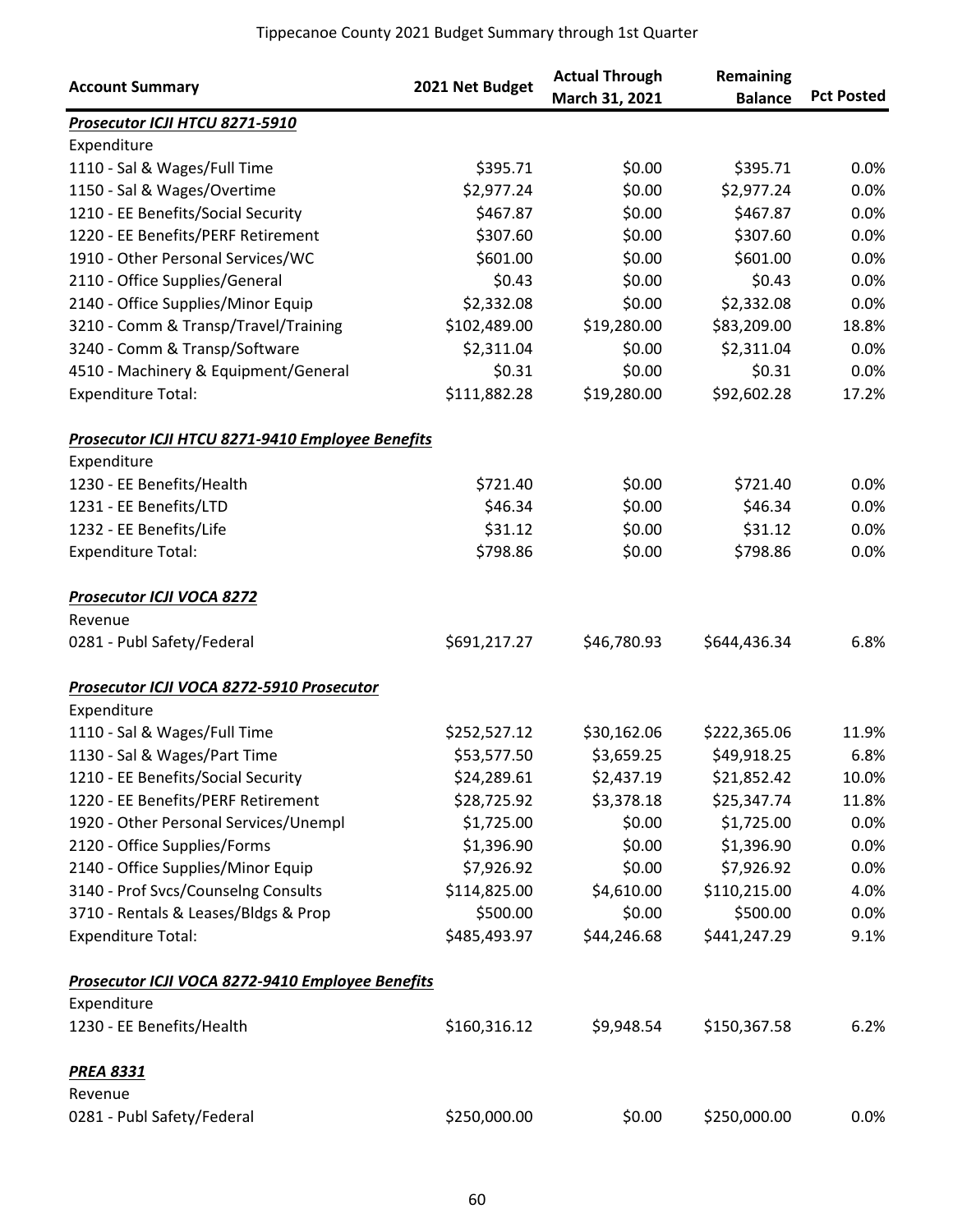Tippecanoe County 2021 Budget Summary through 1st Quarter

| Account Summary | 2021 Net Budget | Actual Through March 31, 2021 | Remaining Balance | Pct Posted |
|---|---|---|---|---|
| ***Prosecutor ICJI HTCU 8271-5910*** | | | | |
| Expenditure | | | | |
| 1110 - Sal & Wages/Full Time | $395.71 | $0.00 | $395.71 | 0.0% |
| 1150 - Sal & Wages/Overtime | $2,977.24 | $0.00 | $2,977.24 | 0.0% |
| 1210 - EE Benefits/Social Security | $467.87 | $0.00 | $467.87 | 0.0% |
| 1220 - EE Benefits/PERF Retirement | $307.60 | $0.00 | $307.60 | 0.0% |
| 1910 - Other Personal Services/WC | $601.00 | $0.00 | $601.00 | 0.0% |
| 2110 - Office Supplies/General | $0.43 | $0.00 | $0.43 | 0.0% |
| 2140 - Office Supplies/Minor Equip | $2,332.08 | $0.00 | $2,332.08 | 0.0% |
| 3210 - Comm & Transp/Travel/Training | $102,489.00 | $19,280.00 | $83,209.00 | 18.8% |
| 3240 - Comm & Transp/Software | $2,311.04 | $0.00 | $2,311.04 | 0.0% |
| 4510 - Machinery & Equipment/General | $0.31 | $0.00 | $0.31 | 0.0% |
| Expenditure Total: | $111,882.28 | $19,280.00 | $92,602.28 | 17.2% |
| ***Prosecutor ICJI HTCU 8271-9410 Employee Benefits*** | | | | |
| Expenditure | | | | |
| 1230 - EE Benefits/Health | $721.40 | $0.00 | $721.40 | 0.0% |
| 1231 - EE Benefits/LTD | $46.34 | $0.00 | $46.34 | 0.0% |
| 1232 - EE Benefits/Life | $31.12 | $0.00 | $31.12 | 0.0% |
| Expenditure Total: | $798.86 | $0.00 | $798.86 | 0.0% |
| ***Prosecutor ICJI VOCA 8272*** | | | | |
| Revenue | | | | |
| 0281 - Publ Safety/Federal | $691,217.27 | $46,780.93 | $644,436.34 | 6.8% |
| ***Prosecutor ICJI VOCA 8272-5910 Prosecutor*** | | | | |
| Expenditure | | | | |
| 1110 - Sal & Wages/Full Time | $252,527.12 | $30,162.06 | $222,365.06 | 11.9% |
| 1130 - Sal & Wages/Part Time | $53,577.50 | $3,659.25 | $49,918.25 | 6.8% |
| 1210 - EE Benefits/Social Security | $24,289.61 | $2,437.19 | $21,852.42 | 10.0% |
| 1220 - EE Benefits/PERF Retirement | $28,725.92 | $3,378.18 | $25,347.74 | 11.8% |
| 1920 - Other Personal Services/Unempl | $1,725.00 | $0.00 | $1,725.00 | 0.0% |
| 2120 - Office Supplies/Forms | $1,396.90 | $0.00 | $1,396.90 | 0.0% |
| 2140 - Office Supplies/Minor Equip | $7,926.92 | $0.00 | $7,926.92 | 0.0% |
| 3140 - Prof Svcs/Counselng Consults | $114,825.00 | $4,610.00 | $110,215.00 | 4.0% |
| 3710 - Rentals & Leases/Bldgs & Prop | $500.00 | $0.00 | $500.00 | 0.0% |
| Expenditure Total: | $485,493.97 | $44,246.68 | $441,247.29 | 9.1% |
| ***Prosecutor ICJI VOCA 8272-9410 Employee Benefits*** | | | | |
| Expenditure | | | | |
| 1230 - EE Benefits/Health | $160,316.12 | $9,948.54 | $150,367.58 | 6.2% |
| ***PREA 8331*** | | | | |
| Revenue | | | | |
| 0281 - Publ Safety/Federal | $250,000.00 | $0.00 | $250,000.00 | 0.0% |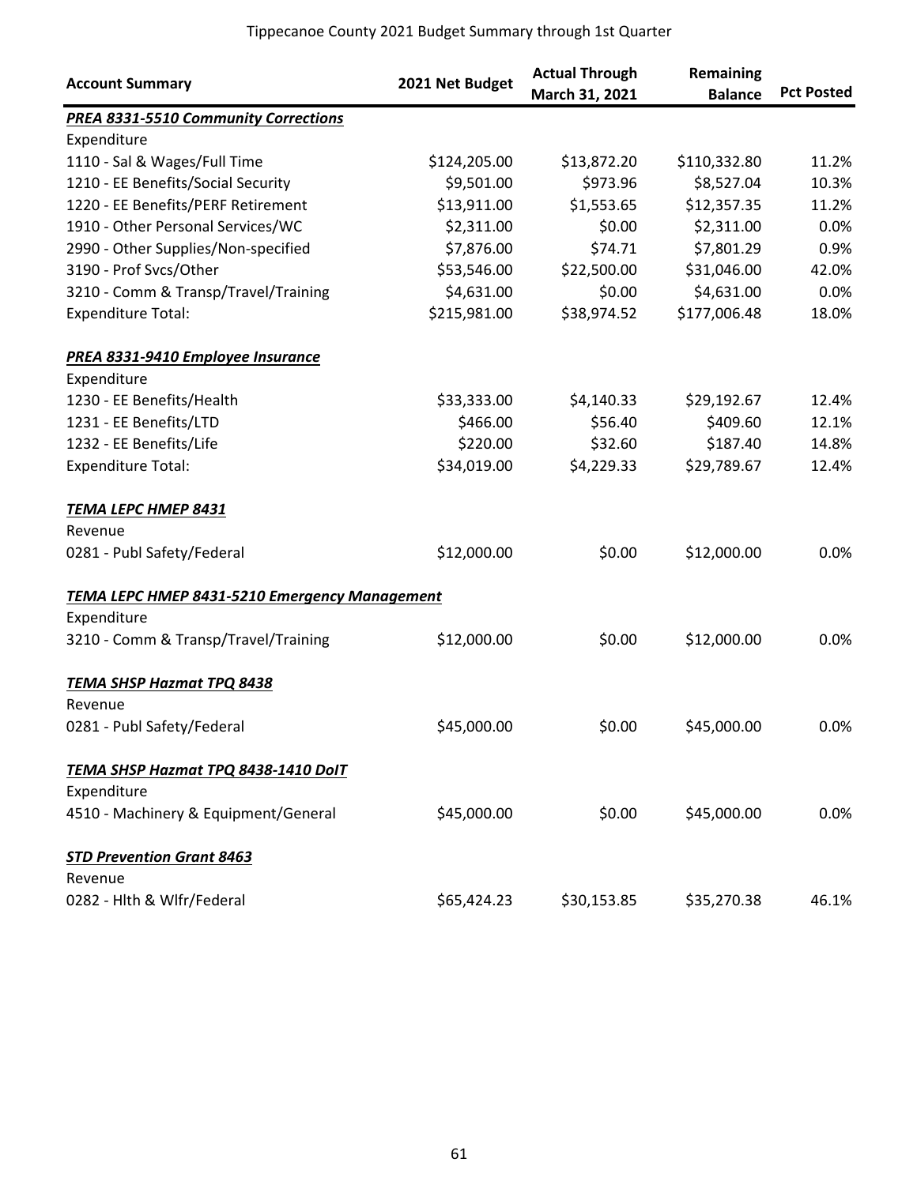Tippecanoe County 2021 Budget Summary through 1st Quarter

| Account Summary | 2021 Net Budget | Actual Through March 31, 2021 | Remaining Balance | Pct Posted |
|---|---|---|---|---|
| ***PREA 8331-5510 Community Corrections*** | | | | |
| Expenditure | | | | |
| 1110 - Sal & Wages/Full Time | $124,205.00 | $13,872.20 | $110,332.80 | 11.2% |
| 1210 - EE Benefits/Social Security | $9,501.00 | $973.96 | $8,527.04 | 10.3% |
| 1220 - EE Benefits/PERF Retirement | $13,911.00 | $1,553.65 | $12,357.35 | 11.2% |
| 1910 - Other Personal Services/WC | $2,311.00 | $0.00 | $2,311.00 | 0.0% |
| 2990 - Other Supplies/Non-specified | $7,876.00 | $74.71 | $7,801.29 | 0.9% |
| 3190 - Prof Svcs/Other | $53,546.00 | $22,500.00 | $31,046.00 | 42.0% |
| 3210 - Comm & Transp/Travel/Training | $4,631.00 | $0.00 | $4,631.00 | 0.0% |
| Expenditure Total: | $215,981.00 | $38,974.52 | $177,006.48 | 18.0% |
| ***PREA 8331-9410 Employee Insurance*** | | | | |
| Expenditure | | | | |
| 1230 - EE Benefits/Health | $33,333.00 | $4,140.33 | $29,192.67 | 12.4% |
| 1231 - EE Benefits/LTD | $466.00 | $56.40 | $409.60 | 12.1% |
| 1232 - EE Benefits/Life | $220.00 | $32.60 | $187.40 | 14.8% |
| Expenditure Total: | $34,019.00 | $4,229.33 | $29,789.67 | 12.4% |
| ***TEMA LEPC HMEP 8431*** | | | | |
| Revenue | | | | |
| 0281 - Publ Safety/Federal | $12,000.00 | $0.00 | $12,000.00 | 0.0% |
| ***TEMA LEPC HMEP 8431-5210 Emergency Management*** | | | | |
| Expenditure | | | | |
| 3210 - Comm & Transp/Travel/Training | $12,000.00 | $0.00 | $12,000.00 | 0.0% |
| ***TEMA SHSP Hazmat TPQ 8438*** | | | | |
| Revenue | | | | |
| 0281 - Publ Safety/Federal | $45,000.00 | $0.00 | $45,000.00 | 0.0% |
| ***TEMA SHSP Hazmat TPQ 8438-1410 DoIT*** | | | | |
| Expenditure | | | | |
| 4510 - Machinery & Equipment/General | $45,000.00 | $0.00 | $45,000.00 | 0.0% |
| ***STD Prevention Grant 8463*** | | | | |
| Revenue | | | | |
| 0282 - Hlth & Wlfr/Federal | $65,424.23 | $30,153.85 | $35,270.38 | 46.1% |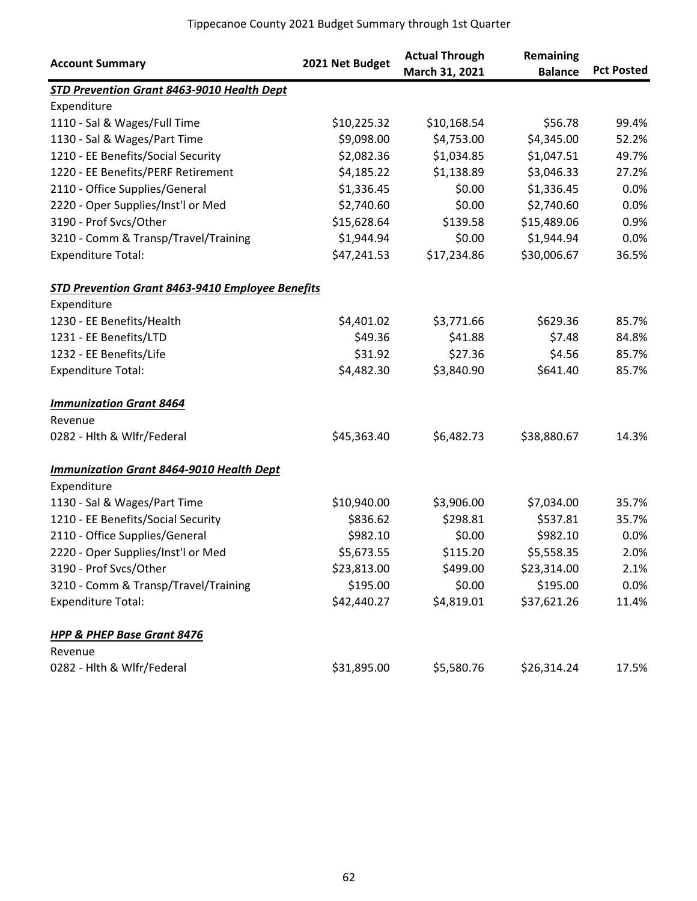# Tippecanoe County 2021 Budget Summary through 1st Quarter

| Account Summary | 2021 Net Budget | Actual Through March 31, 2021 | Remaining Balance | Pct Posted |
|---|---|---|---|---|
| ***STD Prevention Grant 8463-9010 Health Dept*** | | | | |
| Expenditure | | | | |
| 1110 - Sal & Wages/Full Time | $10,225.32 | $10,168.54 | $56.78 | 99.4% |
| 1130 - Sal & Wages/Part Time | $9,098.00 | $4,753.00 | $4,345.00 | 52.2% |
| 1210 - EE Benefits/Social Security | $2,082.36 | $1,034.85 | $1,047.51 | 49.7% |
| 1220 - EE Benefits/PERF Retirement | $4,185.22 | $1,138.89 | $3,046.33 | 27.2% |
| 2110 - Office Supplies/General | $1,336.45 | $0.00 | $1,336.45 | 0.0% |
| 2220 - Oper Supplies/Inst'l or Med | $2,740.60 | $0.00 | $2,740.60 | 0.0% |
| 3190 - Prof Svcs/Other | $15,628.64 | $139.58 | $15,489.06 | 0.9% |
| 3210 - Comm & Transp/Travel/Training | $1,944.94 | $0.00 | $1,944.94 | 0.0% |
| Expenditure Total: | $47,241.53 | $17,234.86 | $30,006.67 | 36.5% |
| ***STD Prevention Grant 8463-9410 Employee Benefits*** | | | | |
| Expenditure | | | | |
| 1230 - EE Benefits/Health | $4,401.02 | $3,771.66 | $629.36 | 85.7% |
| 1231 - EE Benefits/LTD | $49.36 | $41.88 | $7.48 | 84.8% |
| 1232 - EE Benefits/Life | $31.92 | $27.36 | $4.56 | 85.7% |
| Expenditure Total: | $4,482.30 | $3,840.90 | $641.40 | 85.7% |
| ***Immunization Grant 8464*** | | | | |
| Revenue | | | | |
| 0282 - Hlth & Wlfr/Federal | $45,363.40 | $6,482.73 | $38,880.67 | 14.3% |
| ***Immunization Grant 8464-9010 Health Dept*** | | | | |
| Expenditure | | | | |
| 1130 - Sal & Wages/Part Time | $10,940.00 | $3,906.00 | $7,034.00 | 35.7% |
| 1210 - EE Benefits/Social Security | $836.62 | $298.81 | $537.81 | 35.7% |
| 2110 - Office Supplies/General | $982.10 | $0.00 | $982.10 | 0.0% |
| 2220 - Oper Supplies/Inst'l or Med | $5,673.55 | $115.20 | $5,558.35 | 2.0% |
| 3190 - Prof Svcs/Other | $23,813.00 | $499.00 | $23,314.00 | 2.1% |
| 3210 - Comm & Transp/Travel/Training | $195.00 | $0.00 | $195.00 | 0.0% |
| Expenditure Total: | $42,440.27 | $4,819.01 | $37,621.26 | 11.4% |
| ***HPP & PHEP Base Grant 8476*** | | | | |
| Revenue | | | | |
| 0282 - Hlth & Wlfr/Federal | $31,895.00 | $5,580.76 | $26,314.24 | 17.5% |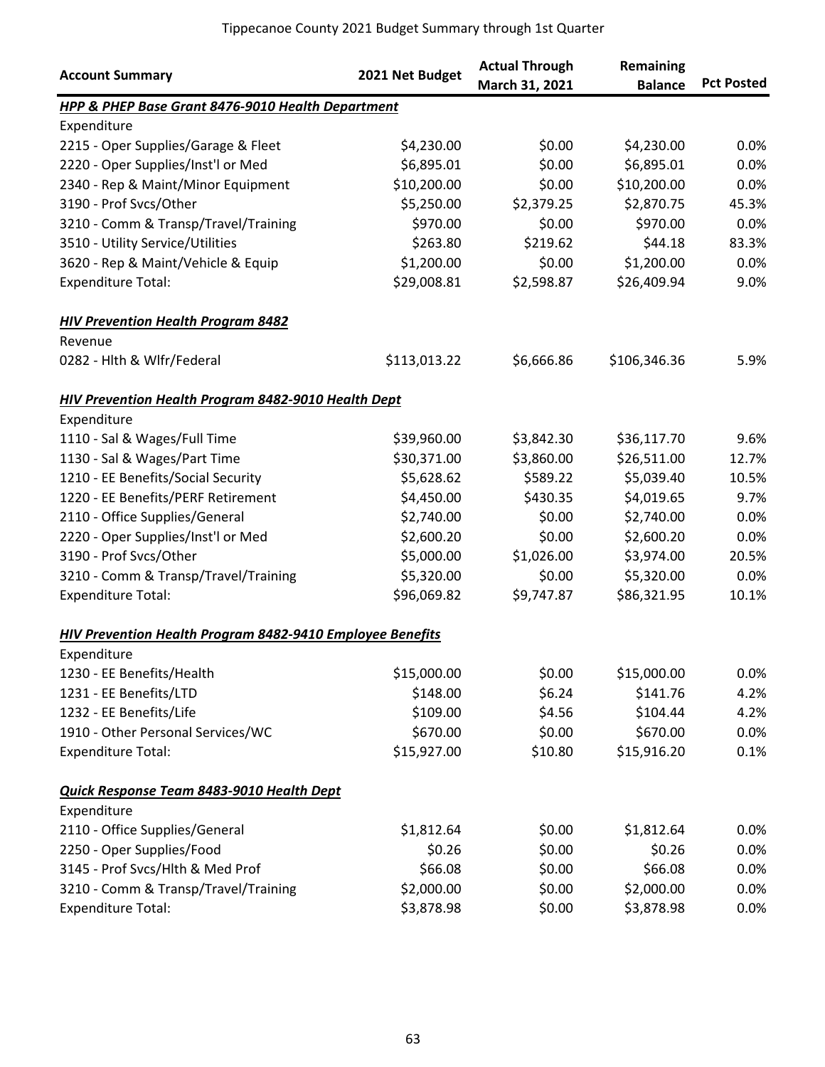Tippecanoe County 2021 Budget Summary through 1st Quarter

| Account Summary | 2021 Net Budget | Actual Through March 31, 2021 | Remaining Balance | Pct Posted |
|---|---|---|---|---|
| ***HPP & PHEP Base Grant 8476-9010 Health Department*** | | | | |
| Expenditure | | | | |
| 2215 - Oper Supplies/Garage & Fleet | $4,230.00 | $0.00 | $4,230.00 | 0.0% |
| 2220 - Oper Supplies/Inst'l or Med | $6,895.01 | $0.00 | $6,895.01 | 0.0% |
| 2340 - Rep & Maint/Minor Equipment | $10,200.00 | $0.00 | $10,200.00 | 0.0% |
| 3190 - Prof Svcs/Other | $5,250.00 | $2,379.25 | $2,870.75 | 45.3% |
| 3210 - Comm & Transp/Travel/Training | $970.00 | $0.00 | $970.00 | 0.0% |
| 3510 - Utility Service/Utilities | $263.80 | $219.62 | $44.18 | 83.3% |
| 3620 - Rep & Maint/Vehicle & Equip | $1,200.00 | $0.00 | $1,200.00 | 0.0% |
| Expenditure Total: | $29,008.81 | $2,598.87 | $26,409.94 | 9.0% |
| ***HIV Prevention Health Program 8482*** | | | | |
| Revenue | | | | |
| 0282 - Hlth & Wlfr/Federal | $113,013.22 | $6,666.86 | $106,346.36 | 5.9% |
| ***HIV Prevention Health Program 8482-9010 Health Dept*** | | | | |
| Expenditure | | | | |
| 1110 - Sal & Wages/Full Time | $39,960.00 | $3,842.30 | $36,117.70 | 9.6% |
| 1130 - Sal & Wages/Part Time | $30,371.00 | $3,860.00 | $26,511.00 | 12.7% |
| 1210 - EE Benefits/Social Security | $5,628.62 | $589.22 | $5,039.40 | 10.5% |
| 1220 - EE Benefits/PERF Retirement | $4,450.00 | $430.35 | $4,019.65 | 9.7% |
| 2110 - Office Supplies/General | $2,740.00 | $0.00 | $2,740.00 | 0.0% |
| 2220 - Oper Supplies/Inst'l or Med | $2,600.20 | $0.00 | $2,600.20 | 0.0% |
| 3190 - Prof Svcs/Other | $5,000.00 | $1,026.00 | $3,974.00 | 20.5% |
| 3210 - Comm & Transp/Travel/Training | $5,320.00 | $0.00 | $5,320.00 | 0.0% |
| Expenditure Total: | $96,069.82 | $9,747.87 | $86,321.95 | 10.1% |
| ***HIV Prevention Health Program 8482-9410 Employee Benefits*** | | | | |
| Expenditure | | | | |
| 1230 - EE Benefits/Health | $15,000.00 | $0.00 | $15,000.00 | 0.0% |
| 1231 - EE Benefits/LTD | $148.00 | $6.24 | $141.76 | 4.2% |
| 1232 - EE Benefits/Life | $109.00 | $4.56 | $104.44 | 4.2% |
| 1910 - Other Personal Services/WC | $670.00 | $0.00 | $670.00 | 0.0% |
| Expenditure Total: | $15,927.00 | $10.80 | $15,916.20 | 0.1% |
| ***Quick Response Team 8483-9010 Health Dept*** | | | | |
| Expenditure | | | | |
| 2110 - Office Supplies/General | $1,812.64 | $0.00 | $1,812.64 | 0.0% |
| 2250 - Oper Supplies/Food | $0.26 | $0.00 | $0.26 | 0.0% |
| 3145 - Prof Svcs/Hlth & Med Prof | $66.08 | $0.00 | $66.08 | 0.0% |
| 3210 - Comm & Transp/Travel/Training | $2,000.00 | $0.00 | $2,000.00 | 0.0% |
| Expenditure Total: | $3,878.98 | $0.00 | $3,878.98 | 0.0% |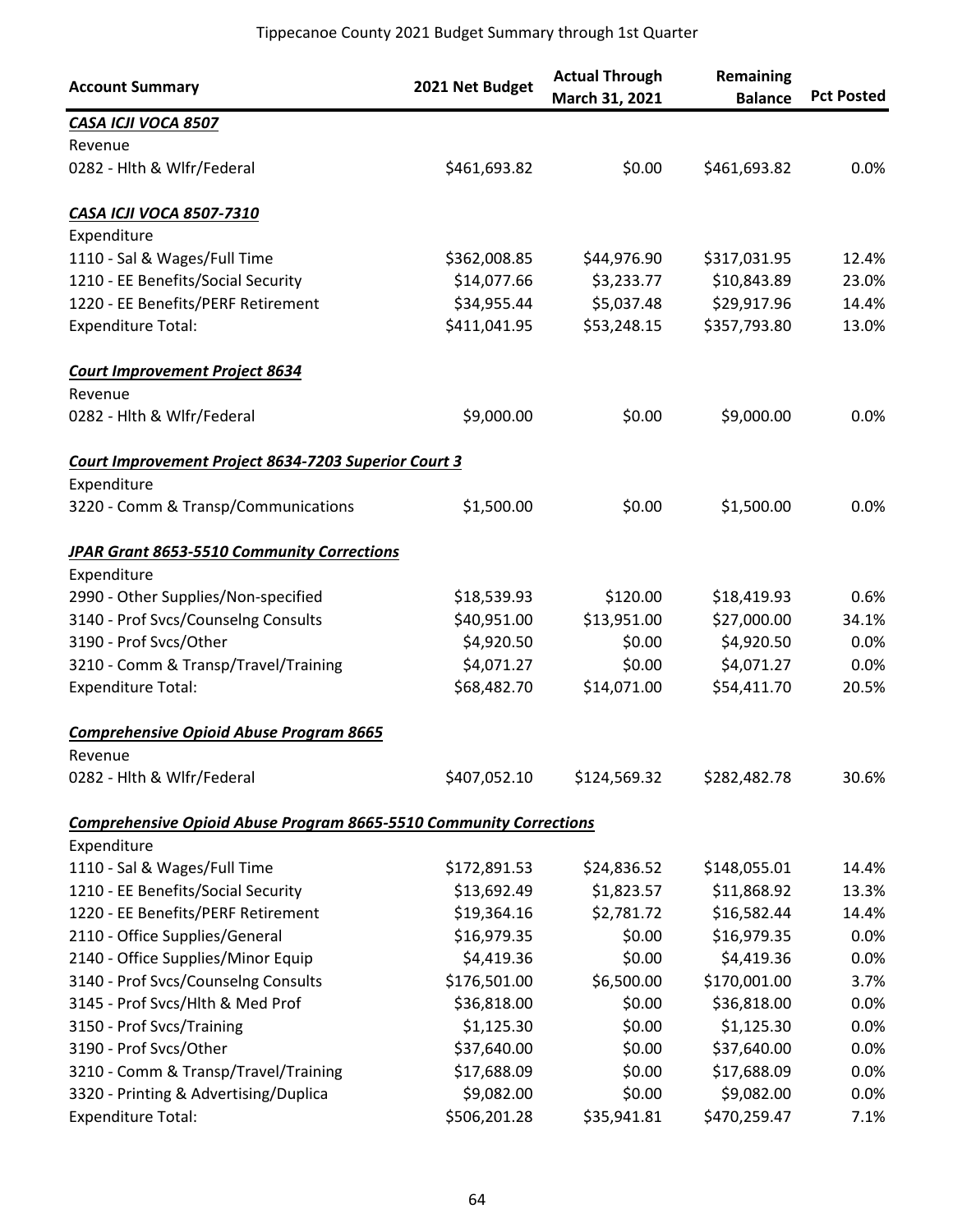Tippecanoe County 2021 Budget Summary through 1st Quarter

| Account Summary | 2021 Net Budget | Actual Through March 31, 2021 | Remaining Balance | Pct Posted |
|---|---|---|---|---|
| ***CASA ICJI VOCA 8507*** | | | | |
| Revenue | | | | |
| 0282 - Hlth & Wlfr/Federal | $461,693.82 | $0.00 | $461,693.82 | 0.0% |
| ***CASA ICJI VOCA 8507-7310*** | | | | |
| Expenditure | | | | |
| 1110 - Sal & Wages/Full Time | $362,008.85 | $44,976.90 | $317,031.95 | 12.4% |
| 1210 - EE Benefits/Social Security | $14,077.66 | $3,233.77 | $10,843.89 | 23.0% |
| 1220 - EE Benefits/PERF Retirement | $34,955.44 | $5,037.48 | $29,917.96 | 14.4% |
| Expenditure Total: | $411,041.95 | $53,248.15 | $357,793.80 | 13.0% |
| ***Court Improvement Project 8634*** | | | | |
| Revenue | | | | |
| 0282 - Hlth & Wlfr/Federal | $9,000.00 | $0.00 | $9,000.00 | 0.0% |
| ***Court Improvement Project 8634-7203 Superior Court 3*** | | | | |
| Expenditure | | | | |
| 3220 - Comm & Transp/Communications | $1,500.00 | $0.00 | $1,500.00 | 0.0% |
| ***JPAR Grant 8653-5510 Community Corrections*** | | | | |
| Expenditure | | | | |
| 2990 - Other Supplies/Non-specified | $18,539.93 | $120.00 | $18,419.93 | 0.6% |
| 3140 - Prof Svcs/Counselng Consults | $40,951.00 | $13,951.00 | $27,000.00 | 34.1% |
| 3190 - Prof Svcs/Other | $4,920.50 | $0.00 | $4,920.50 | 0.0% |
| 3210 - Comm & Transp/Travel/Training | $4,071.27 | $0.00 | $4,071.27 | 0.0% |
| Expenditure Total: | $68,482.70 | $14,071.00 | $54,411.70 | 20.5% |
| ***Comprehensive Opioid Abuse Program 8665*** | | | | |
| Revenue | | | | |
| 0282 - Hlth & Wlfr/Federal | $407,052.10 | $124,569.32 | $282,482.78 | 30.6% |
| ***Comprehensive Opioid Abuse Program 8665-5510 Community Corrections*** | | | | |
| Expenditure | | | | |
| 1110 - Sal & Wages/Full Time | $172,891.53 | $24,836.52 | $148,055.01 | 14.4% |
| 1210 - EE Benefits/Social Security | $13,692.49 | $1,823.57 | $11,868.92 | 13.3% |
| 1220 - EE Benefits/PERF Retirement | $19,364.16 | $2,781.72 | $16,582.44 | 14.4% |
| 2110 - Office Supplies/General | $16,979.35 | $0.00 | $16,979.35 | 0.0% |
| 2140 - Office Supplies/Minor Equip | $4,419.36 | $0.00 | $4,419.36 | 0.0% |
| 3140 - Prof Svcs/Counselng Consults | $176,501.00 | $6,500.00 | $170,001.00 | 3.7% |
| 3145 - Prof Svcs/Hlth & Med Prof | $36,818.00 | $0.00 | $36,818.00 | 0.0% |
| 3150 - Prof Svcs/Training | $1,125.30 | $0.00 | $1,125.30 | 0.0% |
| 3190 - Prof Svcs/Other | $37,640.00 | $0.00 | $37,640.00 | 0.0% |
| 3210 - Comm & Transp/Travel/Training | $17,688.09 | $0.00 | $17,688.09 | 0.0% |
| 3320 - Printing & Advertising/Duplica | $9,082.00 | $0.00 | $9,082.00 | 0.0% |
| Expenditure Total: | $506,201.28 | $35,941.81 | $470,259.47 | 7.1% |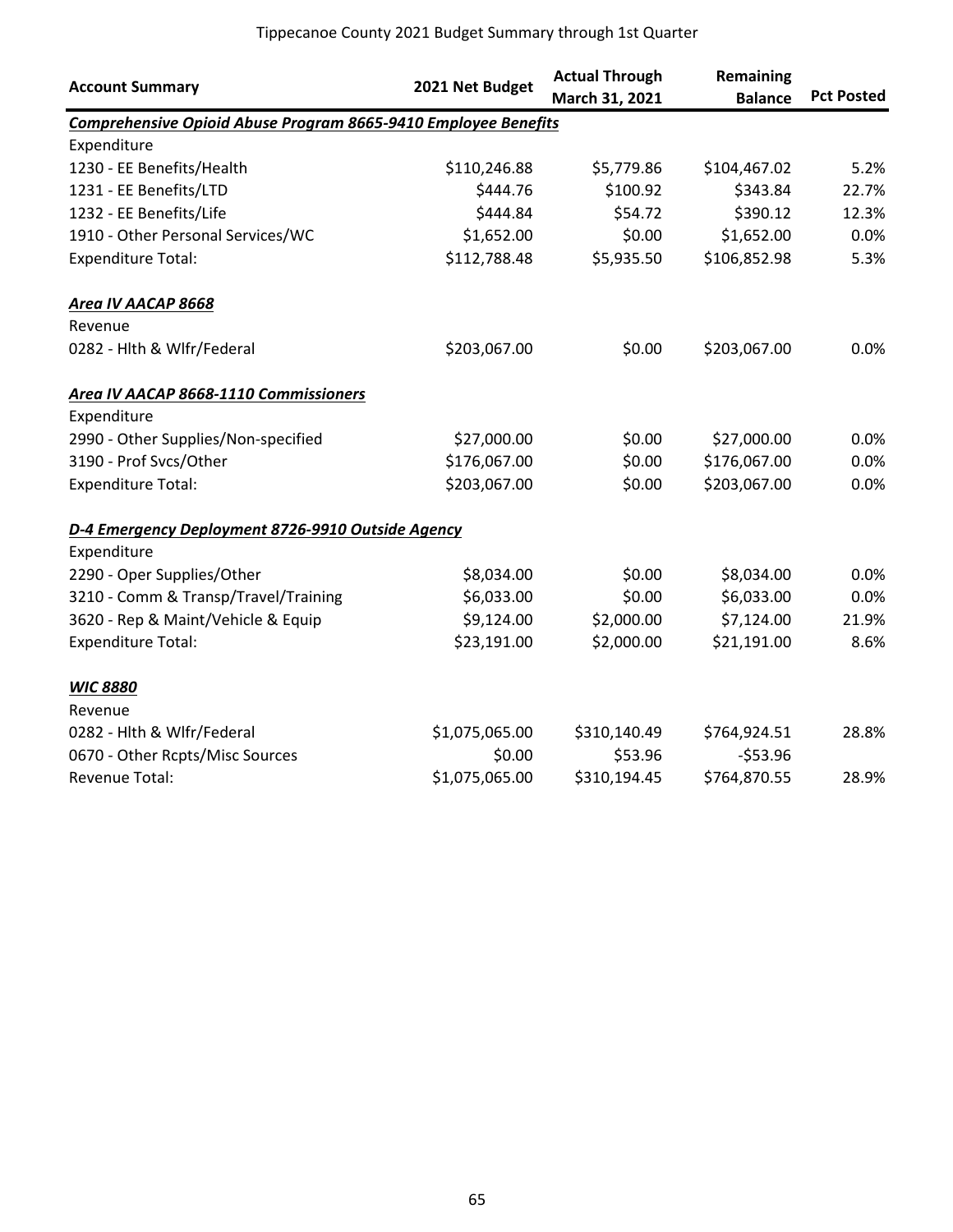Tippecanoe County 2021 Budget Summary through 1st Quarter

| Account Summary | 2021 Net Budget | Actual Through March 31, 2021 | Remaining Balance | Pct Posted |
|---|---|---|---|---|
| ***Comprehensive Opioid Abuse Program 8665-9410 Employee Benefits*** | | | | |
| Expenditure | | | | |
| 1230 - EE Benefits/Health | $110,246.88 | $5,779.86 | $104,467.02 | 5.2% |
| 1231 - EE Benefits/LTD | $444.76 | $100.92 | $343.84 | 22.7% |
| 1232 - EE Benefits/Life | $444.84 | $54.72 | $390.12 | 12.3% |
| 1910 - Other Personal Services/WC | $1,652.00 | $0.00 | $1,652.00 | 0.0% |
| Expenditure Total: | $112,788.48 | $5,935.50 | $106,852.98 | 5.3% |
| | | | | |
| ***Area IV AACAP 8668*** | | | | |
| Revenue | | | | |
| 0282 - Hlth & Wlfr/Federal | $203,067.00 | $0.00 | $203,067.00 | 0.0% |
| | | | | |
| ***Area IV AACAP 8668-1110 Commissioners*** | | | | |
| Expenditure | | | | |
| 2990 - Other Supplies/Non-specified | $27,000.00 | $0.00 | $27,000.00 | 0.0% |
| 3190 - Prof Svcs/Other | $176,067.00 | $0.00 | $176,067.00 | 0.0% |
| Expenditure Total: | $203,067.00 | $0.00 | $203,067.00 | 0.0% |
| | | | | |
| ***D-4 Emergency Deployment 8726-9910 Outside Agency*** | | | | |
| Expenditure | | | | |
| 2290 - Oper Supplies/Other | $8,034.00 | $0.00 | $8,034.00 | 0.0% |
| 3210 - Comm & Transp/Travel/Training | $6,033.00 | $0.00 | $6,033.00 | 0.0% |
| 3620 - Rep & Maint/Vehicle & Equip | $9,124.00 | $2,000.00 | $7,124.00 | 21.9% |
| Expenditure Total: | $23,191.00 | $2,000.00 | $21,191.00 | 8.6% |
| | | | | |
| ***WIC 8880*** | | | | |
| Revenue | | | | |
| 0282 - Hlth & Wlfr/Federal | $1,075,065.00 | $310,140.49 | $764,924.51 | 28.8% |
| 0670 - Other Rcpts/Misc Sources | $0.00 | $53.96 | -$53.96 | |
| Revenue Total: | $1,075,065.00 | $310,194.45 | $764,870.55 | 28.9% |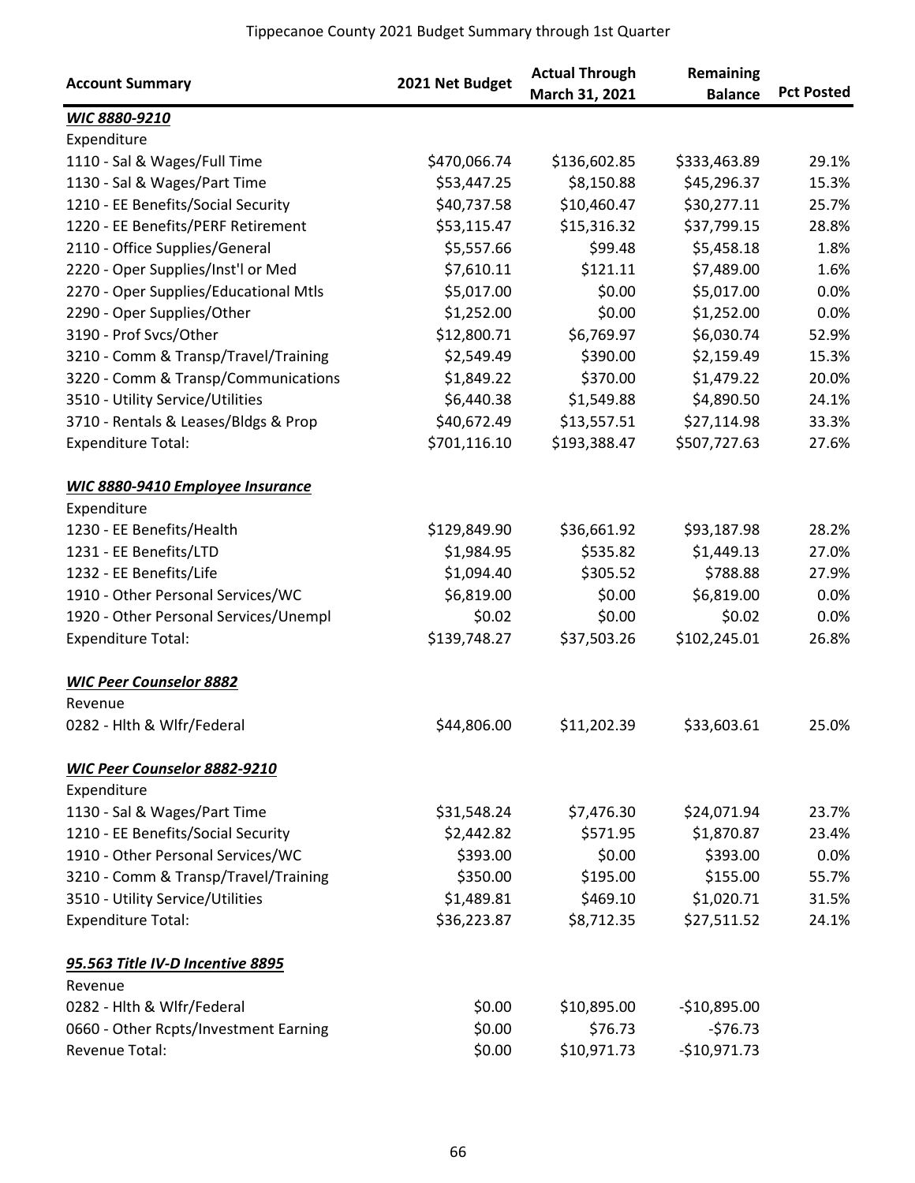# Tippecanoe County 2021 Budget Summary through 1st Quarter

| Account Summary | 2021 Net Budget | Actual Through March 31, 2021 | Remaining Balance | Pct Posted |
|---|---|---|---|---|
| ***WIC 8880-9210*** | | | | |
| Expenditure | | | | |
| 1110 - Sal & Wages/Full Time | $470,066.74 | $136,602.85 | $333,463.89 | 29.1% |
| 1130 - Sal & Wages/Part Time | $53,447.25 | $8,150.88 | $45,296.37 | 15.3% |
| 1210 - EE Benefits/Social Security | $40,737.58 | $10,460.47 | $30,277.11 | 25.7% |
| 1220 - EE Benefits/PERF Retirement | $53,115.47 | $15,316.32 | $37,799.15 | 28.8% |
| 2110 - Office Supplies/General | $5,557.66 | $99.48 | $5,458.18 | 1.8% |
| 2220 - Oper Supplies/Inst'l or Med | $7,610.11 | $121.11 | $7,489.00 | 1.6% |
| 2270 - Oper Supplies/Educational Mtls | $5,017.00 | $0.00 | $5,017.00 | 0.0% |
| 2290 - Oper Supplies/Other | $1,252.00 | $0.00 | $1,252.00 | 0.0% |
| 3190 - Prof Svcs/Other | $12,800.71 | $6,769.97 | $6,030.74 | 52.9% |
| 3210 - Comm & Transp/Travel/Training | $2,549.49 | $390.00 | $2,159.49 | 15.3% |
| 3220 - Comm & Transp/Communications | $1,849.22 | $370.00 | $1,479.22 | 20.0% |
| 3510 - Utility Service/Utilities | $6,440.38 | $1,549.88 | $4,890.50 | 24.1% |
| 3710 - Rentals & Leases/Bldgs & Prop | $40,672.49 | $13,557.51 | $27,114.98 | 33.3% |
| Expenditure Total: | $701,116.10 | $193,388.47 | $507,727.63 | 27.6% |
| ***WIC 8880-9410 Employee Insurance*** | | | | |
| Expenditure | | | | |
| 1230 - EE Benefits/Health | $129,849.90 | $36,661.92 | $93,187.98 | 28.2% |
| 1231 - EE Benefits/LTD | $1,984.95 | $535.82 | $1,449.13 | 27.0% |
| 1232 - EE Benefits/Life | $1,094.40 | $305.52 | $788.88 | 27.9% |
| 1910 - Other Personal Services/WC | $6,819.00 | $0.00 | $6,819.00 | 0.0% |
| 1920 - Other Personal Services/Unempl | $0.02 | $0.00 | $0.02 | 0.0% |
| Expenditure Total: | $139,748.27 | $37,503.26 | $102,245.01 | 26.8% |
| ***WIC Peer Counselor 8882*** | | | | |
| Revenue | | | | |
| 0282 - Hlth & Wlfr/Federal | $44,806.00 | $11,202.39 | $33,603.61 | 25.0% |
| ***WIC Peer Counselor 8882-9210*** | | | | |
| Expenditure | | | | |
| 1130 - Sal & Wages/Part Time | $31,548.24 | $7,476.30 | $24,071.94 | 23.7% |
| 1210 - EE Benefits/Social Security | $2,442.82 | $571.95 | $1,870.87 | 23.4% |
| 1910 - Other Personal Services/WC | $393.00 | $0.00 | $393.00 | 0.0% |
| 3210 - Comm & Transp/Travel/Training | $350.00 | $195.00 | $155.00 | 55.7% |
| 3510 - Utility Service/Utilities | $1,489.81 | $469.10 | $1,020.71 | 31.5% |
| Expenditure Total: | $36,223.87 | $8,712.35 | $27,511.52 | 24.1% |
| ***95.563 Title IV-D Incentive 8895*** | | | | |
| Revenue | | | | |
| 0282 - Hlth & Wlfr/Federal | $0.00 | $10,895.00 | -$10,895.00 | |
| 0660 - Other Rcpts/Investment Earning | $0.00 | $76.73 | -$76.73 | |
| Revenue Total: | $0.00 | $10,971.73 | -$10,971.73 | |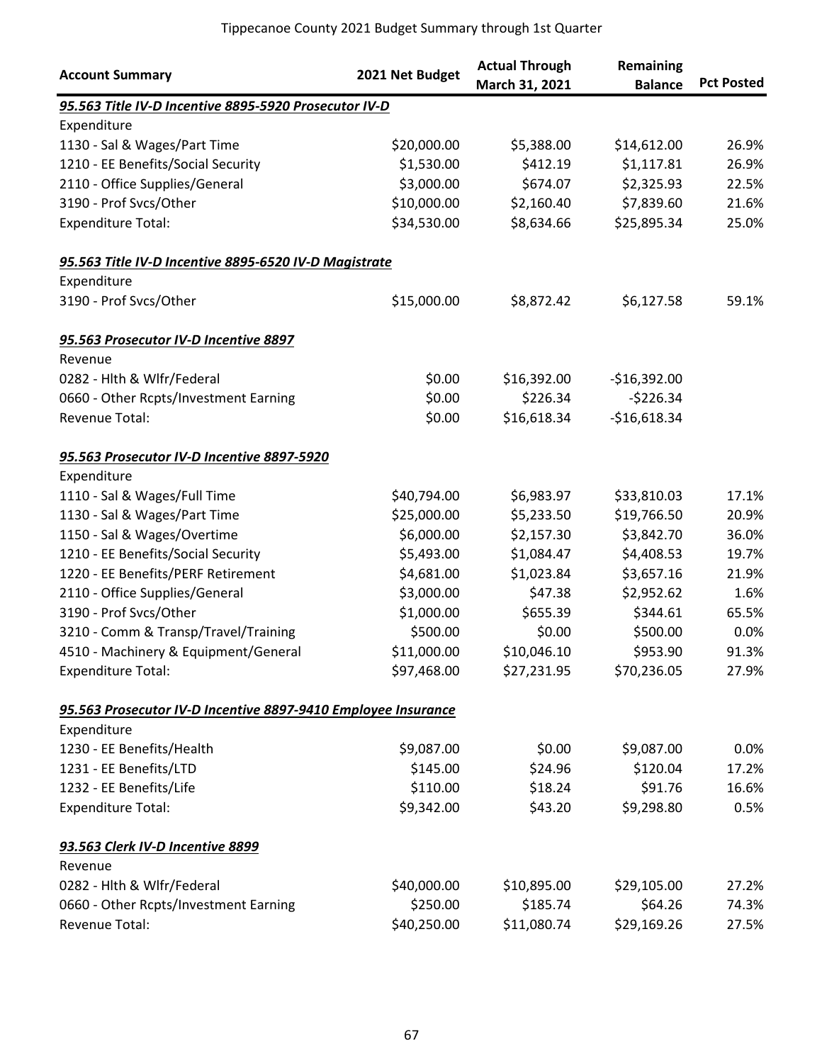Tippecanoe County 2021 Budget Summary through 1st Quarter

| Account Summary | 2021 Net Budget | Actual Through March 31, 2021 | Remaining Balance | Pct Posted |
|---|---|---|---|---|
| ***95.563 Title IV-D Incentive 8895-5920 Prosecutor IV-D*** | | | | |
| Expenditure | | | | |
| 1130 - Sal & Wages/Part Time | $20,000.00 | $5,388.00 | $14,612.00 | 26.9% |
| 1210 - EE Benefits/Social Security | $1,530.00 | $412.19 | $1,117.81 | 26.9% |
| 2110 - Office Supplies/General | $3,000.00 | $674.07 | $2,325.93 | 22.5% |
| 3190 - Prof Svcs/Other | $10,000.00 | $2,160.40 | $7,839.60 | 21.6% |
| Expenditure Total: | $34,530.00 | $8,634.66 | $25,895.34 | 25.0% |
| ***95.563 Title IV-D Incentive 8895-6520 IV-D Magistrate*** | | | | |
| Expenditure | | | | |
| 3190 - Prof Svcs/Other | $15,000.00 | $8,872.42 | $6,127.58 | 59.1% |
| ***95.563 Prosecutor IV-D Incentive 8897*** | | | | |
| Revenue | | | | |
| 0282 - Hlth & Wlfr/Federal | $0.00 | $16,392.00 | -$16,392.00 | |
| 0660 - Other Rcpts/Investment Earning | $0.00 | $226.34 | -$226.34 | |
| Revenue Total: | $0.00 | $16,618.34 | -$16,618.34 | |
| ***95.563 Prosecutor IV-D Incentive 8897-5920*** | | | | |
| Expenditure | | | | |
| 1110 - Sal & Wages/Full Time | $40,794.00 | $6,983.97 | $33,810.03 | 17.1% |
| 1130 - Sal & Wages/Part Time | $25,000.00 | $5,233.50 | $19,766.50 | 20.9% |
| 1150 - Sal & Wages/Overtime | $6,000.00 | $2,157.30 | $3,842.70 | 36.0% |
| 1210 - EE Benefits/Social Security | $5,493.00 | $1,084.47 | $4,408.53 | 19.7% |
| 1220 - EE Benefits/PERF Retirement | $4,681.00 | $1,023.84 | $3,657.16 | 21.9% |
| 2110 - Office Supplies/General | $3,000.00 | $47.38 | $2,952.62 | 1.6% |
| 3190 - Prof Svcs/Other | $1,000.00 | $655.39 | $344.61 | 65.5% |
| 3210 - Comm & Transp/Travel/Training | $500.00 | $0.00 | $500.00 | 0.0% |
| 4510 - Machinery & Equipment/General | $11,000.00 | $10,046.10 | $953.90 | 91.3% |
| Expenditure Total: | $97,468.00 | $27,231.95 | $70,236.05 | 27.9% |
| ***95.563 Prosecutor IV-D Incentive 8897-9410 Employee Insurance*** | | | | |
| Expenditure | | | | |
| 1230 - EE Benefits/Health | $9,087.00 | $0.00 | $9,087.00 | 0.0% |
| 1231 - EE Benefits/LTD | $145.00 | $24.96 | $120.04 | 17.2% |
| 1232 - EE Benefits/Life | $110.00 | $18.24 | $91.76 | 16.6% |
| Expenditure Total: | $9,342.00 | $43.20 | $9,298.80 | 0.5% |
| ***93.563 Clerk IV-D Incentive 8899*** | | | | |
| Revenue | | | | |
| 0282 - Hlth & Wlfr/Federal | $40,000.00 | $10,895.00 | $29,105.00 | 27.2% |
| 0660 - Other Rcpts/Investment Earning | $250.00 | $185.74 | $64.26 | 74.3% |
| Revenue Total: | $40,250.00 | $11,080.74 | $29,169.26 | 27.5% |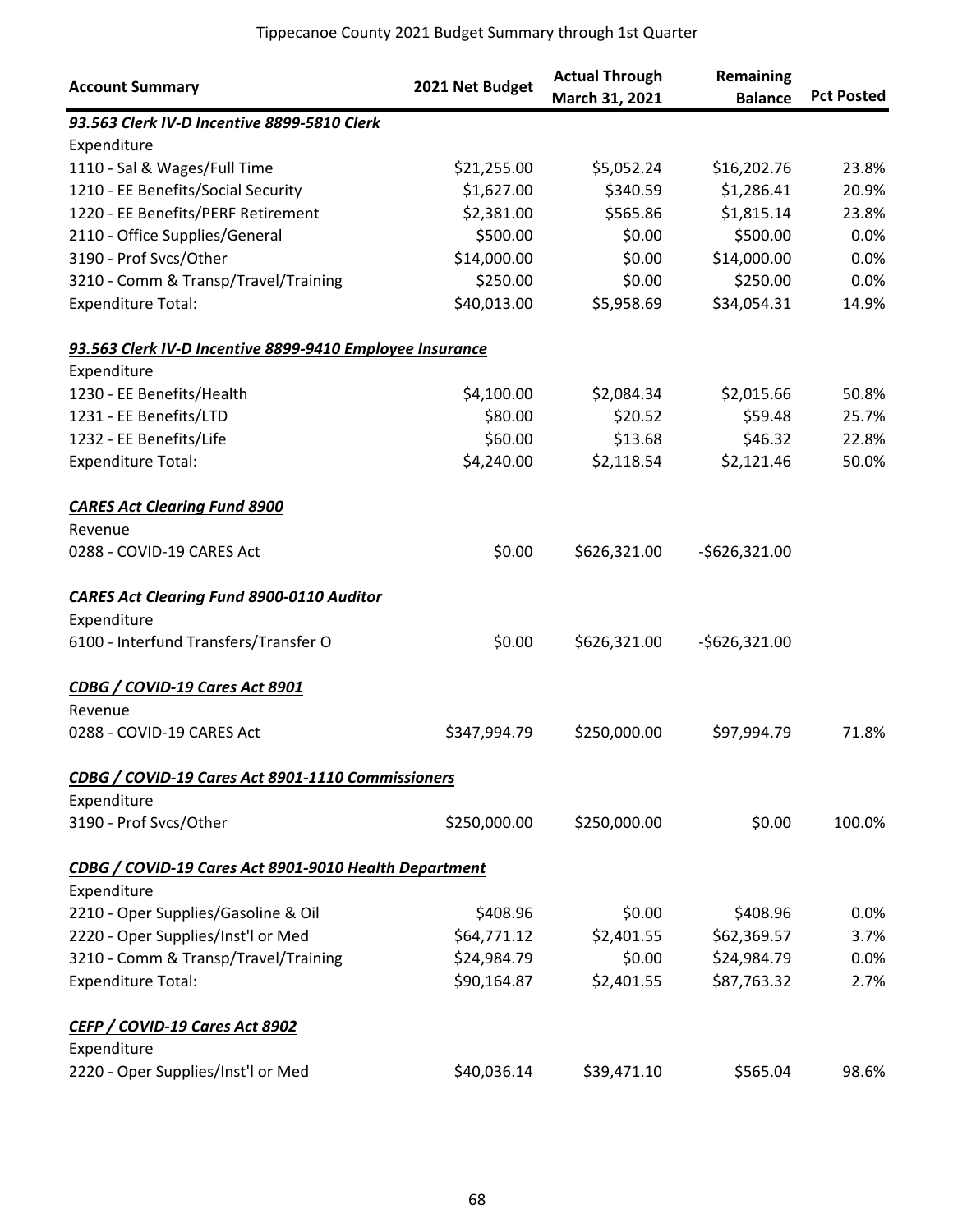# Tippecanoe County 2021 Budget Summary through 1st Quarter

| Account Summary | 2021 Net Budget | Actual Through March 31, 2021 | Remaining Balance | Pct Posted |
|---|---|---|---|---|
| ***93.563 Clerk IV-D Incentive 8899-5810 Clerk*** | | | | |
| Expenditure | | | | |
| 1110 - Sal & Wages/Full Time | $21,255.00 | $5,052.24 | $16,202.76 | 23.8% |
| 1210 - EE Benefits/Social Security | $1,627.00 | $340.59 | $1,286.41 | 20.9% |
| 1220 - EE Benefits/PERF Retirement | $2,381.00 | $565.86 | $1,815.14 | 23.8% |
| 2110 - Office Supplies/General | $500.00 | $0.00 | $500.00 | 0.0% |
| 3190 - Prof Svcs/Other | $14,000.00 | $0.00 | $14,000.00 | 0.0% |
| 3210 - Comm & Transp/Travel/Training | $250.00 | $0.00 | $250.00 | 0.0% |
| Expenditure Total: | $40,013.00 | $5,958.69 | $34,054.31 | 14.9% |
| ***93.563 Clerk IV-D Incentive 8899-9410 Employee Insurance*** | | | | |
| Expenditure | | | | |
| 1230 - EE Benefits/Health | $4,100.00 | $2,084.34 | $2,015.66 | 50.8% |
| 1231 - EE Benefits/LTD | $80.00 | $20.52 | $59.48 | 25.7% |
| 1232 - EE Benefits/Life | $60.00 | $13.68 | $46.32 | 22.8% |
| Expenditure Total: | $4,240.00 | $2,118.54 | $2,121.46 | 50.0% |
| ***CARES Act Clearing Fund 8900*** | | | | |
| Revenue | | | | |
| 0288 - COVID-19 CARES Act | $0.00 | $626,321.00 | -$626,321.00 | |
| ***CARES Act Clearing Fund 8900-0110 Auditor*** | | | | |
| Expenditure | | | | |
| 6100 - Interfund Transfers/Transfer O | $0.00 | $626,321.00 | -$626,321.00 | |
| ***CDBG / COVID-19 Cares Act 8901*** | | | | |
| Revenue | | | | |
| 0288 - COVID-19 CARES Act | $347,994.79 | $250,000.00 | $97,994.79 | 71.8% |
| ***CDBG / COVID-19 Cares Act 8901-1110 Commissioners*** | | | | |
| Expenditure | | | | |
| 3190 - Prof Svcs/Other | $250,000.00 | $250,000.00 | $0.00 | 100.0% |
| ***CDBG / COVID-19 Cares Act 8901-9010 Health Department*** | | | | |
| Expenditure | | | | |
| 2210 - Oper Supplies/Gasoline & Oil | $408.96 | $0.00 | $408.96 | 0.0% |
| 2220 - Oper Supplies/Inst'l or Med | $64,771.12 | $2,401.55 | $62,369.57 | 3.7% |
| 3210 - Comm & Transp/Travel/Training | $24,984.79 | $0.00 | $24,984.79 | 0.0% |
| Expenditure Total: | $90,164.87 | $2,401.55 | $87,763.32 | 2.7% |
| ***CEFP / COVID-19 Cares Act 8902*** | | | | |
| Expenditure | | | | |
| 2220 - Oper Supplies/Inst'l or Med | $40,036.14 | $39,471.10 | $565.04 | 98.6% |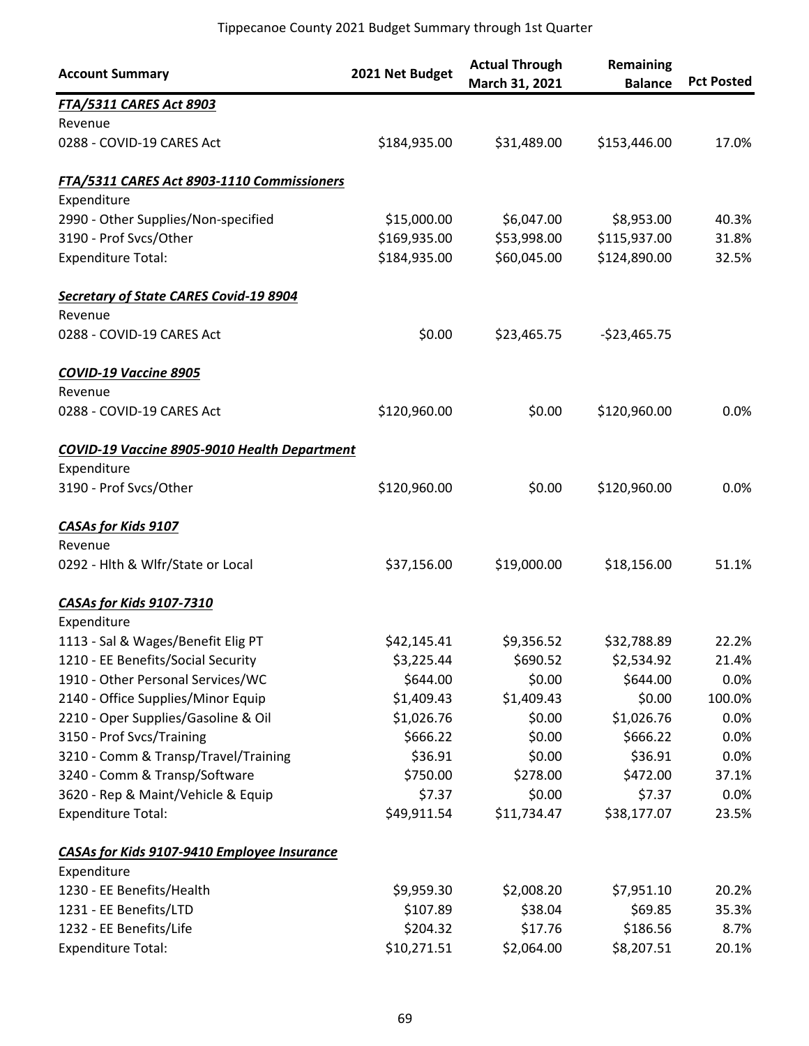Tippecanoe County 2021 Budget Summary through 1st Quarter

| Account Summary | 2021 Net Budget | Actual Through March 31, 2021 | Remaining Balance | Pct Posted |
|---|---|---|---|---|
| ***FTA/5311 CARES Act 8903*** | | | | |
| Revenue | | | | |
| 0288 - COVID-19 CARES Act | $184,935.00 | $31,489.00 | $153,446.00 | 17.0% |
| ***FTA/5311 CARES Act 8903-1110 Commissioners*** | | | | |
| Expenditure | | | | |
| 2990 - Other Supplies/Non-specified | $15,000.00 | $6,047.00 | $8,953.00 | 40.3% |
| 3190 - Prof Svcs/Other | $169,935.00 | $53,998.00 | $115,937.00 | 31.8% |
| Expenditure Total: | $184,935.00 | $60,045.00 | $124,890.00 | 32.5% |
| ***Secretary of State CARES Covid-19 8904*** | | | | |
| Revenue | | | | |
| 0288 - COVID-19 CARES Act | $0.00 | $23,465.75 | -$23,465.75 | |
| ***COVID-19 Vaccine 8905*** | | | | |
| Revenue | | | | |
| 0288 - COVID-19 CARES Act | $120,960.00 | $0.00 | $120,960.00 | 0.0% |
| ***COVID-19 Vaccine 8905-9010 Health Department*** | | | | |
| Expenditure | | | | |
| 3190 - Prof Svcs/Other | $120,960.00 | $0.00 | $120,960.00 | 0.0% |
| ***CASAs for Kids 9107*** | | | | |
| Revenue | | | | |
| 0292 - Hlth & Wlfr/State or Local | $37,156.00 | $19,000.00 | $18,156.00 | 51.1% |
| ***CASAs for Kids 9107-7310*** | | | | |
| Expenditure | | | | |
| 1113 - Sal & Wages/Benefit Elig PT | $42,145.41 | $9,356.52 | $32,788.89 | 22.2% |
| 1210 - EE Benefits/Social Security | $3,225.44 | $690.52 | $2,534.92 | 21.4% |
| 1910 - Other Personal Services/WC | $644.00 | $0.00 | $644.00 | 0.0% |
| 2140 - Office Supplies/Minor Equip | $1,409.43 | $1,409.43 | $0.00 | 100.0% |
| 2210 - Oper Supplies/Gasoline & Oil | $1,026.76 | $0.00 | $1,026.76 | 0.0% |
| 3150 - Prof Svcs/Training | $666.22 | $0.00 | $666.22 | 0.0% |
| 3210 - Comm & Transp/Travel/Training | $36.91 | $0.00 | $36.91 | 0.0% |
| 3240 - Comm & Transp/Software | $750.00 | $278.00 | $472.00 | 37.1% |
| 3620 - Rep & Maint/Vehicle & Equip | $7.37 | $0.00 | $7.37 | 0.0% |
| Expenditure Total: | $49,911.54 | $11,734.47 | $38,177.07 | 23.5% |
| ***CASAs for Kids 9107-9410 Employee Insurance*** | | | | |
| Expenditure | | | | |
| 1230 - EE Benefits/Health | $9,959.30 | $2,008.20 | $7,951.10 | 20.2% |
| 1231 - EE Benefits/LTD | $107.89 | $38.04 | $69.85 | 35.3% |
| 1232 - EE Benefits/Life | $204.32 | $17.76 | $186.56 | 8.7% |
| Expenditure Total: | $10,271.51 | $2,064.00 | $8,207.51 | 20.1% |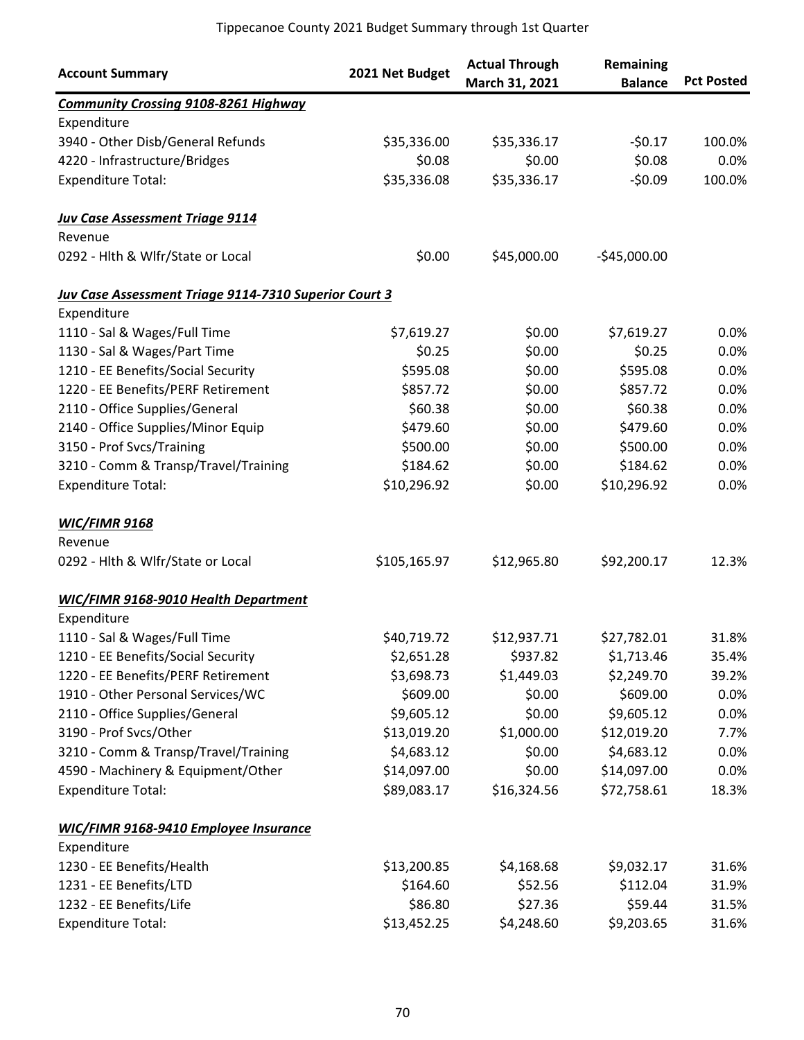## Tippecanoe County 2021 Budget Summary through 1st Quarter

| Account Summary | 2021 Net Budget | Actual Through March 31, 2021 | Remaining Balance | Pct Posted |
|---|---|---|---|---|
| ***Community Crossing 9108-8261 Highway*** | | | | |
| Expenditure | | | | |
| 3940 - Other Disb/General Refunds | $35,336.00 | $35,336.17 | -$0.17 | 100.0% |
| 4220 - Infrastructure/Bridges | $0.08 | $0.00 | $0.08 | 0.0% |
| Expenditure Total: | $35,336.08 | $35,336.17 | -$0.09 | 100.0% |
| ***Juv Case Assessment Triage 9114*** | | | | |
| Revenue | | | | |
| 0292 - Hlth & Wlfr/State or Local | $0.00 | $45,000.00 | -$45,000.00 | |
| ***Juv Case Assessment Triage 9114-7310 Superior Court 3*** | | | | |
| Expenditure | | | | |
| 1110 - Sal & Wages/Full Time | $7,619.27 | $0.00 | $7,619.27 | 0.0% |
| 1130 - Sal & Wages/Part Time | $0.25 | $0.00 | $0.25 | 0.0% |
| 1210 - EE Benefits/Social Security | $595.08 | $0.00 | $595.08 | 0.0% |
| 1220 - EE Benefits/PERF Retirement | $857.72 | $0.00 | $857.72 | 0.0% |
| 2110 - Office Supplies/General | $60.38 | $0.00 | $60.38 | 0.0% |
| 2140 - Office Supplies/Minor Equip | $479.60 | $0.00 | $479.60 | 0.0% |
| 3150 - Prof Svcs/Training | $500.00 | $0.00 | $500.00 | 0.0% |
| 3210 - Comm & Transp/Travel/Training | $184.62 | $0.00 | $184.62 | 0.0% |
| Expenditure Total: | $10,296.92 | $0.00 | $10,296.92 | 0.0% |
| ***WIC/FIMR 9168*** | | | | |
| Revenue | | | | |
| 0292 - Hlth & Wlfr/State or Local | $105,165.97 | $12,965.80 | $92,200.17 | 12.3% |
| ***WIC/FIMR 9168-9010 Health Department*** | | | | |
| Expenditure | | | | |
| 1110 - Sal & Wages/Full Time | $40,719.72 | $12,937.71 | $27,782.01 | 31.8% |
| 1210 - EE Benefits/Social Security | $2,651.28 | $937.82 | $1,713.46 | 35.4% |
| 1220 - EE Benefits/PERF Retirement | $3,698.73 | $1,449.03 | $2,249.70 | 39.2% |
| 1910 - Other Personal Services/WC | $609.00 | $0.00 | $609.00 | 0.0% |
| 2110 - Office Supplies/General | $9,605.12 | $0.00 | $9,605.12 | 0.0% |
| 3190 - Prof Svcs/Other | $13,019.20 | $1,000.00 | $12,019.20 | 7.7% |
| 3210 - Comm & Transp/Travel/Training | $4,683.12 | $0.00 | $4,683.12 | 0.0% |
| 4590 - Machinery & Equipment/Other | $14,097.00 | $0.00 | $14,097.00 | 0.0% |
| Expenditure Total: | $89,083.17 | $16,324.56 | $72,758.61 | 18.3% |
| ***WIC/FIMR 9168-9410 Employee Insurance*** | | | | |
| Expenditure | | | | |
| 1230 - EE Benefits/Health | $13,200.85 | $4,168.68 | $9,032.17 | 31.6% |
| 1231 - EE Benefits/LTD | $164.60 | $52.56 | $112.04 | 31.9% |
| 1232 - EE Benefits/Life | $86.80 | $27.36 | $59.44 | 31.5% |
| Expenditure Total: | $13,452.25 | $4,248.60 | $9,203.65 | 31.6% |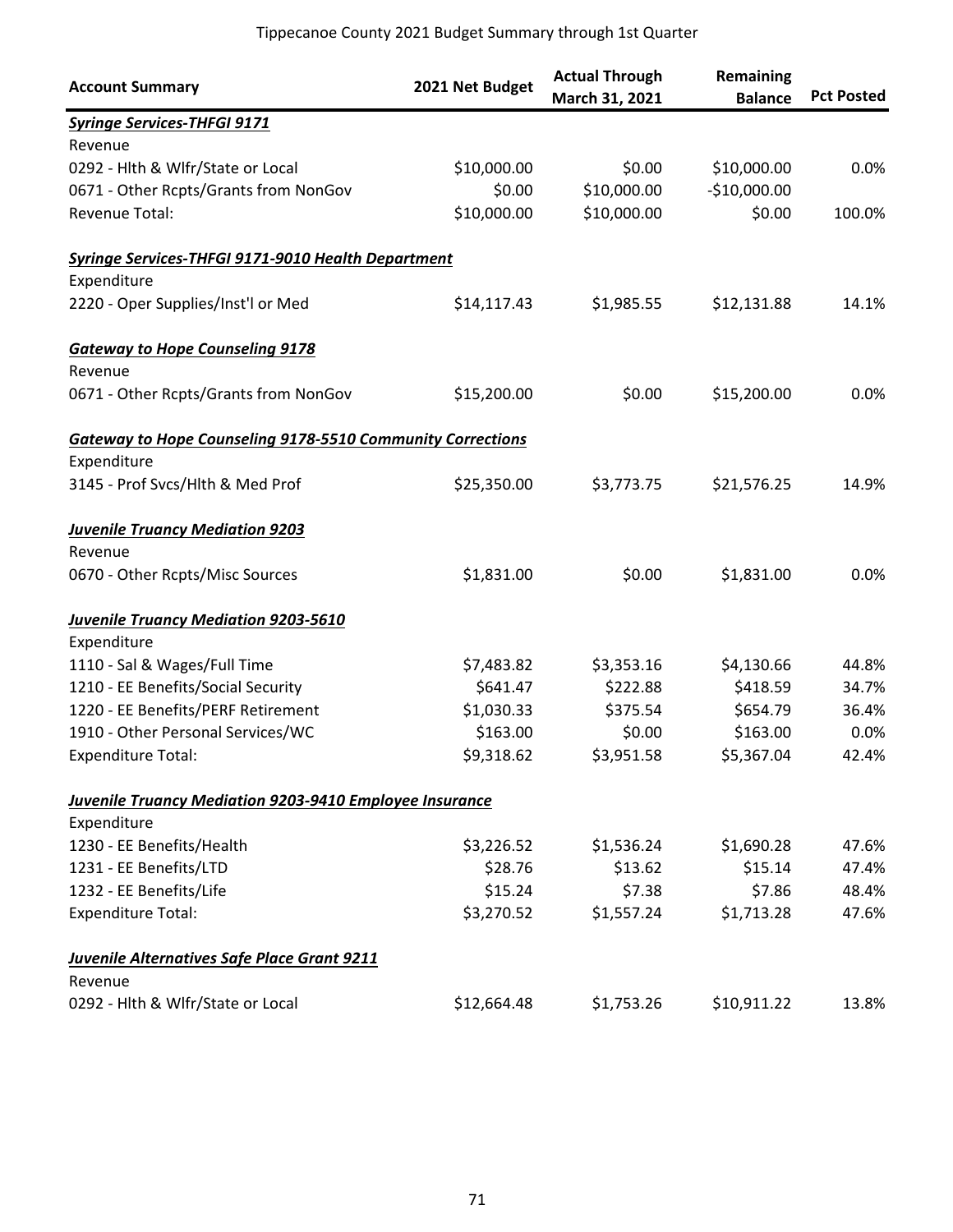# Tippecanoe County 2021 Budget Summary through 1st Quarter

| Account Summary | 2021 Net Budget | Actual Through March 31, 2021 | Remaining Balance | Pct Posted |
|---|---|---|---|---|
| ***Syringe Services-THFGI 9171*** | | | | |
| Revenue | | | | |
| 0292 - Hlth & Wlfr/State or Local | $10,000.00 | $0.00 | $10,000.00 | 0.0% |
| 0671 - Other Rcpts/Grants from NonGov | $0.00 | $10,000.00 | -$10,000.00 | |
| Revenue Total: | $10,000.00 | $10,000.00 | $0.00 | 100.0% |
| ***Syringe Services-THFGI 9171-9010 Health Department*** | | | | |
| Expenditure | | | | |
| 2220 - Oper Supplies/Inst'l or Med | $14,117.43 | $1,985.55 | $12,131.88 | 14.1% |
| ***Gateway to Hope Counseling 9178*** | | | | |
| Revenue | | | | |
| 0671 - Other Rcpts/Grants from NonGov | $15,200.00 | $0.00 | $15,200.00 | 0.0% |
| ***Gateway to Hope Counseling 9178-5510 Community Corrections*** | | | | |
| Expenditure | | | | |
| 3145 - Prof Svcs/Hlth & Med Prof | $25,350.00 | $3,773.75 | $21,576.25 | 14.9% |
| ***Juvenile Truancy Mediation 9203*** | | | | |
| Revenue | | | | |
| 0670 - Other Rcpts/Misc Sources | $1,831.00 | $0.00 | $1,831.00 | 0.0% |
| ***Juvenile Truancy Mediation 9203-5610*** | | | | |
| Expenditure | | | | |
| 1110 - Sal & Wages/Full Time | $7,483.82 | $3,353.16 | $4,130.66 | 44.8% |
| 1210 - EE Benefits/Social Security | $641.47 | $222.88 | $418.59 | 34.7% |
| 1220 - EE Benefits/PERF Retirement | $1,030.33 | $375.54 | $654.79 | 36.4% |
| 1910 - Other Personal Services/WC | $163.00 | $0.00 | $163.00 | 0.0% |
| Expenditure Total: | $9,318.62 | $3,951.58 | $5,367.04 | 42.4% |
| ***Juvenile Truancy Mediation 9203-9410 Employee Insurance*** | | | | |
| Expenditure | | | | |
| 1230 - EE Benefits/Health | $3,226.52 | $1,536.24 | $1,690.28 | 47.6% |
| 1231 - EE Benefits/LTD | $28.76 | $13.62 | $15.14 | 47.4% |
| 1232 - EE Benefits/Life | $15.24 | $7.38 | $7.86 | 48.4% |
| Expenditure Total: | $3,270.52 | $1,557.24 | $1,713.28 | 47.6% |
| ***Juvenile Alternatives Safe Place Grant 9211*** | | | | |
| Revenue | | | | |
| 0292 - Hlth & Wlfr/State or Local | $12,664.48 | $1,753.26 | $10,911.22 | 13.8% |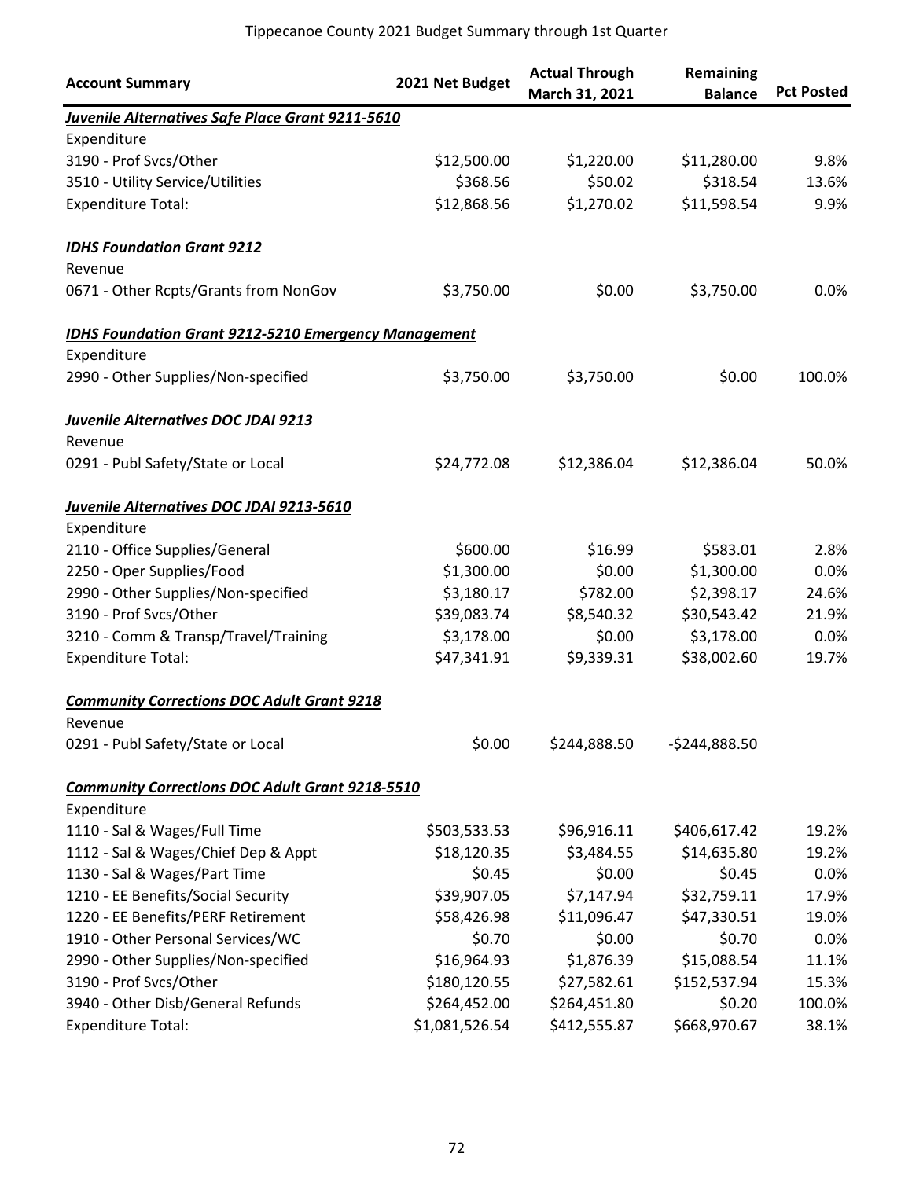Tippecanoe County 2021 Budget Summary through 1st Quarter

| Account Summary | 2021 Net Budget | Actual Through March 31, 2021 | Remaining Balance | Pct Posted |
|---|---|---|---|---|
| ***Juvenile Alternatives Safe Place Grant 9211-5610*** | | | | |
| Expenditure | | | | |
| 3190 - Prof Svcs/Other | $12,500.00 | $1,220.00 | $11,280.00 | 9.8% |
| 3510 - Utility Service/Utilities | $368.56 | $50.02 | $318.54 | 13.6% |
| Expenditure Total: | $12,868.56 | $1,270.02 | $11,598.54 | 9.9% |
| ***IDHS Foundation Grant 9212*** | | | | |
| Revenue | | | | |
| 0671 - Other Rcpts/Grants from NonGov | $3,750.00 | $0.00 | $3,750.00 | 0.0% |
| ***IDHS Foundation Grant 9212-5210 Emergency Management*** | | | | |
| Expenditure | | | | |
| 2990 - Other Supplies/Non-specified | $3,750.00 | $3,750.00 | $0.00 | 100.0% |
| ***Juvenile Alternatives DOC JDAI 9213*** | | | | |
| Revenue | | | | |
| 0291 - Publ Safety/State or Local | $24,772.08 | $12,386.04 | $12,386.04 | 50.0% |
| ***Juvenile Alternatives DOC JDAI 9213-5610*** | | | | |
| Expenditure | | | | |
| 2110 - Office Supplies/General | $600.00 | $16.99 | $583.01 | 2.8% |
| 2250 - Oper Supplies/Food | $1,300.00 | $0.00 | $1,300.00 | 0.0% |
| 2990 - Other Supplies/Non-specified | $3,180.17 | $782.00 | $2,398.17 | 24.6% |
| 3190 - Prof Svcs/Other | $39,083.74 | $8,540.32 | $30,543.42 | 21.9% |
| 3210 - Comm & Transp/Travel/Training | $3,178.00 | $0.00 | $3,178.00 | 0.0% |
| Expenditure Total: | $47,341.91 | $9,339.31 | $38,002.60 | 19.7% |
| ***Community Corrections DOC Adult Grant 9218*** | | | | |
| Revenue | | | | |
| 0291 - Publ Safety/State or Local | $0.00 | $244,888.50 | -$244,888.50 | |
| ***Community Corrections DOC Adult Grant 9218-5510*** | | | | |
| Expenditure | | | | |
| 1110 - Sal & Wages/Full Time | $503,533.53 | $96,916.11 | $406,617.42 | 19.2% |
| 1112 - Sal & Wages/Chief Dep & Appt | $18,120.35 | $3,484.55 | $14,635.80 | 19.2% |
| 1130 - Sal & Wages/Part Time | $0.45 | $0.00 | $0.45 | 0.0% |
| 1210 - EE Benefits/Social Security | $39,907.05 | $7,147.94 | $32,759.11 | 17.9% |
| 1220 - EE Benefits/PERF Retirement | $58,426.98 | $11,096.47 | $47,330.51 | 19.0% |
| 1910 - Other Personal Services/WC | $0.70 | $0.00 | $0.70 | 0.0% |
| 2990 - Other Supplies/Non-specified | $16,964.93 | $1,876.39 | $15,088.54 | 11.1% |
| 3190 - Prof Svcs/Other | $180,120.55 | $27,582.61 | $152,537.94 | 15.3% |
| 3940 - Other Disb/General Refunds | $264,452.00 | $264,451.80 | $0.20 | 100.0% |
| Expenditure Total: | $1,081,526.54 | $412,555.87 | $668,970.67 | 38.1% |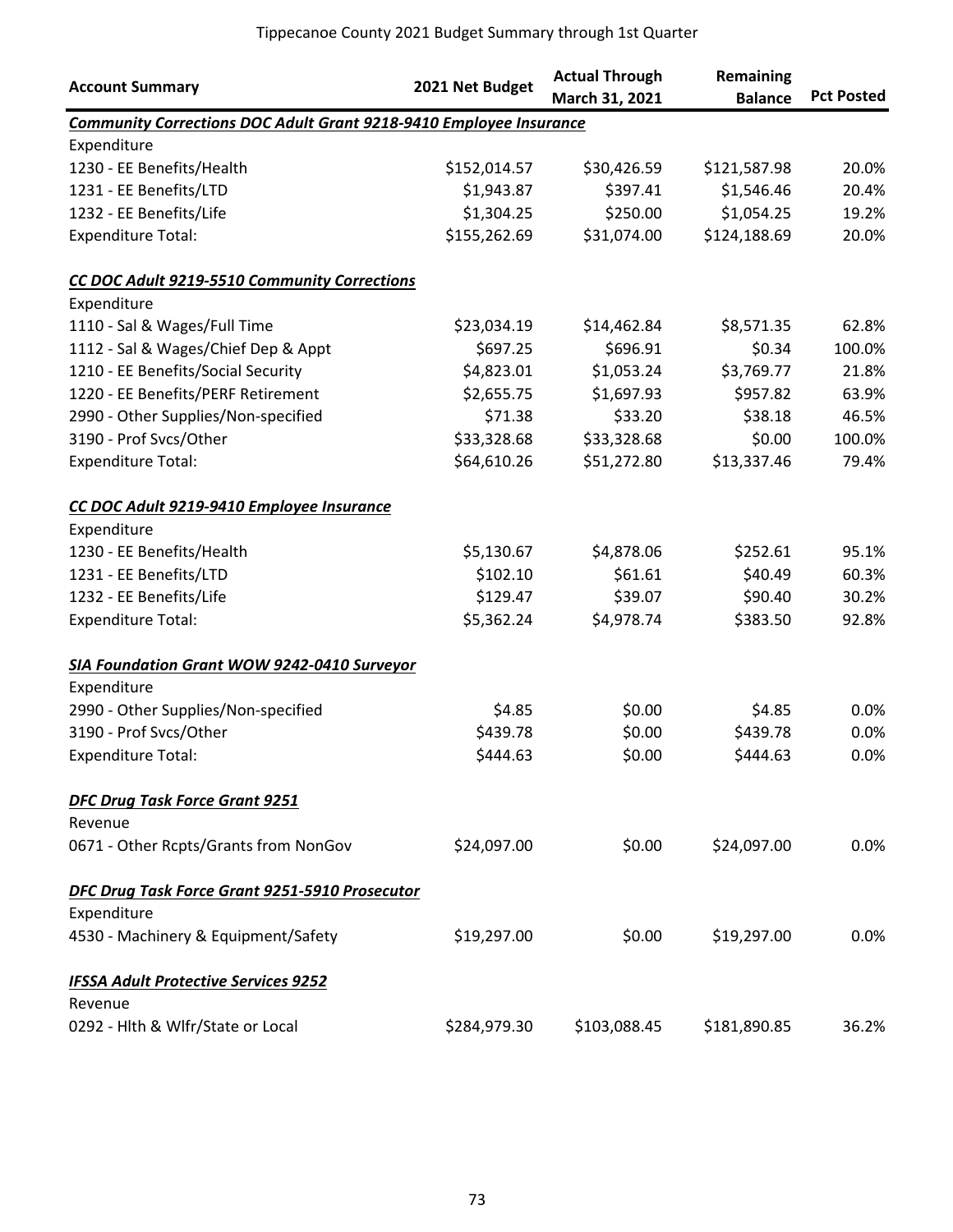# Tippecanoe County 2021 Budget Summary through 1st Quarter

| Account Summary | 2021 Net Budget | Actual Through March 31, 2021 | Remaining Balance | Pct Posted |
|---|---|---|---|---|
| ***Community Corrections DOC Adult Grant 9218-9410 Employee Insurance*** | | | | |
| Expenditure | | | | |
| 1230 - EE Benefits/Health | $152,014.57 | $30,426.59 | $121,587.98 | 20.0% |
| 1231 - EE Benefits/LTD | $1,943.87 | $397.41 | $1,546.46 | 20.4% |
| 1232 - EE Benefits/Life | $1,304.25 | $250.00 | $1,054.25 | 19.2% |
| Expenditure Total: | $155,262.69 | $31,074.00 | $124,188.69 | 20.0% |
| ***CC DOC Adult 9219-5510 Community Corrections*** | | | | |
| Expenditure | | | | |
| 1110 - Sal & Wages/Full Time | $23,034.19 | $14,462.84 | $8,571.35 | 62.8% |
| 1112 - Sal & Wages/Chief Dep & Appt | $697.25 | $696.91 | $0.34 | 100.0% |
| 1210 - EE Benefits/Social Security | $4,823.01 | $1,053.24 | $3,769.77 | 21.8% |
| 1220 - EE Benefits/PERF Retirement | $2,655.75 | $1,697.93 | $957.82 | 63.9% |
| 2990 - Other Supplies/Non-specified | $71.38 | $33.20 | $38.18 | 46.5% |
| 3190 - Prof Svcs/Other | $33,328.68 | $33,328.68 | $0.00 | 100.0% |
| Expenditure Total: | $64,610.26 | $51,272.80 | $13,337.46 | 79.4% |
| ***CC DOC Adult 9219-9410 Employee Insurance*** | | | | |
| Expenditure | | | | |
| 1230 - EE Benefits/Health | $5,130.67 | $4,878.06 | $252.61 | 95.1% |
| 1231 - EE Benefits/LTD | $102.10 | $61.61 | $40.49 | 60.3% |
| 1232 - EE Benefits/Life | $129.47 | $39.07 | $90.40 | 30.2% |
| Expenditure Total: | $5,362.24 | $4,978.74 | $383.50 | 92.8% |
| ***SIA Foundation Grant WOW 9242-0410 Surveyor*** | | | | |
| Expenditure | | | | |
| 2990 - Other Supplies/Non-specified | $4.85 | $0.00 | $4.85 | 0.0% |
| 3190 - Prof Svcs/Other | $439.78 | $0.00 | $439.78 | 0.0% |
| Expenditure Total: | $444.63 | $0.00 | $444.63 | 0.0% |
| ***DFC Drug Task Force Grant 9251*** | | | | |
| Revenue | | | | |
| 0671 - Other Rcpts/Grants from NonGov | $24,097.00 | $0.00 | $24,097.00 | 0.0% |
| ***DFC Drug Task Force Grant 9251-5910 Prosecutor*** | | | | |
| Expenditure | | | | |
| 4530 - Machinery & Equipment/Safety | $19,297.00 | $0.00 | $19,297.00 | 0.0% |
| ***IFSSA Adult Protective Services 9252*** | | | | |
| Revenue | | | | |
| 0292 - Hlth & Wlfr/State or Local | $284,979.30 | $103,088.45 | $181,890.85 | 36.2% |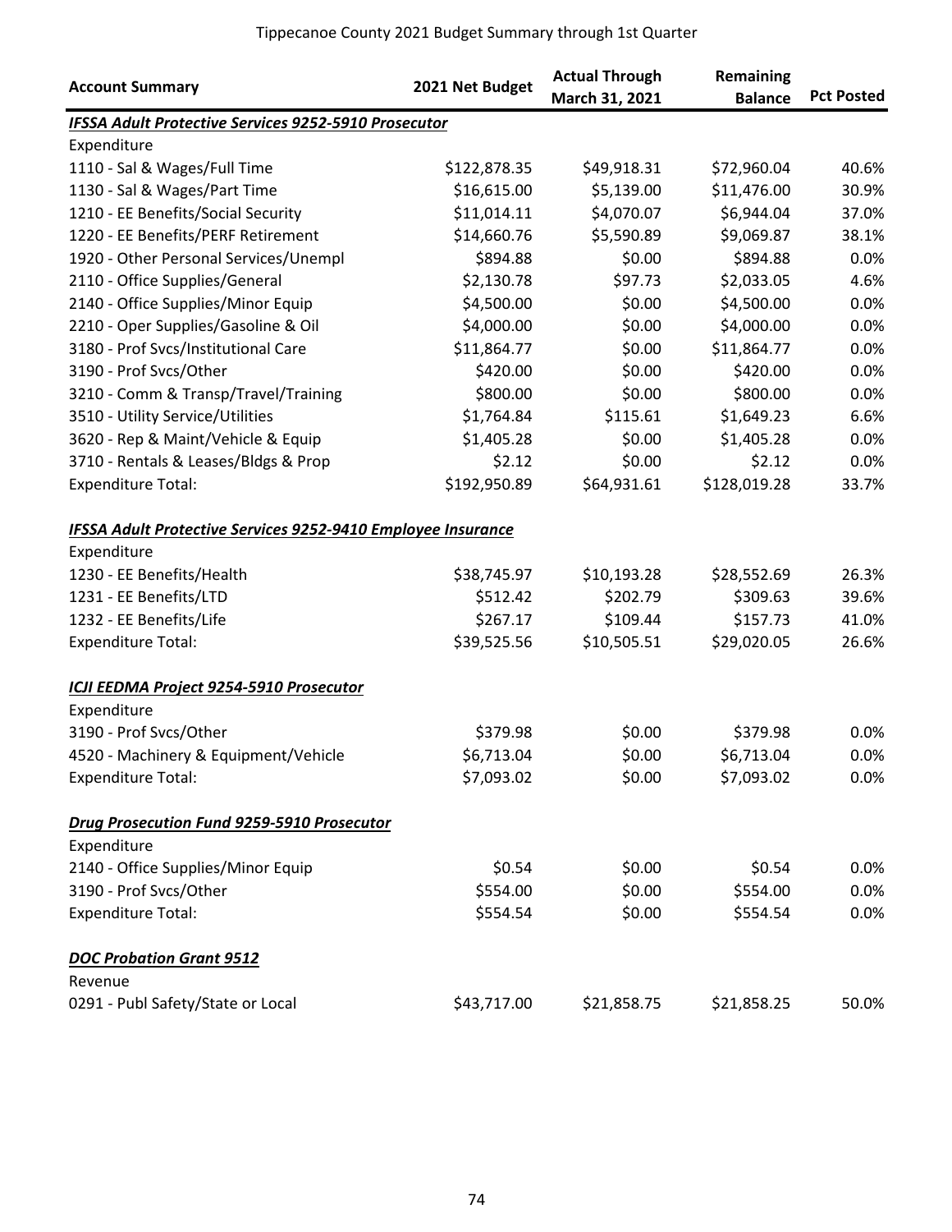# Tippecanoe County 2021 Budget Summary through 1st Quarter

| Account Summary | 2021 Net Budget | Actual Through March 31, 2021 | Remaining Balance | Pct Posted |
|---|---|---|---|---|
| ***IFSSA Adult Protective Services 9252-5910 Prosecutor*** | | | | |
| Expenditure | | | | |
| 1110 - Sal & Wages/Full Time | $122,878.35 | $49,918.31 | $72,960.04 | 40.6% |
| 1130 - Sal & Wages/Part Time | $16,615.00 | $5,139.00 | $11,476.00 | 30.9% |
| 1210 - EE Benefits/Social Security | $11,014.11 | $4,070.07 | $6,944.04 | 37.0% |
| 1220 - EE Benefits/PERF Retirement | $14,660.76 | $5,590.89 | $9,069.87 | 38.1% |
| 1920 - Other Personal Services/Unempl | $894.88 | $0.00 | $894.88 | 0.0% |
| 2110 - Office Supplies/General | $2,130.78 | $97.73 | $2,033.05 | 4.6% |
| 2140 - Office Supplies/Minor Equip | $4,500.00 | $0.00 | $4,500.00 | 0.0% |
| 2210 - Oper Supplies/Gasoline & Oil | $4,000.00 | $0.00 | $4,000.00 | 0.0% |
| 3180 - Prof Svcs/Institutional Care | $11,864.77 | $0.00 | $11,864.77 | 0.0% |
| 3190 - Prof Svcs/Other | $420.00 | $0.00 | $420.00 | 0.0% |
| 3210 - Comm & Transp/Travel/Training | $800.00 | $0.00 | $800.00 | 0.0% |
| 3510 - Utility Service/Utilities | $1,764.84 | $115.61 | $1,649.23 | 6.6% |
| 3620 - Rep & Maint/Vehicle & Equip | $1,405.28 | $0.00 | $1,405.28 | 0.0% |
| 3710 - Rentals & Leases/Bldgs & Prop | $2.12 | $0.00 | $2.12 | 0.0% |
| Expenditure Total: | $192,950.89 | $64,931.61 | $128,019.28 | 33.7% |
| ***IFSSA Adult Protective Services 9252-9410 Employee Insurance*** | | | | |
| Expenditure | | | | |
| 1230 - EE Benefits/Health | $38,745.97 | $10,193.28 | $28,552.69 | 26.3% |
| 1231 - EE Benefits/LTD | $512.42 | $202.79 | $309.63 | 39.6% |
| 1232 - EE Benefits/Life | $267.17 | $109.44 | $157.73 | 41.0% |
| Expenditure Total: | $39,525.56 | $10,505.51 | $29,020.05 | 26.6% |
| ***ICJI EEDMA Project 9254-5910 Prosecutor*** | | | | |
| Expenditure | | | | |
| 3190 - Prof Svcs/Other | $379.98 | $0.00 | $379.98 | 0.0% |
| 4520 - Machinery & Equipment/Vehicle | $6,713.04 | $0.00 | $6,713.04 | 0.0% |
| Expenditure Total: | $7,093.02 | $0.00 | $7,093.02 | 0.0% |
| ***Drug Prosecution Fund 9259-5910 Prosecutor*** | | | | |
| Expenditure | | | | |
| 2140 - Office Supplies/Minor Equip | $0.54 | $0.00 | $0.54 | 0.0% |
| 3190 - Prof Svcs/Other | $554.00 | $0.00 | $554.00 | 0.0% |
| Expenditure Total: | $554.54 | $0.00 | $554.54 | 0.0% |
| ***DOC Probation Grant 9512*** | | | | |
| Revenue | | | | |
| 0291 - Publ Safety/State or Local | $43,717.00 | $21,858.75 | $21,858.25 | 50.0% |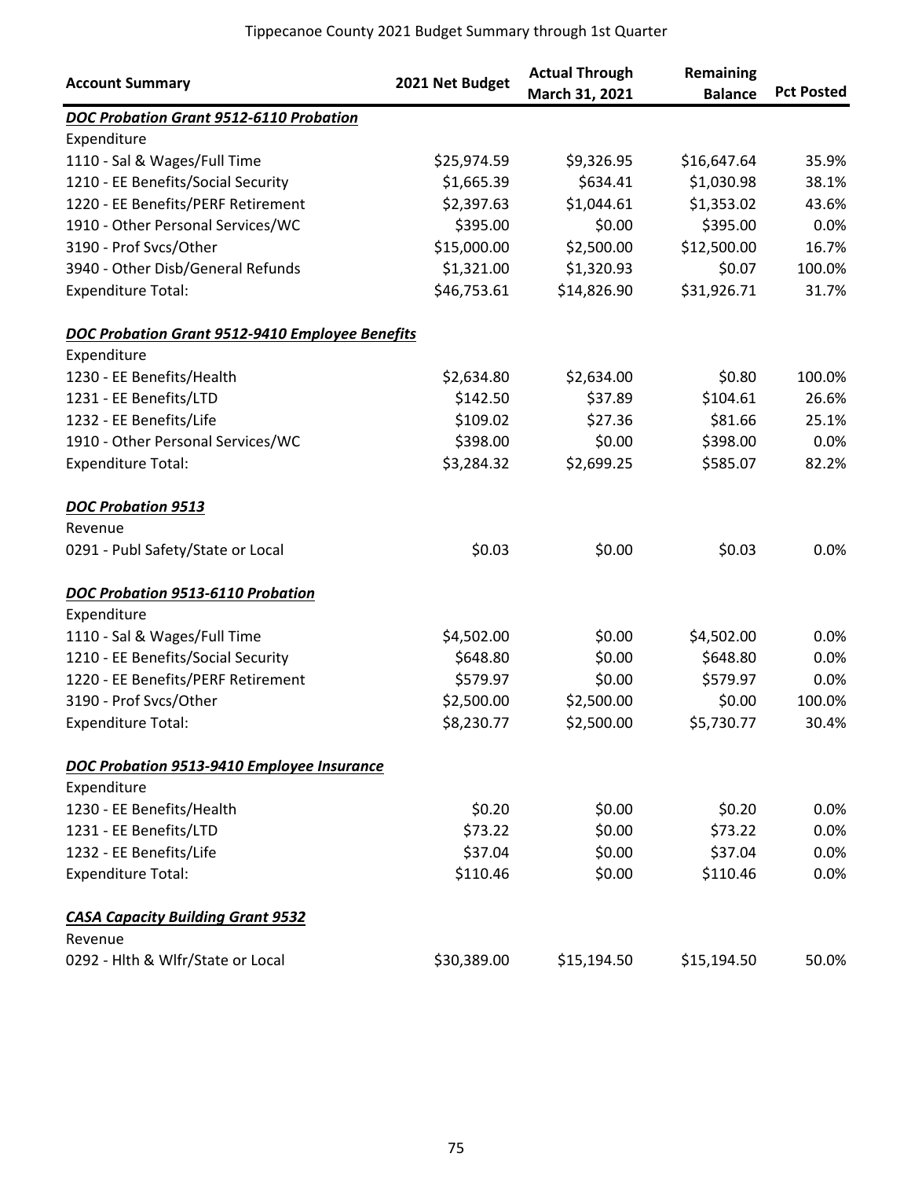Tippecanoe County 2021 Budget Summary through 1st Quarter

| Account Summary | 2021 Net Budget | Actual Through March 31, 2021 | Remaining Balance | Pct Posted |
|---|---|---|---|---|
| ***DOC Probation Grant 9512-6110 Probation*** | | | | |
| Expenditure | | | | |
| 1110 - Sal & Wages/Full Time | $25,974.59 | $9,326.95 | $16,647.64 | 35.9% |
| 1210 - EE Benefits/Social Security | $1,665.39 | $634.41 | $1,030.98 | 38.1% |
| 1220 - EE Benefits/PERF Retirement | $2,397.63 | $1,044.61 | $1,353.02 | 43.6% |
| 1910 - Other Personal Services/WC | $395.00 | $0.00 | $395.00 | 0.0% |
| 3190 - Prof Svcs/Other | $15,000.00 | $2,500.00 | $12,500.00 | 16.7% |
| 3940 - Other Disb/General Refunds | $1,321.00 | $1,320.93 | $0.07 | 100.0% |
| Expenditure Total: | $46,753.61 | $14,826.90 | $31,926.71 | 31.7% |
| ***DOC Probation Grant 9512-9410 Employee Benefits*** | | | | |
| Expenditure | | | | |
| 1230 - EE Benefits/Health | $2,634.80 | $2,634.00 | $0.80 | 100.0% |
| 1231 - EE Benefits/LTD | $142.50 | $37.89 | $104.61 | 26.6% |
| 1232 - EE Benefits/Life | $109.02 | $27.36 | $81.66 | 25.1% |
| 1910 - Other Personal Services/WC | $398.00 | $0.00 | $398.00 | 0.0% |
| Expenditure Total: | $3,284.32 | $2,699.25 | $585.07 | 82.2% |
| ***DOC Probation 9513*** | | | | |
| Revenue | | | | |
| 0291 - Publ Safety/State or Local | $0.03 | $0.00 | $0.03 | 0.0% |
| ***DOC Probation 9513-6110 Probation*** | | | | |
| Expenditure | | | | |
| 1110 - Sal & Wages/Full Time | $4,502.00 | $0.00 | $4,502.00 | 0.0% |
| 1210 - EE Benefits/Social Security | $648.80 | $0.00 | $648.80 | 0.0% |
| 1220 - EE Benefits/PERF Retirement | $579.97 | $0.00 | $579.97 | 0.0% |
| 3190 - Prof Svcs/Other | $2,500.00 | $2,500.00 | $0.00 | 100.0% |
| Expenditure Total: | $8,230.77 | $2,500.00 | $5,730.77 | 30.4% |
| ***DOC Probation 9513-9410 Employee Insurance*** | | | | |
| Expenditure | | | | |
| 1230 - EE Benefits/Health | $0.20 | $0.00 | $0.20 | 0.0% |
| 1231 - EE Benefits/LTD | $73.22 | $0.00 | $73.22 | 0.0% |
| 1232 - EE Benefits/Life | $37.04 | $0.00 | $37.04 | 0.0% |
| Expenditure Total: | $110.46 | $0.00 | $110.46 | 0.0% |
| ***CASA Capacity Building Grant 9532*** | | | | |
| Revenue | | | | |
| 0292 - Hlth & Wlfr/State or Local | $30,389.00 | $15,194.50 | $15,194.50 | 50.0% |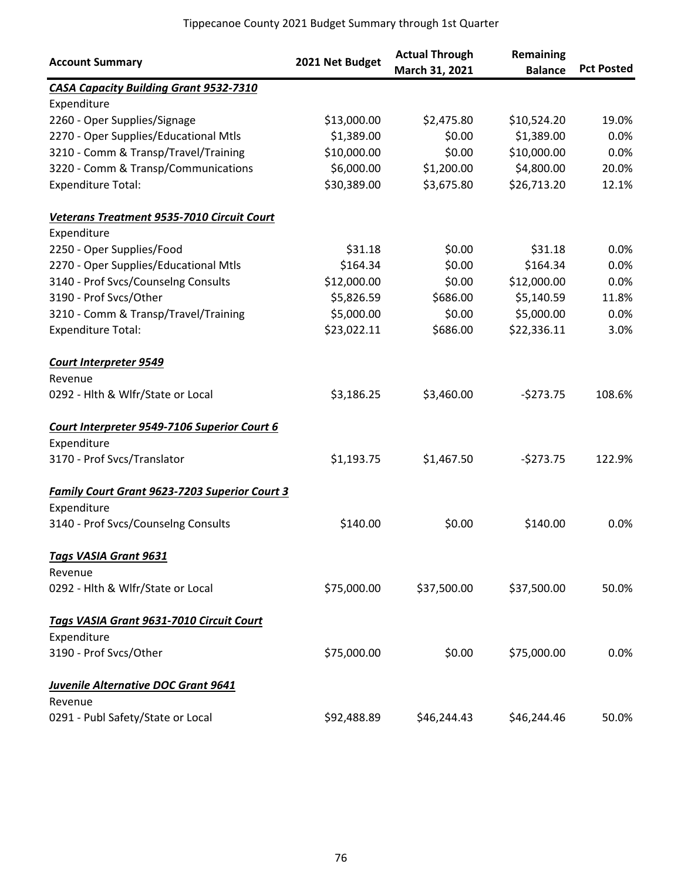Tippecanoe County 2021 Budget Summary through 1st Quarter

| Account Summary | 2021 Net Budget | Actual Through March 31, 2021 | Remaining Balance | Pct Posted |
|---|---|---|---|---|
| ***CASA Capacity Building Grant 9532-7310*** | | | | |
| Expenditure | | | | |
| 2260 - Oper Supplies/Signage | $13,000.00 | $2,475.80 | $10,524.20 | 19.0% |
| 2270 - Oper Supplies/Educational Mtls | $1,389.00 | $0.00 | $1,389.00 | 0.0% |
| 3210 - Comm & Transp/Travel/Training | $10,000.00 | $0.00 | $10,000.00 | 0.0% |
| 3220 - Comm & Transp/Communications | $6,000.00 | $1,200.00 | $4,800.00 | 20.0% |
| Expenditure Total: | $30,389.00 | $3,675.80 | $26,713.20 | 12.1% |
| ***Veterans Treatment 9535-7010 Circuit Court*** | | | | |
| Expenditure | | | | |
| 2250 - Oper Supplies/Food | $31.18 | $0.00 | $31.18 | 0.0% |
| 2270 - Oper Supplies/Educational Mtls | $164.34 | $0.00 | $164.34 | 0.0% |
| 3140 - Prof Svcs/Counselng Consults | $12,000.00 | $0.00 | $12,000.00 | 0.0% |
| 3190 - Prof Svcs/Other | $5,826.59 | $686.00 | $5,140.59 | 11.8% |
| 3210 - Comm & Transp/Travel/Training | $5,000.00 | $0.00 | $5,000.00 | 0.0% |
| Expenditure Total: | $23,022.11 | $686.00 | $22,336.11 | 3.0% |
| ***Court Interpreter 9549*** | | | | |
| Revenue | | | | |
| 0292 - Hlth & Wlfr/State or Local | $3,186.25 | $3,460.00 | -$273.75 | 108.6% |
| ***Court Interpreter 9549-7106 Superior Court 6*** | | | | |
| Expenditure | | | | |
| 3170 - Prof Svcs/Translator | $1,193.75 | $1,467.50 | -$273.75 | 122.9% |
| ***Family Court Grant 9623-7203 Superior Court 3*** | | | | |
| Expenditure | | | | |
| 3140 - Prof Svcs/Counselng Consults | $140.00 | $0.00 | $140.00 | 0.0% |
| ***Tags VASIA Grant 9631*** | | | | |
| Revenue | | | | |
| 0292 - Hlth & Wlfr/State or Local | $75,000.00 | $37,500.00 | $37,500.00 | 50.0% |
| ***Tags VASIA Grant 9631-7010 Circuit Court*** | | | | |
| Expenditure | | | | |
| 3190 - Prof Svcs/Other | $75,000.00 | $0.00 | $75,000.00 | 0.0% |
| ***Juvenile Alternative DOC Grant 9641*** | | | | |
| Revenue | | | | |
| 0291 - Publ Safety/State or Local | $92,488.89 | $46,244.43 | $46,244.46 | 50.0% |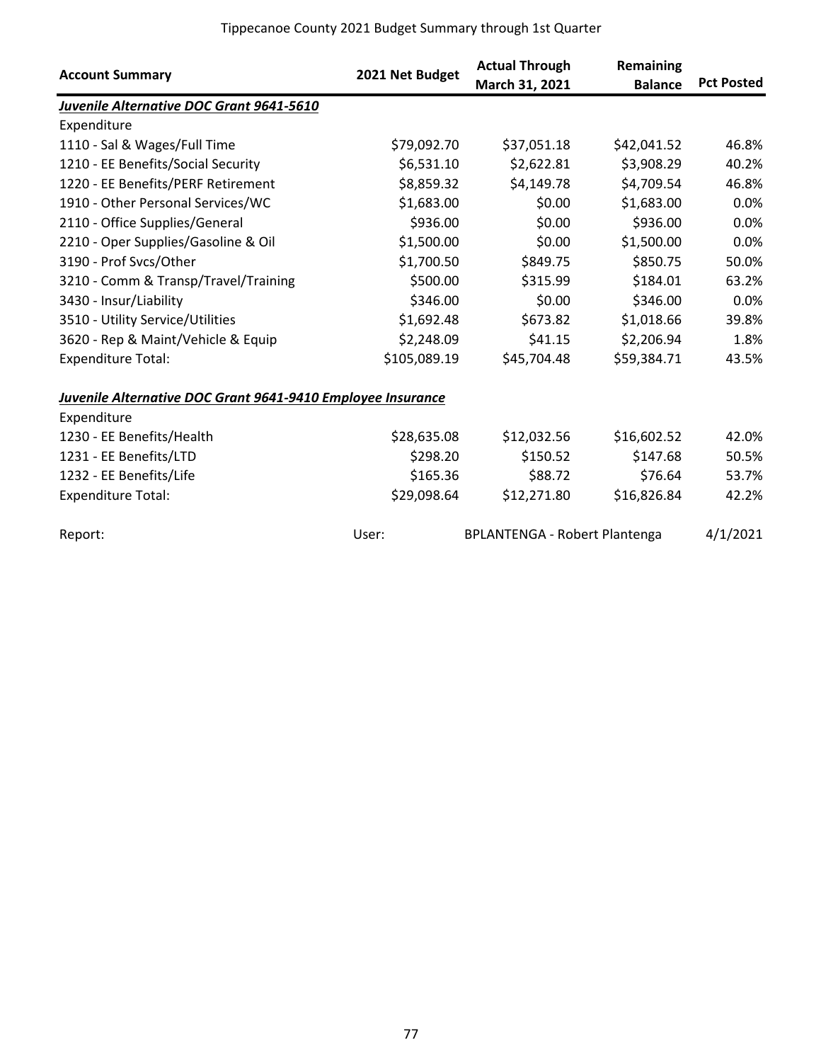| Account Summary | 2021 Net Budget | Actual Through March 31, 2021 | Remaining Balance | Pct Posted |
|---|---|---|---|---|
| ***Juvenile Alternative DOC Grant 9641-5610*** | | | | |
| Expenditure | | | | |
| 1110 - Sal & Wages/Full Time | $79,092.70 | $37,051.18 | $42,041.52 | 46.8% |
| 1210 - EE Benefits/Social Security | $6,531.10 | $2,622.81 | $3,908.29 | 40.2% |
| 1220 - EE Benefits/PERF Retirement | $8,859.32 | $4,149.78 | $4,709.54 | 46.8% |
| 1910 - Other Personal Services/WC | $1,683.00 | $0.00 | $1,683.00 | 0.0% |
| 2110 - Office Supplies/General | $936.00 | $0.00 | $936.00 | 0.0% |
| 2210 - Oper Supplies/Gasoline & Oil | $1,500.00 | $0.00 | $1,500.00 | 0.0% |
| 3190 - Prof Svcs/Other | $1,700.50 | $849.75 | $850.75 | 50.0% |
| 3210 - Comm & Transp/Travel/Training | $500.00 | $315.99 | $184.01 | 63.2% |
| 3430 - Insur/Liability | $346.00 | $0.00 | $346.00 | 0.0% |
| 3510 - Utility Service/Utilities | $1,692.48 | $673.82 | $1,018.66 | 39.8% |
| 3620 - Rep & Maint/Vehicle & Equip | $2,248.09 | $41.15 | $2,206.94 | 1.8% |
| Expenditure Total: | $105,089.19 | $45,704.48 | $59,384.71 | 43.5% |
| ***Juvenile Alternative DOC Grant 9641-9410 Employee Insurance*** | | | | |
| Expenditure | | | | |
| 1230 - EE Benefits/Health | $28,635.08 | $12,032.56 | $16,602.52 | 42.0% |
| 1231 - EE Benefits/LTD | $298.20 | $150.52 | $147.68 | 50.5% |
| 1232 - EE Benefits/Life | $165.36 | $88.72 | $76.64 | 53.7% |
| Expenditure Total: | $29,098.64 | $12,271.80 | $16,826.84 | 42.2% |

Report: User: BPLANTENGA - Robert Plantenga 4/1/2021